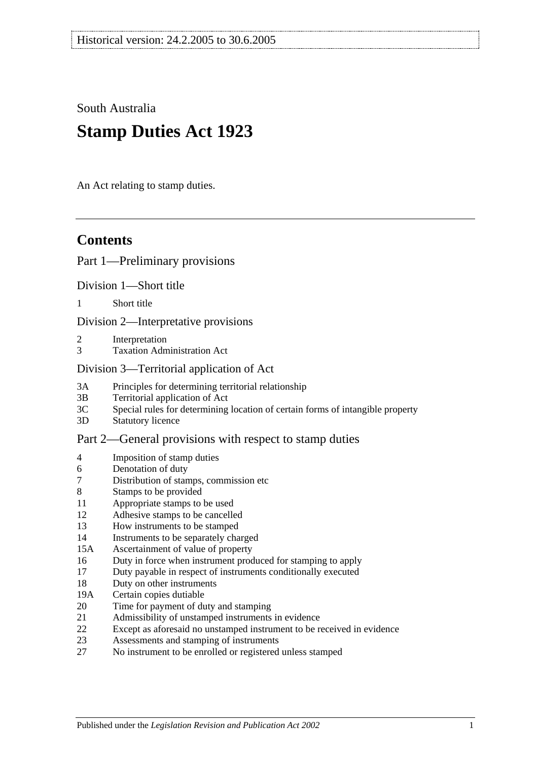Historical version: 24.2.2005 to 30.6.2005

South Australia

# Stamp Duties Act 1923

An Act relating to stamp duties.

## Contents

### Part 1—Preliminary provisions

#### Division 1—Short title

1 Short title

#### Division 2—Interpretative provisions

2 Interpretation
3 Taxation Administration Act

#### Division 3—Territorial application of Act

3A Principles for determining territorial relationship
3B Territorial application of Act
3C Special rules for determining location of certain forms of intangible property
3D Statutory licence

### Part 2—General provisions with respect to stamp duties

4 Imposition of stamp duties
6 Denotation of duty
7 Distribution of stamps, commission etc
8 Stamps to be provided
11 Appropriate stamps to be used
12 Adhesive stamps to be cancelled
13 How instruments to be stamped
14 Instruments to be separately charged
15A Ascertainment of value of property
16 Duty in force when instrument produced for stamping to apply
17 Duty payable in respect of instruments conditionally executed
18 Duty on other instruments
19A Certain copies dutiable
20 Time for payment of duty and stamping
21 Admissibility of unstamped instruments in evidence
22 Except as aforesaid no unstamped instrument to be received in evidence
23 Assessments and stamping of instruments
27 No instrument to be enrolled or registered unless stamped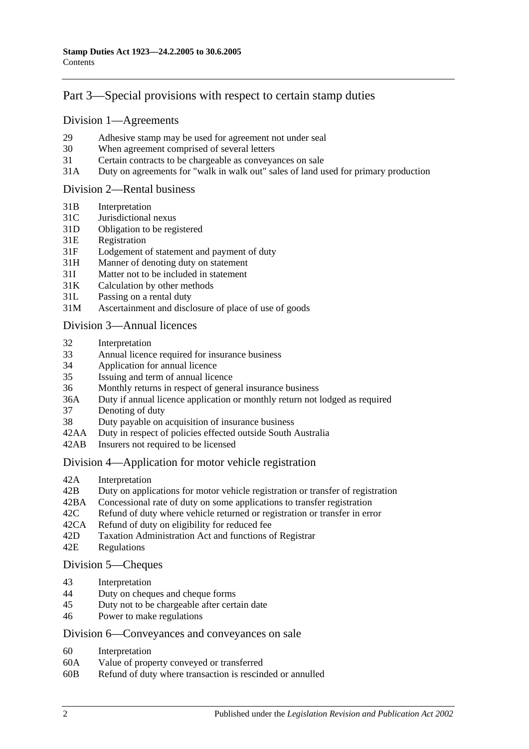## Part 3—Special provisions with respect to certain stamp duties

### Division 1—Agreements

- 29 Adhesive stamp may be used for agreement not under seal
- 30 When agreement comprised of several letters
- 31 Certain contracts to be chargeable as conveyances on sale
- 31A Duty on agreements for "walk in walk out" sales of land used for primary production

### Division 2—Rental business

- 31B Interpretation
- 31C Jurisdictional nexus
- 31D Obligation to be registered
- 31E Registration
- 31F Lodgement of statement and payment of duty
- 31H Manner of denoting duty on statement
- 31I Matter not to be included in statement
- 31K Calculation by other methods
- 31L Passing on a rental duty
- 31M Ascertainment and disclosure of place of use of goods

### Division 3—Annual licences

- 32 Interpretation
- 33 Annual licence required for insurance business
- 34 Application for annual licence
- 35 Issuing and term of annual licence
- 36 Monthly returns in respect of general insurance business
- 36A Duty if annual licence application or monthly return not lodged as required
- 37 Denoting of duty
- 38 Duty payable on acquisition of insurance business
- 42AA Duty in respect of policies effected outside South Australia
- 42AB Insurers not required to be licensed

### Division 4—Application for motor vehicle registration

- 42A Interpretation
- 42B Duty on applications for motor vehicle registration or transfer of registration
- 42BA Concessional rate of duty on some applications to transfer registration
- 42C Refund of duty where vehicle returned or registration or transfer in error
- 42CA Refund of duty on eligibility for reduced fee
- 42D Taxation Administration Act and functions of Registrar
- 42E Regulations

### Division 5—Cheques

- 43 Interpretation
- 44 Duty on cheques and cheque forms
- 45 Duty not to be chargeable after certain date
- 46 Power to make regulations

### Division 6—Conveyances and conveyances on sale

- 60 Interpretation
- 60A Value of property conveyed or transferred
- 60B Refund of duty where transaction is rescinded or annulled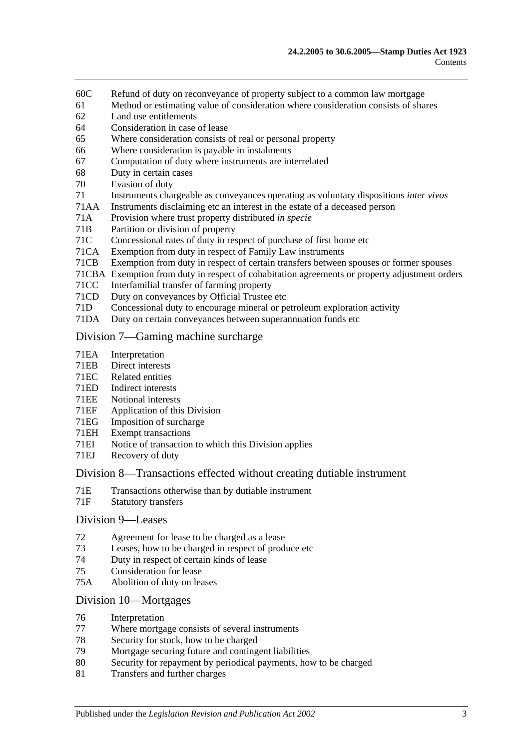60C Refund of duty on reconveyance of property subject to a common law mortgage
61 Method or estimating value of consideration where consideration consists of shares
62 Land use entitlements
64 Consideration in case of lease
65 Where consideration consists of real or personal property
66 Where consideration is payable in instalments
67 Computation of duty where instruments are interrelated
68 Duty in certain cases
70 Evasion of duty
71 Instruments chargeable as conveyances operating as voluntary dispositions *inter vivos*
71AA Instruments disclaiming etc an interest in the estate of a deceased person
71A Provision where trust property distributed *in specie*
71B Partition or division of property
71C Concessional rates of duty in respect of purchase of first home etc
71CA Exemption from duty in respect of Family Law instruments
71CB Exemption from duty in respect of certain transfers between spouses or former spouses
71CBA Exemption from duty in respect of cohabitation agreements or property adjustment orders
71CC Interfamilial transfer of farming property
71CD Duty on conveyances by Official Trustee etc
71D Concessional duty to encourage mineral or petroleum exploration activity
71DA Duty on certain conveyances between superannuation funds etc

## Division 7—Gaming machine surcharge

71EA Interpretation
71EB Direct interests
71EC Related entities
71ED Indirect interests
71EE Notional interests
71EF Application of this Division
71EG Imposition of surcharge
71EH Exempt transactions
71EI Notice of transaction to which this Division applies
71EJ Recovery of duty

## Division 8—Transactions effected without creating dutiable instrument

71E Transactions otherwise than by dutiable instrument
71F Statutory transfers

## Division 9—Leases

72 Agreement for lease to be charged as a lease
73 Leases, how to be charged in respect of produce etc
74 Duty in respect of certain kinds of lease
75 Consideration for lease
75A Abolition of duty on leases

## Division 10—Mortgages

76 Interpretation
77 Where mortgage consists of several instruments
78 Security for stock, how to be charged
79 Mortgage securing future and contingent liabilities
80 Security for repayment by periodical payments, how to be charged
81 Transfers and further charges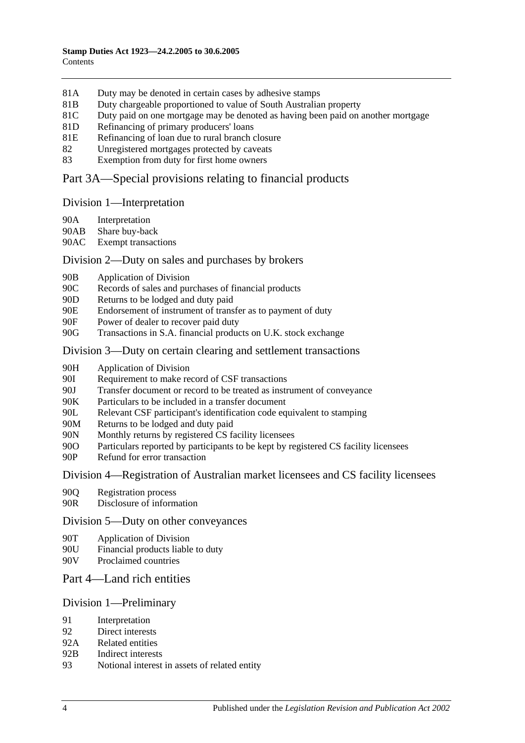81A Duty may be denoted in certain cases by adhesive stamps
81B Duty chargeable proportioned to value of South Australian property
81C Duty paid on one mortgage may be denoted as having been paid on another mortgage
81D Refinancing of primary producers' loans
81E Refinancing of loan due to rural branch closure
82 Unregistered mortgages protected by caveats
83 Exemption from duty for first home owners

## Part 3A—Special provisions relating to financial products

### Division 1—Interpretation

90A Interpretation
90AB Share buy-back
90AC Exempt transactions

### Division 2—Duty on sales and purchases by brokers

90B Application of Division
90C Records of sales and purchases of financial products
90D Returns to be lodged and duty paid
90E Endorsement of instrument of transfer as to payment of duty
90F Power of dealer to recover paid duty
90G Transactions in S.A. financial products on U.K. stock exchange

### Division 3—Duty on certain clearing and settlement transactions

90H Application of Division
90I Requirement to make record of CSF transactions
90J Transfer document or record to be treated as instrument of conveyance
90K Particulars to be included in a transfer document
90L Relevant CSF participant's identification code equivalent to stamping
90M Returns to be lodged and duty paid
90N Monthly returns by registered CS facility licensees
90O Particulars reported by participants to be kept by registered CS facility licensees
90P Refund for error transaction

### Division 4—Registration of Australian market licensees and CS facility licensees

90Q Registration process
90R Disclosure of information

### Division 5—Duty on other conveyances

90T Application of Division
90U Financial products liable to duty
90V Proclaimed countries

## Part 4—Land rich entities

### Division 1—Preliminary

91 Interpretation
92 Direct interests
92A Related entities
92B Indirect interests
93 Notional interest in assets of related entity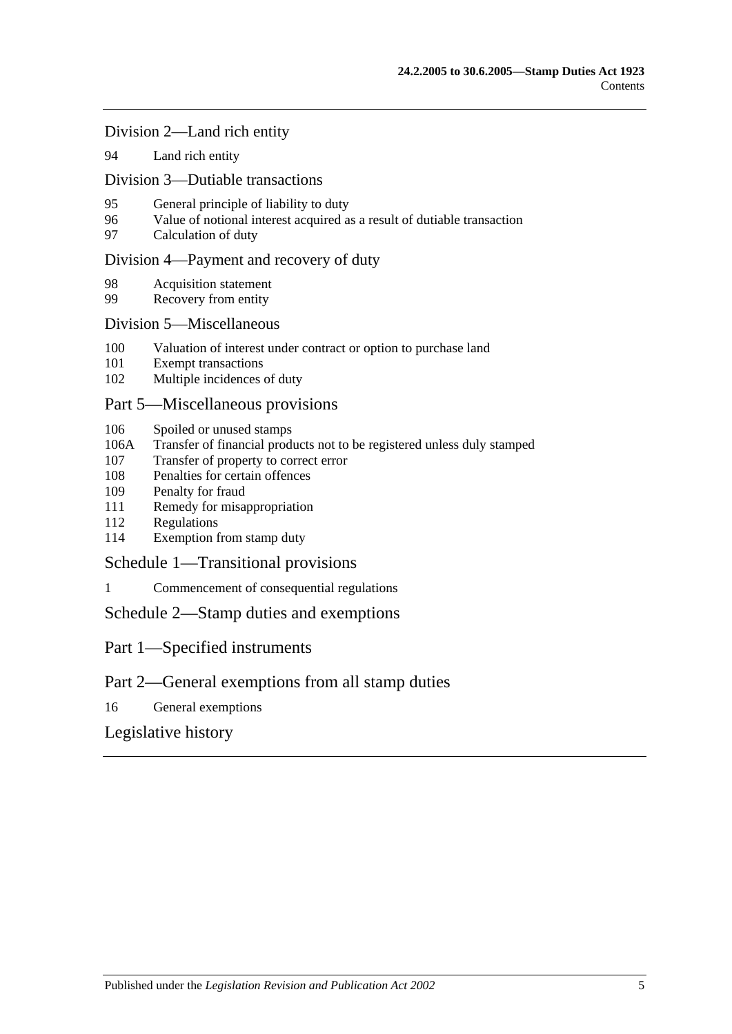## Division 2—Land rich entity

94 Land rich entity

## Division 3—Dutiable transactions

95 General principle of liability to duty
96 Value of notional interest acquired as a result of dutiable transaction
97 Calculation of duty

## Division 4—Payment and recovery of duty

98 Acquisition statement
99 Recovery from entity

## Division 5—Miscellaneous

100 Valuation of interest under contract or option to purchase land
101 Exempt transactions
102 Multiple incidences of duty

# Part 5—Miscellaneous provisions

106 Spoiled or unused stamps
106A Transfer of financial products not to be registered unless duly stamped
107 Transfer of property to correct error
108 Penalties for certain offences
109 Penalty for fraud
111 Remedy for misappropriation
112 Regulations
114 Exemption from stamp duty

# Schedule 1—Transitional provisions

1 Commencement of consequential regulations

# Schedule 2—Stamp duties and exemptions

# Part 1—Specified instruments

# Part 2—General exemptions from all stamp duties

16 General exemptions

# Legislative history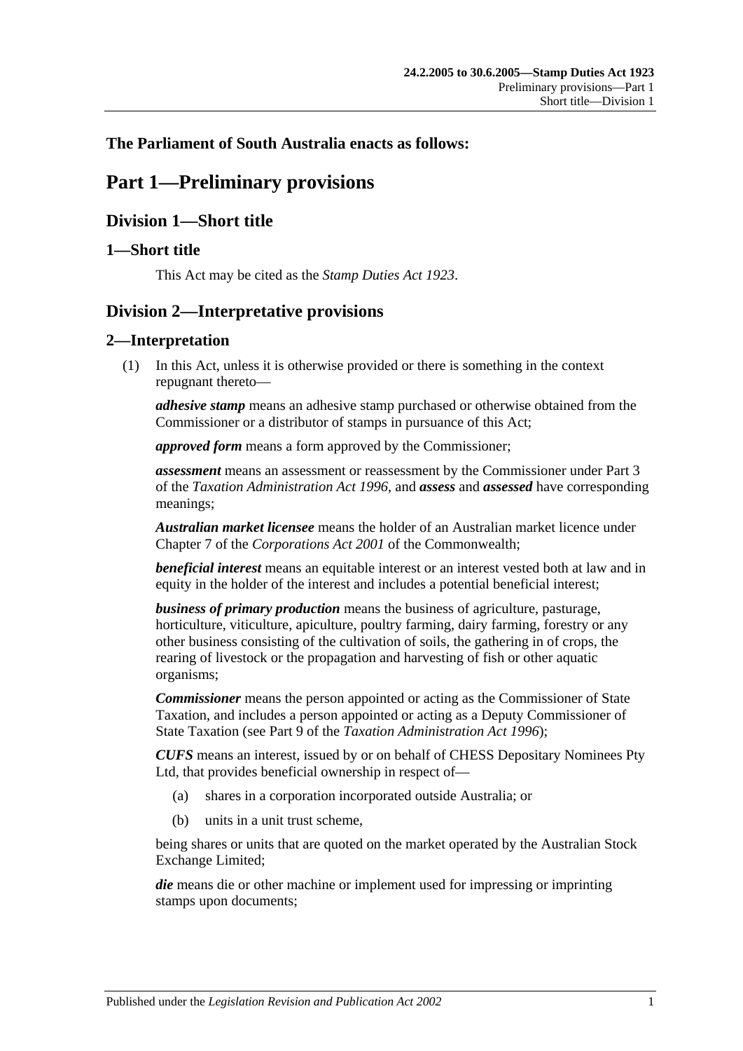**The Parliament of South Australia enacts as follows:**

# Part 1—Preliminary provisions

## Division 1—Short title

### 1—Short title

This Act may be cited as the *Stamp Duties Act 1923*.

## Division 2—Interpretative provisions

### 2—Interpretation

(1) In this Act, unless it is otherwise provided or there is something in the context repugnant thereto—

***adhesive stamp*** means an adhesive stamp purchased or otherwise obtained from the Commissioner or a distributor of stamps in pursuance of this Act;

***approved form*** means a form approved by the Commissioner;

***assessment*** means an assessment or reassessment by the Commissioner under Part 3 of the *Taxation Administration Act 1996*, and ***assess*** and ***assessed*** have corresponding meanings;

***Australian market licensee*** means the holder of an Australian market licence under Chapter 7 of the *Corporations Act 2001* of the Commonwealth;

***beneficial interest*** means an equitable interest or an interest vested both at law and in equity in the holder of the interest and includes a potential beneficial interest;

***business of primary production*** means the business of agriculture, pasturage, horticulture, viticulture, apiculture, poultry farming, dairy farming, forestry or any other business consisting of the cultivation of soils, the gathering in of crops, the rearing of livestock or the propagation and harvesting of fish or other aquatic organisms;

***Commissioner*** means the person appointed or acting as the Commissioner of State Taxation, and includes a person appointed or acting as a Deputy Commissioner of State Taxation (see Part 9 of the *Taxation Administration Act 1996*);

***CUFS*** means an interest, issued by or on behalf of CHESS Depositary Nominees Pty Ltd, that provides beneficial ownership in respect of—

(a) shares in a corporation incorporated outside Australia; or

(b) units in a unit trust scheme,

being shares or units that are quoted on the market operated by the Australian Stock Exchange Limited;

***die*** means die or other machine or implement used for impressing or imprinting stamps upon documents;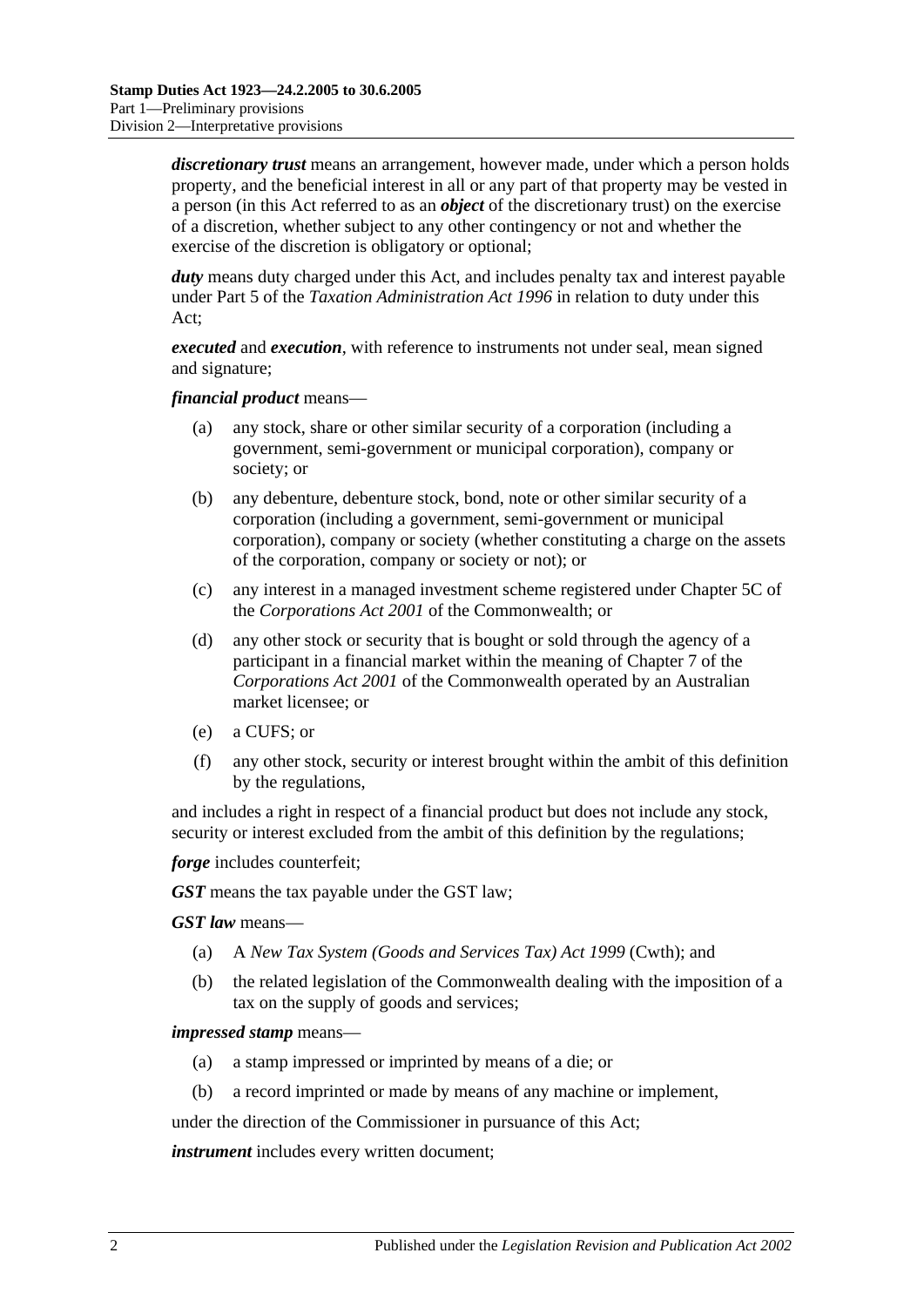***discretionary trust*** means an arrangement, however made, under which a person holds property, and the beneficial interest in all or any part of that property may be vested in a person (in this Act referred to as an ***object*** of the discretionary trust) on the exercise of a discretion, whether subject to any other contingency or not and whether the exercise of the discretion is obligatory or optional;

***duty*** means duty charged under this Act, and includes penalty tax and interest payable under Part 5 of the *Taxation Administration Act 1996* in relation to duty under this Act;

***executed*** and ***execution***, with reference to instruments not under seal, mean signed and signature;

***financial product*** means—

- (a) any stock, share or other similar security of a corporation (including a government, semi-government or municipal corporation), company or society; or
- (b) any debenture, debenture stock, bond, note or other similar security of a corporation (including a government, semi-government or municipal corporation), company or society (whether constituting a charge on the assets of the corporation, company or society or not); or
- (c) any interest in a managed investment scheme registered under Chapter 5C of the *Corporations Act 2001* of the Commonwealth; or
- (d) any other stock or security that is bought or sold through the agency of a participant in a financial market within the meaning of Chapter 7 of the *Corporations Act 2001* of the Commonwealth operated by an Australian market licensee; or
- (e) a CUFS; or
- (f) any other stock, security or interest brought within the ambit of this definition by the regulations,

and includes a right in respect of a financial product but does not include any stock, security or interest excluded from the ambit of this definition by the regulations;

***forge*** includes counterfeit;

***GST*** means the tax payable under the GST law;

***GST law*** means—

- (a) A *New Tax System (Goods and Services Tax) Act 1999* (Cwth); and
- (b) the related legislation of the Commonwealth dealing with the imposition of a tax on the supply of goods and services;

***impressed stamp*** means—

- (a) a stamp impressed or imprinted by means of a die; or
- (b) a record imprinted or made by means of any machine or implement,

under the direction of the Commissioner in pursuance of this Act;

***instrument*** includes every written document;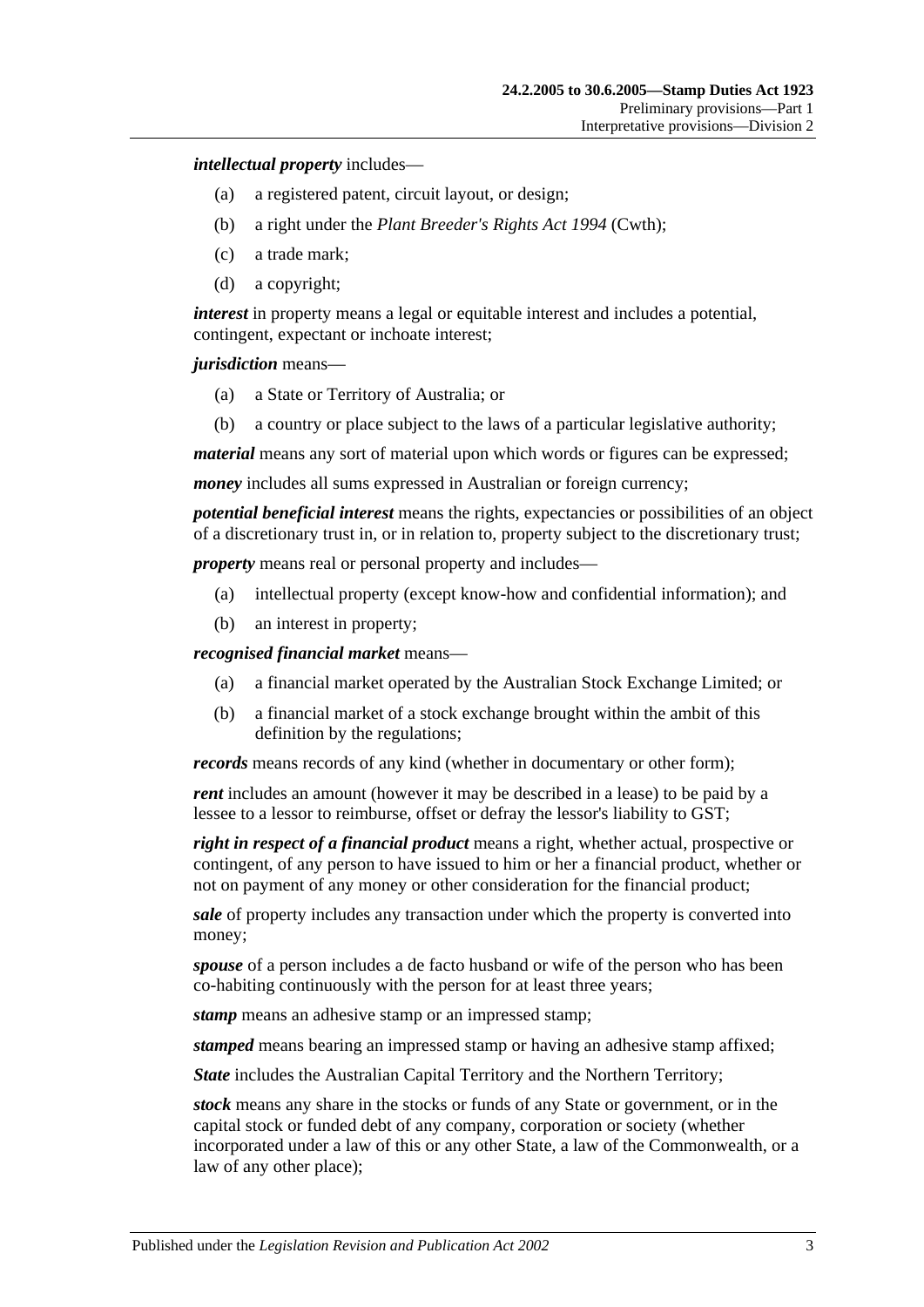***intellectual property*** includes—

(a) a registered patent, circuit layout, or design;

(b) a right under the *Plant Breeder's Rights Act 1994* (Cwth);

(c) a trade mark;

(d) a copyright;

***interest*** in property means a legal or equitable interest and includes a potential, contingent, expectant or inchoate interest;

***jurisdiction*** means—

(a) a State or Territory of Australia; or

(b) a country or place subject to the laws of a particular legislative authority;

***material*** means any sort of material upon which words or figures can be expressed;

***money*** includes all sums expressed in Australian or foreign currency;

***potential beneficial interest*** means the rights, expectancies or possibilities of an object of a discretionary trust in, or in relation to, property subject to the discretionary trust;

***property*** means real or personal property and includes—

(a) intellectual property (except know-how and confidential information); and

(b) an interest in property;

***recognised financial market*** means—

(a) a financial market operated by the Australian Stock Exchange Limited; or

(b) a financial market of a stock exchange brought within the ambit of this definition by the regulations;

***records*** means records of any kind (whether in documentary or other form);

***rent*** includes an amount (however it may be described in a lease) to be paid by a lessee to a lessor to reimburse, offset or defray the lessor's liability to GST;

***right in respect of a financial product*** means a right, whether actual, prospective or contingent, of any person to have issued to him or her a financial product, whether or not on payment of any money or other consideration for the financial product;

***sale*** of property includes any transaction under which the property is converted into money;

***spouse*** of a person includes a de facto husband or wife of the person who has been co-habiting continuously with the person for at least three years;

***stamp*** means an adhesive stamp or an impressed stamp;

***stamped*** means bearing an impressed stamp or having an adhesive stamp affixed;

***State*** includes the Australian Capital Territory and the Northern Territory;

***stock*** means any share in the stocks or funds of any State or government, or in the capital stock or funded debt of any company, corporation or society (whether incorporated under a law of this or any other State, a law of the Commonwealth, or a law of any other place);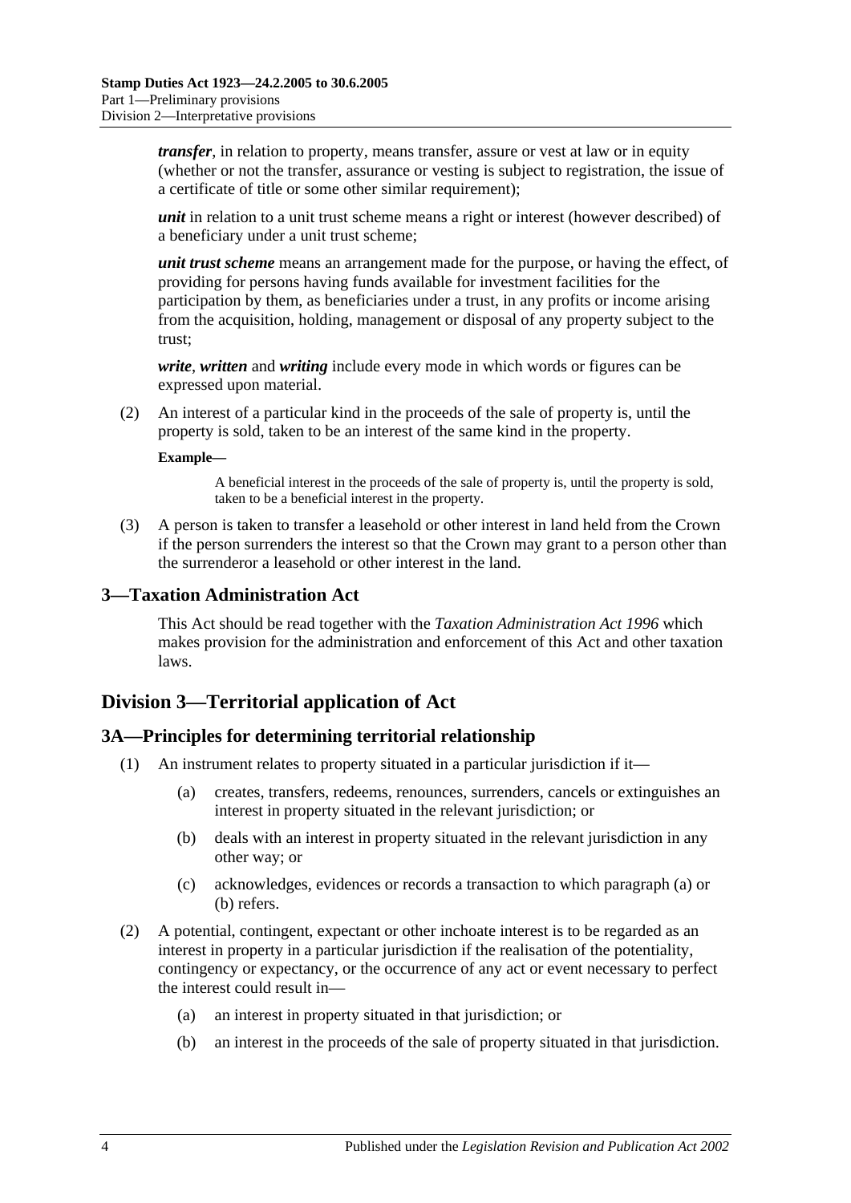***transfer***, in relation to property, means transfer, assure or vest at law or in equity (whether or not the transfer, assurance or vesting is subject to registration, the issue of a certificate of title or some other similar requirement);

***unit*** in relation to a unit trust scheme means a right or interest (however described) of a beneficiary under a unit trust scheme;

***unit trust scheme*** means an arrangement made for the purpose, or having the effect, of providing for persons having funds available for investment facilities for the participation by them, as beneficiaries under a trust, in any profits or income arising from the acquisition, holding, management or disposal of any property subject to the trust;

***write***, ***written*** and ***writing*** include every mode in which words or figures can be expressed upon material.

(2) An interest of a particular kind in the proceeds of the sale of property is, until the property is sold, taken to be an interest of the same kind in the property.

**Example—**

A beneficial interest in the proceeds of the sale of property is, until the property is sold, taken to be a beneficial interest in the property.

(3) A person is taken to transfer a leasehold or other interest in land held from the Crown if the person surrenders the interest so that the Crown may grant to a person other than the surrenderor a leasehold or other interest in the land.

## 3—Taxation Administration Act

This Act should be read together with the *Taxation Administration Act 1996* which makes provision for the administration and enforcement of this Act and other taxation laws.

# Division 3—Territorial application of Act

## 3A—Principles for determining territorial relationship

(1) An instrument relates to property situated in a particular jurisdiction if it—

(a) creates, transfers, redeems, renounces, surrenders, cancels or extinguishes an interest in property situated in the relevant jurisdiction; or

(b) deals with an interest in property situated in the relevant jurisdiction in any other way; or

(c) acknowledges, evidences or records a transaction to which paragraph (a) or (b) refers.

(2) A potential, contingent, expectant or other inchoate interest is to be regarded as an interest in property in a particular jurisdiction if the realisation of the potentiality, contingency or expectancy, or the occurrence of any act or event necessary to perfect the interest could result in—

(a) an interest in property situated in that jurisdiction; or

(b) an interest in the proceeds of the sale of property situated in that jurisdiction.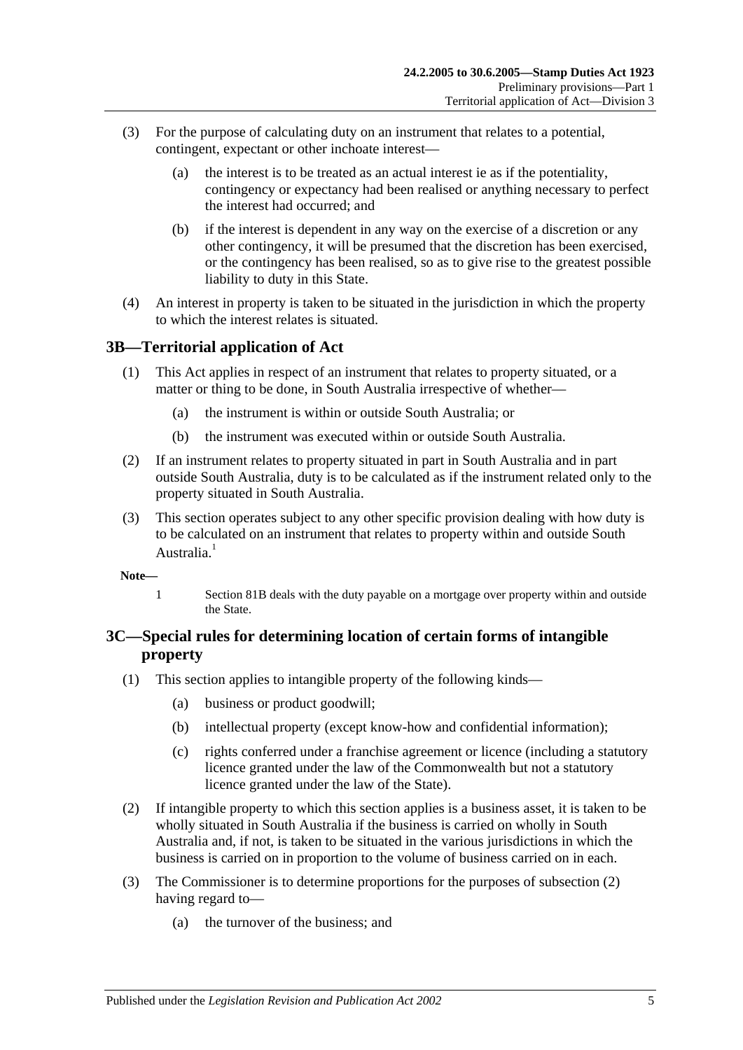(3) For the purpose of calculating duty on an instrument that relates to a potential, contingent, expectant or other inchoate interest—

(a) the interest is to be treated as an actual interest ie as if the potentiality, contingency or expectancy had been realised or anything necessary to perfect the interest had occurred; and

(b) if the interest is dependent in any way on the exercise of a discretion or any other contingency, it will be presumed that the discretion has been exercised, or the contingency has been realised, so as to give rise to the greatest possible liability to duty in this State.

(4) An interest in property is taken to be situated in the jurisdiction in which the property to which the interest relates is situated.

## 3B—Territorial application of Act

(1) This Act applies in respect of an instrument that relates to property situated, or a matter or thing to be done, in South Australia irrespective of whether—

(a) the instrument is within or outside South Australia; or

(b) the instrument was executed within or outside South Australia.

(2) If an instrument relates to property situated in part in South Australia and in part outside South Australia, duty is to be calculated as if the instrument related only to the property situated in South Australia.

(3) This section operates subject to any other specific provision dealing with how duty is to be calculated on an instrument that relates to property within and outside South Australia.[1]

**Note—**

1 Section 81B deals with the duty payable on a mortgage over property within and outside the State.

## 3C—Special rules for determining location of certain forms of intangible property

(1) This section applies to intangible property of the following kinds—

(a) business or product goodwill;

(b) intellectual property (except know-how and confidential information);

(c) rights conferred under a franchise agreement or licence (including a statutory licence granted under the law of the Commonwealth but not a statutory licence granted under the law of the State).

(2) If intangible property to which this section applies is a business asset, it is taken to be wholly situated in South Australia if the business is carried on wholly in South Australia and, if not, is taken to be situated in the various jurisdictions in which the business is carried on in proportion to the volume of business carried on in each.

(3) The Commissioner is to determine proportions for the purposes of subsection (2) having regard to—

(a) the turnover of the business; and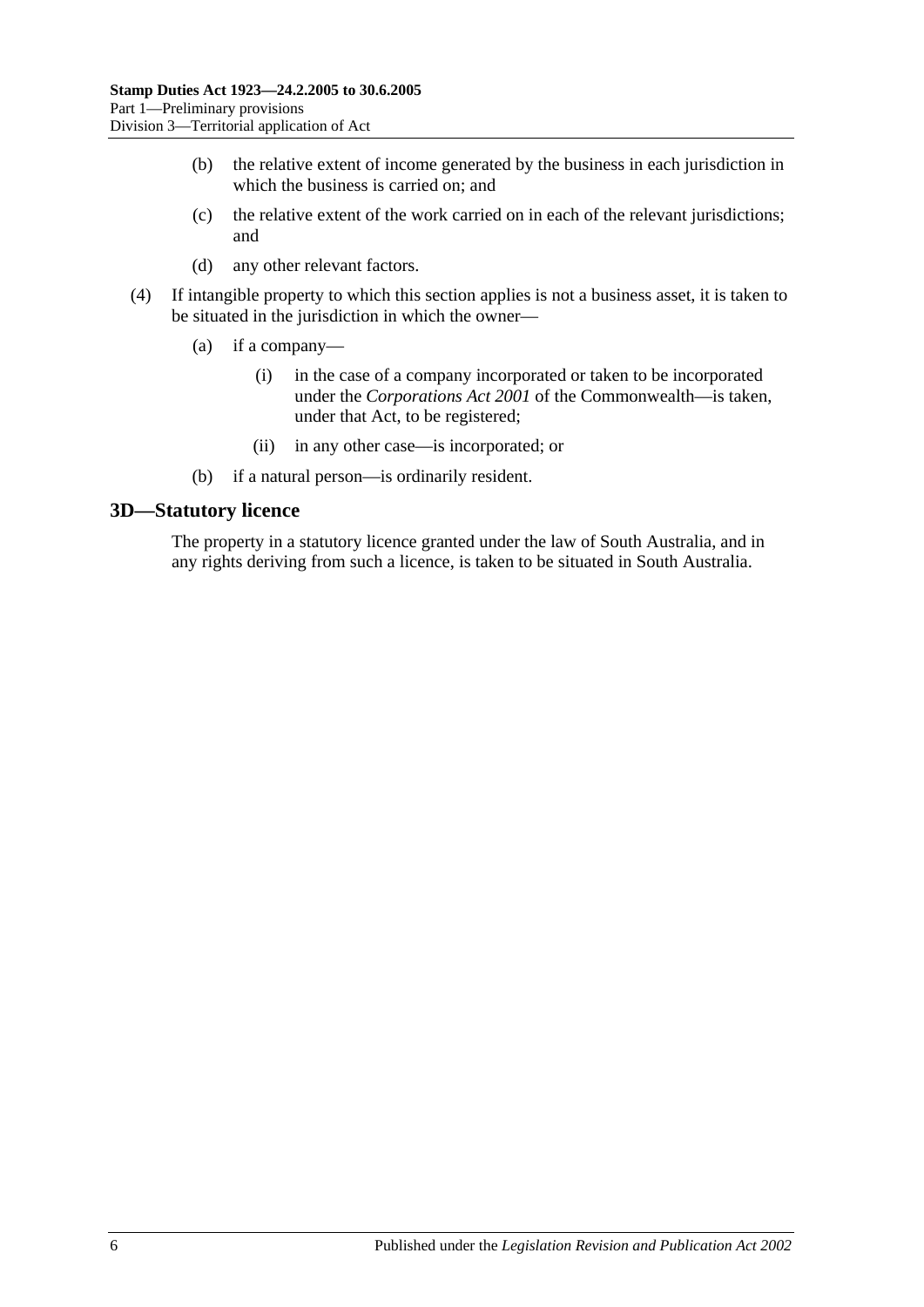(b) the relative extent of income generated by the business in each jurisdiction in which the business is carried on; and

(c) the relative extent of the work carried on in each of the relevant jurisdictions; and

(d) any other relevant factors.

(4) If intangible property to which this section applies is not a business asset, it is taken to be situated in the jurisdiction in which the owner—

(a) if a company—

(i) in the case of a company incorporated or taken to be incorporated under the *Corporations Act 2001* of the Commonwealth—is taken, under that Act, to be registered;

(ii) in any other case—is incorporated; or

(b) if a natural person—is ordinarily resident.

## 3D—Statutory licence

The property in a statutory licence granted under the law of South Australia, and in any rights deriving from such a licence, is taken to be situated in South Australia.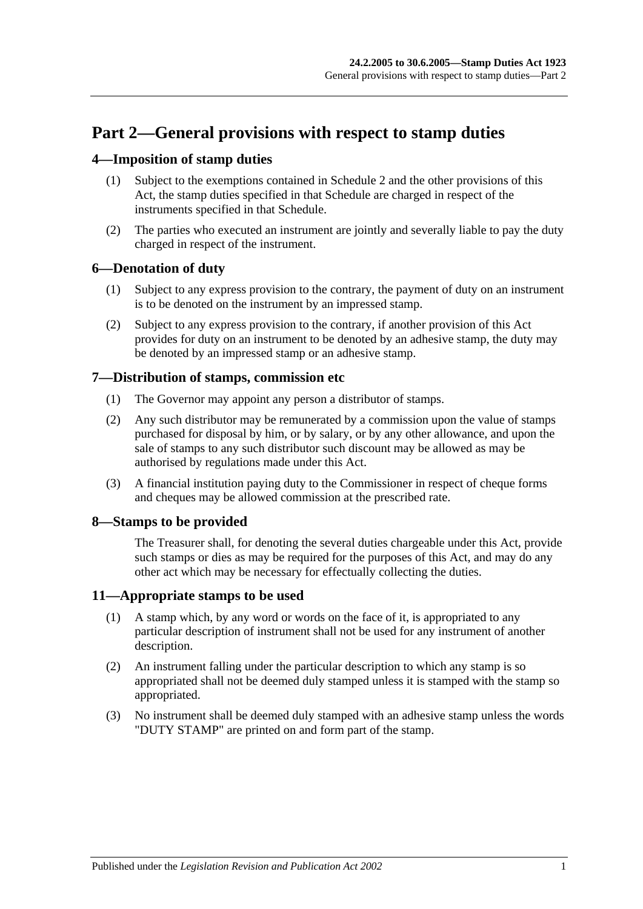# Part 2—General provisions with respect to stamp duties

## 4—Imposition of stamp duties

(1) Subject to the exemptions contained in Schedule 2 and the other provisions of this Act, the stamp duties specified in that Schedule are charged in respect of the instruments specified in that Schedule.

(2) The parties who executed an instrument are jointly and severally liable to pay the duty charged in respect of the instrument.

## 6—Denotation of duty

(1) Subject to any express provision to the contrary, the payment of duty on an instrument is to be denoted on the instrument by an impressed stamp.

(2) Subject to any express provision to the contrary, if another provision of this Act provides for duty on an instrument to be denoted by an adhesive stamp, the duty may be denoted by an impressed stamp or an adhesive stamp.

## 7—Distribution of stamps, commission etc

(1) The Governor may appoint any person a distributor of stamps.

(2) Any such distributor may be remunerated by a commission upon the value of stamps purchased for disposal by him, or by salary, or by any other allowance, and upon the sale of stamps to any such distributor such discount may be allowed as may be authorised by regulations made under this Act.

(3) A financial institution paying duty to the Commissioner in respect of cheque forms and cheques may be allowed commission at the prescribed rate.

## 8—Stamps to be provided

The Treasurer shall, for denoting the several duties chargeable under this Act, provide such stamps or dies as may be required for the purposes of this Act, and may do any other act which may be necessary for effectually collecting the duties.

## 11—Appropriate stamps to be used

(1) A stamp which, by any word or words on the face of it, is appropriated to any particular description of instrument shall not be used for any instrument of another description.

(2) An instrument falling under the particular description to which any stamp is so appropriated shall not be deemed duly stamped unless it is stamped with the stamp so appropriated.

(3) No instrument shall be deemed duly stamped with an adhesive stamp unless the words "DUTY STAMP" are printed on and form part of the stamp.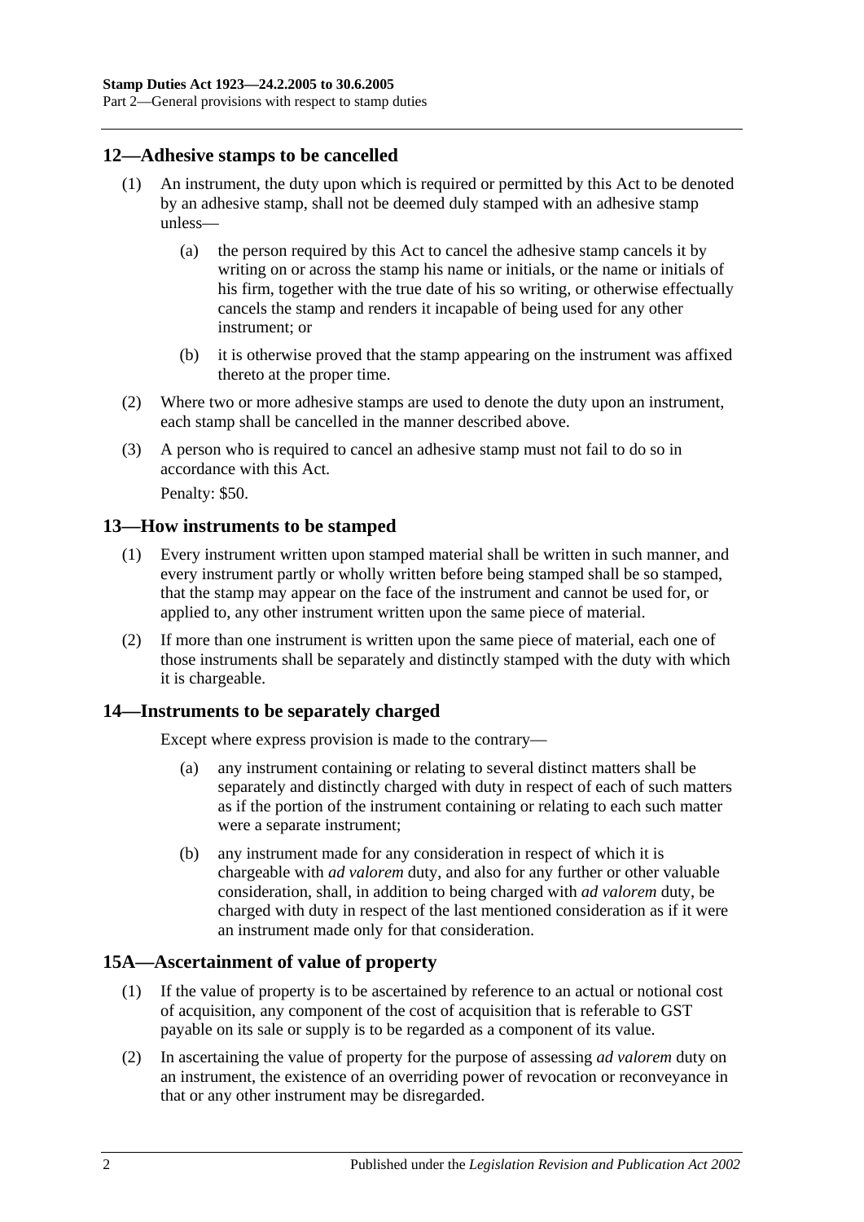## 12—Adhesive stamps to be cancelled

(1) An instrument, the duty upon which is required or permitted by this Act to be denoted by an adhesive stamp, shall not be deemed duly stamped with an adhesive stamp unless—

(a) the person required by this Act to cancel the adhesive stamp cancels it by writing on or across the stamp his name or initials, or the name or initials of his firm, together with the true date of his so writing, or otherwise effectually cancels the stamp and renders it incapable of being used for any other instrument; or

(b) it is otherwise proved that the stamp appearing on the instrument was affixed thereto at the proper time.

(2) Where two or more adhesive stamps are used to denote the duty upon an instrument, each stamp shall be cancelled in the manner described above.

(3) A person who is required to cancel an adhesive stamp must not fail to do so in accordance with this Act.

Penalty: $50.

## 13—How instruments to be stamped

(1) Every instrument written upon stamped material shall be written in such manner, and every instrument partly or wholly written before being stamped shall be so stamped, that the stamp may appear on the face of the instrument and cannot be used for, or applied to, any other instrument written upon the same piece of material.

(2) If more than one instrument is written upon the same piece of material, each one of those instruments shall be separately and distinctly stamped with the duty with which it is chargeable.

## 14—Instruments to be separately charged

Except where express provision is made to the contrary—

(a) any instrument containing or relating to several distinct matters shall be separately and distinctly charged with duty in respect of each of such matters as if the portion of the instrument containing or relating to each such matter were a separate instrument;

(b) any instrument made for any consideration in respect of which it is chargeable with *ad valorem* duty, and also for any further or other valuable consideration, shall, in addition to being charged with *ad valorem* duty, be charged with duty in respect of the last mentioned consideration as if it were an instrument made only for that consideration.

## 15A—Ascertainment of value of property

(1) If the value of property is to be ascertained by reference to an actual or notional cost of acquisition, any component of the cost of acquisition that is referable to GST payable on its sale or supply is to be regarded as a component of its value.

(2) In ascertaining the value of property for the purpose of assessing *ad valorem* duty on an instrument, the existence of an overriding power of revocation or reconveyance in that or any other instrument may be disregarded.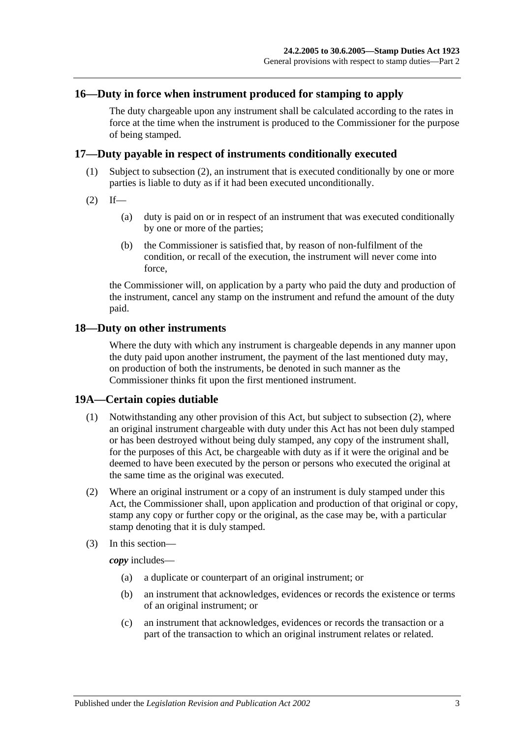## 16—Duty in force when instrument produced for stamping to apply

The duty chargeable upon any instrument shall be calculated according to the rates in force at the time when the instrument is produced to the Commissioner for the purpose of being stamped.

## 17—Duty payable in respect of instruments conditionally executed

(1) Subject to subsection (2), an instrument that is executed conditionally by one or more parties is liable to duty as if it had been executed unconditionally.

(2) If—

(a) duty is paid on or in respect of an instrument that was executed conditionally by one or more of the parties;

(b) the Commissioner is satisfied that, by reason of non-fulfilment of the condition, or recall of the execution, the instrument will never come into force,

the Commissioner will, on application by a party who paid the duty and production of the instrument, cancel any stamp on the instrument and refund the amount of the duty paid.

## 18—Duty on other instruments

Where the duty with which any instrument is chargeable depends in any manner upon the duty paid upon another instrument, the payment of the last mentioned duty may, on production of both the instruments, be denoted in such manner as the Commissioner thinks fit upon the first mentioned instrument.

## 19A—Certain copies dutiable

(1) Notwithstanding any other provision of this Act, but subject to subsection (2), where an original instrument chargeable with duty under this Act has not been duly stamped or has been destroyed without being duly stamped, any copy of the instrument shall, for the purposes of this Act, be chargeable with duty as if it were the original and be deemed to have been executed by the person or persons who executed the original at the same time as the original was executed.

(2) Where an original instrument or a copy of an instrument is duly stamped under this Act, the Commissioner shall, upon application and production of that original or copy, stamp any copy or further copy or the original, as the case may be, with a particular stamp denoting that it is duly stamped.

(3) In this section—

***copy*** includes—

(a) a duplicate or counterpart of an original instrument; or

(b) an instrument that acknowledges, evidences or records the existence or terms of an original instrument; or

(c) an instrument that acknowledges, evidences or records the transaction or a part of the transaction to which an original instrument relates or related.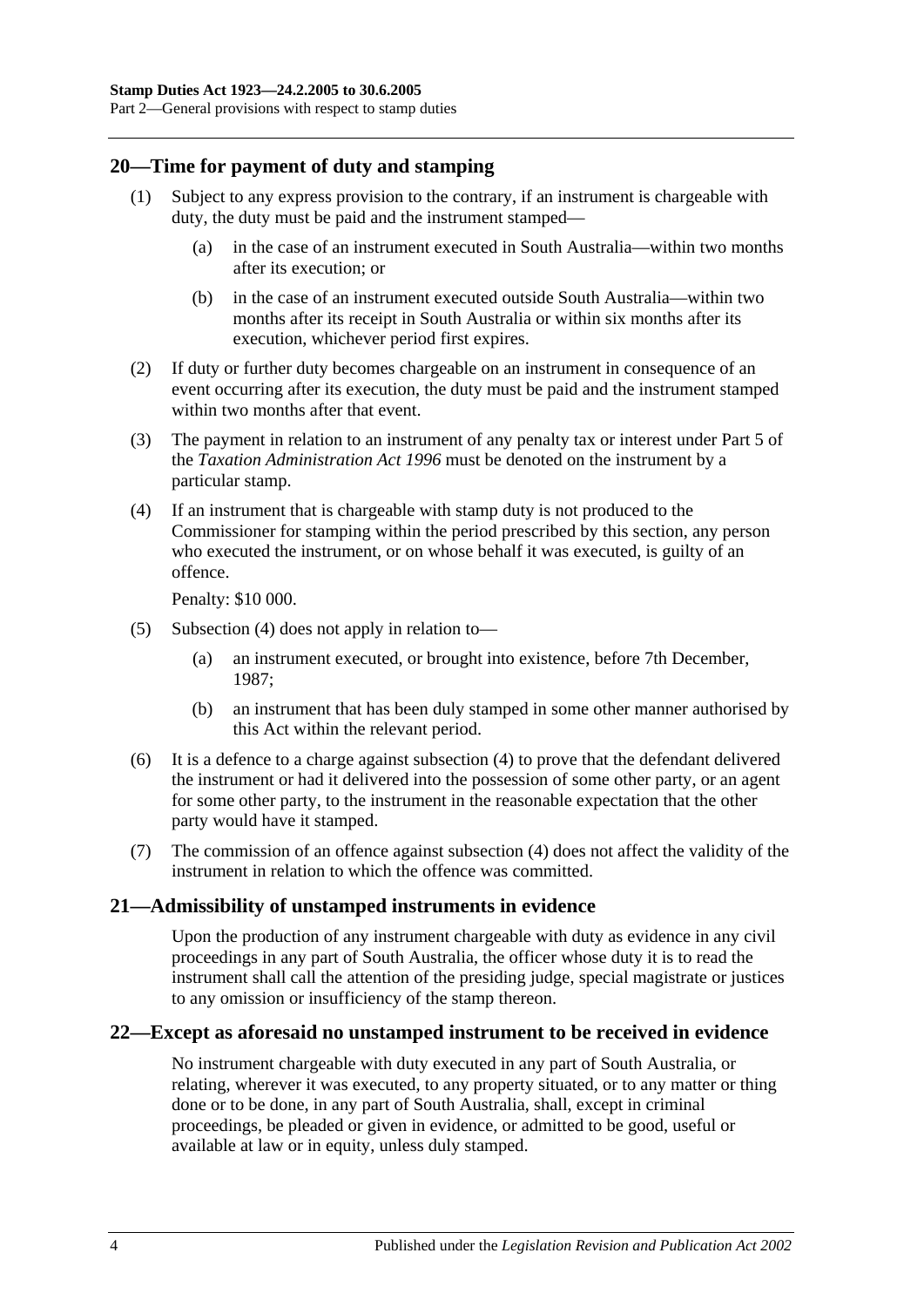## 20—Time for payment of duty and stamping

(1) Subject to any express provision to the contrary, if an instrument is chargeable with duty, the duty must be paid and the instrument stamped—

(a) in the case of an instrument executed in South Australia—within two months after its execution; or

(b) in the case of an instrument executed outside South Australia—within two months after its receipt in South Australia or within six months after its execution, whichever period first expires.

(2) If duty or further duty becomes chargeable on an instrument in consequence of an event occurring after its execution, the duty must be paid and the instrument stamped within two months after that event.

(3) The payment in relation to an instrument of any penalty tax or interest under Part 5 of the *Taxation Administration Act 1996* must be denoted on the instrument by a particular stamp.

(4) If an instrument that is chargeable with stamp duty is not produced to the Commissioner for stamping within the period prescribed by this section, any person who executed the instrument, or on whose behalf it was executed, is guilty of an offence.

Penalty: $10 000.

(5) Subsection (4) does not apply in relation to—

(a) an instrument executed, or brought into existence, before 7th December, 1987;

(b) an instrument that has been duly stamped in some other manner authorised by this Act within the relevant period.

(6) It is a defence to a charge against subsection (4) to prove that the defendant delivered the instrument or had it delivered into the possession of some other party, or an agent for some other party, to the instrument in the reasonable expectation that the other party would have it stamped.

(7) The commission of an offence against subsection (4) does not affect the validity of the instrument in relation to which the offence was committed.

## 21—Admissibility of unstamped instruments in evidence

Upon the production of any instrument chargeable with duty as evidence in any civil proceedings in any part of South Australia, the officer whose duty it is to read the instrument shall call the attention of the presiding judge, special magistrate or justices to any omission or insufficiency of the stamp thereon.

## 22—Except as aforesaid no unstamped instrument to be received in evidence

No instrument chargeable with duty executed in any part of South Australia, or relating, wherever it was executed, to any property situated, or to any matter or thing done or to be done, in any part of South Australia, shall, except in criminal proceedings, be pleaded or given in evidence, or admitted to be good, useful or available at law or in equity, unless duly stamped.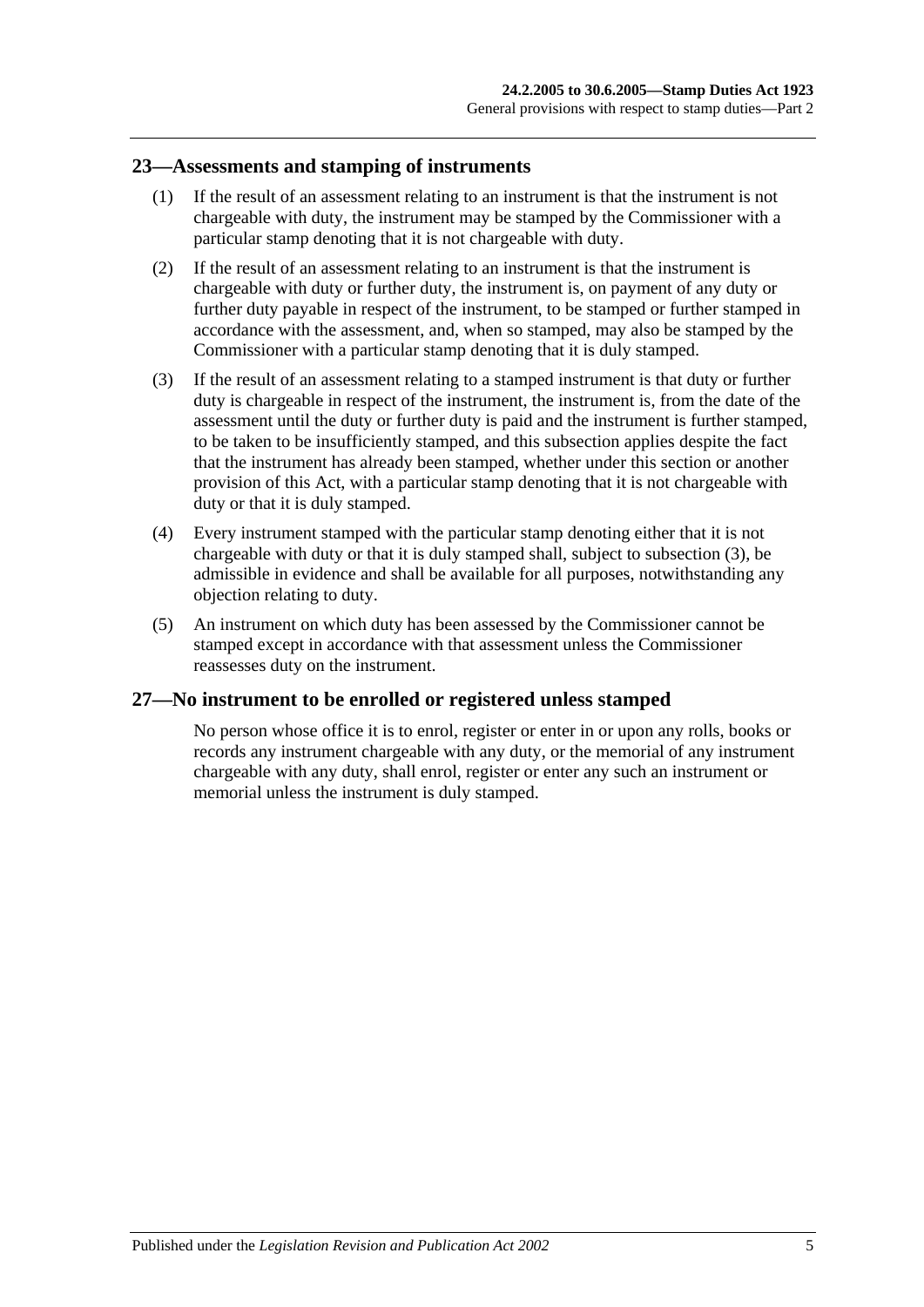## 23—Assessments and stamping of instruments

(1) If the result of an assessment relating to an instrument is that the instrument is not chargeable with duty, the instrument may be stamped by the Commissioner with a particular stamp denoting that it is not chargeable with duty.

(2) If the result of an assessment relating to an instrument is that the instrument is chargeable with duty or further duty, the instrument is, on payment of any duty or further duty payable in respect of the instrument, to be stamped or further stamped in accordance with the assessment, and, when so stamped, may also be stamped by the Commissioner with a particular stamp denoting that it is duly stamped.

(3) If the result of an assessment relating to a stamped instrument is that duty or further duty is chargeable in respect of the instrument, the instrument is, from the date of the assessment until the duty or further duty is paid and the instrument is further stamped, to be taken to be insufficiently stamped, and this subsection applies despite the fact that the instrument has already been stamped, whether under this section or another provision of this Act, with a particular stamp denoting that it is not chargeable with duty or that it is duly stamped.

(4) Every instrument stamped with the particular stamp denoting either that it is not chargeable with duty or that it is duly stamped shall, subject to subsection (3), be admissible in evidence and shall be available for all purposes, notwithstanding any objection relating to duty.

(5) An instrument on which duty has been assessed by the Commissioner cannot be stamped except in accordance with that assessment unless the Commissioner reassesses duty on the instrument.

## 27—No instrument to be enrolled or registered unless stamped

No person whose office it is to enrol, register or enter in or upon any rolls, books or records any instrument chargeable with any duty, or the memorial of any instrument chargeable with any duty, shall enrol, register or enter any such an instrument or memorial unless the instrument is duly stamped.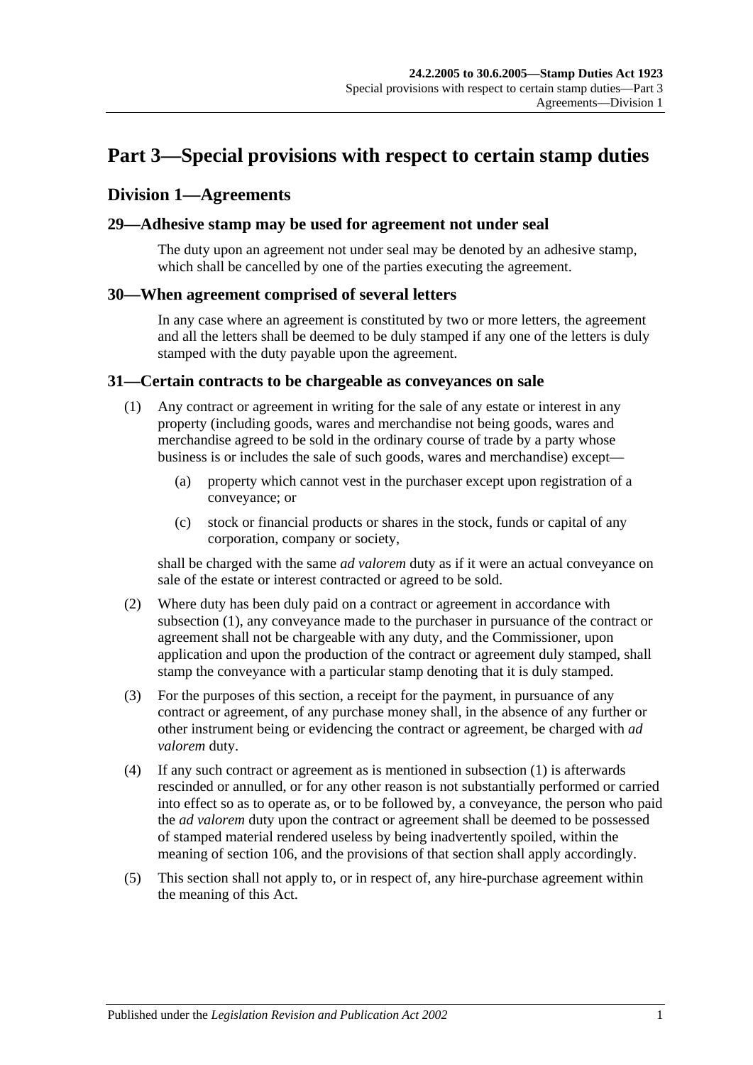# Part 3—Special provisions with respect to certain stamp duties

## Division 1—Agreements

### 29—Adhesive stamp may be used for agreement not under seal

The duty upon an agreement not under seal may be denoted by an adhesive stamp, which shall be cancelled by one of the parties executing the agreement.

### 30—When agreement comprised of several letters

In any case where an agreement is constituted by two or more letters, the agreement and all the letters shall be deemed to be duly stamped if any one of the letters is duly stamped with the duty payable upon the agreement.

### 31—Certain contracts to be chargeable as conveyances on sale

(1) Any contract or agreement in writing for the sale of any estate or interest in any property (including goods, wares and merchandise not being goods, wares and merchandise agreed to be sold in the ordinary course of trade by a party whose business is or includes the sale of such goods, wares and merchandise) except—

(a) property which cannot vest in the purchaser except upon registration of a conveyance; or

(c) stock or financial products or shares in the stock, funds or capital of any corporation, company or society,

shall be charged with the same *ad valorem* duty as if it were an actual conveyance on sale of the estate or interest contracted or agreed to be sold.

(2) Where duty has been duly paid on a contract or agreement in accordance with subsection (1), any conveyance made to the purchaser in pursuance of the contract or agreement shall not be chargeable with any duty, and the Commissioner, upon application and upon the production of the contract or agreement duly stamped, shall stamp the conveyance with a particular stamp denoting that it is duly stamped.

(3) For the purposes of this section, a receipt for the payment, in pursuance of any contract or agreement, of any purchase money shall, in the absence of any further or other instrument being or evidencing the contract or agreement, be charged with *ad valorem* duty.

(4) If any such contract or agreement as is mentioned in subsection (1) is afterwards rescinded or annulled, or for any other reason is not substantially performed or carried into effect so as to operate as, or to be followed by, a conveyance, the person who paid the *ad valorem* duty upon the contract or agreement shall be deemed to be possessed of stamped material rendered useless by being inadvertently spoiled, within the meaning of section 106, and the provisions of that section shall apply accordingly.

(5) This section shall not apply to, or in respect of, any hire-purchase agreement within the meaning of this Act.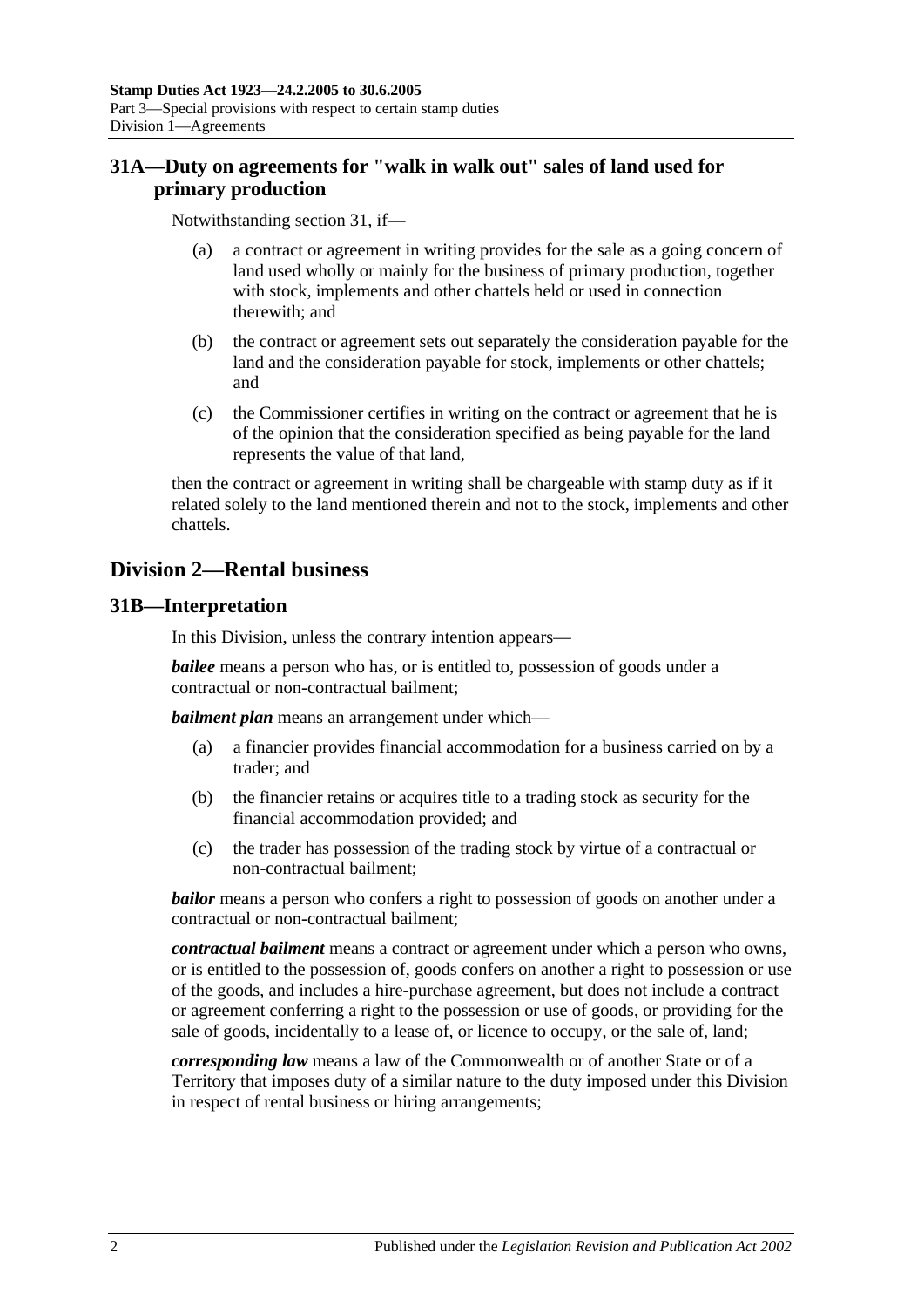## 31A—Duty on agreements for "walk in walk out" sales of land used for primary production

Notwithstanding section 31, if—

(a) a contract or agreement in writing provides for the sale as a going concern of land used wholly or mainly for the business of primary production, together with stock, implements and other chattels held or used in connection therewith; and

(b) the contract or agreement sets out separately the consideration payable for the land and the consideration payable for stock, implements or other chattels; and

(c) the Commissioner certifies in writing on the contract or agreement that he is of the opinion that the consideration specified as being payable for the land represents the value of that land,

then the contract or agreement in writing shall be chargeable with stamp duty as if it related solely to the land mentioned therein and not to the stock, implements and other chattels.

# Division 2—Rental business

## 31B—Interpretation

In this Division, unless the contrary intention appears—

***bailee*** means a person who has, or is entitled to, possession of goods under a contractual or non-contractual bailment;

***bailment plan*** means an arrangement under which—

(a) a financier provides financial accommodation for a business carried on by a trader; and

(b) the financier retains or acquires title to a trading stock as security for the financial accommodation provided; and

(c) the trader has possession of the trading stock by virtue of a contractual or non-contractual bailment;

***bailor*** means a person who confers a right to possession of goods on another under a contractual or non-contractual bailment;

***contractual bailment*** means a contract or agreement under which a person who owns, or is entitled to the possession of, goods confers on another a right to possession or use of the goods, and includes a hire-purchase agreement, but does not include a contract or agreement conferring a right to the possession or use of goods, or providing for the sale of goods, incidentally to a lease of, or licence to occupy, or the sale of, land;

***corresponding law*** means a law of the Commonwealth or of another State or of a Territory that imposes duty of a similar nature to the duty imposed under this Division in respect of rental business or hiring arrangements;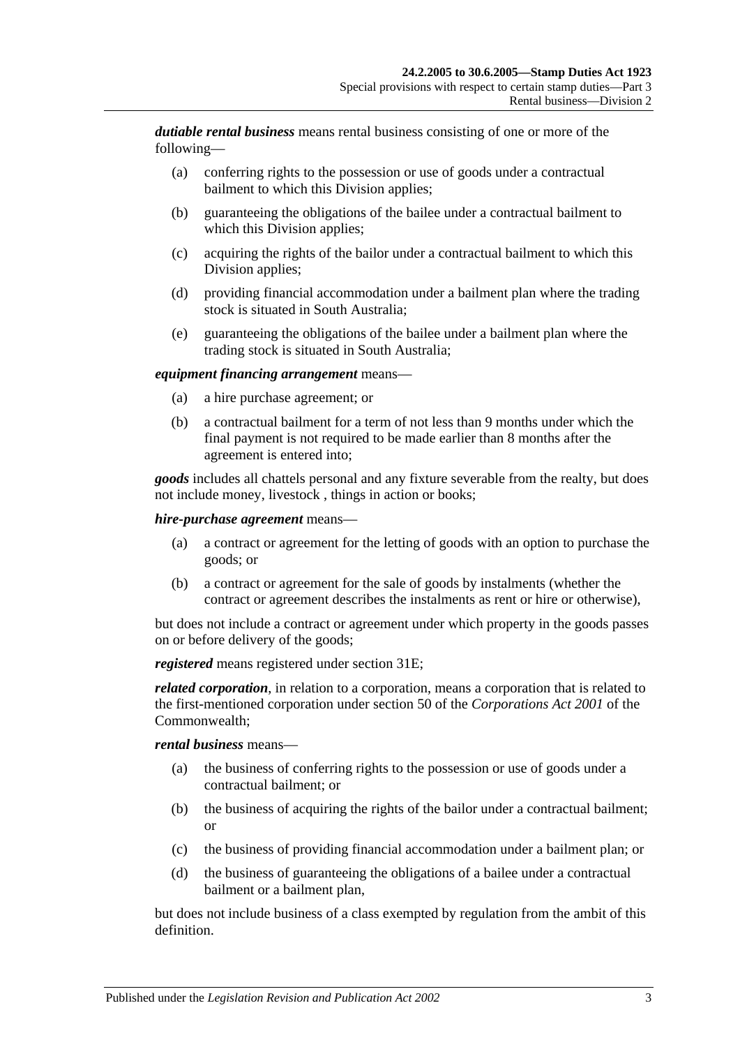***dutiable rental business*** means rental business consisting of one or more of the following—

- (a) conferring rights to the possession or use of goods under a contractual bailment to which this Division applies;
- (b) guaranteeing the obligations of the bailee under a contractual bailment to which this Division applies;
- (c) acquiring the rights of the bailor under a contractual bailment to which this Division applies;
- (d) providing financial accommodation under a bailment plan where the trading stock is situated in South Australia;
- (e) guaranteeing the obligations of the bailee under a bailment plan where the trading stock is situated in South Australia;

***equipment financing arrangement*** means—

- (a) a hire purchase agreement; or
- (b) a contractual bailment for a term of not less than 9 months under which the final payment is not required to be made earlier than 8 months after the agreement is entered into;

***goods*** includes all chattels personal and any fixture severable from the realty, but does not include money, livestock , things in action or books;

***hire-purchase agreement*** means—

- (a) a contract or agreement for the letting of goods with an option to purchase the goods; or
- (b) a contract or agreement for the sale of goods by instalments (whether the contract or agreement describes the instalments as rent or hire or otherwise),

but does not include a contract or agreement under which property in the goods passes on or before delivery of the goods;

***registered*** means registered under section 31E;

***related corporation***, in relation to a corporation, means a corporation that is related to the first-mentioned corporation under section 50 of the *Corporations Act 2001* of the Commonwealth;

***rental business*** means—

- (a) the business of conferring rights to the possession or use of goods under a contractual bailment; or
- (b) the business of acquiring the rights of the bailor under a contractual bailment; or
- (c) the business of providing financial accommodation under a bailment plan; or
- (d) the business of guaranteeing the obligations of a bailee under a contractual bailment or a bailment plan,

but does not include business of a class exempted by regulation from the ambit of this definition.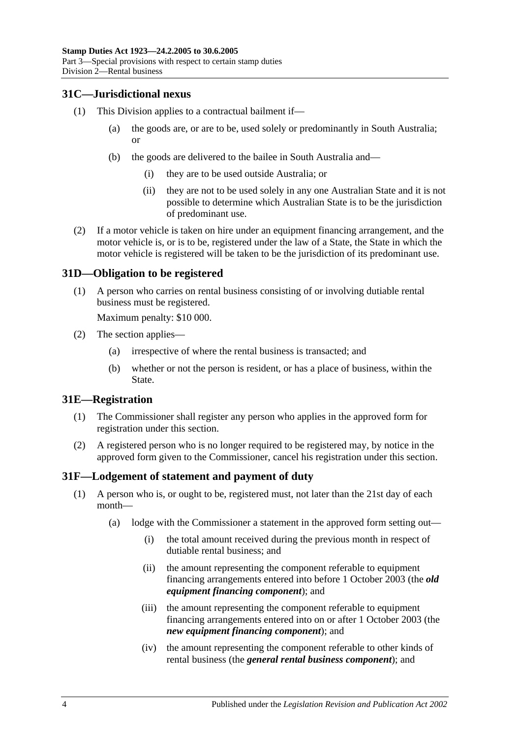## 31C—Jurisdictional nexus

(1) This Division applies to a contractual bailment if—

(a) the goods are, or are to be, used solely or predominantly in South Australia; or

(b) the goods are delivered to the bailee in South Australia and—

(i) they are to be used outside Australia; or

(ii) they are not to be used solely in any one Australian State and it is not possible to determine which Australian State is to be the jurisdiction of predominant use.

(2) If a motor vehicle is taken on hire under an equipment financing arrangement, and the motor vehicle is, or is to be, registered under the law of a State, the State in which the motor vehicle is registered will be taken to be the jurisdiction of its predominant use.

## 31D—Obligation to be registered

(1) A person who carries on rental business consisting of or involving dutiable rental business must be registered.

Maximum penalty: $10 000.

(2) The section applies—

(a) irrespective of where the rental business is transacted; and

(b) whether or not the person is resident, or has a place of business, within the State.

## 31E—Registration

(1) The Commissioner shall register any person who applies in the approved form for registration under this section.

(2) A registered person who is no longer required to be registered may, by notice in the approved form given to the Commissioner, cancel his registration under this section.

## 31F—Lodgement of statement and payment of duty

(1) A person who is, or ought to be, registered must, not later than the 21st day of each month—

(a) lodge with the Commissioner a statement in the approved form setting out—

(i) the total amount received during the previous month in respect of dutiable rental business; and

(ii) the amount representing the component referable to equipment financing arrangements entered into before 1 October 2003 (the ***old equipment financing component***); and

(iii) the amount representing the component referable to equipment financing arrangements entered into on or after 1 October 2003 (the ***new equipment financing component***); and

(iv) the amount representing the component referable to other kinds of rental business (the ***general rental business component***); and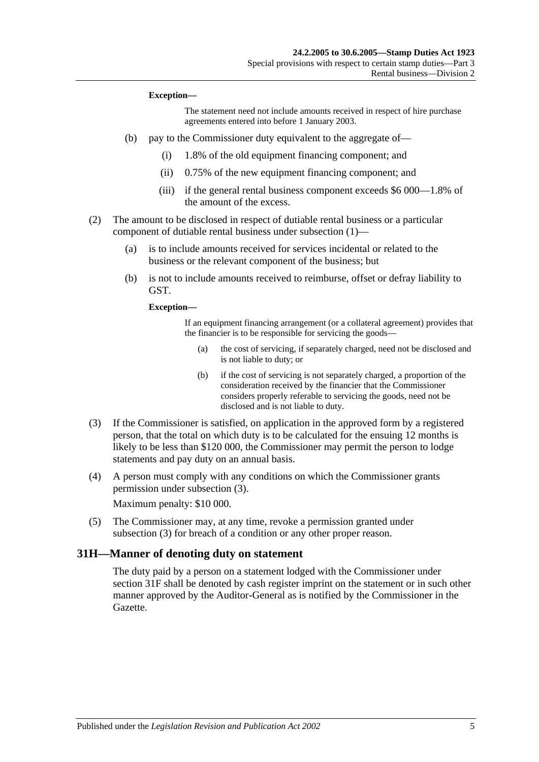**Exception—**

The statement need not include amounts received in respect of hire purchase agreements entered into before 1 January 2003.

(b) pay to the Commissioner duty equivalent to the aggregate of—

(i) 1.8% of the old equipment financing component; and

(ii) 0.75% of the new equipment financing component; and

(iii) if the general rental business component exceeds \$6 000—1.8% of the amount of the excess.

(2) The amount to be disclosed in respect of dutiable rental business or a particular component of dutiable rental business under subsection (1)—

(a) is to include amounts received for services incidental or related to the business or the relevant component of the business; but

(b) is not to include amounts received to reimburse, offset or defray liability to GST.

**Exception—**

If an equipment financing arrangement (or a collateral agreement) provides that the financier is to be responsible for servicing the goods—

(a) the cost of servicing, if separately charged, need not be disclosed and is not liable to duty; or

(b) if the cost of servicing is not separately charged, a proportion of the consideration received by the financier that the Commissioner considers properly referable to servicing the goods, need not be disclosed and is not liable to duty.

(3) If the Commissioner is satisfied, on application in the approved form by a registered person, that the total on which duty is to be calculated for the ensuing 12 months is likely to be less than \$120 000, the Commissioner may permit the person to lodge statements and pay duty on an annual basis.

(4) A person must comply with any conditions on which the Commissioner grants permission under subsection (3).

Maximum penalty: \$10 000.

(5) The Commissioner may, at any time, revoke a permission granted under subsection (3) for breach of a condition or any other proper reason.

## 31H—Manner of denoting duty on statement

The duty paid by a person on a statement lodged with the Commissioner under section 31F shall be denoted by cash register imprint on the statement or in such other manner approved by the Auditor-General as is notified by the Commissioner in the Gazette.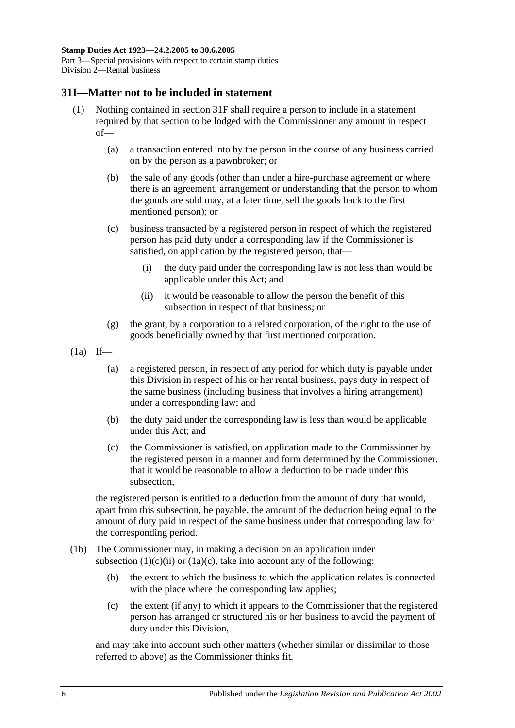## 31I—Matter not to be included in statement

(1) Nothing contained in section 31F shall require a person to include in a statement required by that section to be lodged with the Commissioner any amount in respect of—

(a) a transaction entered into by the person in the course of any business carried on by the person as a pawnbroker; or

(b) the sale of any goods (other than under a hire-purchase agreement or where there is an agreement, arrangement or understanding that the person to whom the goods are sold may, at a later time, sell the goods back to the first mentioned person); or

(c) business transacted by a registered person in respect of which the registered person has paid duty under a corresponding law if the Commissioner is satisfied, on application by the registered person, that—

(i) the duty paid under the corresponding law is not less than would be applicable under this Act; and

(ii) it would be reasonable to allow the person the benefit of this subsection in respect of that business; or

(g) the grant, by a corporation to a related corporation, of the right to the use of goods beneficially owned by that first mentioned corporation.

(1a) If—

(a) a registered person, in respect of any period for which duty is payable under this Division in respect of his or her rental business, pays duty in respect of the same business (including business that involves a hiring arrangement) under a corresponding law; and

(b) the duty paid under the corresponding law is less than would be applicable under this Act; and

(c) the Commissioner is satisfied, on application made to the Commissioner by the registered person in a manner and form determined by the Commissioner, that it would be reasonable to allow a deduction to be made under this subsection,

the registered person is entitled to a deduction from the amount of duty that would, apart from this subsection, be payable, the amount of the deduction being equal to the amount of duty paid in respect of the same business under that corresponding law for the corresponding period.

(1b) The Commissioner may, in making a decision on an application under subsection (1)(c)(ii) or (1a)(c), take into account any of the following:

(b) the extent to which the business to which the application relates is connected with the place where the corresponding law applies;

(c) the extent (if any) to which it appears to the Commissioner that the registered person has arranged or structured his or her business to avoid the payment of duty under this Division,

and may take into account such other matters (whether similar or dissimilar to those referred to above) as the Commissioner thinks fit.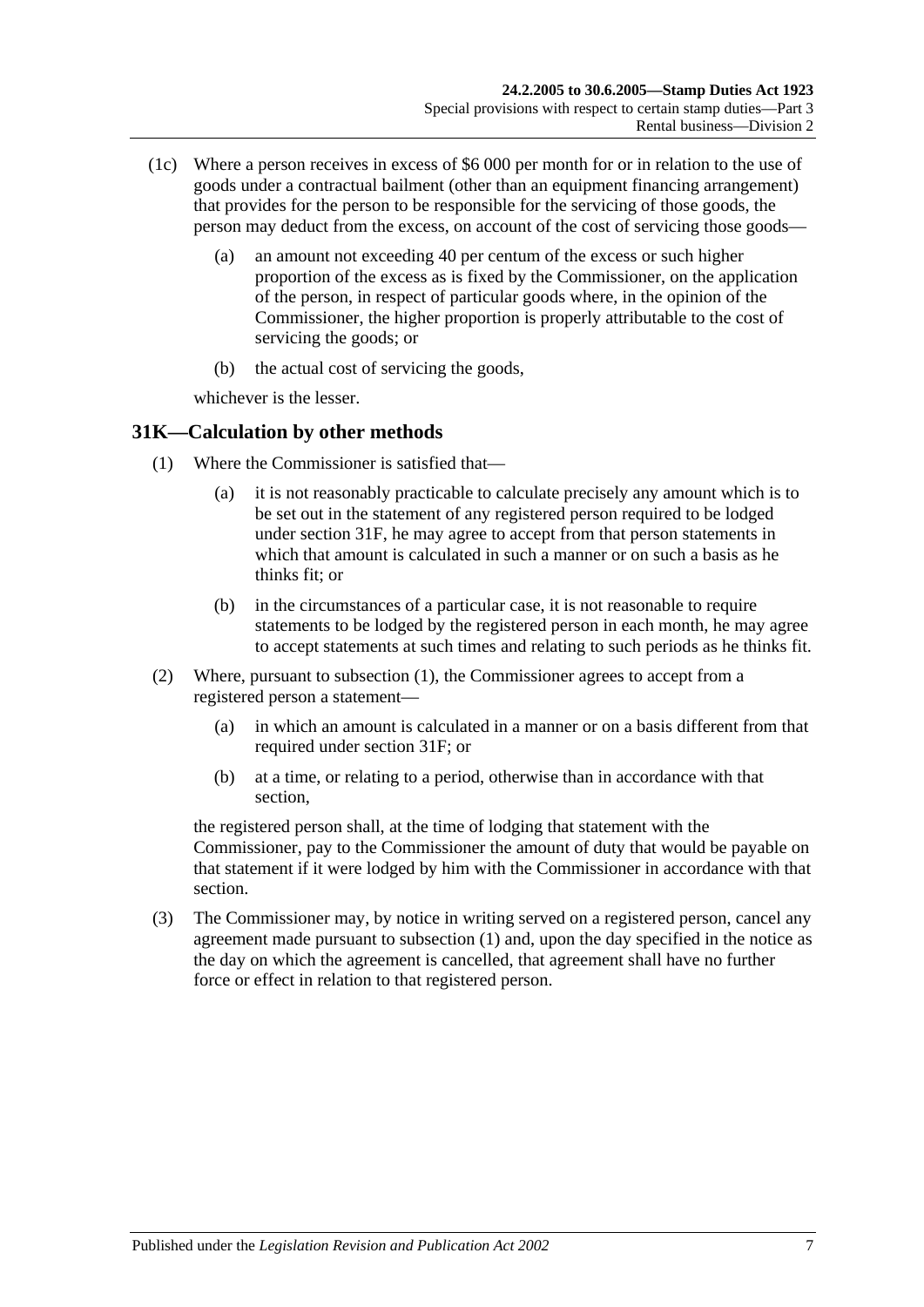(1c) Where a person receives in excess of $6 000 per month for or in relation to the use of goods under a contractual bailment (other than an equipment financing arrangement) that provides for the person to be responsible for the servicing of those goods, the person may deduct from the excess, on account of the cost of servicing those goods—

(a) an amount not exceeding 40 per centum of the excess or such higher proportion of the excess as is fixed by the Commissioner, on the application of the person, in respect of particular goods where, in the opinion of the Commissioner, the higher proportion is properly attributable to the cost of servicing the goods; or

(b) the actual cost of servicing the goods,

whichever is the lesser.

## 31K—Calculation by other methods

(1) Where the Commissioner is satisfied that—

(a) it is not reasonably practicable to calculate precisely any amount which is to be set out in the statement of any registered person required to be lodged under section 31F, he may agree to accept from that person statements in which that amount is calculated in such a manner or on such a basis as he thinks fit; or

(b) in the circumstances of a particular case, it is not reasonable to require statements to be lodged by the registered person in each month, he may agree to accept statements at such times and relating to such periods as he thinks fit.

(2) Where, pursuant to subsection (1), the Commissioner agrees to accept from a registered person a statement—

(a) in which an amount is calculated in a manner or on a basis different from that required under section 31F; or

(b) at a time, or relating to a period, otherwise than in accordance with that section,

the registered person shall, at the time of lodging that statement with the Commissioner, pay to the Commissioner the amount of duty that would be payable on that statement if it were lodged by him with the Commissioner in accordance with that section.

(3) The Commissioner may, by notice in writing served on a registered person, cancel any agreement made pursuant to subsection (1) and, upon the day specified in the notice as the day on which the agreement is cancelled, that agreement shall have no further force or effect in relation to that registered person.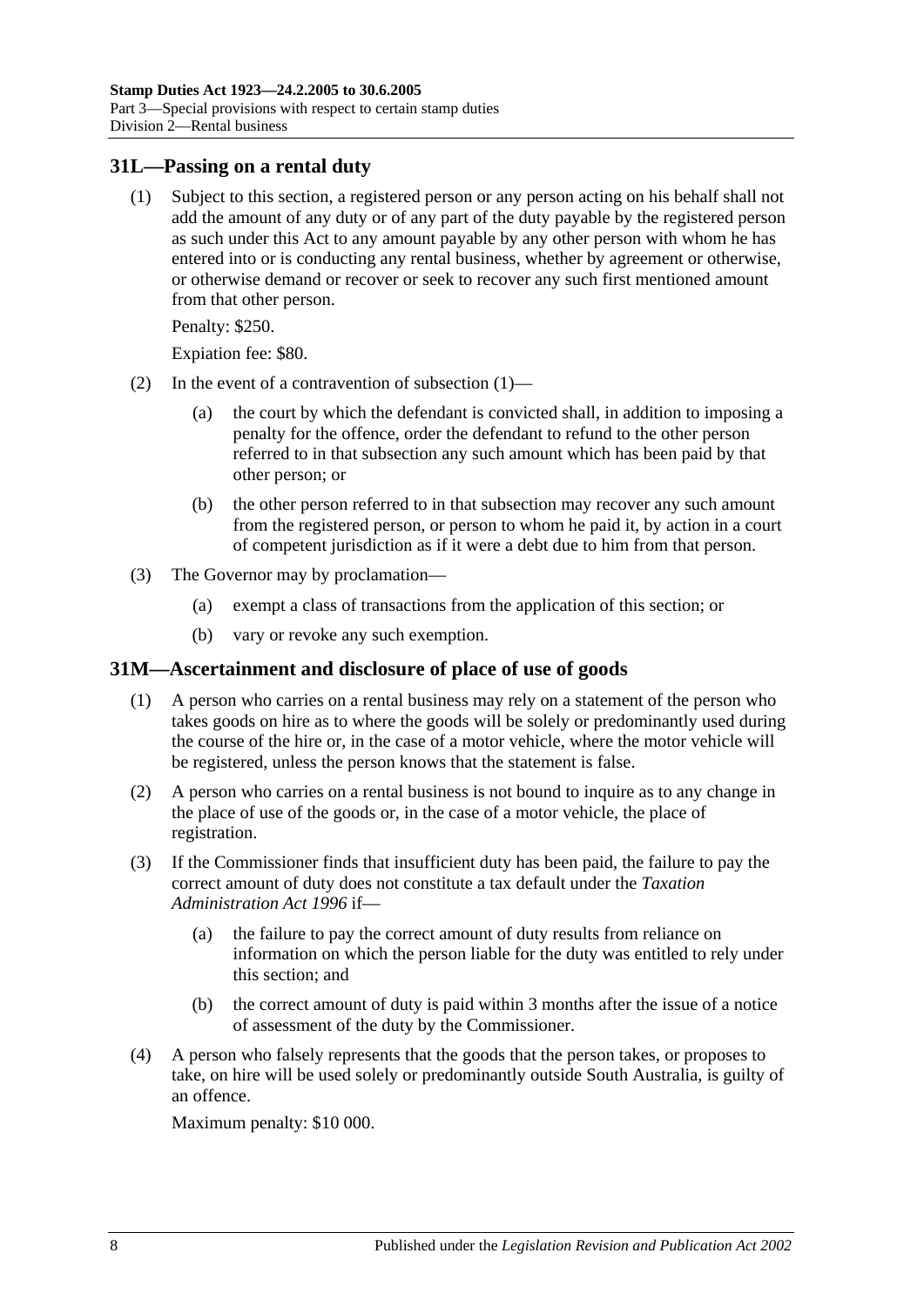## 31L—Passing on a rental duty

(1) Subject to this section, a registered person or any person acting on his behalf shall not add the amount of any duty or of any part of the duty payable by the registered person as such under this Act to any amount payable by any other person with whom he has entered into or is conducting any rental business, whether by agreement or otherwise, or otherwise demand or recover or seek to recover any such first mentioned amount from that other person.

Penalty: $250.

Expiation fee: $80.

(2) In the event of a contravention of subsection (1)—

(a) the court by which the defendant is convicted shall, in addition to imposing a penalty for the offence, order the defendant to refund to the other person referred to in that subsection any such amount which has been paid by that other person; or

(b) the other person referred to in that subsection may recover any such amount from the registered person, or person to whom he paid it, by action in a court of competent jurisdiction as if it were a debt due to him from that person.

(3) The Governor may by proclamation—

(a) exempt a class of transactions from the application of this section; or

(b) vary or revoke any such exemption.

## 31M—Ascertainment and disclosure of place of use of goods

(1) A person who carries on a rental business may rely on a statement of the person who takes goods on hire as to where the goods will be solely or predominantly used during the course of the hire or, in the case of a motor vehicle, where the motor vehicle will be registered, unless the person knows that the statement is false.

(2) A person who carries on a rental business is not bound to inquire as to any change in the place of use of the goods or, in the case of a motor vehicle, the place of registration.

(3) If the Commissioner finds that insufficient duty has been paid, the failure to pay the correct amount of duty does not constitute a tax default under the *Taxation Administration Act 1996* if—

(a) the failure to pay the correct amount of duty results from reliance on information on which the person liable for the duty was entitled to rely under this section; and

(b) the correct amount of duty is paid within 3 months after the issue of a notice of assessment of the duty by the Commissioner.

(4) A person who falsely represents that the goods that the person takes, or proposes to take, on hire will be used solely or predominantly outside South Australia, is guilty of an offence.

Maximum penalty: $10 000.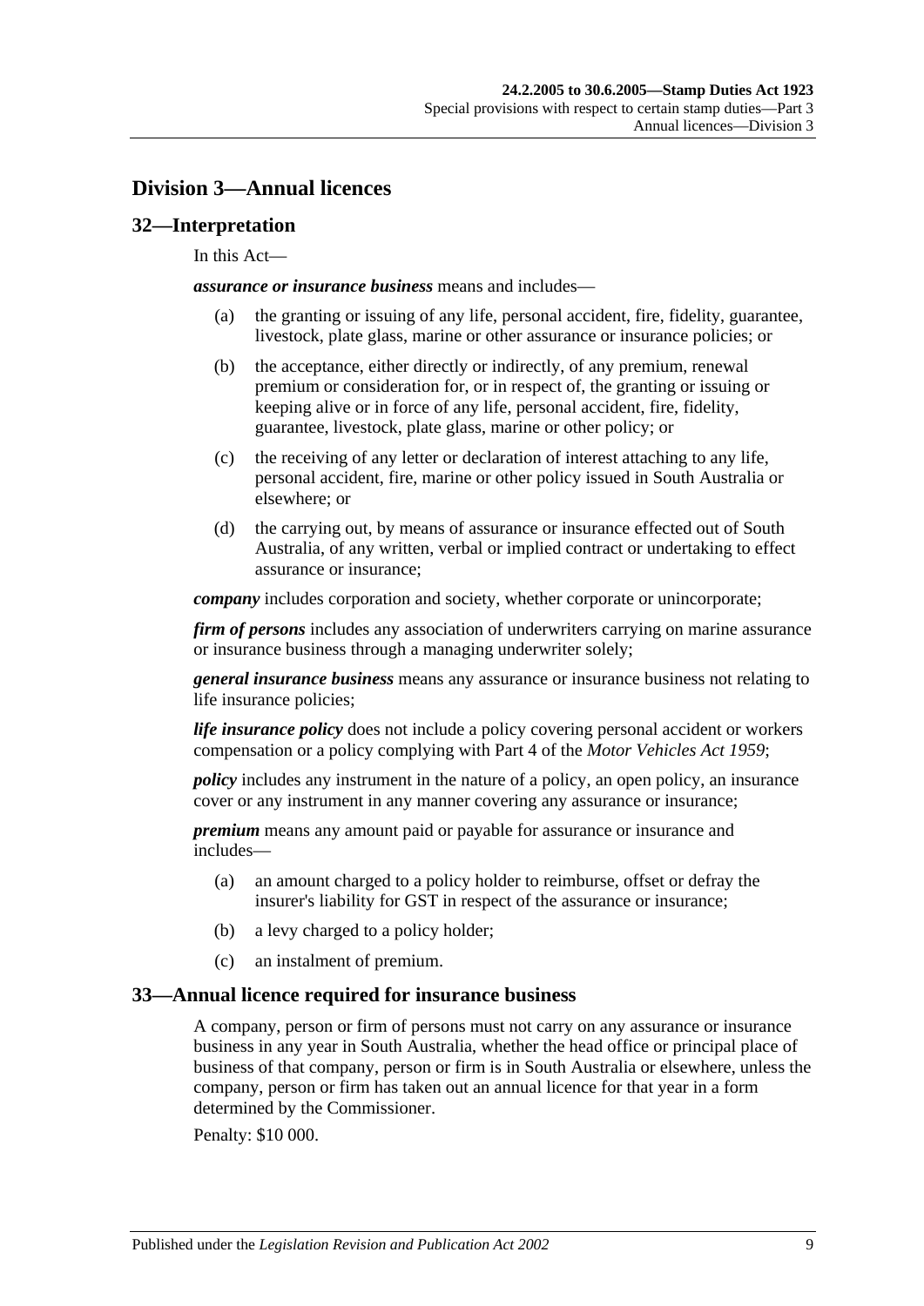## Division 3—Annual licences

### 32—Interpretation

In this Act—

***assurance or insurance business*** means and includes—

(a) the granting or issuing of any life, personal accident, fire, fidelity, guarantee, livestock, plate glass, marine or other assurance or insurance policies; or

(b) the acceptance, either directly or indirectly, of any premium, renewal premium or consideration for, or in respect of, the granting or issuing or keeping alive or in force of any life, personal accident, fire, fidelity, guarantee, livestock, plate glass, marine or other policy; or

(c) the receiving of any letter or declaration of interest attaching to any life, personal accident, fire, marine or other policy issued in South Australia or elsewhere; or

(d) the carrying out, by means of assurance or insurance effected out of South Australia, of any written, verbal or implied contract or undertaking to effect assurance or insurance;

***company*** includes corporation and society, whether corporate or unincorporate;

***firm of persons*** includes any association of underwriters carrying on marine assurance or insurance business through a managing underwriter solely;

***general insurance business*** means any assurance or insurance business not relating to life insurance policies;

***life insurance policy*** does not include a policy covering personal accident or workers compensation or a policy complying with Part 4 of the *Motor Vehicles Act 1959*;

***policy*** includes any instrument in the nature of a policy, an open policy, an insurance cover or any instrument in any manner covering any assurance or insurance;

***premium*** means any amount paid or payable for assurance or insurance and includes—

(a) an amount charged to a policy holder to reimburse, offset or defray the insurer's liability for GST in respect of the assurance or insurance;

(b) a levy charged to a policy holder;

(c) an instalment of premium.

### 33—Annual licence required for insurance business

A company, person or firm of persons must not carry on any assurance or insurance business in any year in South Australia, whether the head office or principal place of business of that company, person or firm is in South Australia or elsewhere, unless the company, person or firm has taken out an annual licence for that year in a form determined by the Commissioner.

Penalty: $10 000.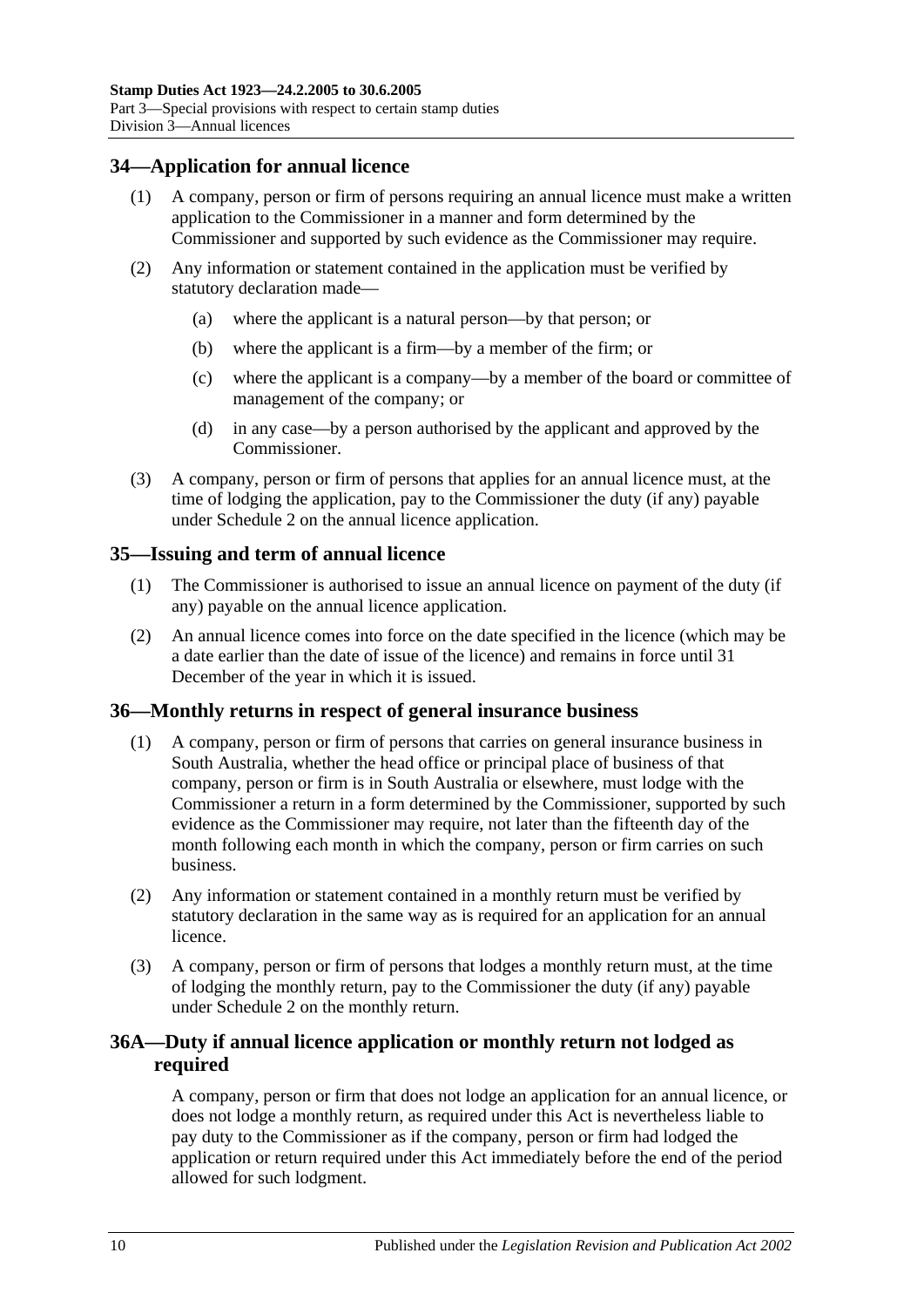## 34—Application for annual licence

(1) A company, person or firm of persons requiring an annual licence must make a written application to the Commissioner in a manner and form determined by the Commissioner and supported by such evidence as the Commissioner may require.

(2) Any information or statement contained in the application must be verified by statutory declaration made—

(a) where the applicant is a natural person—by that person; or

(b) where the applicant is a firm—by a member of the firm; or

(c) where the applicant is a company—by a member of the board or committee of management of the company; or

(d) in any case—by a person authorised by the applicant and approved by the Commissioner.

(3) A company, person or firm of persons that applies for an annual licence must, at the time of lodging the application, pay to the Commissioner the duty (if any) payable under Schedule 2 on the annual licence application.

## 35—Issuing and term of annual licence

(1) The Commissioner is authorised to issue an annual licence on payment of the duty (if any) payable on the annual licence application.

(2) An annual licence comes into force on the date specified in the licence (which may be a date earlier than the date of issue of the licence) and remains in force until 31 December of the year in which it is issued.

## 36—Monthly returns in respect of general insurance business

(1) A company, person or firm of persons that carries on general insurance business in South Australia, whether the head office or principal place of business of that company, person or firm is in South Australia or elsewhere, must lodge with the Commissioner a return in a form determined by the Commissioner, supported by such evidence as the Commissioner may require, not later than the fifteenth day of the month following each month in which the company, person or firm carries on such business.

(2) Any information or statement contained in a monthly return must be verified by statutory declaration in the same way as is required for an application for an annual licence.

(3) A company, person or firm of persons that lodges a monthly return must, at the time of lodging the monthly return, pay to the Commissioner the duty (if any) payable under Schedule 2 on the monthly return.

## 36A—Duty if annual licence application or monthly return not lodged as required

A company, person or firm that does not lodge an application for an annual licence, or does not lodge a monthly return, as required under this Act is nevertheless liable to pay duty to the Commissioner as if the company, person or firm had lodged the application or return required under this Act immediately before the end of the period allowed for such lodgment.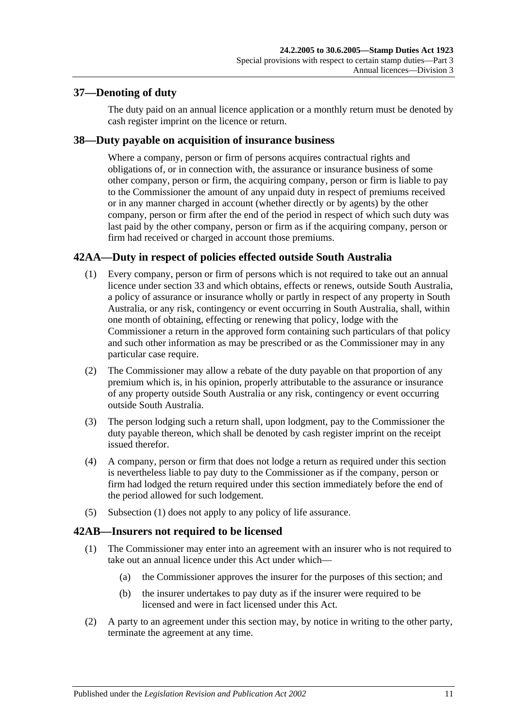## 37—Denoting of duty

The duty paid on an annual licence application or a monthly return must be denoted by cash register imprint on the licence or return.

## 38—Duty payable on acquisition of insurance business

Where a company, person or firm of persons acquires contractual rights and obligations of, or in connection with, the assurance or insurance business of some other company, person or firm, the acquiring company, person or firm is liable to pay to the Commissioner the amount of any unpaid duty in respect of premiums received or in any manner charged in account (whether directly or by agents) by the other company, person or firm after the end of the period in respect of which such duty was last paid by the other company, person or firm as if the acquiring company, person or firm had received or charged in account those premiums.

## 42AA—Duty in respect of policies effected outside South Australia

(1) Every company, person or firm of persons which is not required to take out an annual licence under section 33 and which obtains, effects or renews, outside South Australia, a policy of assurance or insurance wholly or partly in respect of any property in South Australia, or any risk, contingency or event occurring in South Australia, shall, within one month of obtaining, effecting or renewing that policy, lodge with the Commissioner a return in the approved form containing such particulars of that policy and such other information as may be prescribed or as the Commissioner may in any particular case require.

(2) The Commissioner may allow a rebate of the duty payable on that proportion of any premium which is, in his opinion, properly attributable to the assurance or insurance of any property outside South Australia or any risk, contingency or event occurring outside South Australia.

(3) The person lodging such a return shall, upon lodgment, pay to the Commissioner the duty payable thereon, which shall be denoted by cash register imprint on the receipt issued therefor.

(4) A company, person or firm that does not lodge a return as required under this section is nevertheless liable to pay duty to the Commissioner as if the company, person or firm had lodged the return required under this section immediately before the end of the period allowed for such lodgement.

(5) Subsection (1) does not apply to any policy of life assurance.

## 42AB—Insurers not required to be licensed

(1) The Commissioner may enter into an agreement with an insurer who is not required to take out an annual licence under this Act under which—

- (a) the Commissioner approves the insurer for the purposes of this section; and
- (b) the insurer undertakes to pay duty as if the insurer were required to be licensed and were in fact licensed under this Act.

(2) A party to an agreement under this section may, by notice in writing to the other party, terminate the agreement at any time.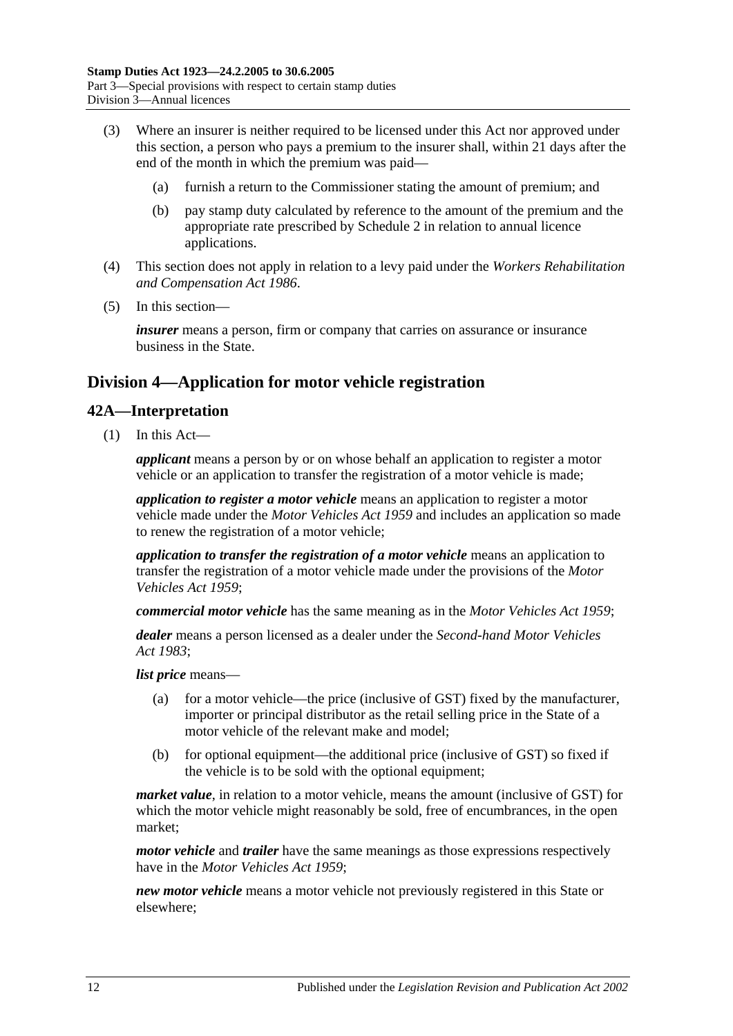(3) Where an insurer is neither required to be licensed under this Act nor approved under this section, a person who pays a premium to the insurer shall, within 21 days after the end of the month in which the premium was paid—

(a) furnish a return to the Commissioner stating the amount of premium; and

(b) pay stamp duty calculated by reference to the amount of the premium and the appropriate rate prescribed by Schedule 2 in relation to annual licence applications.

(4) This section does not apply in relation to a levy paid under the *Workers Rehabilitation and Compensation Act 1986*.

(5) In this section—

***insurer*** means a person, firm or company that carries on assurance or insurance business in the State.

## Division 4—Application for motor vehicle registration

### 42A—Interpretation

(1) In this Act—

***applicant*** means a person by or on whose behalf an application to register a motor vehicle or an application to transfer the registration of a motor vehicle is made;

***application to register a motor vehicle*** means an application to register a motor vehicle made under the *Motor Vehicles Act 1959* and includes an application so made to renew the registration of a motor vehicle;

***application to transfer the registration of a motor vehicle*** means an application to transfer the registration of a motor vehicle made under the provisions of the *Motor Vehicles Act 1959*;

***commercial motor vehicle*** has the same meaning as in the *Motor Vehicles Act 1959*;

***dealer*** means a person licensed as a dealer under the *Second-hand Motor Vehicles Act 1983*;

***list price*** means—

(a) for a motor vehicle—the price (inclusive of GST) fixed by the manufacturer, importer or principal distributor as the retail selling price in the State of a motor vehicle of the relevant make and model;

(b) for optional equipment—the additional price (inclusive of GST) so fixed if the vehicle is to be sold with the optional equipment;

***market value***, in relation to a motor vehicle, means the amount (inclusive of GST) for which the motor vehicle might reasonably be sold, free of encumbrances, in the open market;

***motor vehicle*** and ***trailer*** have the same meanings as those expressions respectively have in the *Motor Vehicles Act 1959*;

***new motor vehicle*** means a motor vehicle not previously registered in this State or elsewhere;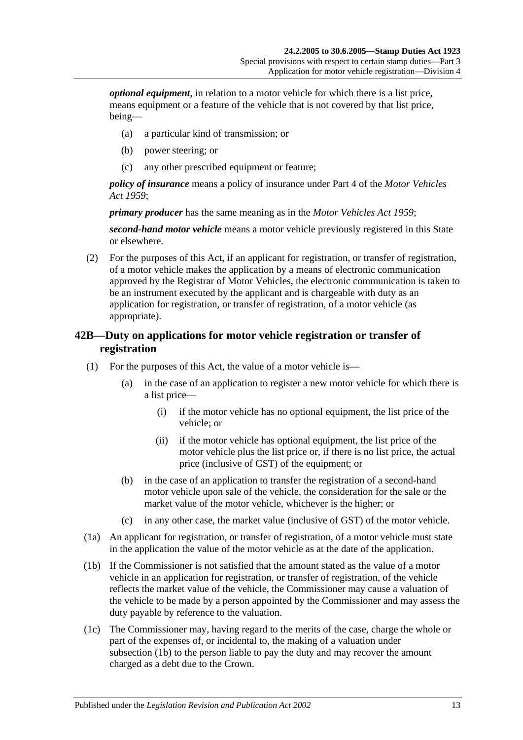***optional equipment***, in relation to a motor vehicle for which there is a list price, means equipment or a feature of the vehicle that is not covered by that list price, being—

- (a) a particular kind of transmission; or
- (b) power steering; or
- (c) any other prescribed equipment or feature;

***policy of insurance*** means a policy of insurance under Part 4 of the *Motor Vehicles Act 1959*;

***primary producer*** has the same meaning as in the *Motor Vehicles Act 1959*;

***second-hand motor vehicle*** means a motor vehicle previously registered in this State or elsewhere.

(2) For the purposes of this Act, if an applicant for registration, or transfer of registration, of a motor vehicle makes the application by a means of electronic communication approved by the Registrar of Motor Vehicles, the electronic communication is taken to be an instrument executed by the applicant and is chargeable with duty as an application for registration, or transfer of registration, of a motor vehicle (as appropriate).

## 42B—Duty on applications for motor vehicle registration or transfer of registration

(1) For the purposes of this Act, the value of a motor vehicle is—

- (a) in the case of an application to register a new motor vehicle for which there is a list price—
  - (i) if the motor vehicle has no optional equipment, the list price of the vehicle; or
  - (ii) if the motor vehicle has optional equipment, the list price of the motor vehicle plus the list price or, if there is no list price, the actual price (inclusive of GST) of the equipment; or
- (b) in the case of an application to transfer the registration of a second-hand motor vehicle upon sale of the vehicle, the consideration for the sale or the market value of the motor vehicle, whichever is the higher; or
- (c) in any other case, the market value (inclusive of GST) of the motor vehicle.

(1a) An applicant for registration, or transfer of registration, of a motor vehicle must state in the application the value of the motor vehicle as at the date of the application.

(1b) If the Commissioner is not satisfied that the amount stated as the value of a motor vehicle in an application for registration, or transfer of registration, of the vehicle reflects the market value of the vehicle, the Commissioner may cause a valuation of the vehicle to be made by a person appointed by the Commissioner and may assess the duty payable by reference to the valuation.

(1c) The Commissioner may, having regard to the merits of the case, charge the whole or part of the expenses of, or incidental to, the making of a valuation under subsection (1b) to the person liable to pay the duty and may recover the amount charged as a debt due to the Crown.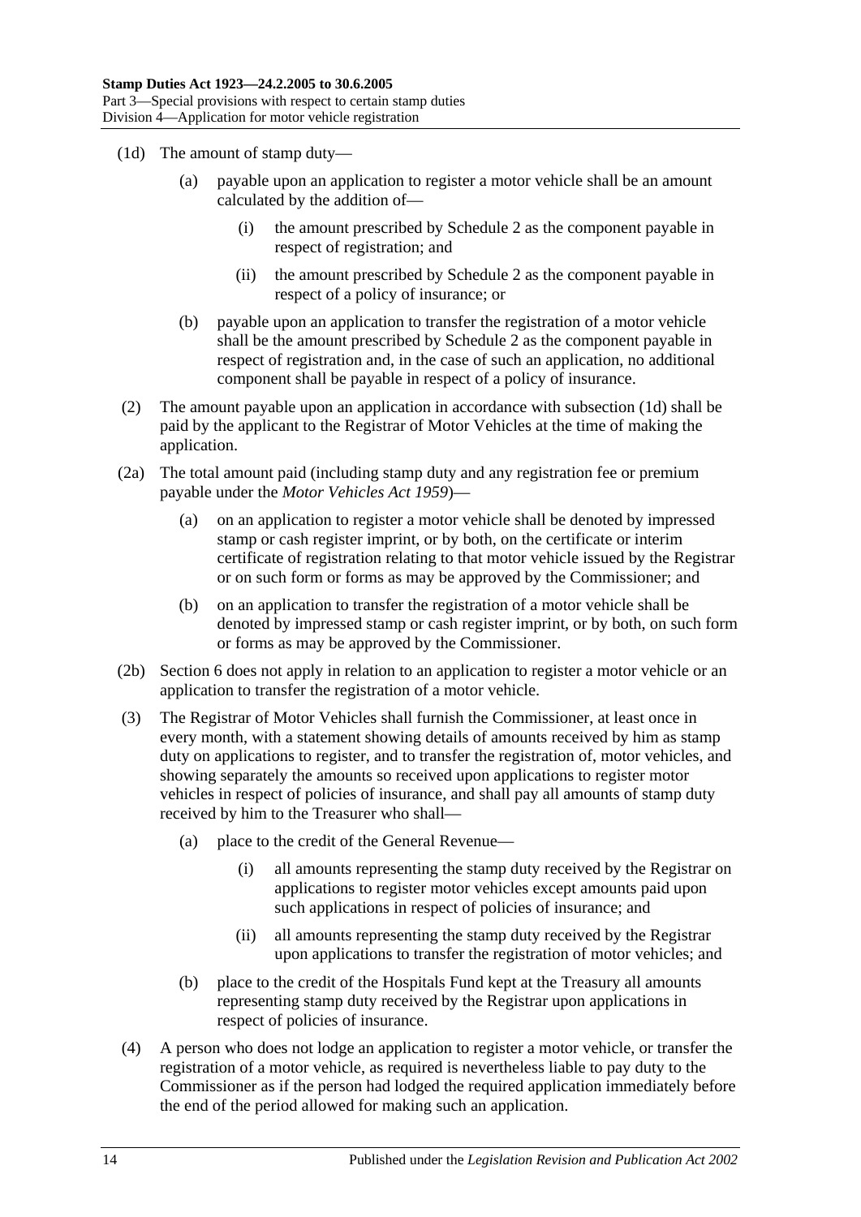(1d) The amount of stamp duty—

(a) payable upon an application to register a motor vehicle shall be an amount calculated by the addition of—

(i) the amount prescribed by Schedule 2 as the component payable in respect of registration; and

(ii) the amount prescribed by Schedule 2 as the component payable in respect of a policy of insurance; or

(b) payable upon an application to transfer the registration of a motor vehicle shall be the amount prescribed by Schedule 2 as the component payable in respect of registration and, in the case of such an application, no additional component shall be payable in respect of a policy of insurance.

(2) The amount payable upon an application in accordance with subsection (1d) shall be paid by the applicant to the Registrar of Motor Vehicles at the time of making the application.

(2a) The total amount paid (including stamp duty and any registration fee or premium payable under the *Motor Vehicles Act 1959*)—

(a) on an application to register a motor vehicle shall be denoted by impressed stamp or cash register imprint, or by both, on the certificate or interim certificate of registration relating to that motor vehicle issued by the Registrar or on such form or forms as may be approved by the Commissioner; and

(b) on an application to transfer the registration of a motor vehicle shall be denoted by impressed stamp or cash register imprint, or by both, on such form or forms as may be approved by the Commissioner.

(2b) Section 6 does not apply in relation to an application to register a motor vehicle or an application to transfer the registration of a motor vehicle.

(3) The Registrar of Motor Vehicles shall furnish the Commissioner, at least once in every month, with a statement showing details of amounts received by him as stamp duty on applications to register, and to transfer the registration of, motor vehicles, and showing separately the amounts so received upon applications to register motor vehicles in respect of policies of insurance, and shall pay all amounts of stamp duty received by him to the Treasurer who shall—

(a) place to the credit of the General Revenue—

(i) all amounts representing the stamp duty received by the Registrar on applications to register motor vehicles except amounts paid upon such applications in respect of policies of insurance; and

(ii) all amounts representing the stamp duty received by the Registrar upon applications to transfer the registration of motor vehicles; and

(b) place to the credit of the Hospitals Fund kept at the Treasury all amounts representing stamp duty received by the Registrar upon applications in respect of policies of insurance.

(4) A person who does not lodge an application to register a motor vehicle, or transfer the registration of a motor vehicle, as required is nevertheless liable to pay duty to the Commissioner as if the person had lodged the required application immediately before the end of the period allowed for making such an application.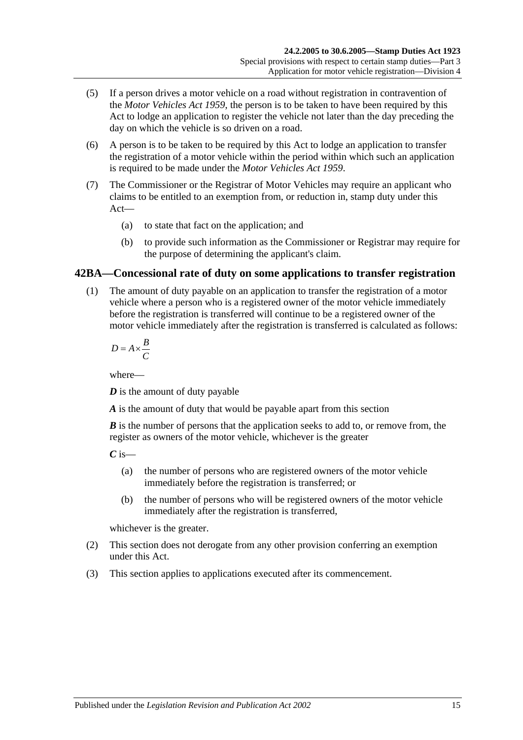(5) If a person drives a motor vehicle on a road without registration in contravention of the *Motor Vehicles Act 1959*, the person is to be taken to have been required by this Act to lodge an application to register the vehicle not later than the day preceding the day on which the vehicle is so driven on a road.

(6) A person is to be taken to be required by this Act to lodge an application to transfer the registration of a motor vehicle within the period within which such an application is required to be made under the *Motor Vehicles Act 1959*.

(7) The Commissioner or the Registrar of Motor Vehicles may require an applicant who claims to be entitled to an exemption from, or reduction in, stamp duty under this Act—

(a) to state that fact on the application; and

(b) to provide such information as the Commissioner or Registrar may require for the purpose of determining the applicant's claim.

## 42BA—Concessional rate of duty on some applications to transfer registration

(1) The amount of duty payable on an application to transfer the registration of a motor vehicle where a person who is a registered owner of the motor vehicle immediately before the registration is transferred will continue to be a registered owner of the motor vehicle immediately after the registration is transferred is calculated as follows:

$$D = A \times \frac{B}{C}$$

where—

***D*** is the amount of duty payable

***A*** is the amount of duty that would be payable apart from this section

***B*** is the number of persons that the application seeks to add to, or remove from, the register as owners of the motor vehicle, whichever is the greater

***C*** is—

(a) the number of persons who are registered owners of the motor vehicle immediately before the registration is transferred; or

(b) the number of persons who will be registered owners of the motor vehicle immediately after the registration is transferred,

whichever is the greater.

(2) This section does not derogate from any other provision conferring an exemption under this Act.

(3) This section applies to applications executed after its commencement.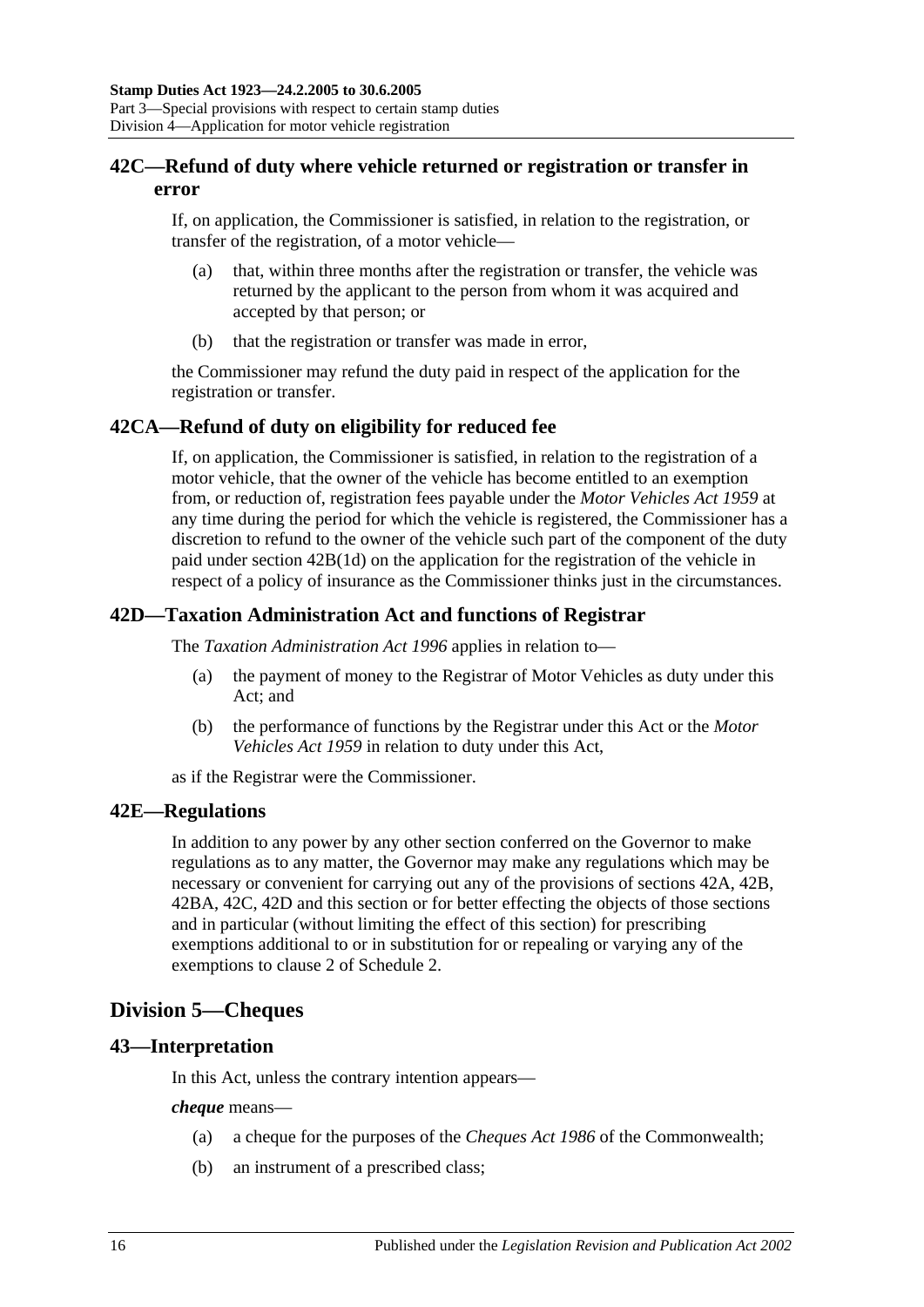## 42C—Refund of duty where vehicle returned or registration or transfer in error

If, on application, the Commissioner is satisfied, in relation to the registration, or transfer of the registration, of a motor vehicle—

(a) that, within three months after the registration or transfer, the vehicle was returned by the applicant to the person from whom it was acquired and accepted by that person; or

(b) that the registration or transfer was made in error,

the Commissioner may refund the duty paid in respect of the application for the registration or transfer.

## 42CA—Refund of duty on eligibility for reduced fee

If, on application, the Commissioner is satisfied, in relation to the registration of a motor vehicle, that the owner of the vehicle has become entitled to an exemption from, or reduction of, registration fees payable under the *Motor Vehicles Act 1959* at any time during the period for which the vehicle is registered, the Commissioner has a discretion to refund to the owner of the vehicle such part of the component of the duty paid under section 42B(1d) on the application for the registration of the vehicle in respect of a policy of insurance as the Commissioner thinks just in the circumstances.

## 42D—Taxation Administration Act and functions of Registrar

The *Taxation Administration Act 1996* applies in relation to—

(a) the payment of money to the Registrar of Motor Vehicles as duty under this Act; and

(b) the performance of functions by the Registrar under this Act or the *Motor Vehicles Act 1959* in relation to duty under this Act,

as if the Registrar were the Commissioner.

## 42E—Regulations

In addition to any power by any other section conferred on the Governor to make regulations as to any matter, the Governor may make any regulations which may be necessary or convenient for carrying out any of the provisions of sections 42A, 42B, 42BA, 42C, 42D and this section or for better effecting the objects of those sections and in particular (without limiting the effect of this section) for prescribing exemptions additional to or in substitution for or repealing or varying any of the exemptions to clause 2 of Schedule 2.

# Division 5—Cheques

## 43—Interpretation

In this Act, unless the contrary intention appears—

***cheque*** means—

(a) a cheque for the purposes of the *Cheques Act 1986* of the Commonwealth;

(b) an instrument of a prescribed class;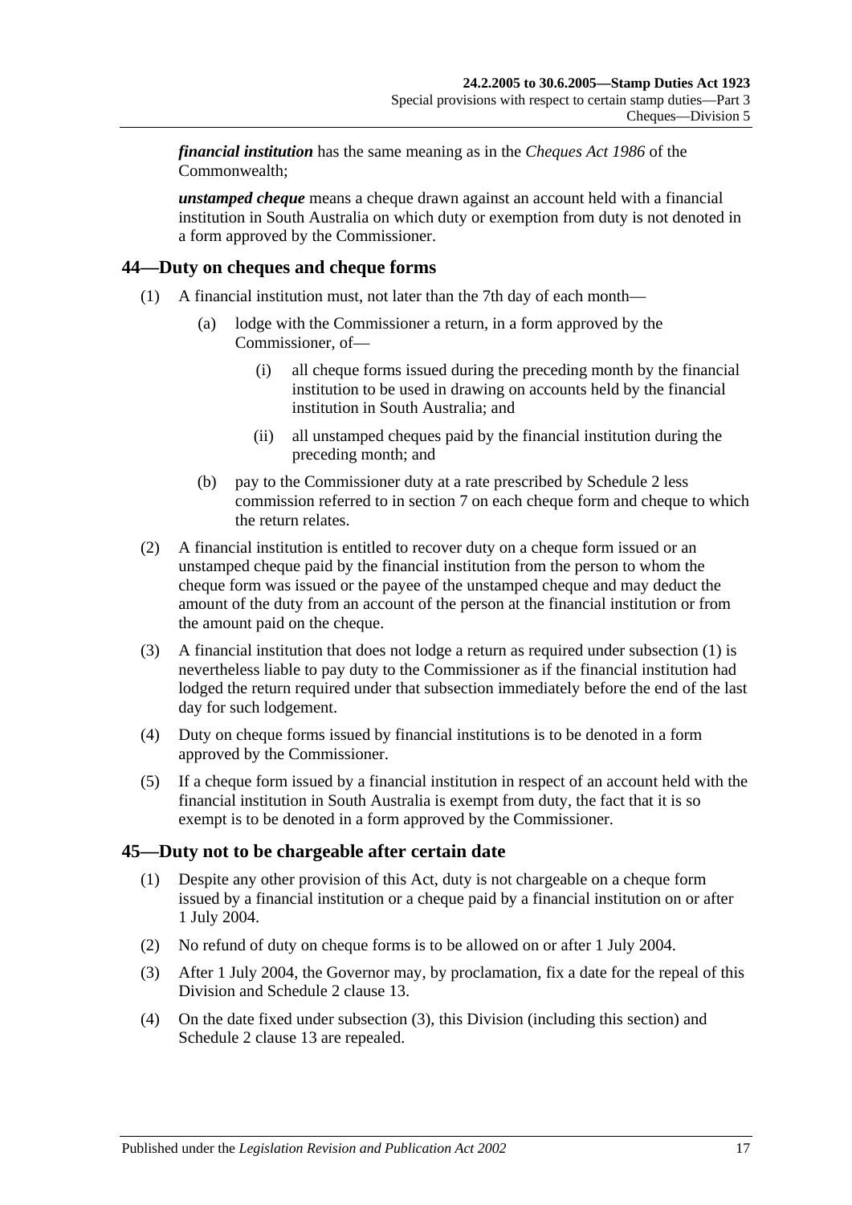***financial institution*** has the same meaning as in the *Cheques Act 1986* of the Commonwealth;

***unstamped cheque*** means a cheque drawn against an account held with a financial institution in South Australia on which duty or exemption from duty is not denoted in a form approved by the Commissioner.

## 44—Duty on cheques and cheque forms

(1) A financial institution must, not later than the 7th day of each month—

(a) lodge with the Commissioner a return, in a form approved by the Commissioner, of—

(i) all cheque forms issued during the preceding month by the financial institution to be used in drawing on accounts held by the financial institution in South Australia; and

(ii) all unstamped cheques paid by the financial institution during the preceding month; and

(b) pay to the Commissioner duty at a rate prescribed by Schedule 2 less commission referred to in section 7 on each cheque form and cheque to which the return relates.

(2) A financial institution is entitled to recover duty on a cheque form issued or an unstamped cheque paid by the financial institution from the person to whom the cheque form was issued or the payee of the unstamped cheque and may deduct the amount of the duty from an account of the person at the financial institution or from the amount paid on the cheque.

(3) A financial institution that does not lodge a return as required under subsection (1) is nevertheless liable to pay duty to the Commissioner as if the financial institution had lodged the return required under that subsection immediately before the end of the last day for such lodgement.

(4) Duty on cheque forms issued by financial institutions is to be denoted in a form approved by the Commissioner.

(5) If a cheque form issued by a financial institution in respect of an account held with the financial institution in South Australia is exempt from duty, the fact that it is so exempt is to be denoted in a form approved by the Commissioner.

## 45—Duty not to be chargeable after certain date

(1) Despite any other provision of this Act, duty is not chargeable on a cheque form issued by a financial institution or a cheque paid by a financial institution on or after 1 July 2004.

(2) No refund of duty on cheque forms is to be allowed on or after 1 July 2004.

(3) After 1 July 2004, the Governor may, by proclamation, fix a date for the repeal of this Division and Schedule 2 clause 13.

(4) On the date fixed under subsection (3), this Division (including this section) and Schedule 2 clause 13 are repealed.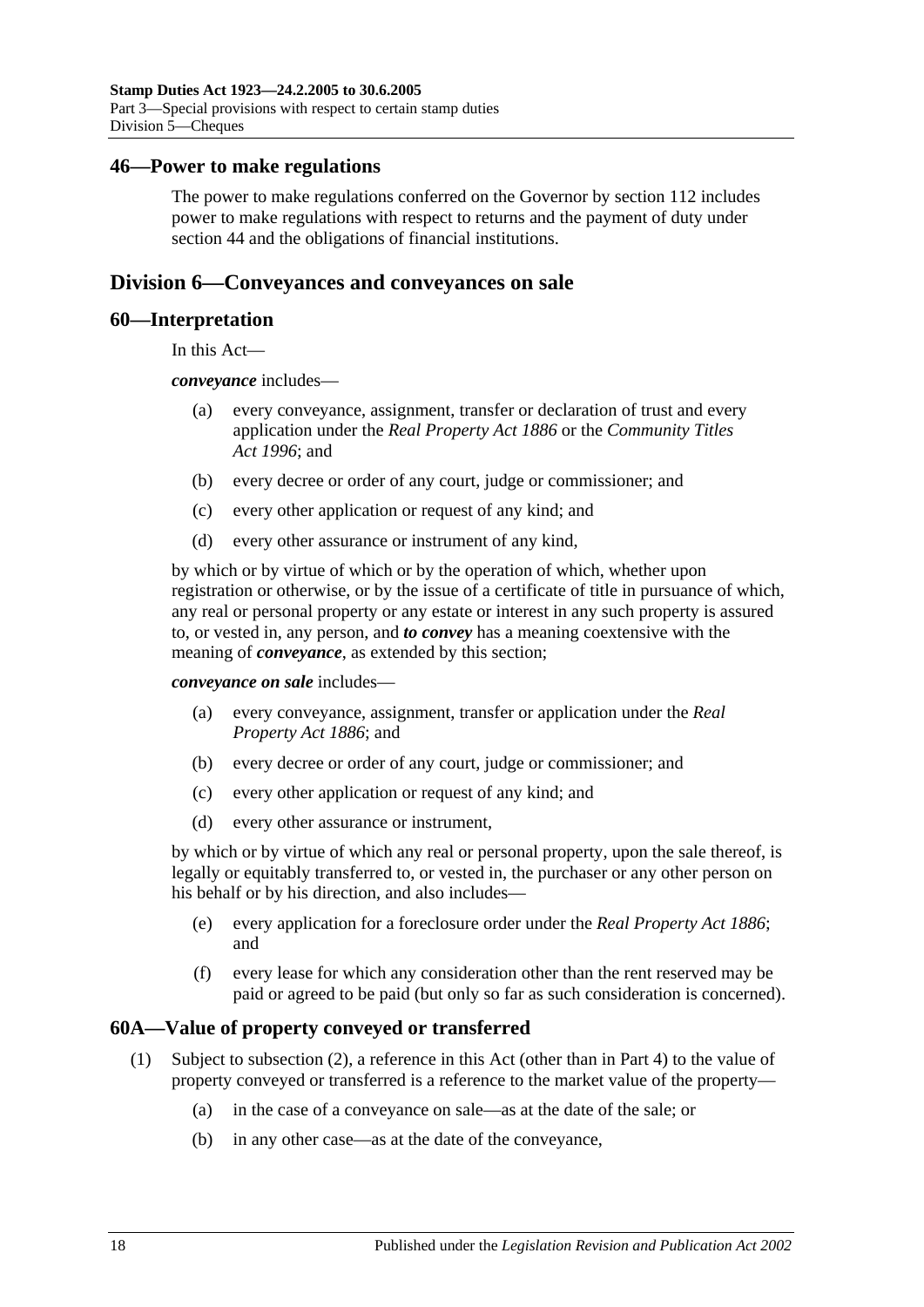## 46—Power to make regulations

The power to make regulations conferred on the Governor by section 112 includes power to make regulations with respect to returns and the payment of duty under section 44 and the obligations of financial institutions.

## Division 6—Conveyances and conveyances on sale

### 60—Interpretation

In this Act—

***conveyance*** includes—

(a) every conveyance, assignment, transfer or declaration of trust and every application under the *Real Property Act 1886* or the *Community Titles Act 1996*; and

(b) every decree or order of any court, judge or commissioner; and

(c) every other application or request of any kind; and

(d) every other assurance or instrument of any kind,

by which or by virtue of which or by the operation of which, whether upon registration or otherwise, or by the issue of a certificate of title in pursuance of which, any real or personal property or any estate or interest in any such property is assured to, or vested in, any person, and ***to convey*** has a meaning coextensive with the meaning of ***conveyance***, as extended by this section;

***conveyance on sale*** includes—

(a) every conveyance, assignment, transfer or application under the *Real Property Act 1886*; and

(b) every decree or order of any court, judge or commissioner; and

(c) every other application or request of any kind; and

(d) every other assurance or instrument,

by which or by virtue of which any real or personal property, upon the sale thereof, is legally or equitably transferred to, or vested in, the purchaser or any other person on his behalf or by his direction, and also includes—

(e) every application for a foreclosure order under the *Real Property Act 1886*; and

(f) every lease for which any consideration other than the rent reserved may be paid or agreed to be paid (but only so far as such consideration is concerned).

### 60A—Value of property conveyed or transferred

(1) Subject to subsection (2), a reference in this Act (other than in Part 4) to the value of property conveyed or transferred is a reference to the market value of the property—

(a) in the case of a conveyance on sale—as at the date of the sale; or

(b) in any other case—as at the date of the conveyance,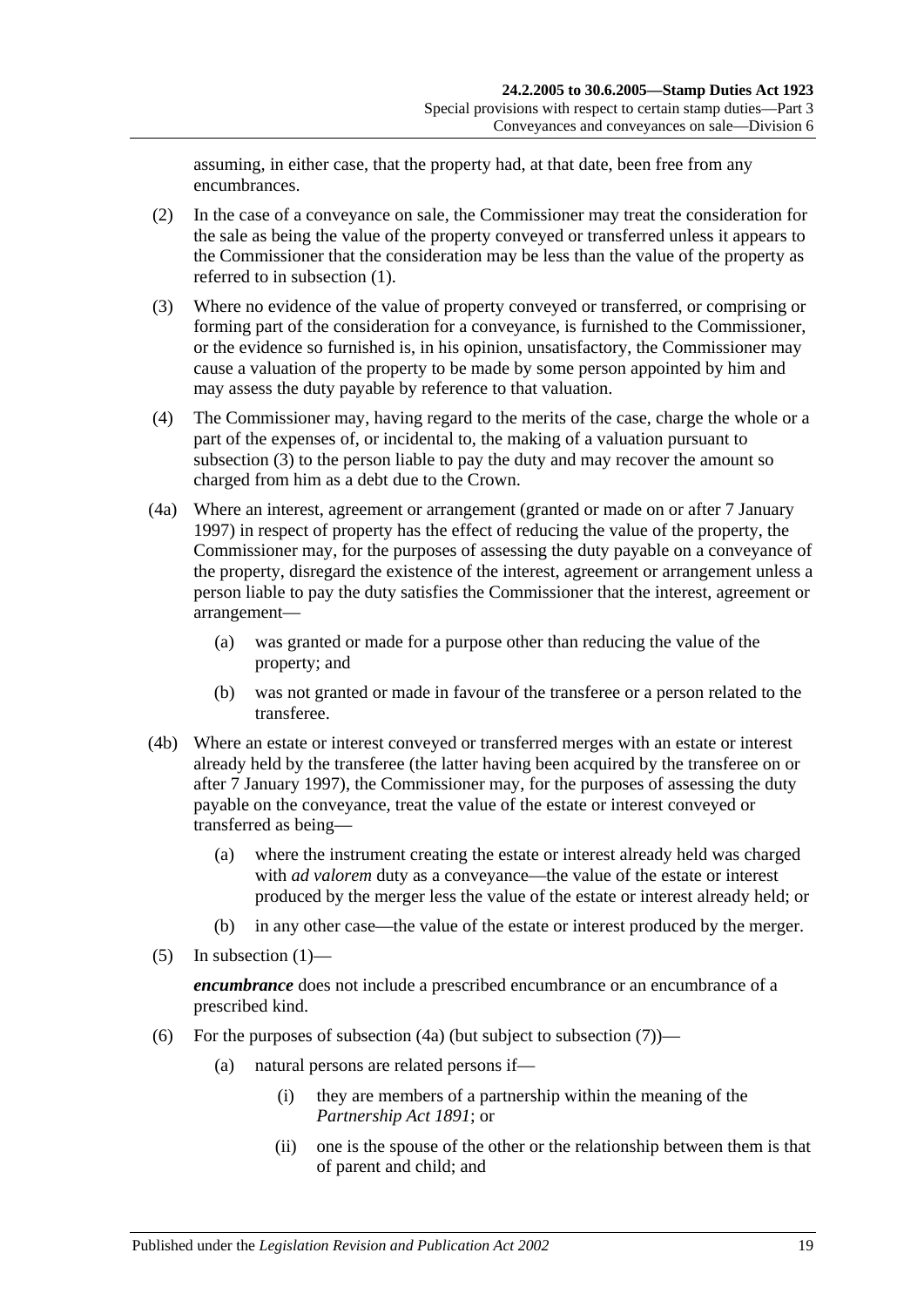assuming, in either case, that the property had, at that date, been free from any encumbrances.

(2) In the case of a conveyance on sale, the Commissioner may treat the consideration for the sale as being the value of the property conveyed or transferred unless it appears to the Commissioner that the consideration may be less than the value of the property as referred to in subsection (1).

(3) Where no evidence of the value of property conveyed or transferred, or comprising or forming part of the consideration for a conveyance, is furnished to the Commissioner, or the evidence so furnished is, in his opinion, unsatisfactory, the Commissioner may cause a valuation of the property to be made by some person appointed by him and may assess the duty payable by reference to that valuation.

(4) The Commissioner may, having regard to the merits of the case, charge the whole or a part of the expenses of, or incidental to, the making of a valuation pursuant to subsection (3) to the person liable to pay the duty and may recover the amount so charged from him as a debt due to the Crown.

(4a) Where an interest, agreement or arrangement (granted or made on or after 7 January 1997) in respect of property has the effect of reducing the value of the property, the Commissioner may, for the purposes of assessing the duty payable on a conveyance of the property, disregard the existence of the interest, agreement or arrangement unless a person liable to pay the duty satisfies the Commissioner that the interest, agreement or arrangement—

(a) was granted or made for a purpose other than reducing the value of the property; and

(b) was not granted or made in favour of the transferee or a person related to the transferee.

(4b) Where an estate or interest conveyed or transferred merges with an estate or interest already held by the transferee (the latter having been acquired by the transferee on or after 7 January 1997), the Commissioner may, for the purposes of assessing the duty payable on the conveyance, treat the value of the estate or interest conveyed or transferred as being—

(a) where the instrument creating the estate or interest already held was charged with *ad valorem* duty as a conveyance—the value of the estate or interest produced by the merger less the value of the estate or interest already held; or

(b) in any other case—the value of the estate or interest produced by the merger.

(5) In subsection (1)—

***encumbrance*** does not include a prescribed encumbrance or an encumbrance of a prescribed kind.

(6) For the purposes of subsection (4a) (but subject to subsection (7))—

(a) natural persons are related persons if—

(i) they are members of a partnership within the meaning of the *Partnership Act 1891*; or

(ii) one is the spouse of the other or the relationship between them is that of parent and child; and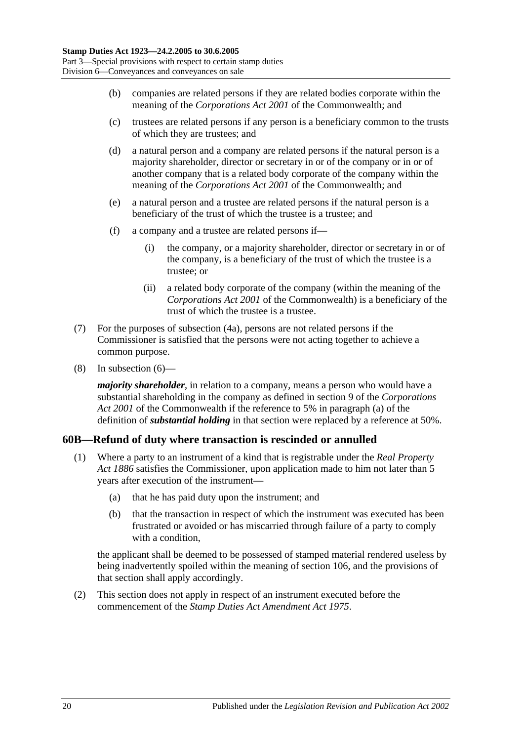(b) companies are related persons if they are related bodies corporate within the meaning of the *Corporations Act 2001* of the Commonwealth; and

(c) trustees are related persons if any person is a beneficiary common to the trusts of which they are trustees; and

(d) a natural person and a company are related persons if the natural person is a majority shareholder, director or secretary in or of the company or in or of another company that is a related body corporate of the company within the meaning of the *Corporations Act 2001* of the Commonwealth; and

(e) a natural person and a trustee are related persons if the natural person is a beneficiary of the trust of which the trustee is a trustee; and

(f) a company and a trustee are related persons if—

(i) the company, or a majority shareholder, director or secretary in or of the company, is a beneficiary of the trust of which the trustee is a trustee; or

(ii) a related body corporate of the company (within the meaning of the *Corporations Act 2001* of the Commonwealth) is a beneficiary of the trust of which the trustee is a trustee.

(7) For the purposes of subsection (4a), persons are not related persons if the Commissioner is satisfied that the persons were not acting together to achieve a common purpose.

(8) In subsection (6)—

***majority shareholder***, in relation to a company, means a person who would have a substantial shareholding in the company as defined in section 9 of the *Corporations Act 2001* of the Commonwealth if the reference to 5% in paragraph (a) of the definition of ***substantial holding*** in that section were replaced by a reference at 50%.

## 60B—Refund of duty where transaction is rescinded or annulled

(1) Where a party to an instrument of a kind that is registrable under the *Real Property Act 1886* satisfies the Commissioner, upon application made to him not later than 5 years after execution of the instrument—

(a) that he has paid duty upon the instrument; and

(b) that the transaction in respect of which the instrument was executed has been frustrated or avoided or has miscarried through failure of a party to comply with a condition,

the applicant shall be deemed to be possessed of stamped material rendered useless by being inadvertently spoiled within the meaning of section 106, and the provisions of that section shall apply accordingly.

(2) This section does not apply in respect of an instrument executed before the commencement of the *Stamp Duties Act Amendment Act 1975*.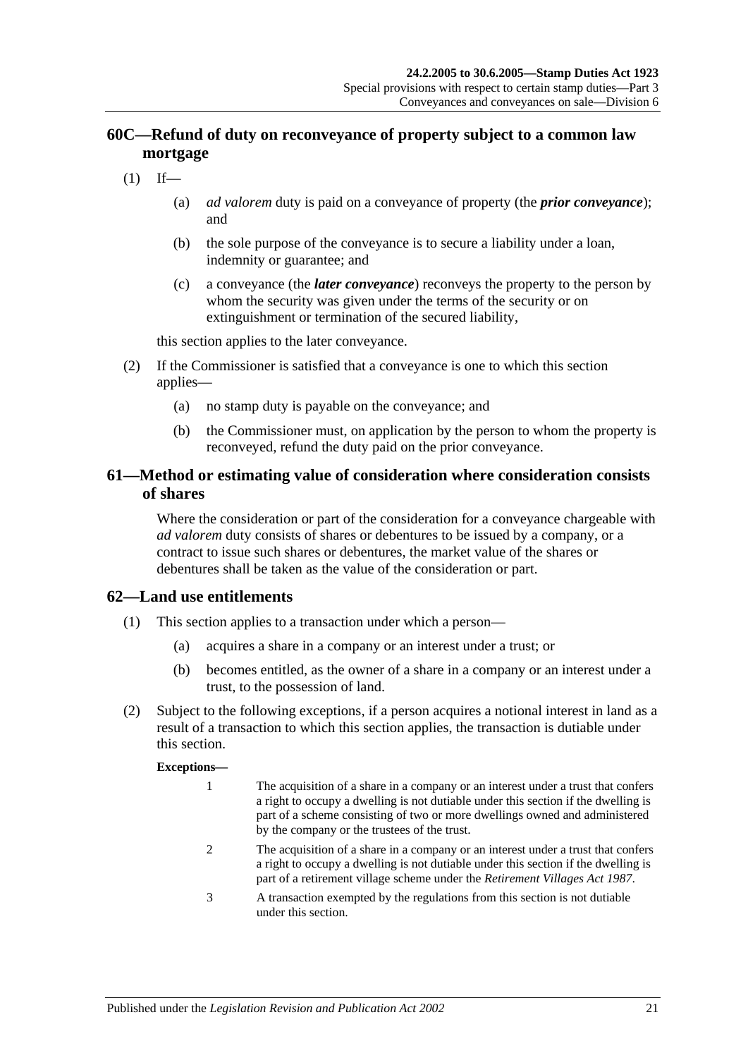## 60C—Refund of duty on reconveyance of property subject to a common law mortgage

(1) If—

(a) *ad valorem* duty is paid on a conveyance of property (the ***prior conveyance***); and

(b) the sole purpose of the conveyance is to secure a liability under a loan, indemnity or guarantee; and

(c) a conveyance (the ***later conveyance***) reconveys the property to the person by whom the security was given under the terms of the security or on extinguishment or termination of the secured liability,

this section applies to the later conveyance.

(2) If the Commissioner is satisfied that a conveyance is one to which this section applies—

(a) no stamp duty is payable on the conveyance; and

(b) the Commissioner must, on application by the person to whom the property is reconveyed, refund the duty paid on the prior conveyance.

## 61—Method or estimating value of consideration where consideration consists of shares

Where the consideration or part of the consideration for a conveyance chargeable with *ad valorem* duty consists of shares or debentures to be issued by a company, or a contract to issue such shares or debentures, the market value of the shares or debentures shall be taken as the value of the consideration or part.

## 62—Land use entitlements

(1) This section applies to a transaction under which a person—

(a) acquires a share in a company or an interest under a trust; or

(b) becomes entitled, as the owner of a share in a company or an interest under a trust, to the possession of land.

(2) Subject to the following exceptions, if a person acquires a notional interest in land as a result of a transaction to which this section applies, the transaction is dutiable under this section.

**Exceptions—**

1 The acquisition of a share in a company or an interest under a trust that confers a right to occupy a dwelling is not dutiable under this section if the dwelling is part of a scheme consisting of two or more dwellings owned and administered by the company or the trustees of the trust.

2 The acquisition of a share in a company or an interest under a trust that confers a right to occupy a dwelling is not dutiable under this section if the dwelling is part of a retirement village scheme under the *Retirement Villages Act 1987*.

3 A transaction exempted by the regulations from this section is not dutiable under this section.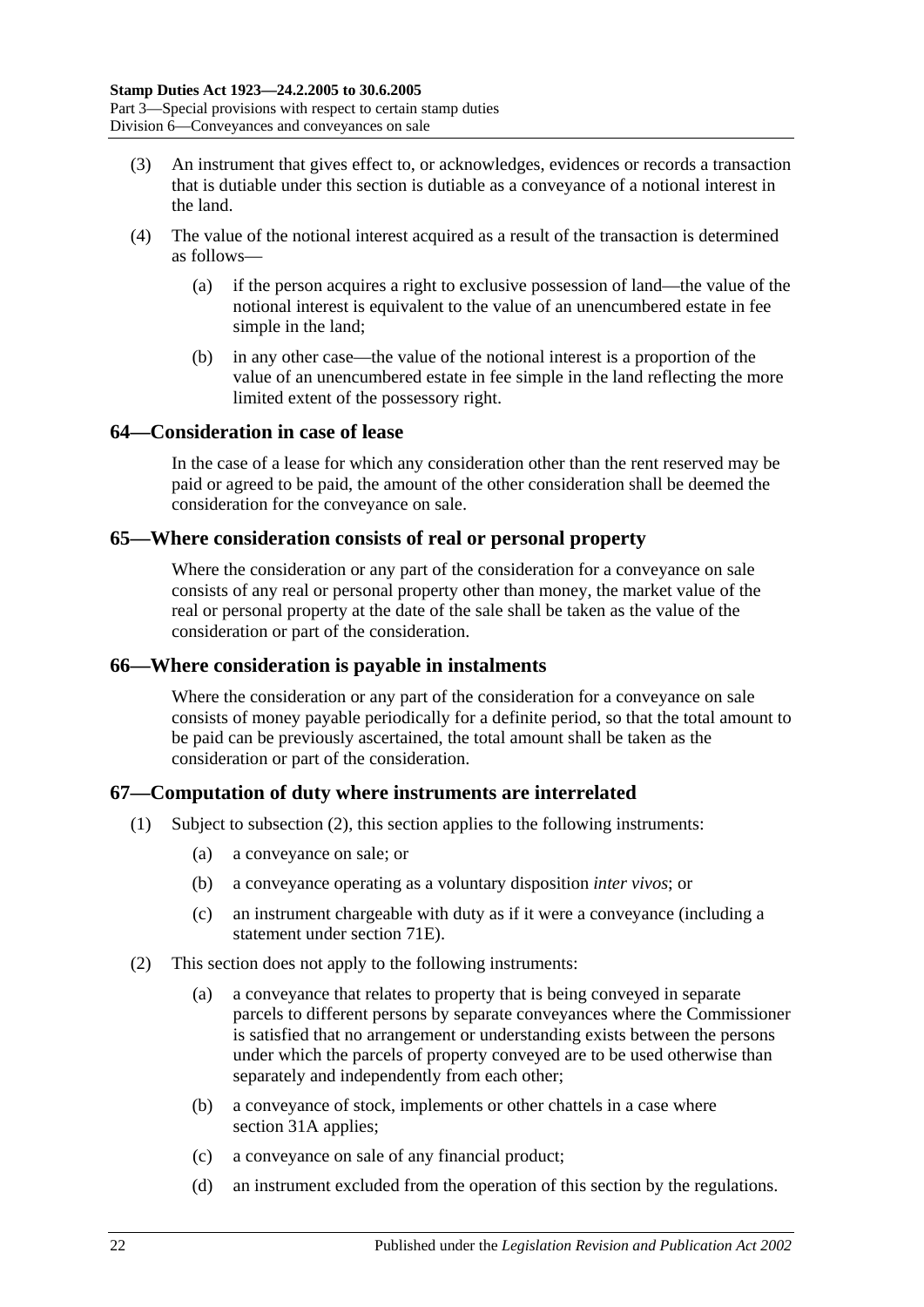(3) An instrument that gives effect to, or acknowledges, evidences or records a transaction that is dutiable under this section is dutiable as a conveyance of a notional interest in the land.

(4) The value of the notional interest acquired as a result of the transaction is determined as follows—

(a) if the person acquires a right to exclusive possession of land—the value of the notional interest is equivalent to the value of an unencumbered estate in fee simple in the land;

(b) in any other case—the value of the notional interest is a proportion of the value of an unencumbered estate in fee simple in the land reflecting the more limited extent of the possessory right.

## 64—Consideration in case of lease

In the case of a lease for which any consideration other than the rent reserved may be paid or agreed to be paid, the amount of the other consideration shall be deemed the consideration for the conveyance on sale.

## 65—Where consideration consists of real or personal property

Where the consideration or any part of the consideration for a conveyance on sale consists of any real or personal property other than money, the market value of the real or personal property at the date of the sale shall be taken as the value of the consideration or part of the consideration.

## 66—Where consideration is payable in instalments

Where the consideration or any part of the consideration for a conveyance on sale consists of money payable periodically for a definite period, so that the total amount to be paid can be previously ascertained, the total amount shall be taken as the consideration or part of the consideration.

## 67—Computation of duty where instruments are interrelated

(1) Subject to subsection (2), this section applies to the following instruments:

(a) a conveyance on sale; or

(b) a conveyance operating as a voluntary disposition *inter vivos*; or

(c) an instrument chargeable with duty as if it were a conveyance (including a statement under section 71E).

(2) This section does not apply to the following instruments:

(a) a conveyance that relates to property that is being conveyed in separate parcels to different persons by separate conveyances where the Commissioner is satisfied that no arrangement or understanding exists between the persons under which the parcels of property conveyed are to be used otherwise than separately and independently from each other;

(b) a conveyance of stock, implements or other chattels in a case where section 31A applies;

(c) a conveyance on sale of any financial product;

(d) an instrument excluded from the operation of this section by the regulations.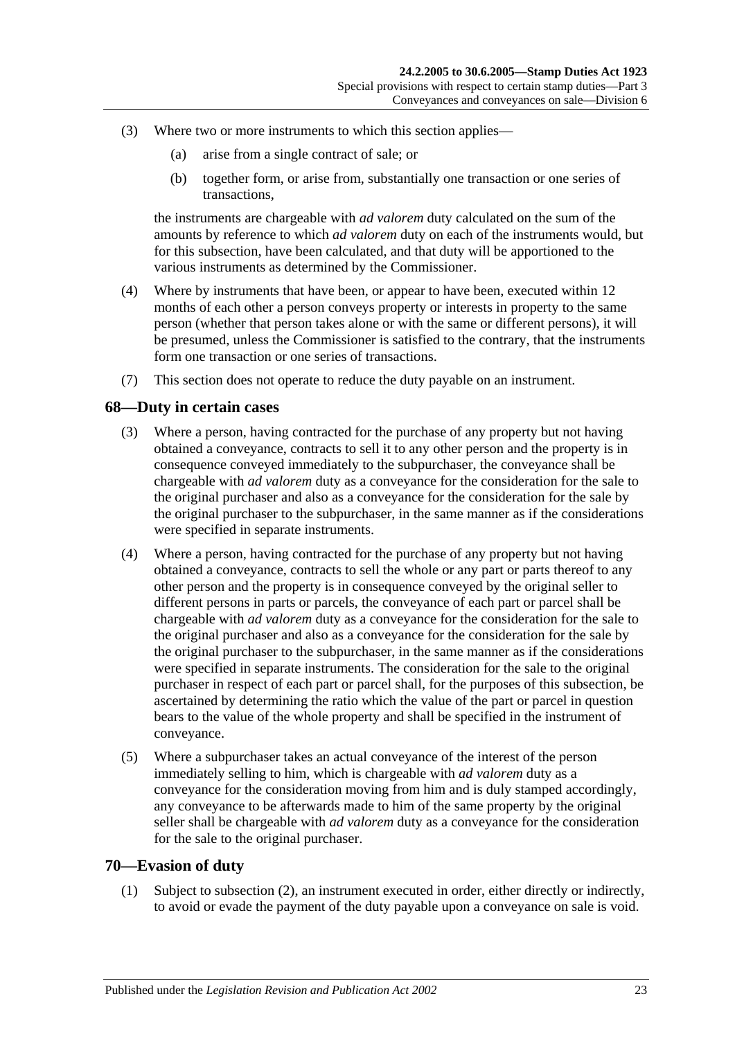(3) Where two or more instruments to which this section applies—

(a) arise from a single contract of sale; or

(b) together form, or arise from, substantially one transaction or one series of transactions,

the instruments are chargeable with *ad valorem* duty calculated on the sum of the amounts by reference to which *ad valorem* duty on each of the instruments would, but for this subsection, have been calculated, and that duty will be apportioned to the various instruments as determined by the Commissioner.

(4) Where by instruments that have been, or appear to have been, executed within 12 months of each other a person conveys property or interests in property to the same person (whether that person takes alone or with the same or different persons), it will be presumed, unless the Commissioner is satisfied to the contrary, that the instruments form one transaction or one series of transactions.

(7) This section does not operate to reduce the duty payable on an instrument.

## 68—Duty in certain cases

(3) Where a person, having contracted for the purchase of any property but not having obtained a conveyance, contracts to sell it to any other person and the property is in consequence conveyed immediately to the subpurchaser, the conveyance shall be chargeable with *ad valorem* duty as a conveyance for the consideration for the sale to the original purchaser and also as a conveyance for the consideration for the sale by the original purchaser to the subpurchaser, in the same manner as if the considerations were specified in separate instruments.

(4) Where a person, having contracted for the purchase of any property but not having obtained a conveyance, contracts to sell the whole or any part or parts thereof to any other person and the property is in consequence conveyed by the original seller to different persons in parts or parcels, the conveyance of each part or parcel shall be chargeable with *ad valorem* duty as a conveyance for the consideration for the sale to the original purchaser and also as a conveyance for the consideration for the sale by the original purchaser to the subpurchaser, in the same manner as if the considerations were specified in separate instruments. The consideration for the sale to the original purchaser in respect of each part or parcel shall, for the purposes of this subsection, be ascertained by determining the ratio which the value of the part or parcel in question bears to the value of the whole property and shall be specified in the instrument of conveyance.

(5) Where a subpurchaser takes an actual conveyance of the interest of the person immediately selling to him, which is chargeable with *ad valorem* duty as a conveyance for the consideration moving from him and is duly stamped accordingly, any conveyance to be afterwards made to him of the same property by the original seller shall be chargeable with *ad valorem* duty as a conveyance for the consideration for the sale to the original purchaser.

## 70—Evasion of duty

(1) Subject to subsection (2), an instrument executed in order, either directly or indirectly, to avoid or evade the payment of the duty payable upon a conveyance on sale is void.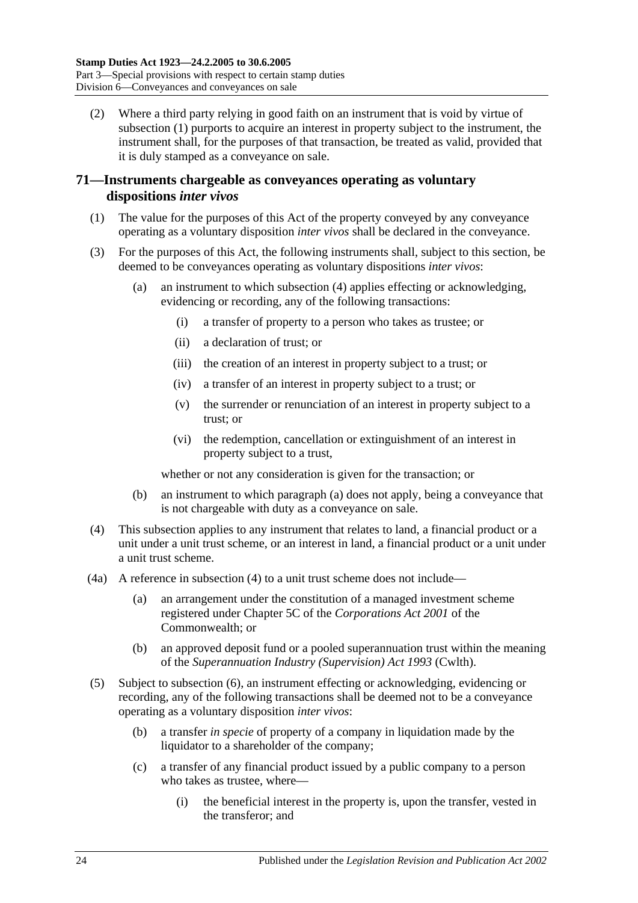(2) Where a third party relying in good faith on an instrument that is void by virtue of subsection (1) purports to acquire an interest in property subject to the instrument, the instrument shall, for the purposes of that transaction, be treated as valid, provided that it is duly stamped as a conveyance on sale.

## 71—Instruments chargeable as conveyances operating as voluntary dispositions *inter vivos*

(1) The value for the purposes of this Act of the property conveyed by any conveyance operating as a voluntary disposition *inter vivos* shall be declared in the conveyance.

(3) For the purposes of this Act, the following instruments shall, subject to this section, be deemed to be conveyances operating as voluntary dispositions *inter vivos*:

(a) an instrument to which subsection (4) applies effecting or acknowledging, evidencing or recording, any of the following transactions:

(i) a transfer of property to a person who takes as trustee; or

(ii) a declaration of trust; or

(iii) the creation of an interest in property subject to a trust; or

(iv) a transfer of an interest in property subject to a trust; or

(v) the surrender or renunciation of an interest in property subject to a trust; or

(vi) the redemption, cancellation or extinguishment of an interest in property subject to a trust,

whether or not any consideration is given for the transaction; or

(b) an instrument to which paragraph (a) does not apply, being a conveyance that is not chargeable with duty as a conveyance on sale.

(4) This subsection applies to any instrument that relates to land, a financial product or a unit under a unit trust scheme, or an interest in land, a financial product or a unit under a unit trust scheme.

(4a) A reference in subsection (4) to a unit trust scheme does not include—

(a) an arrangement under the constitution of a managed investment scheme registered under Chapter 5C of the *Corporations Act 2001* of the Commonwealth; or

(b) an approved deposit fund or a pooled superannuation trust within the meaning of the *Superannuation Industry (Supervision) Act 1993* (Cwlth).

(5) Subject to subsection (6), an instrument effecting or acknowledging, evidencing or recording, any of the following transactions shall be deemed not to be a conveyance operating as a voluntary disposition *inter vivos*:

(b) a transfer *in specie* of property of a company in liquidation made by the liquidator to a shareholder of the company;

(c) a transfer of any financial product issued by a public company to a person who takes as trustee, where—

(i) the beneficial interest in the property is, upon the transfer, vested in the transferor; and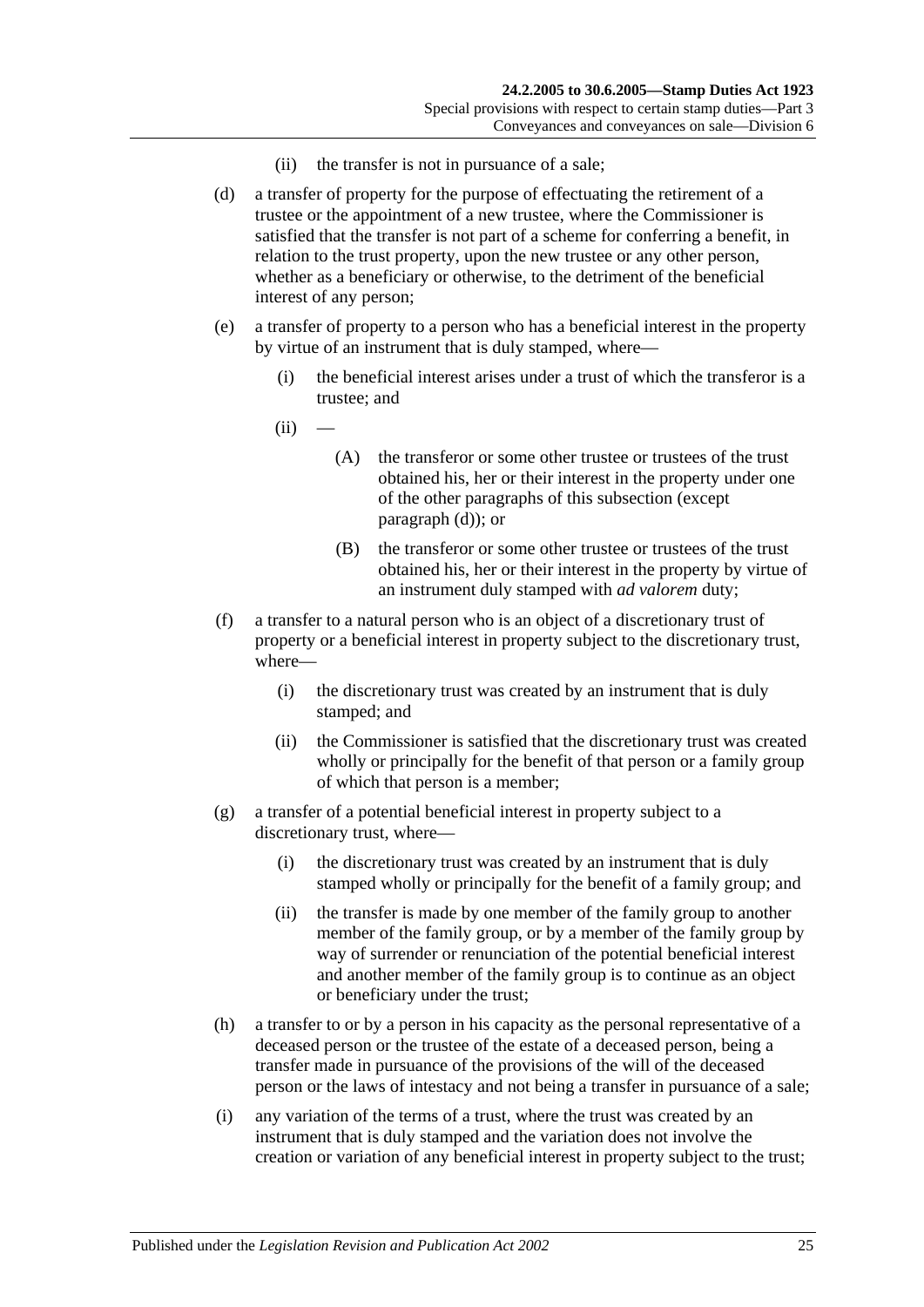(ii) the transfer is not in pursuance of a sale;

(d) a transfer of property for the purpose of effectuating the retirement of a trustee or the appointment of a new trustee, where the Commissioner is satisfied that the transfer is not part of a scheme for conferring a benefit, in relation to the trust property, upon the new trustee or any other person, whether as a beneficiary or otherwise, to the detriment of the beneficial interest of any person;

(e) a transfer of property to a person who has a beneficial interest in the property by virtue of an instrument that is duly stamped, where—

(i) the beneficial interest arises under a trust of which the transferor is a trustee; and

(ii) —

(A) the transferor or some other trustee or trustees of the trust obtained his, her or their interest in the property under one of the other paragraphs of this subsection (except paragraph (d)); or

(B) the transferor or some other trustee or trustees of the trust obtained his, her or their interest in the property by virtue of an instrument duly stamped with *ad valorem* duty;

(f) a transfer to a natural person who is an object of a discretionary trust of property or a beneficial interest in property subject to the discretionary trust, where—

(i) the discretionary trust was created by an instrument that is duly stamped; and

(ii) the Commissioner is satisfied that the discretionary trust was created wholly or principally for the benefit of that person or a family group of which that person is a member;

(g) a transfer of a potential beneficial interest in property subject to a discretionary trust, where—

(i) the discretionary trust was created by an instrument that is duly stamped wholly or principally for the benefit of a family group; and

(ii) the transfer is made by one member of the family group to another member of the family group, or by a member of the family group by way of surrender or renunciation of the potential beneficial interest and another member of the family group is to continue as an object or beneficiary under the trust;

(h) a transfer to or by a person in his capacity as the personal representative of a deceased person or the trustee of the estate of a deceased person, being a transfer made in pursuance of the provisions of the will of the deceased person or the laws of intestacy and not being a transfer in pursuance of a sale;

(i) any variation of the terms of a trust, where the trust was created by an instrument that is duly stamped and the variation does not involve the creation or variation of any beneficial interest in property subject to the trust;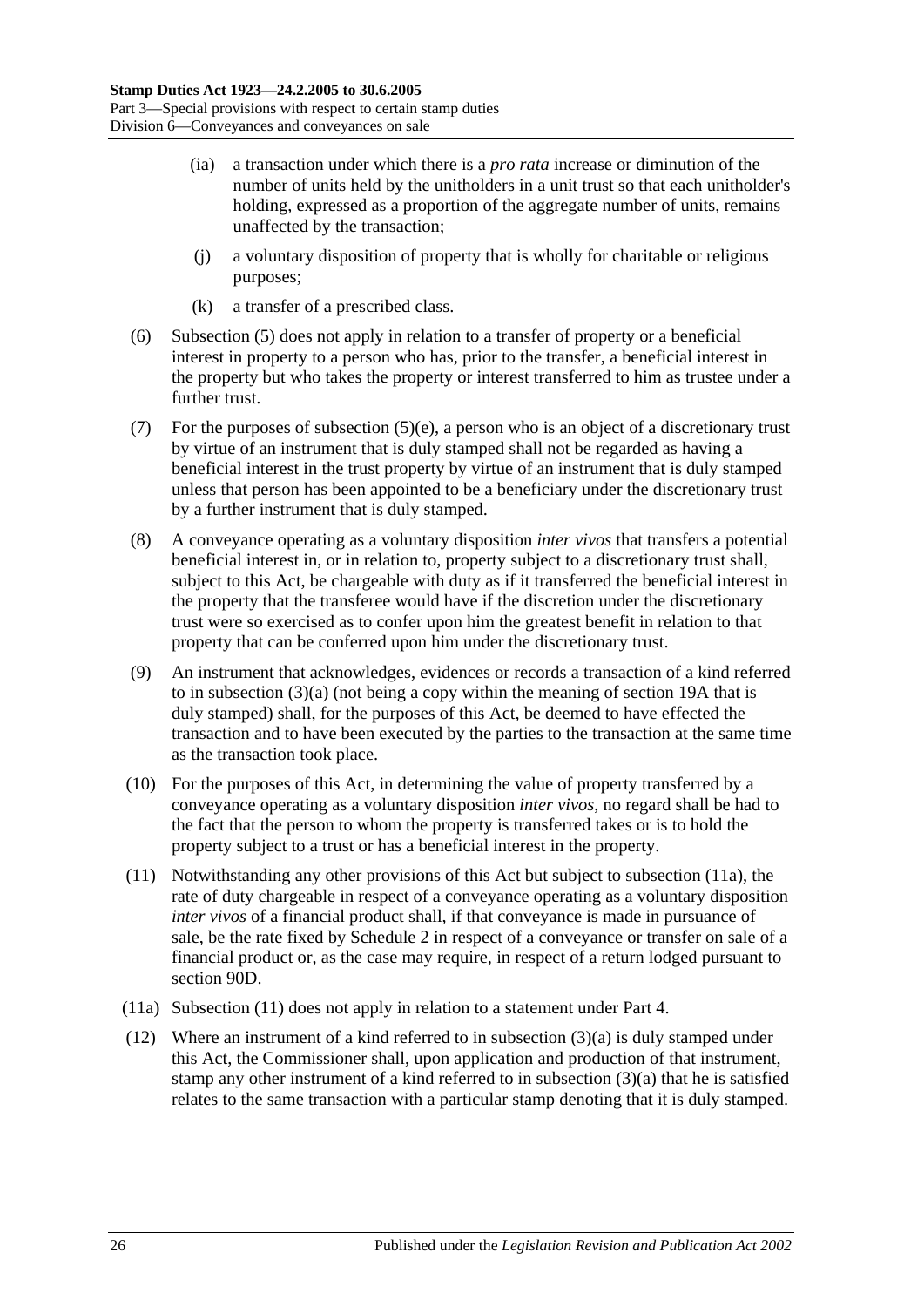(ia) a transaction under which there is a *pro rata* increase or diminution of the number of units held by the unitholders in a unit trust so that each unitholder's holding, expressed as a proportion of the aggregate number of units, remains unaffected by the transaction;

(j) a voluntary disposition of property that is wholly for charitable or religious purposes;

(k) a transfer of a prescribed class.

(6) Subsection (5) does not apply in relation to a transfer of property or a beneficial interest in property to a person who has, prior to the transfer, a beneficial interest in the property but who takes the property or interest transferred to him as trustee under a further trust.

(7) For the purposes of subsection (5)(e), a person who is an object of a discretionary trust by virtue of an instrument that is duly stamped shall not be regarded as having a beneficial interest in the trust property by virtue of an instrument that is duly stamped unless that person has been appointed to be a beneficiary under the discretionary trust by a further instrument that is duly stamped.

(8) A conveyance operating as a voluntary disposition *inter vivos* that transfers a potential beneficial interest in, or in relation to, property subject to a discretionary trust shall, subject to this Act, be chargeable with duty as if it transferred the beneficial interest in the property that the transferee would have if the discretion under the discretionary trust were so exercised as to confer upon him the greatest benefit in relation to that property that can be conferred upon him under the discretionary trust.

(9) An instrument that acknowledges, evidences or records a transaction of a kind referred to in subsection (3)(a) (not being a copy within the meaning of section 19A that is duly stamped) shall, for the purposes of this Act, be deemed to have effected the transaction and to have been executed by the parties to the transaction at the same time as the transaction took place.

(10) For the purposes of this Act, in determining the value of property transferred by a conveyance operating as a voluntary disposition *inter vivos*, no regard shall be had to the fact that the person to whom the property is transferred takes or is to hold the property subject to a trust or has a beneficial interest in the property.

(11) Notwithstanding any other provisions of this Act but subject to subsection (11a), the rate of duty chargeable in respect of a conveyance operating as a voluntary disposition *inter vivos* of a financial product shall, if that conveyance is made in pursuance of sale, be the rate fixed by Schedule 2 in respect of a conveyance or transfer on sale of a financial product or, as the case may require, in respect of a return lodged pursuant to section 90D.

(11a) Subsection (11) does not apply in relation to a statement under Part 4.

(12) Where an instrument of a kind referred to in subsection (3)(a) is duly stamped under this Act, the Commissioner shall, upon application and production of that instrument, stamp any other instrument of a kind referred to in subsection (3)(a) that he is satisfied relates to the same transaction with a particular stamp denoting that it is duly stamped.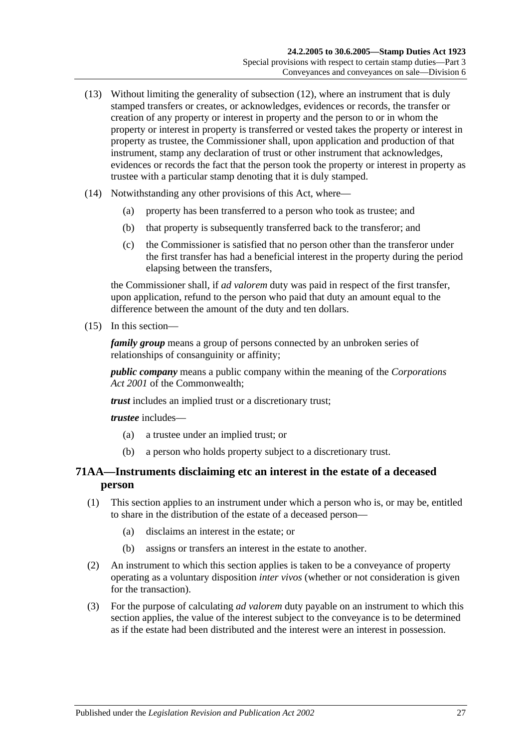(13) Without limiting the generality of subsection (12), where an instrument that is duly stamped transfers or creates, or acknowledges, evidences or records, the transfer or creation of any property or interest in property and the person to or in whom the property or interest in property is transferred or vested takes the property or interest in property as trustee, the Commissioner shall, upon application and production of that instrument, stamp any declaration of trust or other instrument that acknowledges, evidences or records the fact that the person took the property or interest in property as trustee with a particular stamp denoting that it is duly stamped.

(14) Notwithstanding any other provisions of this Act, where—

(a) property has been transferred to a person who took as trustee; and

(b) that property is subsequently transferred back to the transferor; and

(c) the Commissioner is satisfied that no person other than the transferor under the first transfer has had a beneficial interest in the property during the period elapsing between the transfers,

the Commissioner shall, if *ad valorem* duty was paid in respect of the first transfer, upon application, refund to the person who paid that duty an amount equal to the difference between the amount of the duty and ten dollars.

(15) In this section—

***family group*** means a group of persons connected by an unbroken series of relationships of consanguinity or affinity;

***public company*** means a public company within the meaning of the *Corporations Act 2001* of the Commonwealth;

***trust*** includes an implied trust or a discretionary trust;

***trustee*** includes—

(a) a trustee under an implied trust; or

(b) a person who holds property subject to a discretionary trust.

## 71AA—Instruments disclaiming etc an interest in the estate of a deceased person

(1) This section applies to an instrument under which a person who is, or may be, entitled to share in the distribution of the estate of a deceased person—

(a) disclaims an interest in the estate; or

(b) assigns or transfers an interest in the estate to another.

(2) An instrument to which this section applies is taken to be a conveyance of property operating as a voluntary disposition *inter vivos* (whether or not consideration is given for the transaction).

(3) For the purpose of calculating *ad valorem* duty payable on an instrument to which this section applies, the value of the interest subject to the conveyance is to be determined as if the estate had been distributed and the interest were an interest in possession.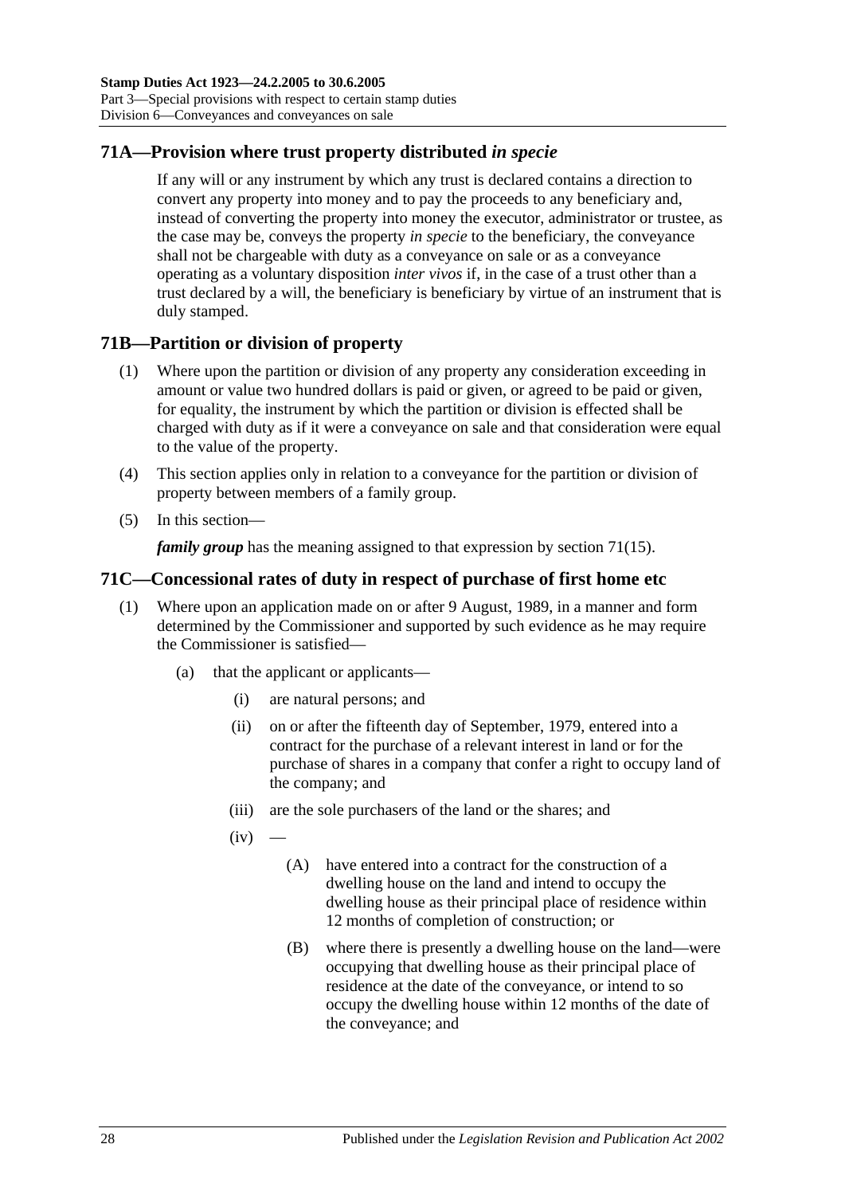## 71A—Provision where trust property distributed *in specie*

If any will or any instrument by which any trust is declared contains a direction to convert any property into money and to pay the proceeds to any beneficiary and, instead of converting the property into money the executor, administrator or trustee, as the case may be, conveys the property *in specie* to the beneficiary, the conveyance shall not be chargeable with duty as a conveyance on sale or as a conveyance operating as a voluntary disposition *inter vivos* if, in the case of a trust other than a trust declared by a will, the beneficiary is beneficiary by virtue of an instrument that is duly stamped.

## 71B—Partition or division of property

(1) Where upon the partition or division of any property any consideration exceeding in amount or value two hundred dollars is paid or given, or agreed to be paid or given, for equality, the instrument by which the partition or division is effected shall be charged with duty as if it were a conveyance on sale and that consideration were equal to the value of the property.

(4) This section applies only in relation to a conveyance for the partition or division of property between members of a family group.

(5) In this section—

***family group*** has the meaning assigned to that expression by section 71(15).

## 71C—Concessional rates of duty in respect of purchase of first home etc

(1) Where upon an application made on or after 9 August, 1989, in a manner and form determined by the Commissioner and supported by such evidence as he may require the Commissioner is satisfied—

- (a) that the applicant or applicants—
  - (i) are natural persons; and
  - (ii) on or after the fifteenth day of September, 1979, entered into a contract for the purchase of a relevant interest in land or for the purchase of shares in a company that confer a right to occupy land of the company; and
  - (iii) are the sole purchasers of the land or the shares; and
  - (iv) —
    - (A) have entered into a contract for the construction of a dwelling house on the land and intend to occupy the dwelling house as their principal place of residence within 12 months of completion of construction; or
    - (B) where there is presently a dwelling house on the land—were occupying that dwelling house as their principal place of residence at the date of the conveyance, or intend to so occupy the dwelling house within 12 months of the date of the conveyance; and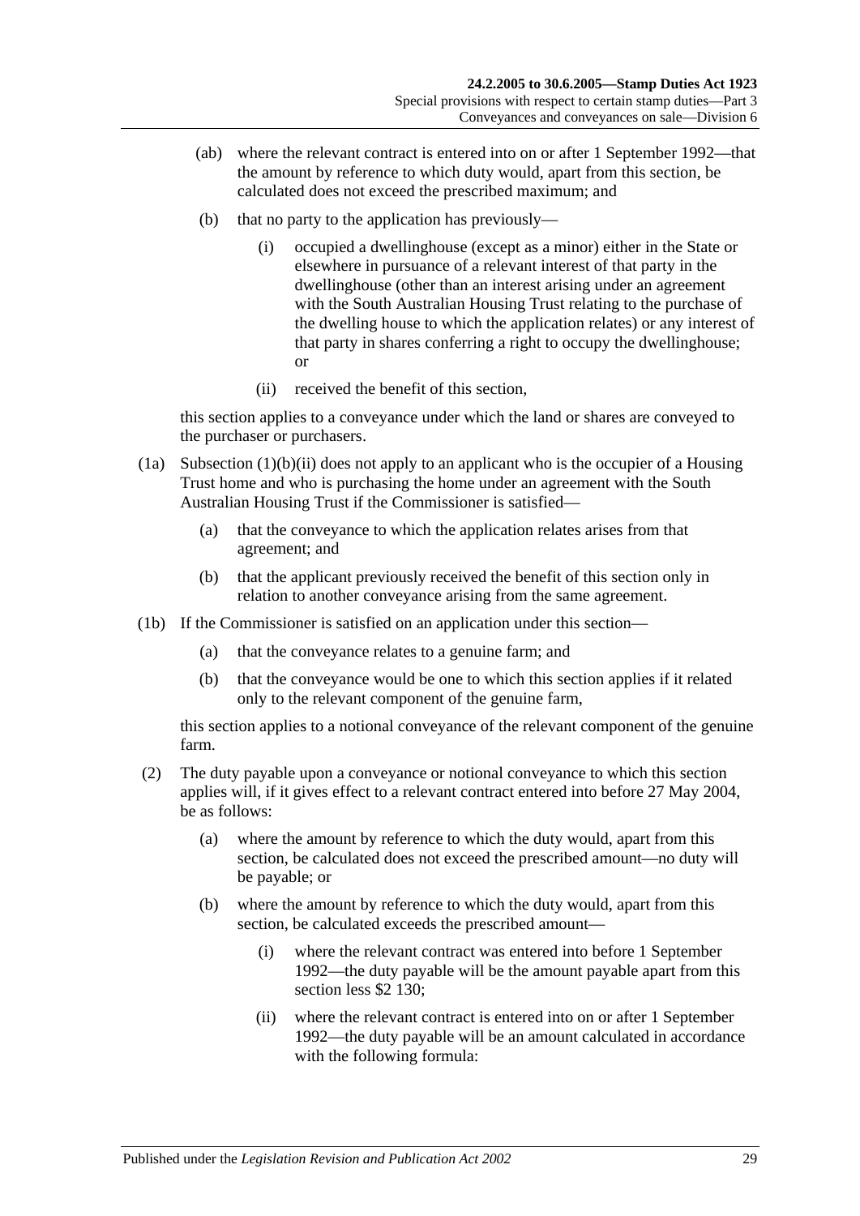(ab) where the relevant contract is entered into on or after 1 September 1992—that the amount by reference to which duty would, apart from this section, be calculated does not exceed the prescribed maximum; and

(b) that no party to the application has previously—

(i) occupied a dwellinghouse (except as a minor) either in the State or elsewhere in pursuance of a relevant interest of that party in the dwellinghouse (other than an interest arising under an agreement with the South Australian Housing Trust relating to the purchase of the dwelling house to which the application relates) or any interest of that party in shares conferring a right to occupy the dwellinghouse; or

(ii) received the benefit of this section,

this section applies to a conveyance under which the land or shares are conveyed to the purchaser or purchasers.

(1a) Subsection (1)(b)(ii) does not apply to an applicant who is the occupier of a Housing Trust home and who is purchasing the home under an agreement with the South Australian Housing Trust if the Commissioner is satisfied—

(a) that the conveyance to which the application relates arises from that agreement; and

(b) that the applicant previously received the benefit of this section only in relation to another conveyance arising from the same agreement.

(1b) If the Commissioner is satisfied on an application under this section—

(a) that the conveyance relates to a genuine farm; and

(b) that the conveyance would be one to which this section applies if it related only to the relevant component of the genuine farm,

this section applies to a notional conveyance of the relevant component of the genuine farm.

(2) The duty payable upon a conveyance or notional conveyance to which this section applies will, if it gives effect to a relevant contract entered into before 27 May 2004, be as follows:

(a) where the amount by reference to which the duty would, apart from this section, be calculated does not exceed the prescribed amount—no duty will be payable; or

(b) where the amount by reference to which the duty would, apart from this section, be calculated exceeds the prescribed amount—

(i) where the relevant contract was entered into before 1 September 1992—the duty payable will be the amount payable apart from this section less $2 130;

(ii) where the relevant contract is entered into on or after 1 September 1992—the duty payable will be an amount calculated in accordance with the following formula: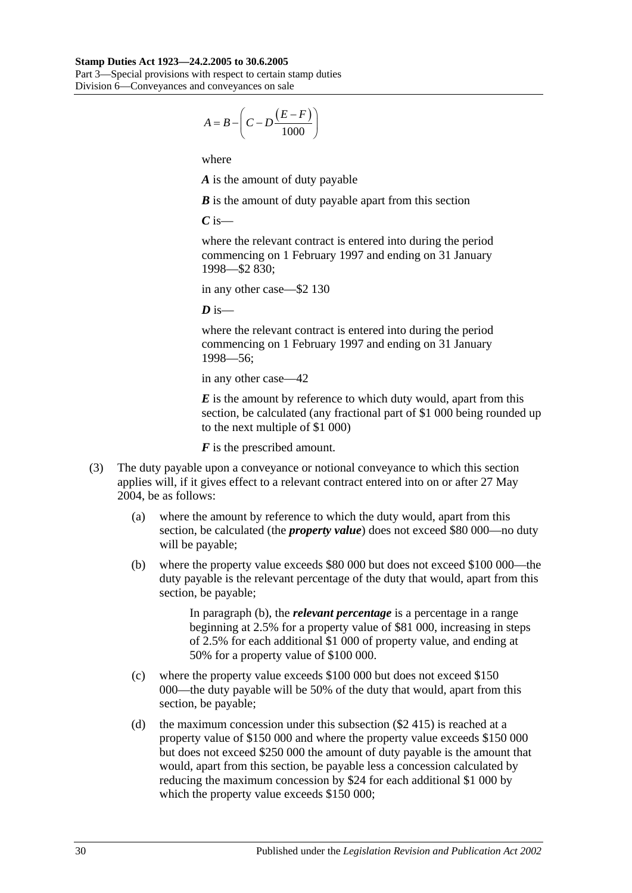$$A = B - \left( C - D\frac{(E - F)}{1000} \right)$$

where

***A*** is the amount of duty payable

***B*** is the amount of duty payable apart from this section

***C*** is—

where the relevant contract is entered into during the period commencing on 1 February 1997 and ending on 31 January 1998—$2 830;

in any other case—$2 130

***D*** is—

where the relevant contract is entered into during the period commencing on 1 February 1997 and ending on 31 January 1998—56;

in any other case—42

***E*** is the amount by reference to which duty would, apart from this section, be calculated (any fractional part of $1 000 being rounded up to the next multiple of $1 000)

***F*** is the prescribed amount.

(3) The duty payable upon a conveyance or notional conveyance to which this section applies will, if it gives effect to a relevant contract entered into on or after 27 May 2004, be as follows:

(a) where the amount by reference to which the duty would, apart from this section, be calculated (the ***property value***) does not exceed $80 000—no duty will be payable;

(b) where the property value exceeds $80 000 but does not exceed $100 000—the duty payable is the relevant percentage of the duty that would, apart from this section, be payable;

In paragraph (b), the ***relevant percentage*** is a percentage in a range beginning at 2.5% for a property value of $81 000, increasing in steps of 2.5% for each additional $1 000 of property value, and ending at 50% for a property value of $100 000.

(c) where the property value exceeds $100 000 but does not exceed $150 000—the duty payable will be 50% of the duty that would, apart from this section, be payable;

(d) the maximum concession under this subsection ($2 415) is reached at a property value of $150 000 and where the property value exceeds $150 000 but does not exceed $250 000 the amount of duty payable is the amount that would, apart from this section, be payable less a concession calculated by reducing the maximum concession by $24 for each additional $1 000 by which the property value exceeds $150 000;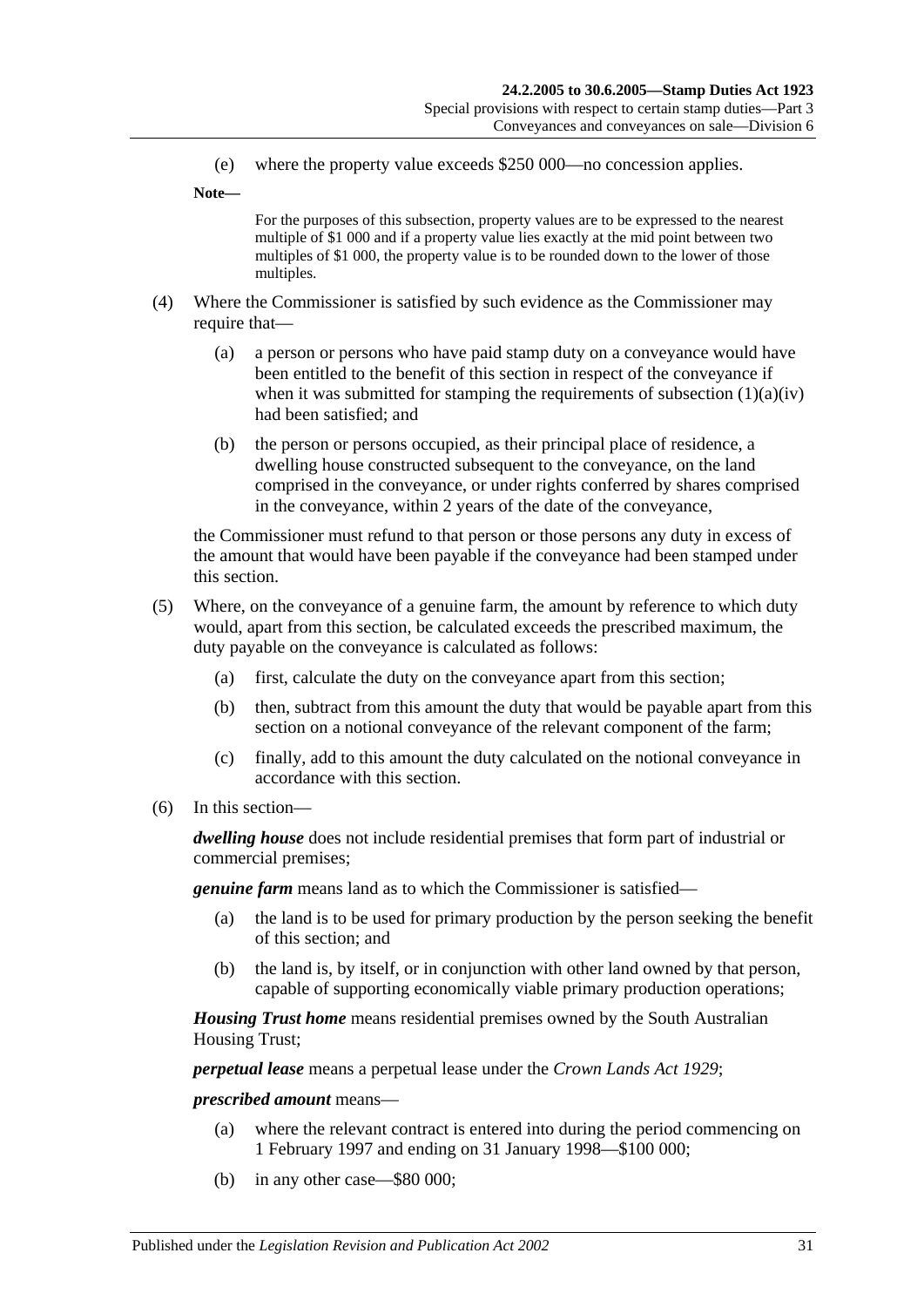(e) where the property value exceeds $250 000—no concession applies.

**Note—**

For the purposes of this subsection, property values are to be expressed to the nearest multiple of $1 000 and if a property value lies exactly at the mid point between two multiples of $1 000, the property value is to be rounded down to the lower of those multiples.

(4) Where the Commissioner is satisfied by such evidence as the Commissioner may require that—

(a) a person or persons who have paid stamp duty on a conveyance would have been entitled to the benefit of this section in respect of the conveyance if when it was submitted for stamping the requirements of subsection (1)(a)(iv) had been satisfied; and

(b) the person or persons occupied, as their principal place of residence, a dwelling house constructed subsequent to the conveyance, on the land comprised in the conveyance, or under rights conferred by shares comprised in the conveyance, within 2 years of the date of the conveyance,

the Commissioner must refund to that person or those persons any duty in excess of the amount that would have been payable if the conveyance had been stamped under this section.

(5) Where, on the conveyance of a genuine farm, the amount by reference to which duty would, apart from this section, be calculated exceeds the prescribed maximum, the duty payable on the conveyance is calculated as follows:

(a) first, calculate the duty on the conveyance apart from this section;

(b) then, subtract from this amount the duty that would be payable apart from this section on a notional conveyance of the relevant component of the farm;

(c) finally, add to this amount the duty calculated on the notional conveyance in accordance with this section.

(6) In this section—

***dwelling house*** does not include residential premises that form part of industrial or commercial premises;

***genuine farm*** means land as to which the Commissioner is satisfied—

(a) the land is to be used for primary production by the person seeking the benefit of this section; and

(b) the land is, by itself, or in conjunction with other land owned by that person, capable of supporting economically viable primary production operations;

***Housing Trust home*** means residential premises owned by the South Australian Housing Trust;

***perpetual lease*** means a perpetual lease under the *Crown Lands Act 1929*;

***prescribed amount*** means—

(a) where the relevant contract is entered into during the period commencing on 1 February 1997 and ending on 31 January 1998—$100 000;

(b) in any other case—$80 000;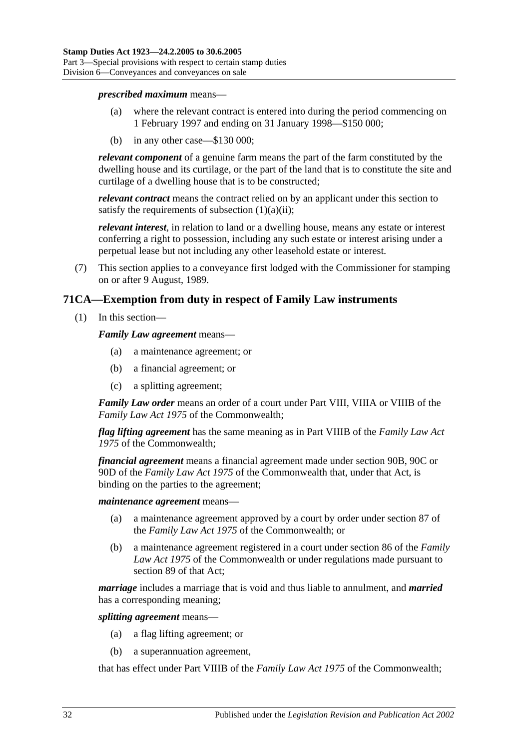***prescribed maximum*** means—

- (a) where the relevant contract is entered into during the period commencing on 1 February 1997 and ending on 31 January 1998—$150 000;
- (b) in any other case—$130 000;

***relevant component*** of a genuine farm means the part of the farm constituted by the dwelling house and its curtilage, or the part of the land that is to constitute the site and curtilage of a dwelling house that is to be constructed;

***relevant contract*** means the contract relied on by an applicant under this section to satisfy the requirements of subsection (1)(a)(ii);

***relevant interest***, in relation to land or a dwelling house, means any estate or interest conferring a right to possession, including any such estate or interest arising under a perpetual lease but not including any other leasehold estate or interest.

(7) This section applies to a conveyance first lodged with the Commissioner for stamping on or after 9 August, 1989.

## 71CA—Exemption from duty in respect of Family Law instruments

(1) In this section—

***Family Law agreement*** means—

- (a) a maintenance agreement; or
- (b) a financial agreement; or
- (c) a splitting agreement;

***Family Law order*** means an order of a court under Part VIII, VIIIA or VIIIB of the *Family Law Act 1975* of the Commonwealth;

***flag lifting agreement*** has the same meaning as in Part VIIIB of the *Family Law Act 1975* of the Commonwealth;

***financial agreement*** means a financial agreement made under section 90B, 90C or 90D of the *Family Law Act 1975* of the Commonwealth that, under that Act, is binding on the parties to the agreement;

***maintenance agreement*** means—

- (a) a maintenance agreement approved by a court by order under section 87 of the *Family Law Act 1975* of the Commonwealth; or
- (b) a maintenance agreement registered in a court under section 86 of the *Family Law Act 1975* of the Commonwealth or under regulations made pursuant to section 89 of that Act;

***marriage*** includes a marriage that is void and thus liable to annulment, and ***married*** has a corresponding meaning;

***splitting agreement*** means—

- (a) a flag lifting agreement; or
- (b) a superannuation agreement,

that has effect under Part VIIIB of the *Family Law Act 1975* of the Commonwealth;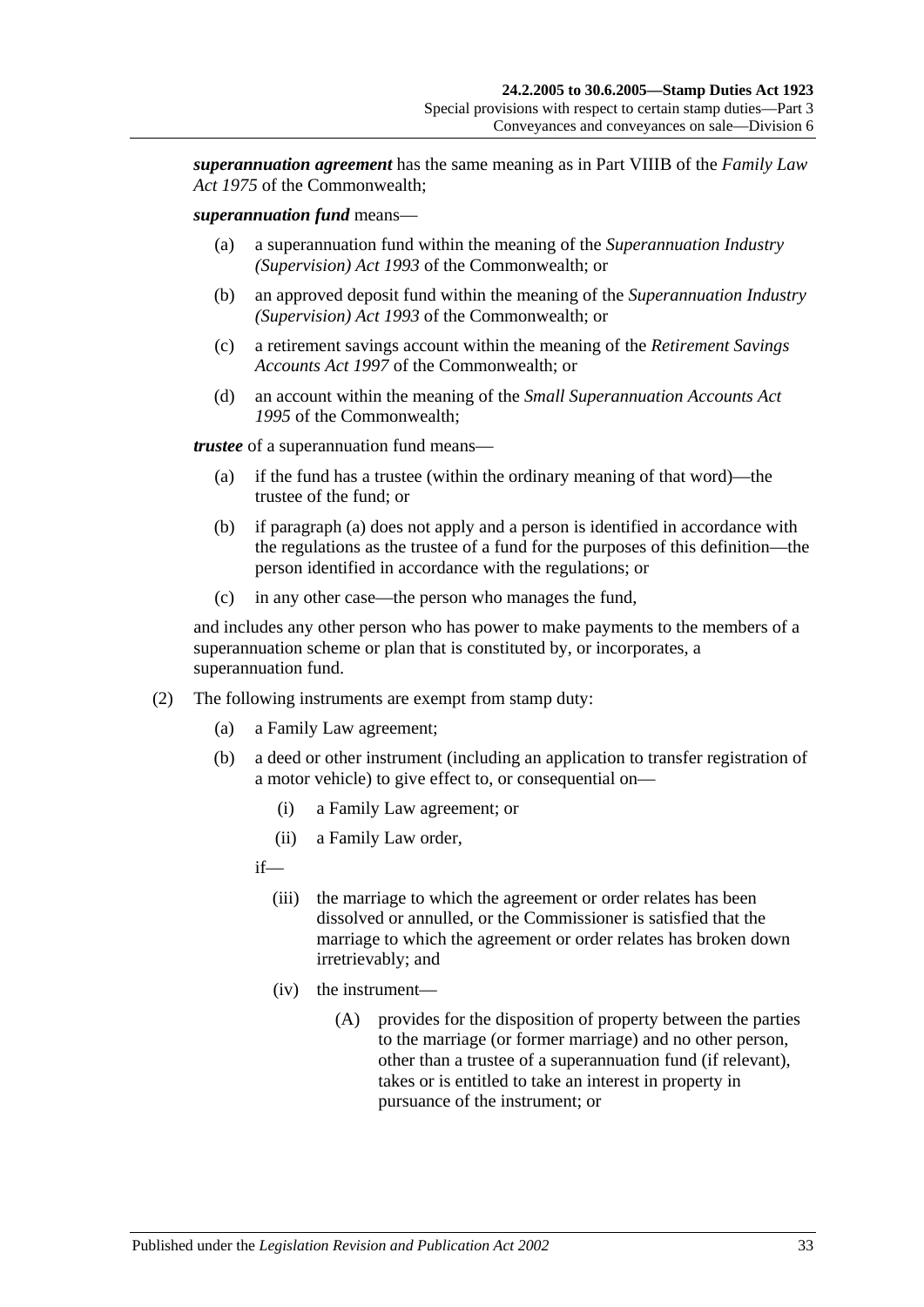***superannuation agreement*** has the same meaning as in Part VIIIB of the *Family Law Act 1975* of the Commonwealth;

***superannuation fund*** means—

(a) a superannuation fund within the meaning of the *Superannuation Industry (Supervision) Act 1993* of the Commonwealth; or

(b) an approved deposit fund within the meaning of the *Superannuation Industry (Supervision) Act 1993* of the Commonwealth; or

(c) a retirement savings account within the meaning of the *Retirement Savings Accounts Act 1997* of the Commonwealth; or

(d) an account within the meaning of the *Small Superannuation Accounts Act 1995* of the Commonwealth;

***trustee*** of a superannuation fund means—

(a) if the fund has a trustee (within the ordinary meaning of that word)—the trustee of the fund; or

(b) if paragraph (a) does not apply and a person is identified in accordance with the regulations as the trustee of a fund for the purposes of this definition—the person identified in accordance with the regulations; or

(c) in any other case—the person who manages the fund,

and includes any other person who has power to make payments to the members of a superannuation scheme or plan that is constituted by, or incorporates, a superannuation fund.

(2) The following instruments are exempt from stamp duty:

(a) a Family Law agreement;

(b) a deed or other instrument (including an application to transfer registration of a motor vehicle) to give effect to, or consequential on—

(i) a Family Law agreement; or

(ii) a Family Law order,

if—

(iii) the marriage to which the agreement or order relates has been dissolved or annulled, or the Commissioner is satisfied that the marriage to which the agreement or order relates has broken down irretrievably; and

(iv) the instrument—

(A) provides for the disposition of property between the parties to the marriage (or former marriage) and no other person, other than a trustee of a superannuation fund (if relevant), takes or is entitled to take an interest in property in pursuance of the instrument; or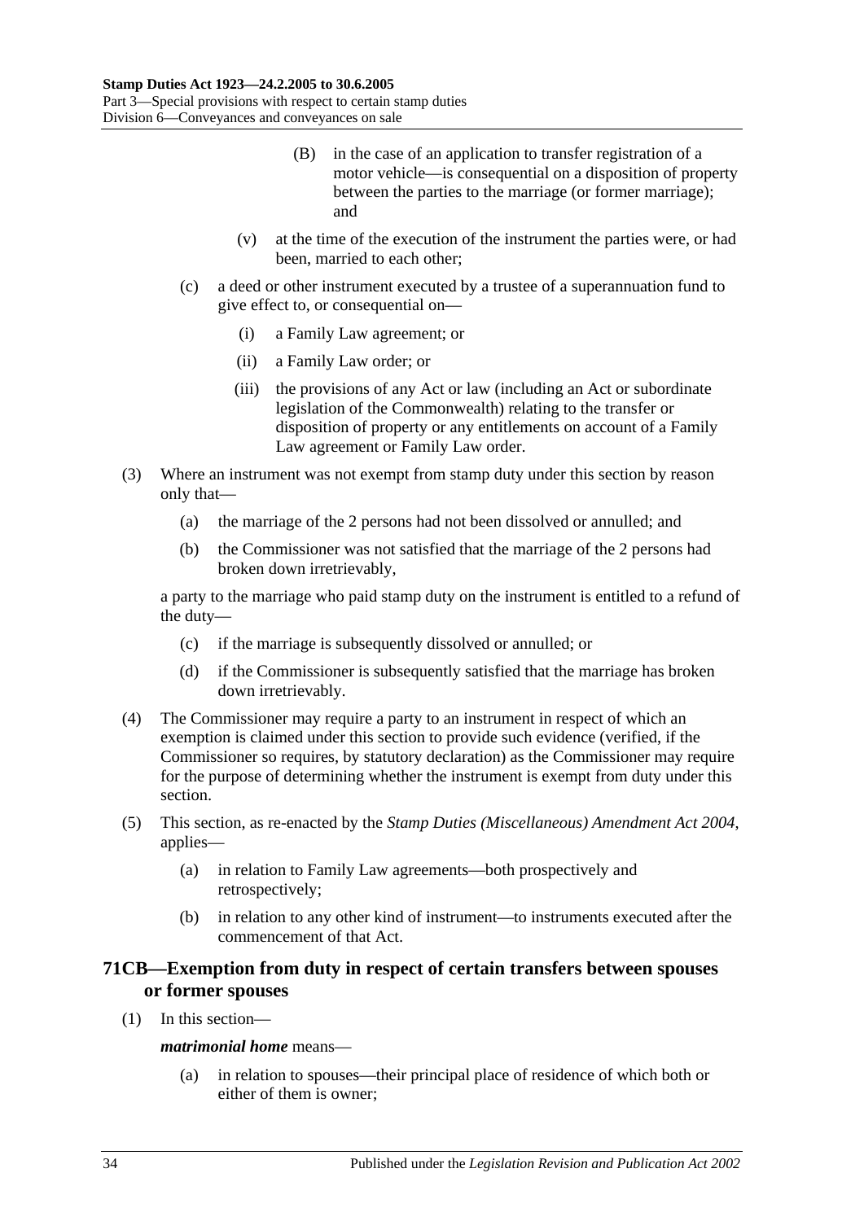(B) in the case of an application to transfer registration of a motor vehicle—is consequential on a disposition of property between the parties to the marriage (or former marriage); and

(v) at the time of the execution of the instrument the parties were, or had been, married to each other;

(c) a deed or other instrument executed by a trustee of a superannuation fund to give effect to, or consequential on—

(i) a Family Law agreement; or

(ii) a Family Law order; or

(iii) the provisions of any Act or law (including an Act or subordinate legislation of the Commonwealth) relating to the transfer or disposition of property or any entitlements on account of a Family Law agreement or Family Law order.

(3) Where an instrument was not exempt from stamp duty under this section by reason only that—

(a) the marriage of the 2 persons had not been dissolved or annulled; and

(b) the Commissioner was not satisfied that the marriage of the 2 persons had broken down irretrievably,

a party to the marriage who paid stamp duty on the instrument is entitled to a refund of the duty—

(c) if the marriage is subsequently dissolved or annulled; or

(d) if the Commissioner is subsequently satisfied that the marriage has broken down irretrievably.

(4) The Commissioner may require a party to an instrument in respect of which an exemption is claimed under this section to provide such evidence (verified, if the Commissioner so requires, by statutory declaration) as the Commissioner may require for the purpose of determining whether the instrument is exempt from duty under this section.

(5) This section, as re-enacted by the *Stamp Duties (Miscellaneous) Amendment Act 2004*, applies—

(a) in relation to Family Law agreements—both prospectively and retrospectively;

(b) in relation to any other kind of instrument—to instruments executed after the commencement of that Act.

## 71CB—Exemption from duty in respect of certain transfers between spouses or former spouses

(1) In this section—

***matrimonial home*** means—

(a) in relation to spouses—their principal place of residence of which both or either of them is owner;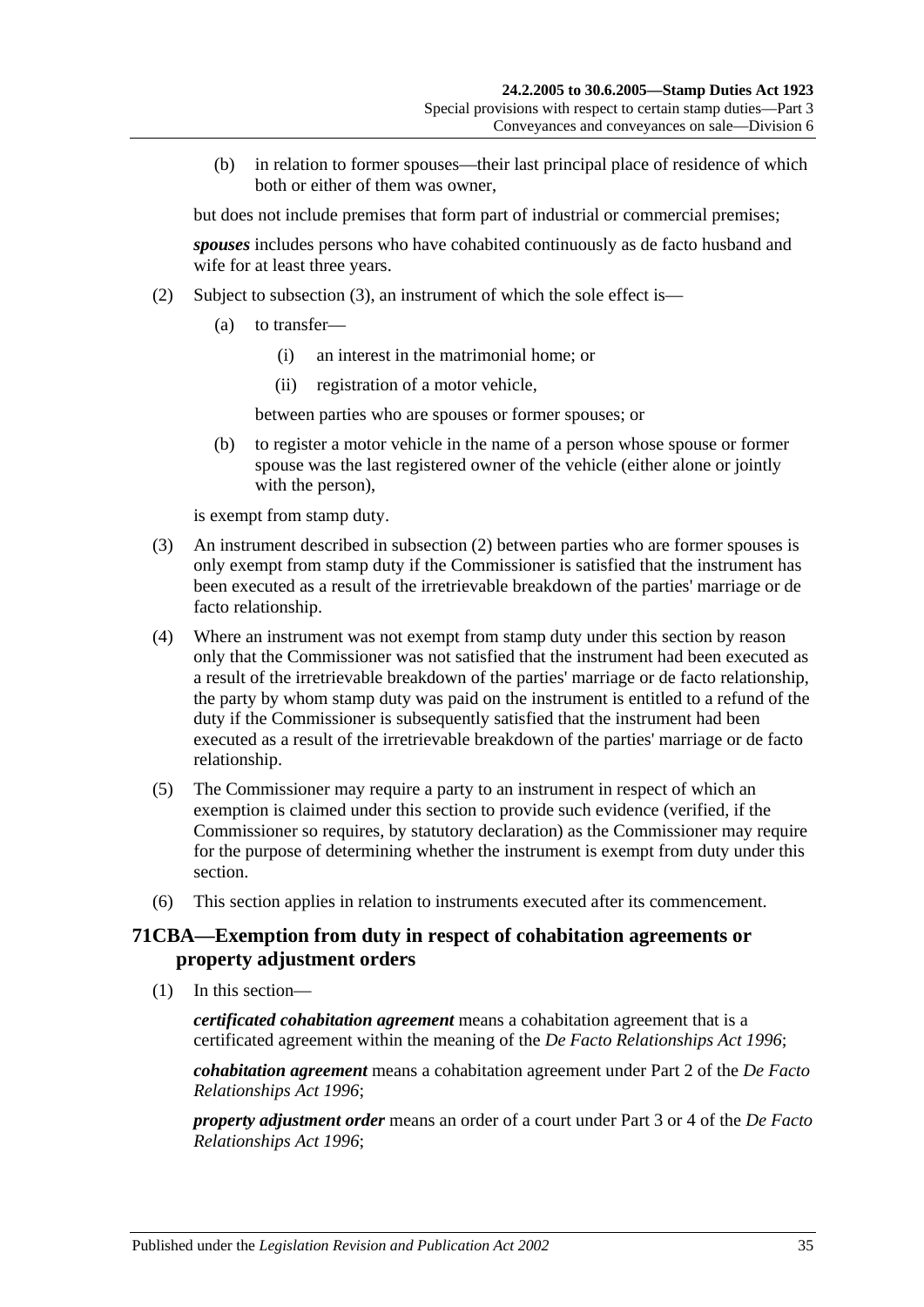(b) in relation to former spouses—their last principal place of residence of which both or either of them was owner,

but does not include premises that form part of industrial or commercial premises;

***spouses*** includes persons who have cohabited continuously as de facto husband and wife for at least three years.

(2) Subject to subsection (3), an instrument of which the sole effect is—

(a) to transfer—

(i) an interest in the matrimonial home; or

(ii) registration of a motor vehicle,

between parties who are spouses or former spouses; or

(b) to register a motor vehicle in the name of a person whose spouse or former spouse was the last registered owner of the vehicle (either alone or jointly with the person),

is exempt from stamp duty.

(3) An instrument described in subsection (2) between parties who are former spouses is only exempt from stamp duty if the Commissioner is satisfied that the instrument has been executed as a result of the irretrievable breakdown of the parties' marriage or de facto relationship.

(4) Where an instrument was not exempt from stamp duty under this section by reason only that the Commissioner was not satisfied that the instrument had been executed as a result of the irretrievable breakdown of the parties' marriage or de facto relationship, the party by whom stamp duty was paid on the instrument is entitled to a refund of the duty if the Commissioner is subsequently satisfied that the instrument had been executed as a result of the irretrievable breakdown of the parties' marriage or de facto relationship.

(5) The Commissioner may require a party to an instrument in respect of which an exemption is claimed under this section to provide such evidence (verified, if the Commissioner so requires, by statutory declaration) as the Commissioner may require for the purpose of determining whether the instrument is exempt from duty under this section.

(6) This section applies in relation to instruments executed after its commencement.

## 71CBA—Exemption from duty in respect of cohabitation agreements or property adjustment orders

(1) In this section—

***certificated cohabitation agreement*** means a cohabitation agreement that is a certificated agreement within the meaning of the *De Facto Relationships Act 1996*;

***cohabitation agreement*** means a cohabitation agreement under Part 2 of the *De Facto Relationships Act 1996*;

***property adjustment order*** means an order of a court under Part 3 or 4 of the *De Facto Relationships Act 1996*;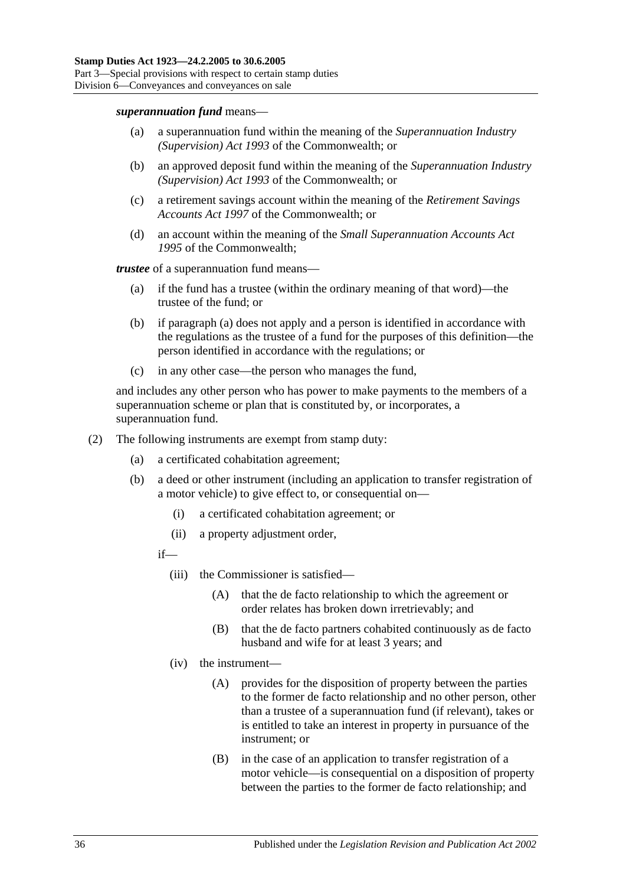***superannuation fund*** means—

(a) a superannuation fund within the meaning of the *Superannuation Industry (Supervision) Act 1993* of the Commonwealth; or

(b) an approved deposit fund within the meaning of the *Superannuation Industry (Supervision) Act 1993* of the Commonwealth; or

(c) a retirement savings account within the meaning of the *Retirement Savings Accounts Act 1997* of the Commonwealth; or

(d) an account within the meaning of the *Small Superannuation Accounts Act 1995* of the Commonwealth;

***trustee*** of a superannuation fund means—

(a) if the fund has a trustee (within the ordinary meaning of that word)—the trustee of the fund; or

(b) if paragraph (a) does not apply and a person is identified in accordance with the regulations as the trustee of a fund for the purposes of this definition—the person identified in accordance with the regulations; or

(c) in any other case—the person who manages the fund,

and includes any other person who has power to make payments to the members of a superannuation scheme or plan that is constituted by, or incorporates, a superannuation fund.

(2) The following instruments are exempt from stamp duty:

(a) a certificated cohabitation agreement;

(b) a deed or other instrument (including an application to transfer registration of a motor vehicle) to give effect to, or consequential on—

(i) a certificated cohabitation agreement; or

(ii) a property adjustment order,

if—

(iii) the Commissioner is satisfied—

(A) that the de facto relationship to which the agreement or order relates has broken down irretrievably; and

(B) that the de facto partners cohabited continuously as de facto husband and wife for at least 3 years; and

(iv) the instrument—

(A) provides for the disposition of property between the parties to the former de facto relationship and no other person, other than a trustee of a superannuation fund (if relevant), takes or is entitled to take an interest in property in pursuance of the instrument; or

(B) in the case of an application to transfer registration of a motor vehicle—is consequential on a disposition of property between the parties to the former de facto relationship; and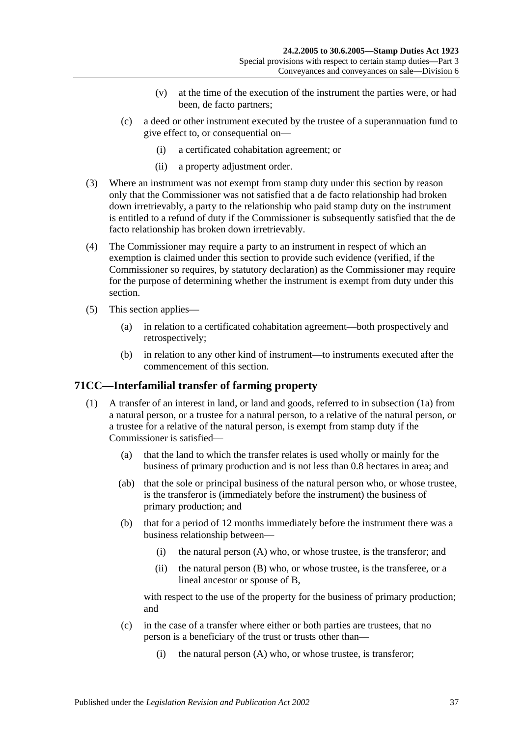(v) at the time of the execution of the instrument the parties were, or had been, de facto partners;

(c) a deed or other instrument executed by the trustee of a superannuation fund to give effect to, or consequential on—

(i) a certificated cohabitation agreement; or

(ii) a property adjustment order.

(3) Where an instrument was not exempt from stamp duty under this section by reason only that the Commissioner was not satisfied that a de facto relationship had broken down irretrievably, a party to the relationship who paid stamp duty on the instrument is entitled to a refund of duty if the Commissioner is subsequently satisfied that the de facto relationship has broken down irretrievably.

(4) The Commissioner may require a party to an instrument in respect of which an exemption is claimed under this section to provide such evidence (verified, if the Commissioner so requires, by statutory declaration) as the Commissioner may require for the purpose of determining whether the instrument is exempt from duty under this section.

(5) This section applies—

(a) in relation to a certificated cohabitation agreement—both prospectively and retrospectively;

(b) in relation to any other kind of instrument—to instruments executed after the commencement of this section.

## 71CC—Interfamilial transfer of farming property

(1) A transfer of an interest in land, or land and goods, referred to in subsection (1a) from a natural person, or a trustee for a natural person, to a relative of the natural person, or a trustee for a relative of the natural person, is exempt from stamp duty if the Commissioner is satisfied—

(a) that the land to which the transfer relates is used wholly or mainly for the business of primary production and is not less than 0.8 hectares in area; and

(ab) that the sole or principal business of the natural person who, or whose trustee, is the transferor is (immediately before the instrument) the business of primary production; and

(b) that for a period of 12 months immediately before the instrument there was a business relationship between—

(i) the natural person (A) who, or whose trustee, is the transferor; and

(ii) the natural person (B) who, or whose trustee, is the transferee, or a lineal ancestor or spouse of B,

with respect to the use of the property for the business of primary production; and

(c) in the case of a transfer where either or both parties are trustees, that no person is a beneficiary of the trust or trusts other than—

(i) the natural person (A) who, or whose trustee, is transferor;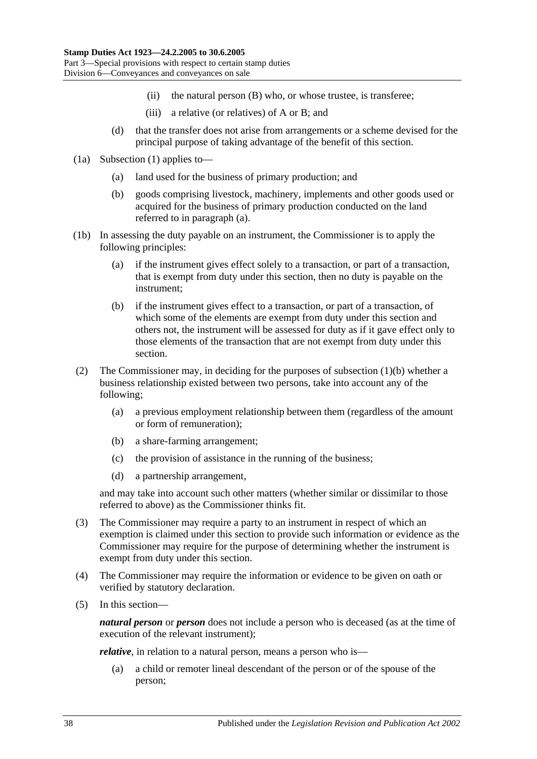(ii) the natural person (B) who, or whose trustee, is transferee;

(iii) a relative (or relatives) of A or B; and

(d) that the transfer does not arise from arrangements or a scheme devised for the principal purpose of taking advantage of the benefit of this section.

(1a) Subsection (1) applies to—

(a) land used for the business of primary production; and

(b) goods comprising livestock, machinery, implements and other goods used or acquired for the business of primary production conducted on the land referred to in paragraph (a).

(1b) In assessing the duty payable on an instrument, the Commissioner is to apply the following principles:

(a) if the instrument gives effect solely to a transaction, or part of a transaction, that is exempt from duty under this section, then no duty is payable on the instrument;

(b) if the instrument gives effect to a transaction, or part of a transaction, of which some of the elements are exempt from duty under this section and others not, the instrument will be assessed for duty as if it gave effect only to those elements of the transaction that are not exempt from duty under this section.

(2) The Commissioner may, in deciding for the purposes of subsection (1)(b) whether a business relationship existed between two persons, take into account any of the following;

(a) a previous employment relationship between them (regardless of the amount or form of remuneration);

(b) a share-farming arrangement;

(c) the provision of assistance in the running of the business;

(d) a partnership arrangement,

and may take into account such other matters (whether similar or dissimilar to those referred to above) as the Commissioner thinks fit.

(3) The Commissioner may require a party to an instrument in respect of which an exemption is claimed under this section to provide such information or evidence as the Commissioner may require for the purpose of determining whether the instrument is exempt from duty under this section.

(4) The Commissioner may require the information or evidence to be given on oath or verified by statutory declaration.

(5) In this section—

***natural person*** or ***person*** does not include a person who is deceased (as at the time of execution of the relevant instrument);

***relative***, in relation to a natural person, means a person who is—

(a) a child or remoter lineal descendant of the person or of the spouse of the person;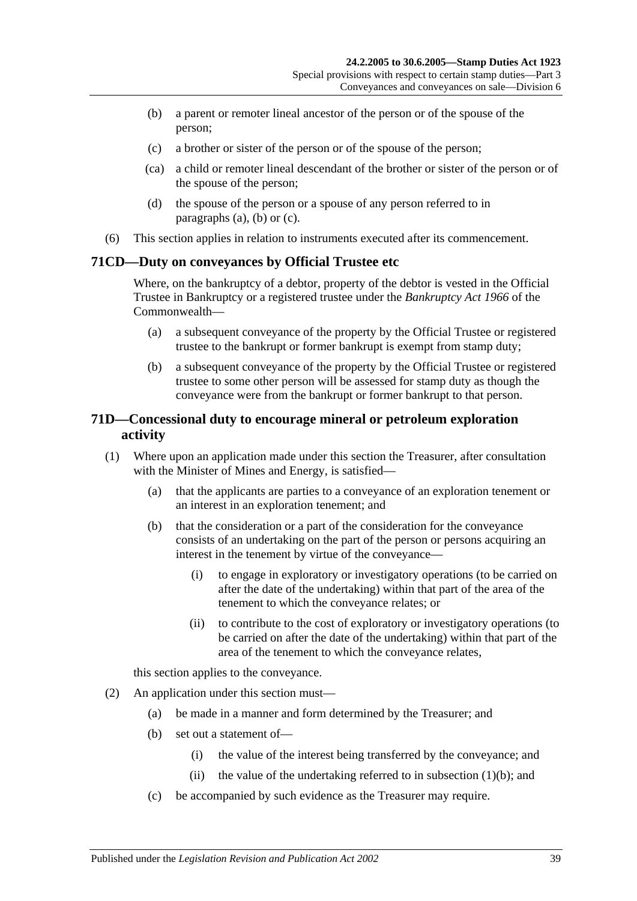(b) a parent or remoter lineal ancestor of the person or of the spouse of the person;

(c) a brother or sister of the person or of the spouse of the person;

(ca) a child or remoter lineal descendant of the brother or sister of the person or of the spouse of the person;

(d) the spouse of the person or a spouse of any person referred to in paragraphs (a), (b) or (c).

(6) This section applies in relation to instruments executed after its commencement.

## 71CD—Duty on conveyances by Official Trustee etc

Where, on the bankruptcy of a debtor, property of the debtor is vested in the Official Trustee in Bankruptcy or a registered trustee under the *Bankruptcy Act 1966* of the Commonwealth—

(a) a subsequent conveyance of the property by the Official Trustee or registered trustee to the bankrupt or former bankrupt is exempt from stamp duty;

(b) a subsequent conveyance of the property by the Official Trustee or registered trustee to some other person will be assessed for stamp duty as though the conveyance were from the bankrupt or former bankrupt to that person.

## 71D—Concessional duty to encourage mineral or petroleum exploration activity

(1) Where upon an application made under this section the Treasurer, after consultation with the Minister of Mines and Energy, is satisfied—

(a) that the applicants are parties to a conveyance of an exploration tenement or an interest in an exploration tenement; and

(b) that the consideration or a part of the consideration for the conveyance consists of an undertaking on the part of the person or persons acquiring an interest in the tenement by virtue of the conveyance—

(i) to engage in exploratory or investigatory operations (to be carried on after the date of the undertaking) within that part of the area of the tenement to which the conveyance relates; or

(ii) to contribute to the cost of exploratory or investigatory operations (to be carried on after the date of the undertaking) within that part of the area of the tenement to which the conveyance relates,

this section applies to the conveyance.

(2) An application under this section must—

(a) be made in a manner and form determined by the Treasurer; and

(b) set out a statement of—

(i) the value of the interest being transferred by the conveyance; and

(ii) the value of the undertaking referred to in subsection (1)(b); and

(c) be accompanied by such evidence as the Treasurer may require.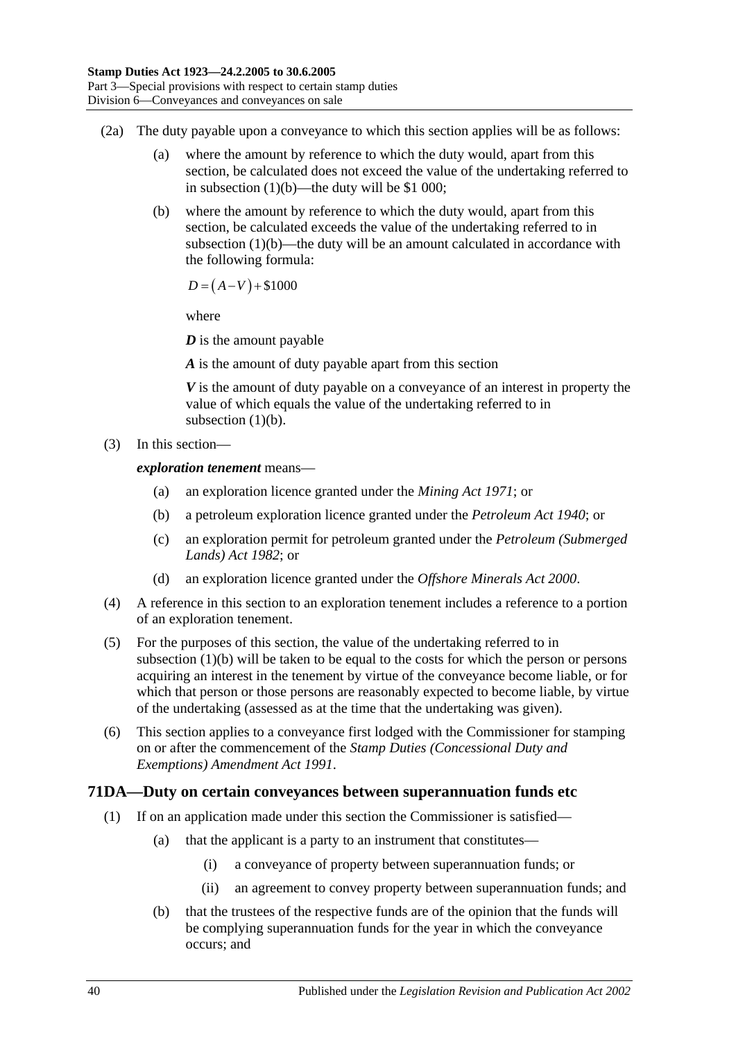(2a) The duty payable upon a conveyance to which this section applies will be as follows:

- (a) where the amount by reference to which the duty would, apart from this section, be calculated does not exceed the value of the undertaking referred to in subsection (1)(b)—the duty will be $1 000;
- (b) where the amount by reference to which the duty would, apart from this section, be calculated exceeds the value of the undertaking referred to in subsection (1)(b)—the duty will be an amount calculated in accordance with the following formula:

$$D = (A - V) + \$1000$$

where

***D*** is the amount payable

***A*** is the amount of duty payable apart from this section

***V*** is the amount of duty payable on a conveyance of an interest in property the value of which equals the value of the undertaking referred to in subsection (1)(b).

(3) In this section—

***exploration tenement*** means—

- (a) an exploration licence granted under the *Mining Act 1971*; or
- (b) a petroleum exploration licence granted under the *Petroleum Act 1940*; or
- (c) an exploration permit for petroleum granted under the *Petroleum (Submerged Lands) Act 1982*; or
- (d) an exploration licence granted under the *Offshore Minerals Act 2000*.

(4) A reference in this section to an exploration tenement includes a reference to a portion of an exploration tenement.

(5) For the purposes of this section, the value of the undertaking referred to in subsection (1)(b) will be taken to be equal to the costs for which the person or persons acquiring an interest in the tenement by virtue of the conveyance become liable, or for which that person or those persons are reasonably expected to become liable, by virtue of the undertaking (assessed as at the time that the undertaking was given).

(6) This section applies to a conveyance first lodged with the Commissioner for stamping on or after the commencement of the *Stamp Duties (Concessional Duty and Exemptions) Amendment Act 1991*.

## 71DA—Duty on certain conveyances between superannuation funds etc

(1) If on an application made under this section the Commissioner is satisfied—

- (a) that the applicant is a party to an instrument that constitutes—
  - (i) a conveyance of property between superannuation funds; or
  - (ii) an agreement to convey property between superannuation funds; and
- (b) that the trustees of the respective funds are of the opinion that the funds will be complying superannuation funds for the year in which the conveyance occurs; and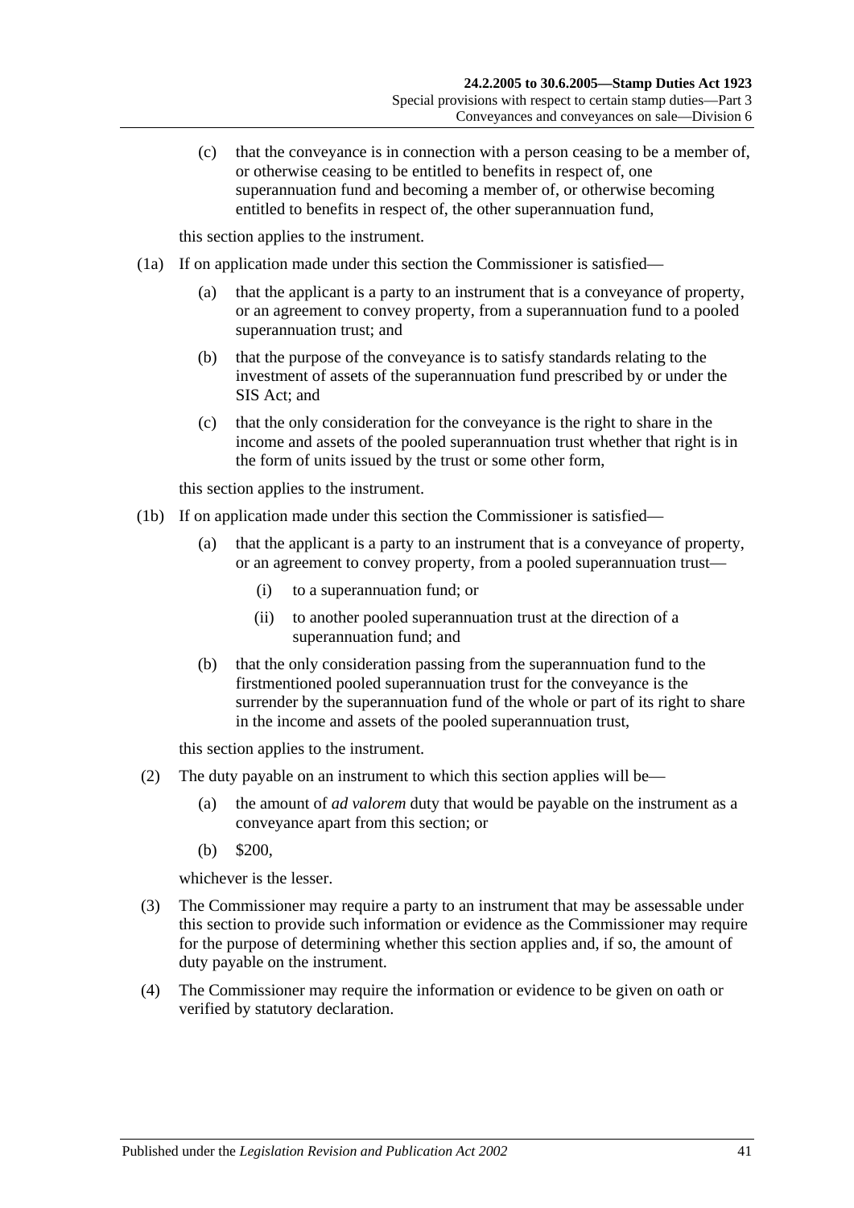(c) that the conveyance is in connection with a person ceasing to be a member of, or otherwise ceasing to be entitled to benefits in respect of, one superannuation fund and becoming a member of, or otherwise becoming entitled to benefits in respect of, the other superannuation fund,

this section applies to the instrument.

(1a) If on application made under this section the Commissioner is satisfied—

(a) that the applicant is a party to an instrument that is a conveyance of property, or an agreement to convey property, from a superannuation fund to a pooled superannuation trust; and

(b) that the purpose of the conveyance is to satisfy standards relating to the investment of assets of the superannuation fund prescribed by or under the SIS Act; and

(c) that the only consideration for the conveyance is the right to share in the income and assets of the pooled superannuation trust whether that right is in the form of units issued by the trust or some other form,

this section applies to the instrument.

(1b) If on application made under this section the Commissioner is satisfied—

(a) that the applicant is a party to an instrument that is a conveyance of property, or an agreement to convey property, from a pooled superannuation trust—

(i) to a superannuation fund; or

(ii) to another pooled superannuation trust at the direction of a superannuation fund; and

(b) that the only consideration passing from the superannuation fund to the firstmentioned pooled superannuation trust for the conveyance is the surrender by the superannuation fund of the whole or part of its right to share in the income and assets of the pooled superannuation trust,

this section applies to the instrument.

(2) The duty payable on an instrument to which this section applies will be—

(a) the amount of *ad valorem* duty that would be payable on the instrument as a conveyance apart from this section; or

(b) $200,

whichever is the lesser.

(3) The Commissioner may require a party to an instrument that may be assessable under this section to provide such information or evidence as the Commissioner may require for the purpose of determining whether this section applies and, if so, the amount of duty payable on the instrument.

(4) The Commissioner may require the information or evidence to be given on oath or verified by statutory declaration.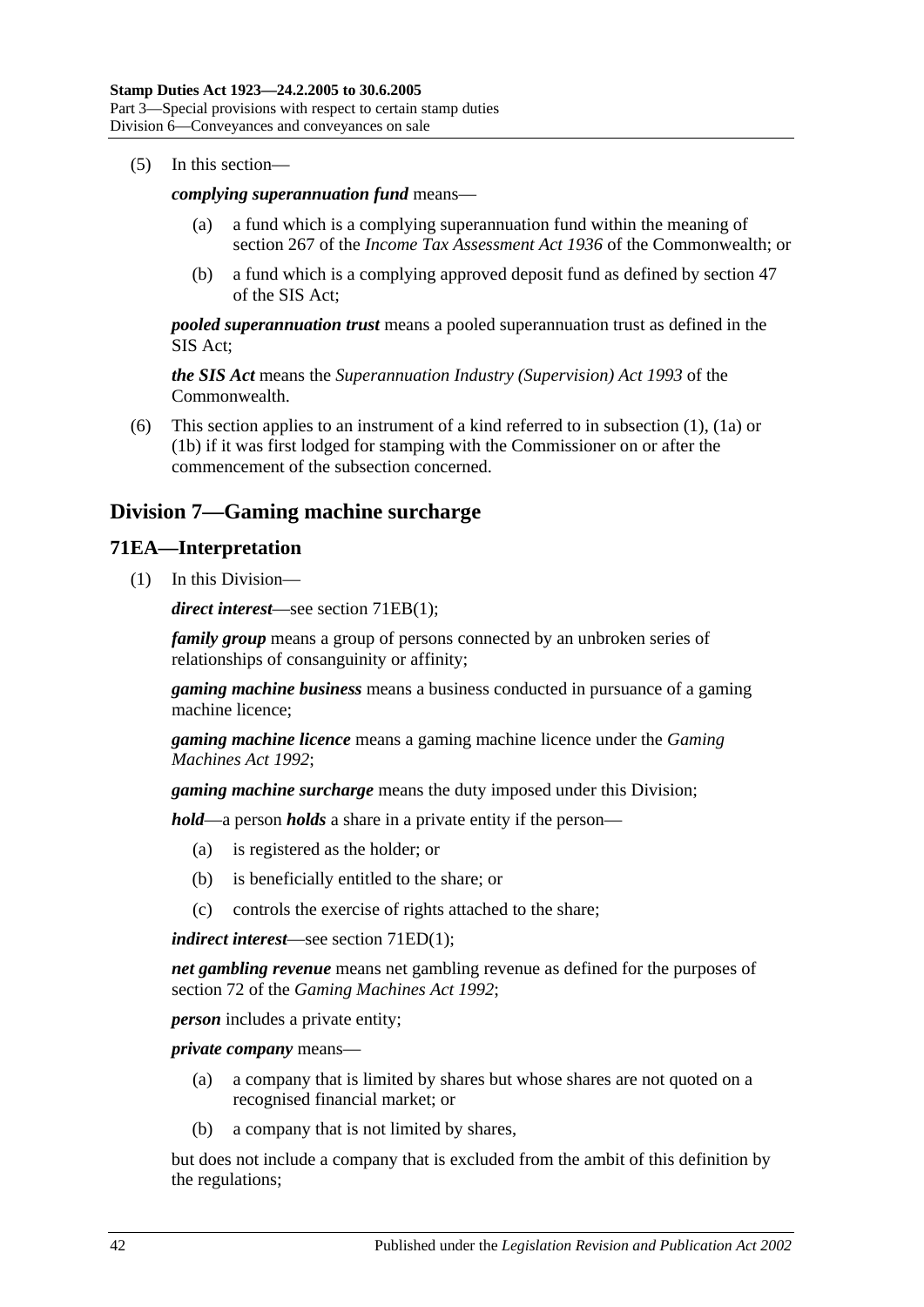(5) In this section—

***complying superannuation fund*** means—

- (a) a fund which is a complying superannuation fund within the meaning of section 267 of the *Income Tax Assessment Act 1936* of the Commonwealth; or
- (b) a fund which is a complying approved deposit fund as defined by section 47 of the SIS Act;

***pooled superannuation trust*** means a pooled superannuation trust as defined in the SIS Act;

***the SIS Act*** means the *Superannuation Industry (Supervision) Act 1993* of the Commonwealth.

(6) This section applies to an instrument of a kind referred to in subsection (1), (1a) or (1b) if it was first lodged for stamping with the Commissioner on or after the commencement of the subsection concerned.

## Division 7—Gaming machine surcharge

### 71EA—Interpretation

(1) In this Division—

***direct interest***—see section 71EB(1);

***family group*** means a group of persons connected by an unbroken series of relationships of consanguinity or affinity;

***gaming machine business*** means a business conducted in pursuance of a gaming machine licence;

***gaming machine licence*** means a gaming machine licence under the *Gaming Machines Act 1992*;

***gaming machine surcharge*** means the duty imposed under this Division;

***hold***—a person ***holds*** a share in a private entity if the person—

- (a) is registered as the holder; or
- (b) is beneficially entitled to the share; or
- (c) controls the exercise of rights attached to the share;

***indirect interest***—see section 71ED(1);

***net gambling revenue*** means net gambling revenue as defined for the purposes of section 72 of the *Gaming Machines Act 1992*;

***person*** includes a private entity;

***private company*** means—

- (a) a company that is limited by shares but whose shares are not quoted on a recognised financial market; or
- (b) a company that is not limited by shares,

but does not include a company that is excluded from the ambit of this definition by the regulations;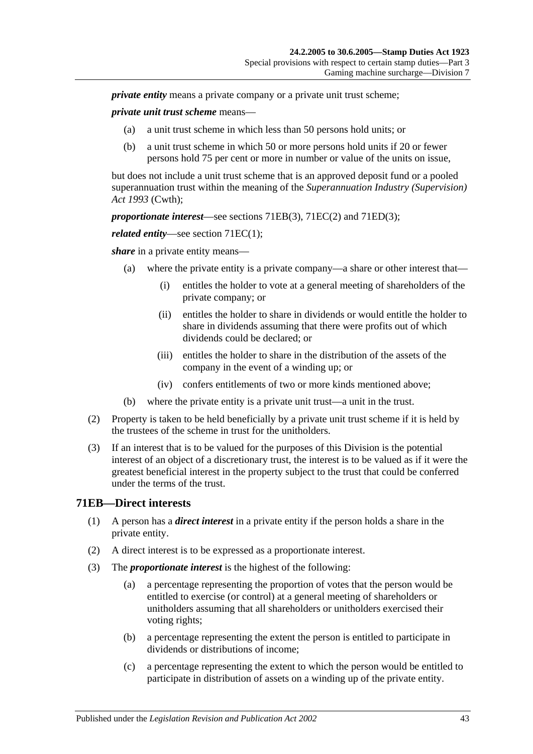***private entity*** means a private company or a private unit trust scheme;

***private unit trust scheme*** means—

(a) a unit trust scheme in which less than 50 persons hold units; or

(b) a unit trust scheme in which 50 or more persons hold units if 20 or fewer persons hold 75 per cent or more in number or value of the units on issue,

but does not include a unit trust scheme that is an approved deposit fund or a pooled superannuation trust within the meaning of the *Superannuation Industry (Supervision) Act 1993* (Cwth);

***proportionate interest***—see sections 71EB(3), 71EC(2) and 71ED(3);

***related entity***—see section 71EC(1);

***share*** in a private entity means—

(a) where the private entity is a private company—a share or other interest that—

(i) entitles the holder to vote at a general meeting of shareholders of the private company; or

(ii) entitles the holder to share in dividends or would entitle the holder to share in dividends assuming that there were profits out of which dividends could be declared; or

(iii) entitles the holder to share in the distribution of the assets of the company in the event of a winding up; or

(iv) confers entitlements of two or more kinds mentioned above;

(b) where the private entity is a private unit trust—a unit in the trust.

(2) Property is taken to be held beneficially by a private unit trust scheme if it is held by the trustees of the scheme in trust for the unitholders.

(3) If an interest that is to be valued for the purposes of this Division is the potential interest of an object of a discretionary trust, the interest is to be valued as if it were the greatest beneficial interest in the property subject to the trust that could be conferred under the terms of the trust.

## 71EB—Direct interests

(1) A person has a ***direct interest*** in a private entity if the person holds a share in the private entity.

(2) A direct interest is to be expressed as a proportionate interest.

(3) The ***proportionate interest*** is the highest of the following:

(a) a percentage representing the proportion of votes that the person would be entitled to exercise (or control) at a general meeting of shareholders or unitholders assuming that all shareholders or unitholders exercised their voting rights;

(b) a percentage representing the extent the person is entitled to participate in dividends or distributions of income;

(c) a percentage representing the extent to which the person would be entitled to participate in distribution of assets on a winding up of the private entity.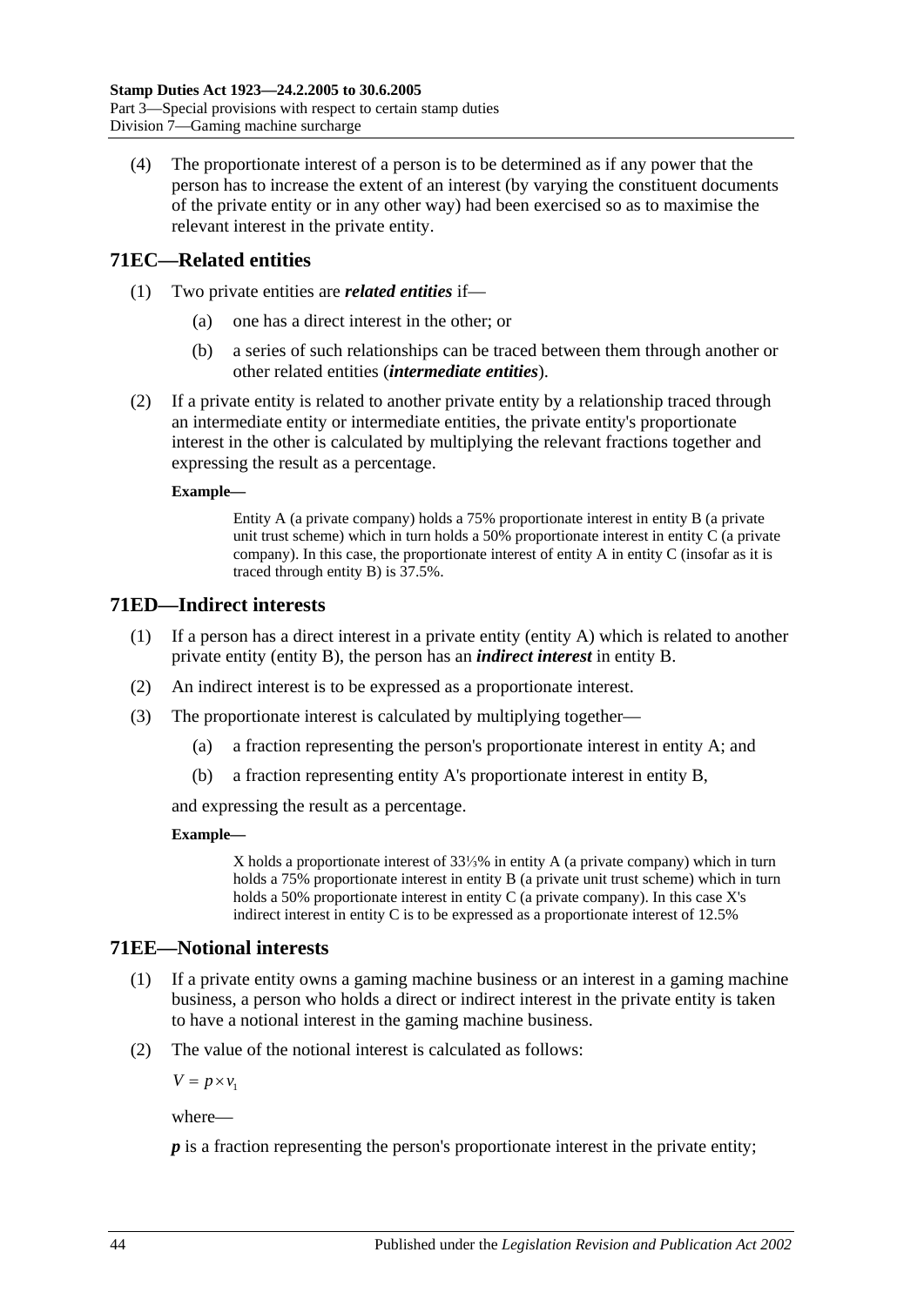(4) The proportionate interest of a person is to be determined as if any power that the person has to increase the extent of an interest (by varying the constituent documents of the private entity or in any other way) had been exercised so as to maximise the relevant interest in the private entity.

## 71EC—Related entities

(1) Two private entities are ***related entities*** if—

(a) one has a direct interest in the other; or

(b) a series of such relationships can be traced between them through another or other related entities (***intermediate entities***).

(2) If a private entity is related to another private entity by a relationship traced through an intermediate entity or intermediate entities, the private entity's proportionate interest in the other is calculated by multiplying the relevant fractions together and expressing the result as a percentage.

**Example—**

Entity A (a private company) holds a 75% proportionate interest in entity B (a private unit trust scheme) which in turn holds a 50% proportionate interest in entity C (a private company). In this case, the proportionate interest of entity A in entity C (insofar as it is traced through entity B) is 37.5%.

## 71ED—Indirect interests

(1) If a person has a direct interest in a private entity (entity A) which is related to another private entity (entity B), the person has an ***indirect interest*** in entity B.

(2) An indirect interest is to be expressed as a proportionate interest.

(3) The proportionate interest is calculated by multiplying together—

(a) a fraction representing the person's proportionate interest in entity A; and

(b) a fraction representing entity A's proportionate interest in entity B,

and expressing the result as a percentage.

**Example—**

X holds a proportionate interest of 33⅓% in entity A (a private company) which in turn holds a 75% proportionate interest in entity B (a private unit trust scheme) which in turn holds a 50% proportionate interest in entity C (a private company). In this case X's indirect interest in entity C is to be expressed as a proportionate interest of 12.5%

## 71EE—Notional interests

(1) If a private entity owns a gaming machine business or an interest in a gaming machine business, a person who holds a direct or indirect interest in the private entity is taken to have a notional interest in the gaming machine business.

(2) The value of the notional interest is calculated as follows:

$$V = p \times v_1$$

where—

***p*** is a fraction representing the person's proportionate interest in the private entity;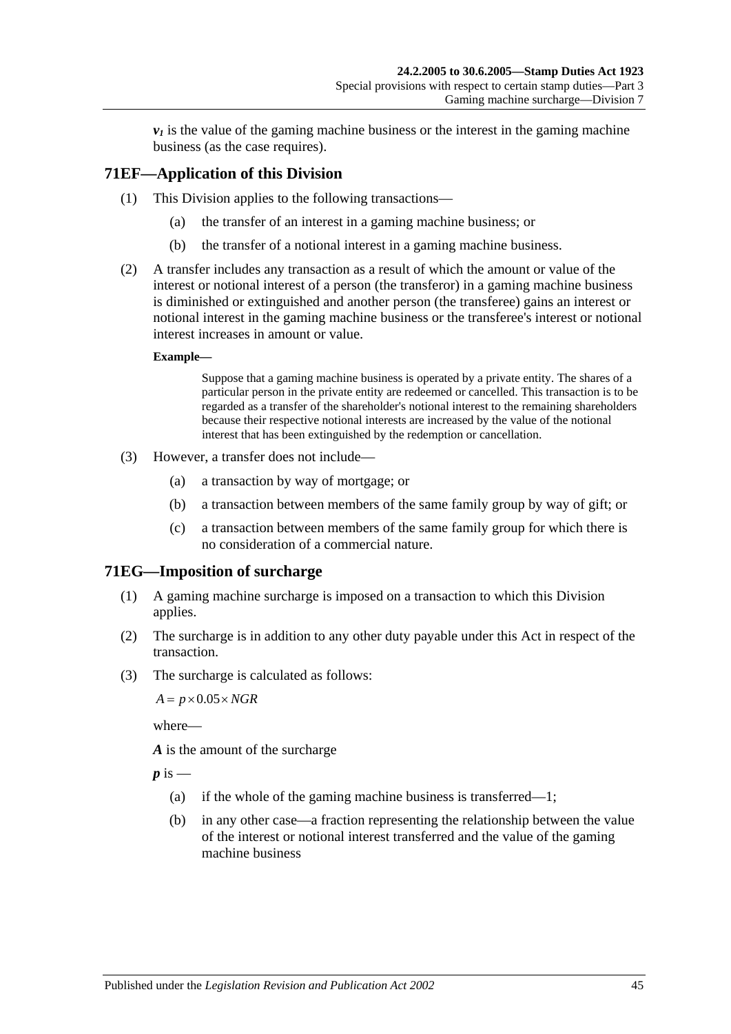$v_1$ is the value of the gaming machine business or the interest in the gaming machine business (as the case requires).

## 71EF—Application of this Division

(1) This Division applies to the following transactions—

(a) the transfer of an interest in a gaming machine business; or

(b) the transfer of a notional interest in a gaming machine business.

(2) A transfer includes any transaction as a result of which the amount or value of the interest or notional interest of a person (the transferor) in a gaming machine business is diminished or extinguished and another person (the transferee) gains an interest or notional interest in the gaming machine business or the transferee's interest or notional interest increases in amount or value.

**Example—**

Suppose that a gaming machine business is operated by a private entity. The shares of a particular person in the private entity are redeemed or cancelled. This transaction is to be regarded as a transfer of the shareholder's notional interest to the remaining shareholders because their respective notional interests are increased by the value of the notional interest that has been extinguished by the redemption or cancellation.

(3) However, a transfer does not include—

(a) a transaction by way of mortgage; or

(b) a transaction between members of the same family group by way of gift; or

(c) a transaction between members of the same family group for which there is no consideration of a commercial nature.

## 71EG—Imposition of surcharge

(1) A gaming machine surcharge is imposed on a transaction to which this Division applies.

(2) The surcharge is in addition to any other duty payable under this Act in respect of the transaction.

(3) The surcharge is calculated as follows:

$$A = p \times 0.05 \times NGR$$

where—

***A*** is the amount of the surcharge

***p*** is —

(a) if the whole of the gaming machine business is transferred—1;

(b) in any other case—a fraction representing the relationship between the value of the interest or notional interest transferred and the value of the gaming machine business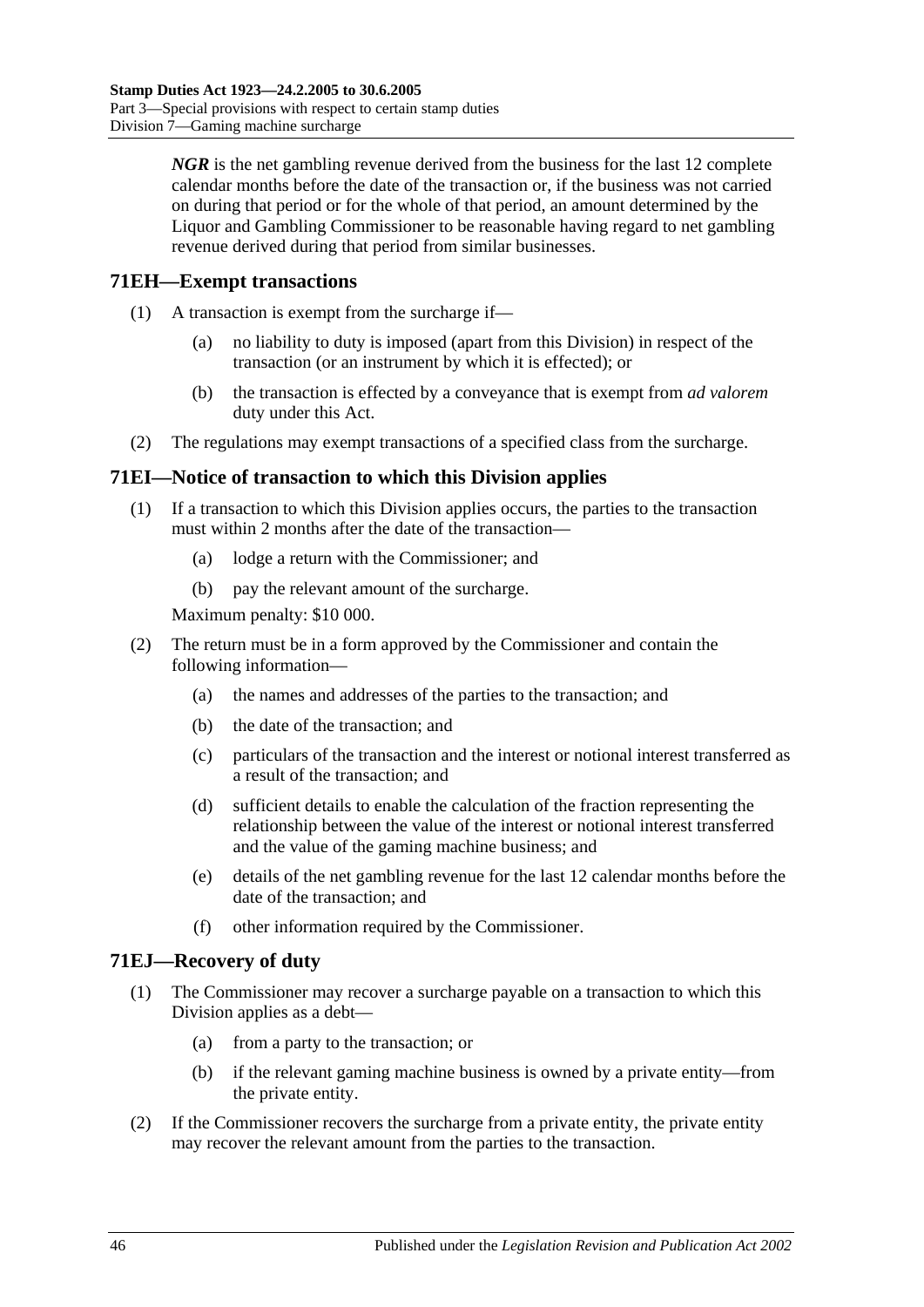***NGR*** is the net gambling revenue derived from the business for the last 12 complete calendar months before the date of the transaction or, if the business was not carried on during that period or for the whole of that period, an amount determined by the Liquor and Gambling Commissioner to be reasonable having regard to net gambling revenue derived during that period from similar businesses.

## 71EH—Exempt transactions

(1) A transaction is exempt from the surcharge if—

(a) no liability to duty is imposed (apart from this Division) in respect of the transaction (or an instrument by which it is effected); or

(b) the transaction is effected by a conveyance that is exempt from *ad valorem* duty under this Act.

(2) The regulations may exempt transactions of a specified class from the surcharge.

## 71EI—Notice of transaction to which this Division applies

(1) If a transaction to which this Division applies occurs, the parties to the transaction must within 2 months after the date of the transaction—

(a) lodge a return with the Commissioner; and

(b) pay the relevant amount of the surcharge.

Maximum penalty: $10 000.

(2) The return must be in a form approved by the Commissioner and contain the following information—

(a) the names and addresses of the parties to the transaction; and

(b) the date of the transaction; and

(c) particulars of the transaction and the interest or notional interest transferred as a result of the transaction; and

(d) sufficient details to enable the calculation of the fraction representing the relationship between the value of the interest or notional interest transferred and the value of the gaming machine business; and

(e) details of the net gambling revenue for the last 12 calendar months before the date of the transaction; and

(f) other information required by the Commissioner.

## 71EJ—Recovery of duty

(1) The Commissioner may recover a surcharge payable on a transaction to which this Division applies as a debt—

(a) from a party to the transaction; or

(b) if the relevant gaming machine business is owned by a private entity—from the private entity.

(2) If the Commissioner recovers the surcharge from a private entity, the private entity may recover the relevant amount from the parties to the transaction.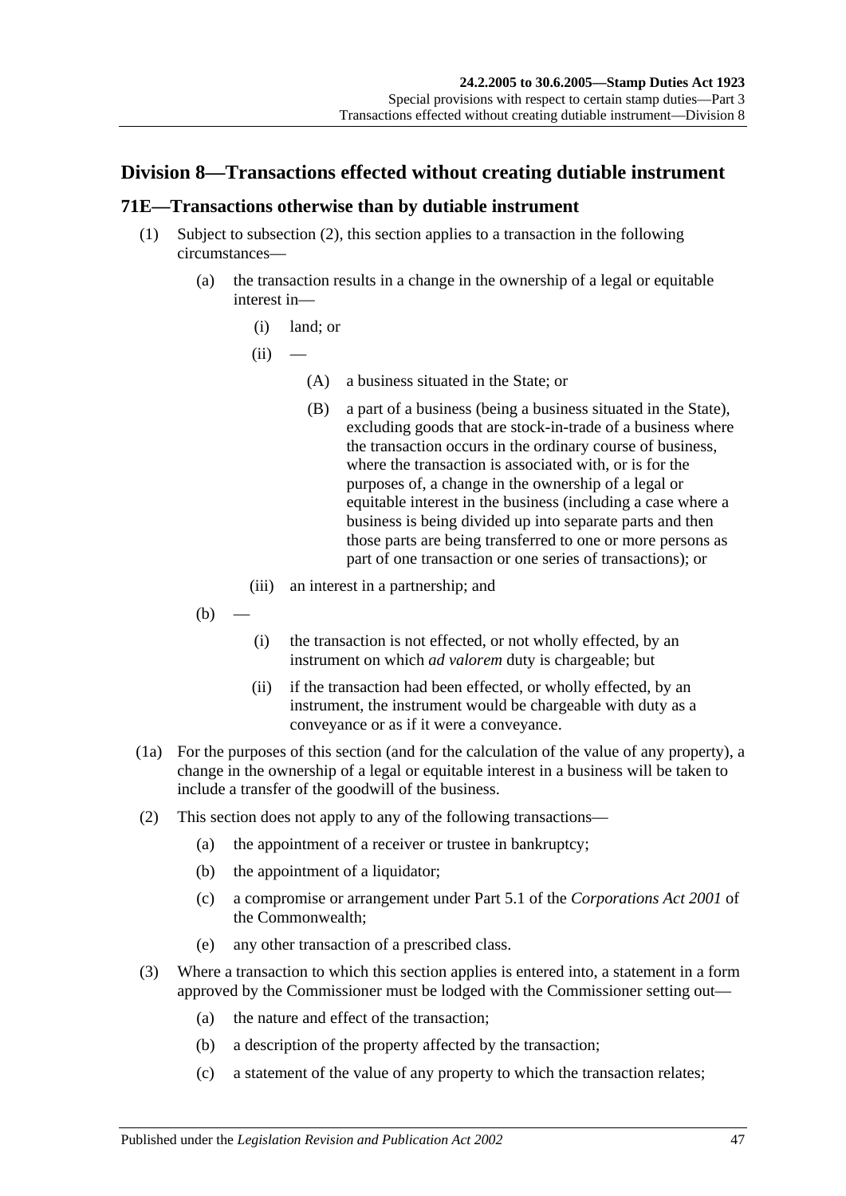## Division 8—Transactions effected without creating dutiable instrument

### 71E—Transactions otherwise than by dutiable instrument

(1) Subject to subsection (2), this section applies to a transaction in the following circumstances—

- (a) the transaction results in a change in the ownership of a legal or equitable interest in—
  - (i) land; or
  - (ii) —
    - (A) a business situated in the State; or
    - (B) a part of a business (being a business situated in the State), excluding goods that are stock-in-trade of a business where the transaction occurs in the ordinary course of business, where the transaction is associated with, or is for the purposes of, a change in the ownership of a legal or equitable interest in the business (including a case where a business is being divided up into separate parts and then those parts are being transferred to one or more persons as part of one transaction or one series of transactions); or
  - (iii) an interest in a partnership; and
- (b) —
  - (i) the transaction is not effected, or not wholly effected, by an instrument on which *ad valorem* duty is chargeable; but
  - (ii) if the transaction had been effected, or wholly effected, by an instrument, the instrument would be chargeable with duty as a conveyance or as if it were a conveyance.

(1a) For the purposes of this section (and for the calculation of the value of any property), a change in the ownership of a legal or equitable interest in a business will be taken to include a transfer of the goodwill of the business.

(2) This section does not apply to any of the following transactions—

- (a) the appointment of a receiver or trustee in bankruptcy;
- (b) the appointment of a liquidator;
- (c) a compromise or arrangement under Part 5.1 of the *Corporations Act 2001* of the Commonwealth;
- (e) any other transaction of a prescribed class.

(3) Where a transaction to which this section applies is entered into, a statement in a form approved by the Commissioner must be lodged with the Commissioner setting out—

- (a) the nature and effect of the transaction;
- (b) a description of the property affected by the transaction;
- (c) a statement of the value of any property to which the transaction relates;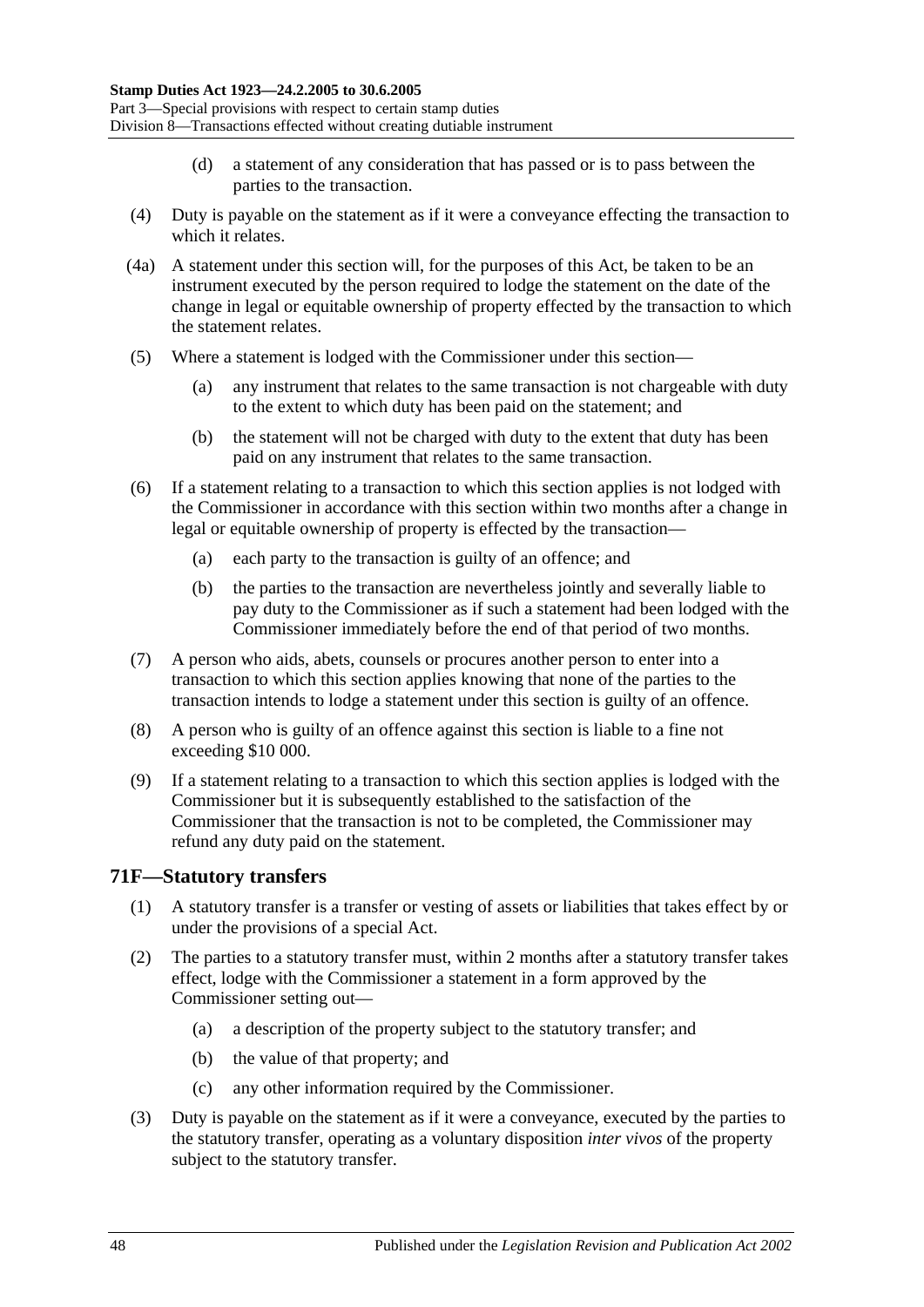(d) a statement of any consideration that has passed or is to pass between the parties to the transaction.

(4) Duty is payable on the statement as if it were a conveyance effecting the transaction to which it relates.

(4a) A statement under this section will, for the purposes of this Act, be taken to be an instrument executed by the person required to lodge the statement on the date of the change in legal or equitable ownership of property effected by the transaction to which the statement relates.

(5) Where a statement is lodged with the Commissioner under this section—

(a) any instrument that relates to the same transaction is not chargeable with duty to the extent to which duty has been paid on the statement; and

(b) the statement will not be charged with duty to the extent that duty has been paid on any instrument that relates to the same transaction.

(6) If a statement relating to a transaction to which this section applies is not lodged with the Commissioner in accordance with this section within two months after a change in legal or equitable ownership of property is effected by the transaction—

(a) each party to the transaction is guilty of an offence; and

(b) the parties to the transaction are nevertheless jointly and severally liable to pay duty to the Commissioner as if such a statement had been lodged with the Commissioner immediately before the end of that period of two months.

(7) A person who aids, abets, counsels or procures another person to enter into a transaction to which this section applies knowing that none of the parties to the transaction intends to lodge a statement under this section is guilty of an offence.

(8) A person who is guilty of an offence against this section is liable to a fine not exceeding $10 000.

(9) If a statement relating to a transaction to which this section applies is lodged with the Commissioner but it is subsequently established to the satisfaction of the Commissioner that the transaction is not to be completed, the Commissioner may refund any duty paid on the statement.

## 71F—Statutory transfers

(1) A statutory transfer is a transfer or vesting of assets or liabilities that takes effect by or under the provisions of a special Act.

(2) The parties to a statutory transfer must, within 2 months after a statutory transfer takes effect, lodge with the Commissioner a statement in a form approved by the Commissioner setting out—

(a) a description of the property subject to the statutory transfer; and

(b) the value of that property; and

(c) any other information required by the Commissioner.

(3) Duty is payable on the statement as if it were a conveyance, executed by the parties to the statutory transfer, operating as a voluntary disposition *inter vivos* of the property subject to the statutory transfer.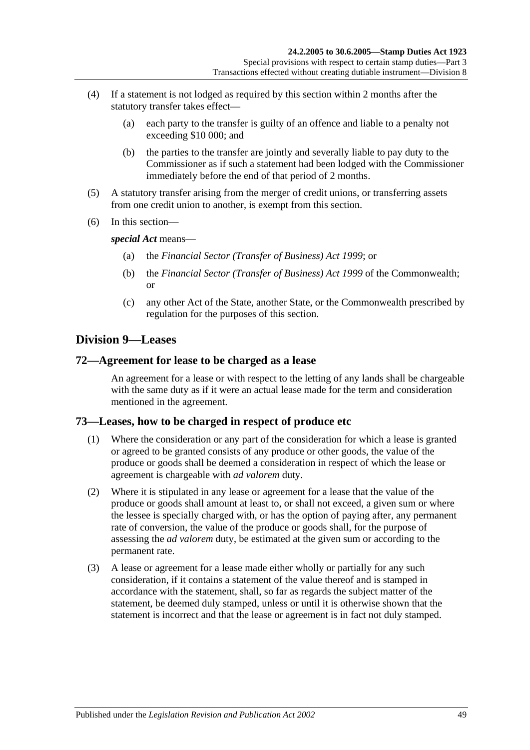(4) If a statement is not lodged as required by this section within 2 months after the statutory transfer takes effect—

(a) each party to the transfer is guilty of an offence and liable to a penalty not exceeding $10 000; and

(b) the parties to the transfer are jointly and severally liable to pay duty to the Commissioner as if such a statement had been lodged with the Commissioner immediately before the end of that period of 2 months.

(5) A statutory transfer arising from the merger of credit unions, or transferring assets from one credit union to another, is exempt from this section.

(6) In this section—

***special Act*** means—

(a) the *Financial Sector (Transfer of Business) Act 1999*; or

(b) the *Financial Sector (Transfer of Business) Act 1999* of the Commonwealth; or

(c) any other Act of the State, another State, or the Commonwealth prescribed by regulation for the purposes of this section.

## Division 9—Leases

### 72—Agreement for lease to be charged as a lease

An agreement for a lease or with respect to the letting of any lands shall be chargeable with the same duty as if it were an actual lease made for the term and consideration mentioned in the agreement.

### 73—Leases, how to be charged in respect of produce etc

(1) Where the consideration or any part of the consideration for which a lease is granted or agreed to be granted consists of any produce or other goods, the value of the produce or goods shall be deemed a consideration in respect of which the lease or agreement is chargeable with *ad valorem* duty.

(2) Where it is stipulated in any lease or agreement for a lease that the value of the produce or goods shall amount at least to, or shall not exceed, a given sum or where the lessee is specially charged with, or has the option of paying after, any permanent rate of conversion, the value of the produce or goods shall, for the purpose of assessing the *ad valorem* duty, be estimated at the given sum or according to the permanent rate.

(3) A lease or agreement for a lease made either wholly or partially for any such consideration, if it contains a statement of the value thereof and is stamped in accordance with the statement, shall, so far as regards the subject matter of the statement, be deemed duly stamped, unless or until it is otherwise shown that the statement is incorrect and that the lease or agreement is in fact not duly stamped.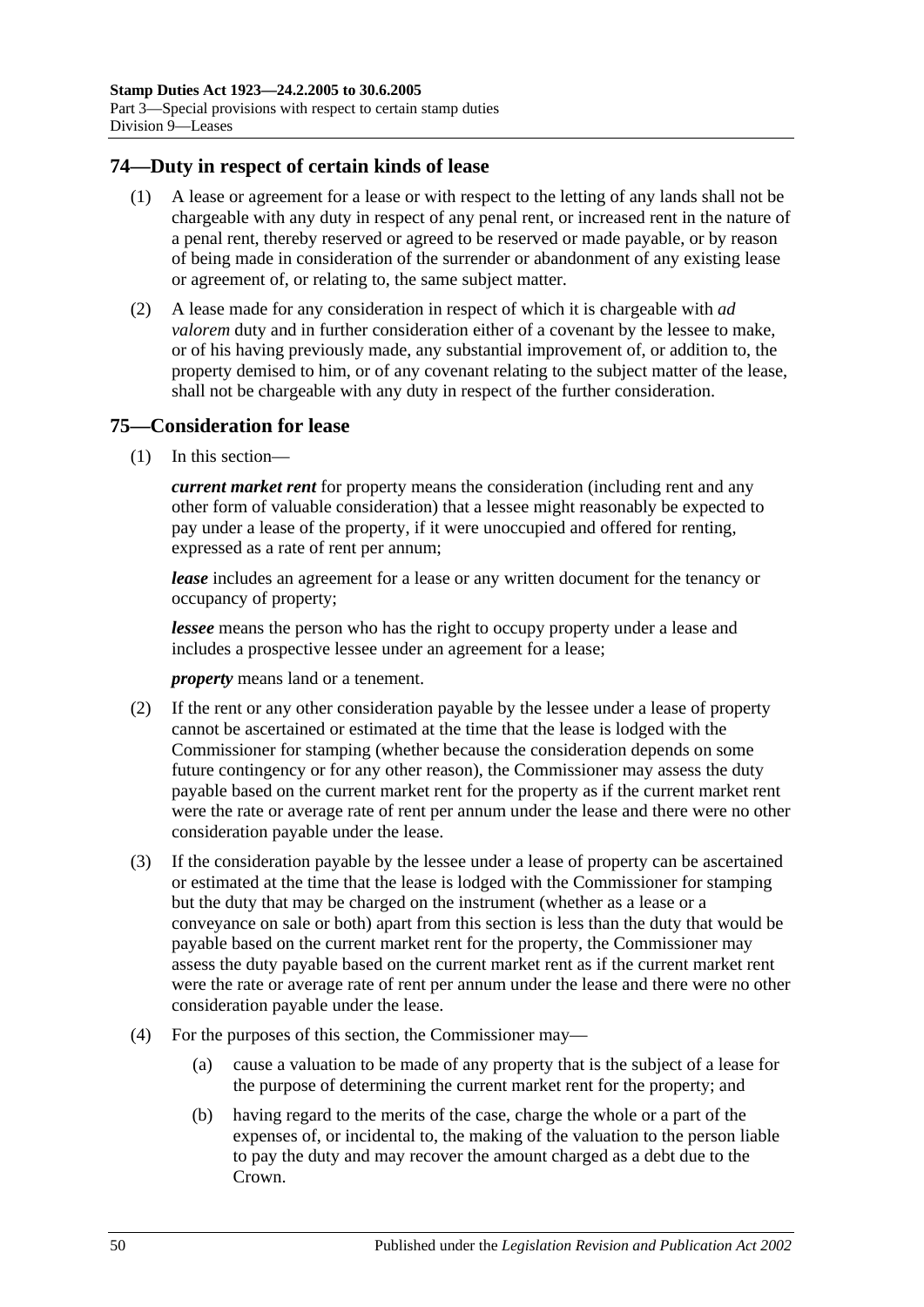## 74—Duty in respect of certain kinds of lease

(1) A lease or agreement for a lease or with respect to the letting of any lands shall not be chargeable with any duty in respect of any penal rent, or increased rent in the nature of a penal rent, thereby reserved or agreed to be reserved or made payable, or by reason of being made in consideration of the surrender or abandonment of any existing lease or agreement of, or relating to, the same subject matter.

(2) A lease made for any consideration in respect of which it is chargeable with *ad valorem* duty and in further consideration either of a covenant by the lessee to make, or of his having previously made, any substantial improvement of, or addition to, the property demised to him, or of any covenant relating to the subject matter of the lease, shall not be chargeable with any duty in respect of the further consideration.

## 75—Consideration for lease

(1) In this section—

***current market rent*** for property means the consideration (including rent and any other form of valuable consideration) that a lessee might reasonably be expected to pay under a lease of the property, if it were unoccupied and offered for renting, expressed as a rate of rent per annum;

***lease*** includes an agreement for a lease or any written document for the tenancy or occupancy of property;

***lessee*** means the person who has the right to occupy property under a lease and includes a prospective lessee under an agreement for a lease;

***property*** means land or a tenement.

(2) If the rent or any other consideration payable by the lessee under a lease of property cannot be ascertained or estimated at the time that the lease is lodged with the Commissioner for stamping (whether because the consideration depends on some future contingency or for any other reason), the Commissioner may assess the duty payable based on the current market rent for the property as if the current market rent were the rate or average rate of rent per annum under the lease and there were no other consideration payable under the lease.

(3) If the consideration payable by the lessee under a lease of property can be ascertained or estimated at the time that the lease is lodged with the Commissioner for stamping but the duty that may be charged on the instrument (whether as a lease or a conveyance on sale or both) apart from this section is less than the duty that would be payable based on the current market rent for the property, the Commissioner may assess the duty payable based on the current market rent as if the current market rent were the rate or average rate of rent per annum under the lease and there were no other consideration payable under the lease.

(4) For the purposes of this section, the Commissioner may—

(a) cause a valuation to be made of any property that is the subject of a lease for the purpose of determining the current market rent for the property; and

(b) having regard to the merits of the case, charge the whole or a part of the expenses of, or incidental to, the making of the valuation to the person liable to pay the duty and may recover the amount charged as a debt due to the Crown.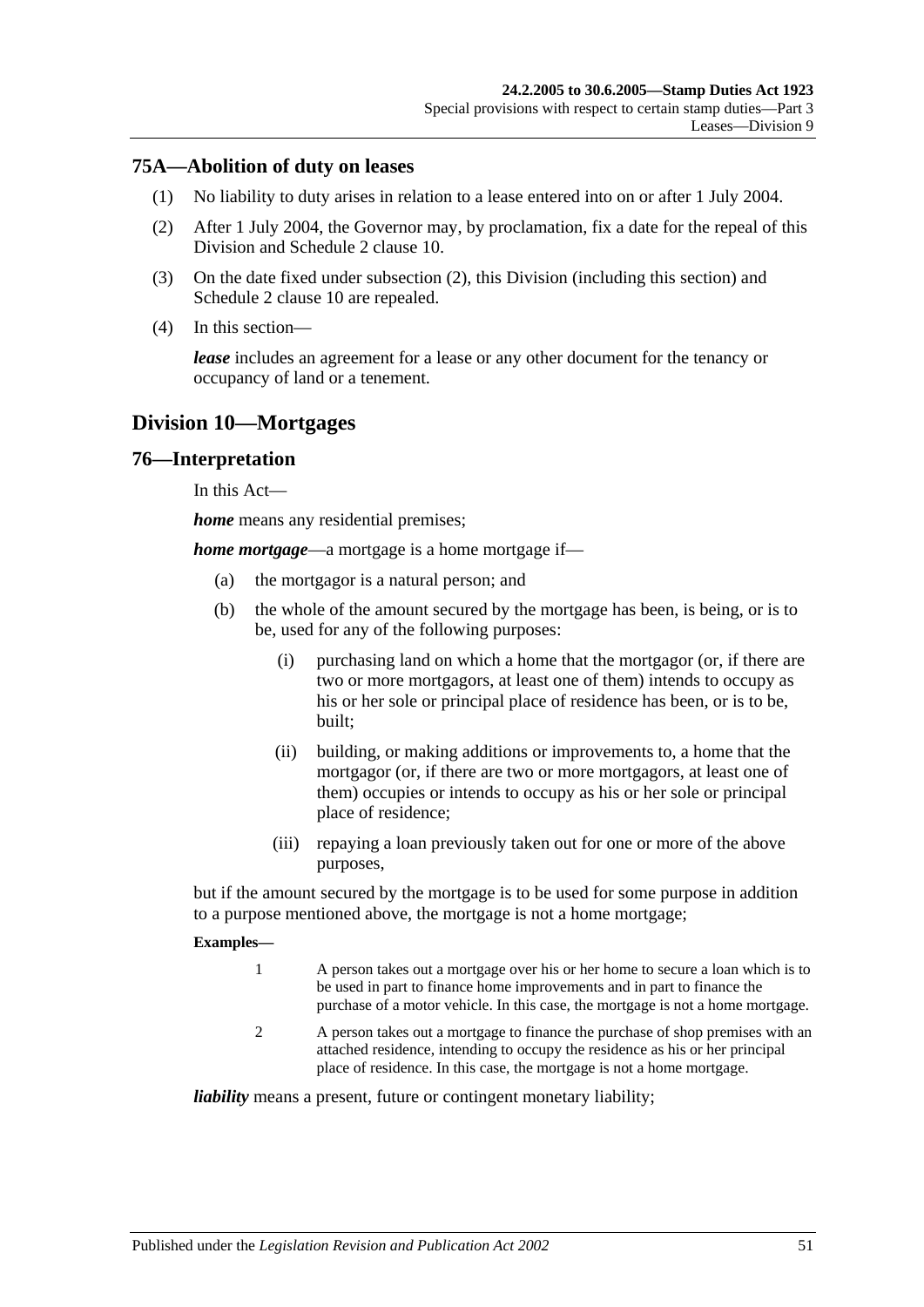## 75A—Abolition of duty on leases

(1) No liability to duty arises in relation to a lease entered into on or after 1 July 2004.

(2) After 1 July 2004, the Governor may, by proclamation, fix a date for the repeal of this Division and Schedule 2 clause 10.

(3) On the date fixed under subsection (2), this Division (including this section) and Schedule 2 clause 10 are repealed.

(4) In this section—

***lease*** includes an agreement for a lease or any other document for the tenancy or occupancy of land or a tenement.

# Division 10—Mortgages

## 76—Interpretation

In this Act—

***home*** means any residential premises;

***home mortgage***—a mortgage is a home mortgage if—

(a) the mortgagor is a natural person; and

(b) the whole of the amount secured by the mortgage has been, is being, or is to be, used for any of the following purposes:

(i) purchasing land on which a home that the mortgagor (or, if there are two or more mortgagors, at least one of them) intends to occupy as his or her sole or principal place of residence has been, or is to be, built;

(ii) building, or making additions or improvements to, a home that the mortgagor (or, if there are two or more mortgagors, at least one of them) occupies or intends to occupy as his or her sole or principal place of residence;

(iii) repaying a loan previously taken out for one or more of the above purposes,

but if the amount secured by the mortgage is to be used for some purpose in addition to a purpose mentioned above, the mortgage is not a home mortgage;

**Examples—**

1 A person takes out a mortgage over his or her home to secure a loan which is to be used in part to finance home improvements and in part to finance the purchase of a motor vehicle. In this case, the mortgage is not a home mortgage.

2 A person takes out a mortgage to finance the purchase of shop premises with an attached residence, intending to occupy the residence as his or her principal place of residence. In this case, the mortgage is not a home mortgage.

***liability*** means a present, future or contingent monetary liability;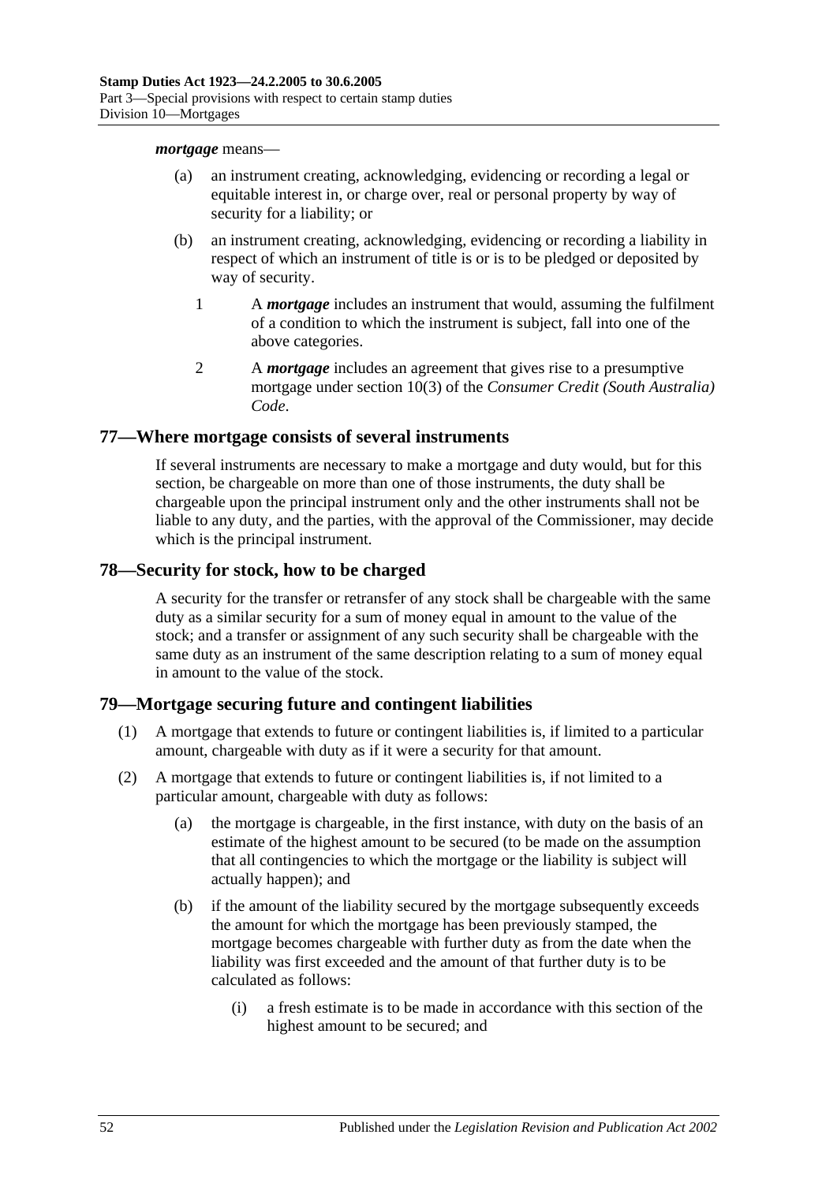***mortgage*** means—

(a) an instrument creating, acknowledging, evidencing or recording a legal or equitable interest in, or charge over, real or personal property by way of security for a liability; or

(b) an instrument creating, acknowledging, evidencing or recording a liability in respect of which an instrument of title is or is to be pledged or deposited by way of security.

1 A ***mortgage*** includes an instrument that would, assuming the fulfilment of a condition to which the instrument is subject, fall into one of the above categories.

2 A ***mortgage*** includes an agreement that gives rise to a presumptive mortgage under section 10(3) of the *Consumer Credit (South Australia) Code*.

## 77—Where mortgage consists of several instruments

If several instruments are necessary to make a mortgage and duty would, but for this section, be chargeable on more than one of those instruments, the duty shall be chargeable upon the principal instrument only and the other instruments shall not be liable to any duty, and the parties, with the approval of the Commissioner, may decide which is the principal instrument.

## 78—Security for stock, how to be charged

A security for the transfer or retransfer of any stock shall be chargeable with the same duty as a similar security for a sum of money equal in amount to the value of the stock; and a transfer or assignment of any such security shall be chargeable with the same duty as an instrument of the same description relating to a sum of money equal in amount to the value of the stock.

## 79—Mortgage securing future and contingent liabilities

(1) A mortgage that extends to future or contingent liabilities is, if limited to a particular amount, chargeable with duty as if it were a security for that amount.

(2) A mortgage that extends to future or contingent liabilities is, if not limited to a particular amount, chargeable with duty as follows:

(a) the mortgage is chargeable, in the first instance, with duty on the basis of an estimate of the highest amount to be secured (to be made on the assumption that all contingencies to which the mortgage or the liability is subject will actually happen); and

(b) if the amount of the liability secured by the mortgage subsequently exceeds the amount for which the mortgage has been previously stamped, the mortgage becomes chargeable with further duty as from the date when the liability was first exceeded and the amount of that further duty is to be calculated as follows:

(i) a fresh estimate is to be made in accordance with this section of the highest amount to be secured; and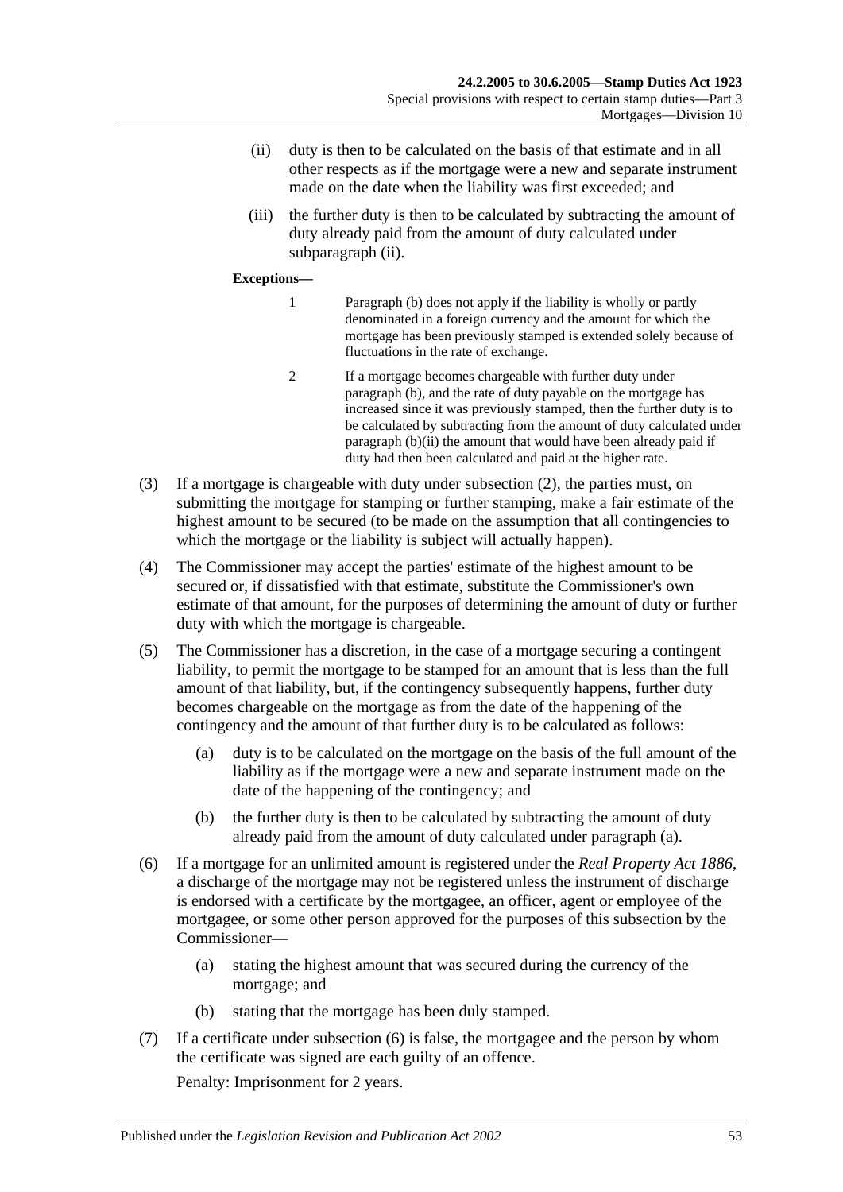(ii) duty is then to be calculated on the basis of that estimate and in all other respects as if the mortgage were a new and separate instrument made on the date when the liability was first exceeded; and

(iii) the further duty is then to be calculated by subtracting the amount of duty already paid from the amount of duty calculated under subparagraph (ii).

**Exceptions—**

1 Paragraph (b) does not apply if the liability is wholly or partly denominated in a foreign currency and the amount for which the mortgage has been previously stamped is extended solely because of fluctuations in the rate of exchange.

2 If a mortgage becomes chargeable with further duty under paragraph (b), and the rate of duty payable on the mortgage has increased since it was previously stamped, then the further duty is to be calculated by subtracting from the amount of duty calculated under paragraph (b)(ii) the amount that would have been already paid if duty had then been calculated and paid at the higher rate.

(3) If a mortgage is chargeable with duty under subsection (2), the parties must, on submitting the mortgage for stamping or further stamping, make a fair estimate of the highest amount to be secured (to be made on the assumption that all contingencies to which the mortgage or the liability is subject will actually happen).

(4) The Commissioner may accept the parties' estimate of the highest amount to be secured or, if dissatisfied with that estimate, substitute the Commissioner's own estimate of that amount, for the purposes of determining the amount of duty or further duty with which the mortgage is chargeable.

(5) The Commissioner has a discretion, in the case of a mortgage securing a contingent liability, to permit the mortgage to be stamped for an amount that is less than the full amount of that liability, but, if the contingency subsequently happens, further duty becomes chargeable on the mortgage as from the date of the happening of the contingency and the amount of that further duty is to be calculated as follows:

(a) duty is to be calculated on the mortgage on the basis of the full amount of the liability as if the mortgage were a new and separate instrument made on the date of the happening of the contingency; and

(b) the further duty is then to be calculated by subtracting the amount of duty already paid from the amount of duty calculated under paragraph (a).

(6) If a mortgage for an unlimited amount is registered under the *Real Property Act 1886*, a discharge of the mortgage may not be registered unless the instrument of discharge is endorsed with a certificate by the mortgagee, an officer, agent or employee of the mortgagee, or some other person approved for the purposes of this subsection by the Commissioner—

(a) stating the highest amount that was secured during the currency of the mortgage; and

(b) stating that the mortgage has been duly stamped.

(7) If a certificate under subsection (6) is false, the mortgagee and the person by whom the certificate was signed are each guilty of an offence.

Penalty: Imprisonment for 2 years.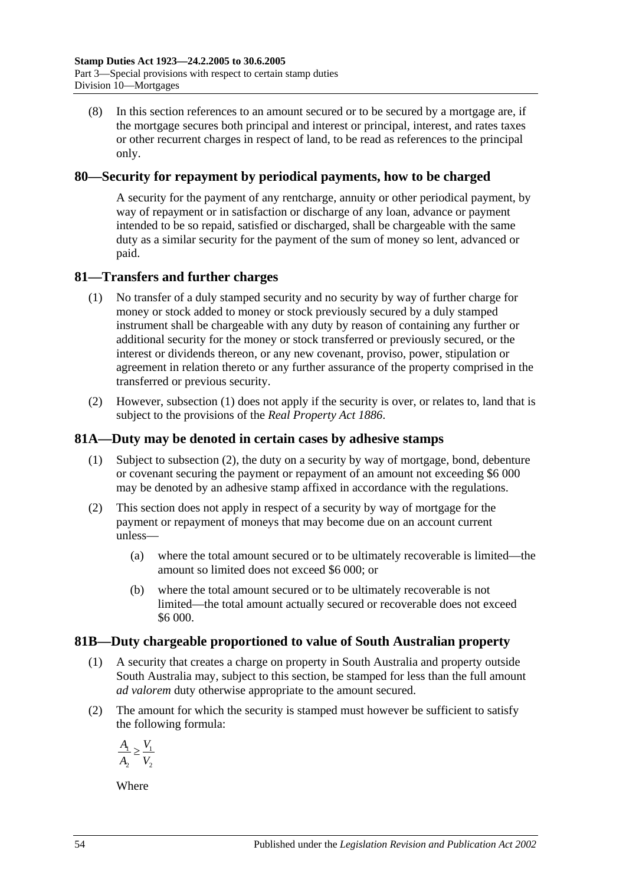(8) In this section references to an amount secured or to be secured by a mortgage are, if the mortgage secures both principal and interest or principal, interest, and rates taxes or other recurrent charges in respect of land, to be read as references to the principal only.

## 80—Security for repayment by periodical payments, how to be charged

A security for the payment of any rentcharge, annuity or other periodical payment, by way of repayment or in satisfaction or discharge of any loan, advance or payment intended to be so repaid, satisfied or discharged, shall be chargeable with the same duty as a similar security for the payment of the sum of money so lent, advanced or paid.

## 81—Transfers and further charges

(1) No transfer of a duly stamped security and no security by way of further charge for money or stock added to money or stock previously secured by a duly stamped instrument shall be chargeable with any duty by reason of containing any further or additional security for the money or stock transferred or previously secured, or the interest or dividends thereon, or any new covenant, proviso, power, stipulation or agreement in relation thereto or any further assurance of the property comprised in the transferred or previous security.

(2) However, subsection (1) does not apply if the security is over, or relates to, land that is subject to the provisions of the *Real Property Act 1886*.

## 81A—Duty may be denoted in certain cases by adhesive stamps

(1) Subject to subsection (2), the duty on a security by way of mortgage, bond, debenture or covenant securing the payment or repayment of an amount not exceeding $6 000 may be denoted by an adhesive stamp affixed in accordance with the regulations.

(2) This section does not apply in respect of a security by way of mortgage for the payment or repayment of moneys that may become due on an account current unless—

- (a) where the total amount secured or to be ultimately recoverable is limited—the amount so limited does not exceed $6 000; or
- (b) where the total amount secured or to be ultimately recoverable is not limited—the total amount actually secured or recoverable does not exceed $6 000.

## 81B—Duty chargeable proportioned to value of South Australian property

(1) A security that creates a charge on property in South Australia and property outside South Australia may, subject to this section, be stamped for less than the full amount *ad valorem* duty otherwise appropriate to the amount secured.

(2) The amount for which the security is stamped must however be sufficient to satisfy the following formula:

$$\frac{A_1}{A_2} \geq \frac{V_1}{V_2}$$

Where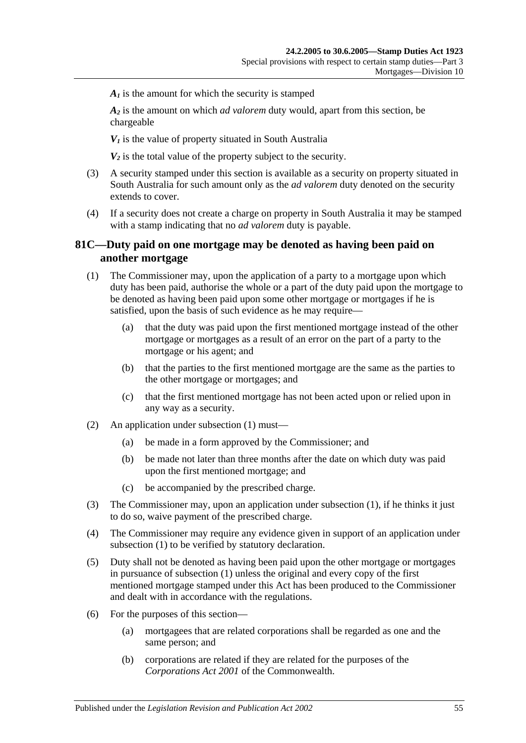$A_1$ is the amount for which the security is stamped

$A_2$ is the amount on which *ad valorem* duty would, apart from this section, be chargeable

$V_1$ is the value of property situated in South Australia

$V_2$ is the total value of the property subject to the security.

(3) A security stamped under this section is available as a security on property situated in South Australia for such amount only as the *ad valorem* duty denoted on the security extends to cover.

(4) If a security does not create a charge on property in South Australia it may be stamped with a stamp indicating that no *ad valorem* duty is payable.

## 81C—Duty paid on one mortgage may be denoted as having been paid on another mortgage

(1) The Commissioner may, upon the application of a party to a mortgage upon which duty has been paid, authorise the whole or a part of the duty paid upon the mortgage to be denoted as having been paid upon some other mortgage or mortgages if he is satisfied, upon the basis of such evidence as he may require—

(a) that the duty was paid upon the first mentioned mortgage instead of the other mortgage or mortgages as a result of an error on the part of a party to the mortgage or his agent; and

(b) that the parties to the first mentioned mortgage are the same as the parties to the other mortgage or mortgages; and

(c) that the first mentioned mortgage has not been acted upon or relied upon in any way as a security.

(2) An application under subsection (1) must—

(a) be made in a form approved by the Commissioner; and

(b) be made not later than three months after the date on which duty was paid upon the first mentioned mortgage; and

(c) be accompanied by the prescribed charge.

(3) The Commissioner may, upon an application under subsection (1), if he thinks it just to do so, waive payment of the prescribed charge.

(4) The Commissioner may require any evidence given in support of an application under subsection (1) to be verified by statutory declaration.

(5) Duty shall not be denoted as having been paid upon the other mortgage or mortgages in pursuance of subsection (1) unless the original and every copy of the first mentioned mortgage stamped under this Act has been produced to the Commissioner and dealt with in accordance with the regulations.

(6) For the purposes of this section—

(a) mortgagees that are related corporations shall be regarded as one and the same person; and

(b) corporations are related if they are related for the purposes of the *Corporations Act 2001* of the Commonwealth.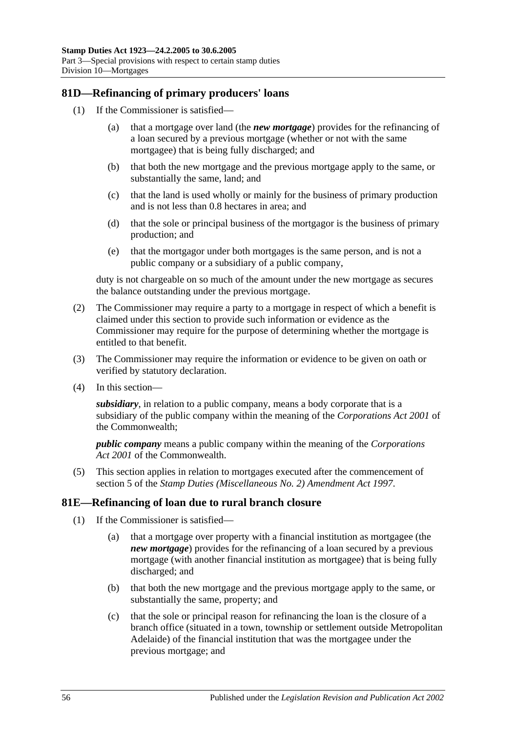## 81D—Refinancing of primary producers' loans

(1) If the Commissioner is satisfied—

(a) that a mortgage over land (the ***new mortgage***) provides for the refinancing of a loan secured by a previous mortgage (whether or not with the same mortgagee) that is being fully discharged; and

(b) that both the new mortgage and the previous mortgage apply to the same, or substantially the same, land; and

(c) that the land is used wholly or mainly for the business of primary production and is not less than 0.8 hectares in area; and

(d) that the sole or principal business of the mortgagor is the business of primary production; and

(e) that the mortgagor under both mortgages is the same person, and is not a public company or a subsidiary of a public company,

duty is not chargeable on so much of the amount under the new mortgage as secures the balance outstanding under the previous mortgage.

(2) The Commissioner may require a party to a mortgage in respect of which a benefit is claimed under this section to provide such information or evidence as the Commissioner may require for the purpose of determining whether the mortgage is entitled to that benefit.

(3) The Commissioner may require the information or evidence to be given on oath or verified by statutory declaration.

(4) In this section—

***subsidiary***, in relation to a public company, means a body corporate that is a subsidiary of the public company within the meaning of the *Corporations Act 2001* of the Commonwealth;

***public company*** means a public company within the meaning of the *Corporations Act 2001* of the Commonwealth.

(5) This section applies in relation to mortgages executed after the commencement of section 5 of the *Stamp Duties (Miscellaneous No. 2) Amendment Act 1997*.

## 81E—Refinancing of loan due to rural branch closure

(1) If the Commissioner is satisfied—

(a) that a mortgage over property with a financial institution as mortgagee (the ***new mortgage***) provides for the refinancing of a loan secured by a previous mortgage (with another financial institution as mortgagee) that is being fully discharged; and

(b) that both the new mortgage and the previous mortgage apply to the same, or substantially the same, property; and

(c) that the sole or principal reason for refinancing the loan is the closure of a branch office (situated in a town, township or settlement outside Metropolitan Adelaide) of the financial institution that was the mortgagee under the previous mortgage; and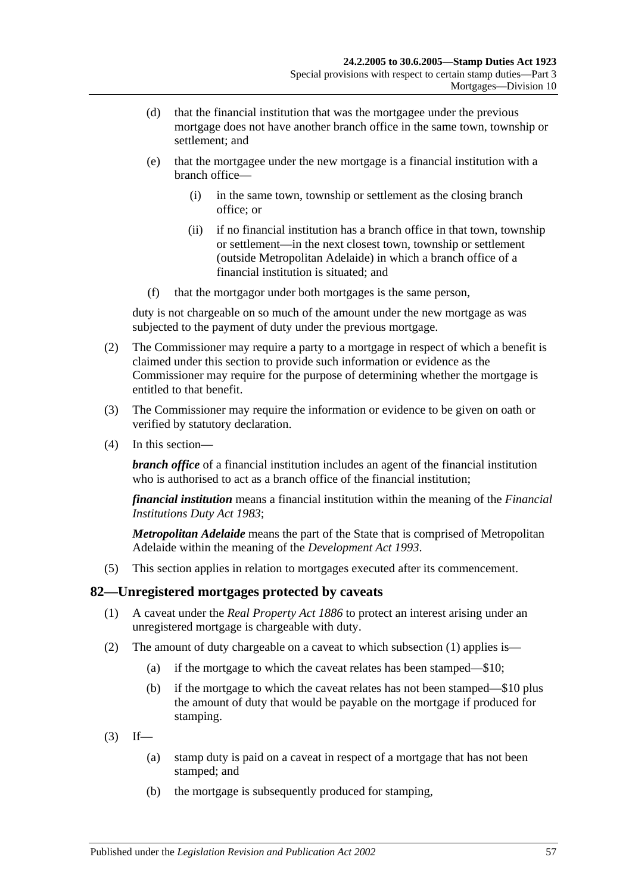(d) that the financial institution that was the mortgagee under the previous mortgage does not have another branch office in the same town, township or settlement; and

(e) that the mortgagee under the new mortgage is a financial institution with a branch office—

(i) in the same town, township or settlement as the closing branch office; or

(ii) if no financial institution has a branch office in that town, township or settlement—in the next closest town, township or settlement (outside Metropolitan Adelaide) in which a branch office of a financial institution is situated; and

(f) that the mortgagor under both mortgages is the same person,

duty is not chargeable on so much of the amount under the new mortgage as was subjected to the payment of duty under the previous mortgage.

(2) The Commissioner may require a party to a mortgage in respect of which a benefit is claimed under this section to provide such information or evidence as the Commissioner may require for the purpose of determining whether the mortgage is entitled to that benefit.

(3) The Commissioner may require the information or evidence to be given on oath or verified by statutory declaration.

(4) In this section—

***branch office*** of a financial institution includes an agent of the financial institution who is authorised to act as a branch office of the financial institution;

***financial institution*** means a financial institution within the meaning of the *Financial Institutions Duty Act 1983*;

***Metropolitan Adelaide*** means the part of the State that is comprised of Metropolitan Adelaide within the meaning of the *Development Act 1993*.

(5) This section applies in relation to mortgages executed after its commencement.

## 82—Unregistered mortgages protected by caveats

(1) A caveat under the *Real Property Act 1886* to protect an interest arising under an unregistered mortgage is chargeable with duty.

(2) The amount of duty chargeable on a caveat to which subsection (1) applies is—

(a) if the mortgage to which the caveat relates has been stamped—$10;

(b) if the mortgage to which the caveat relates has not been stamped—$10 plus the amount of duty that would be payable on the mortgage if produced for stamping.

(3) If—

(a) stamp duty is paid on a caveat in respect of a mortgage that has not been stamped; and

(b) the mortgage is subsequently produced for stamping,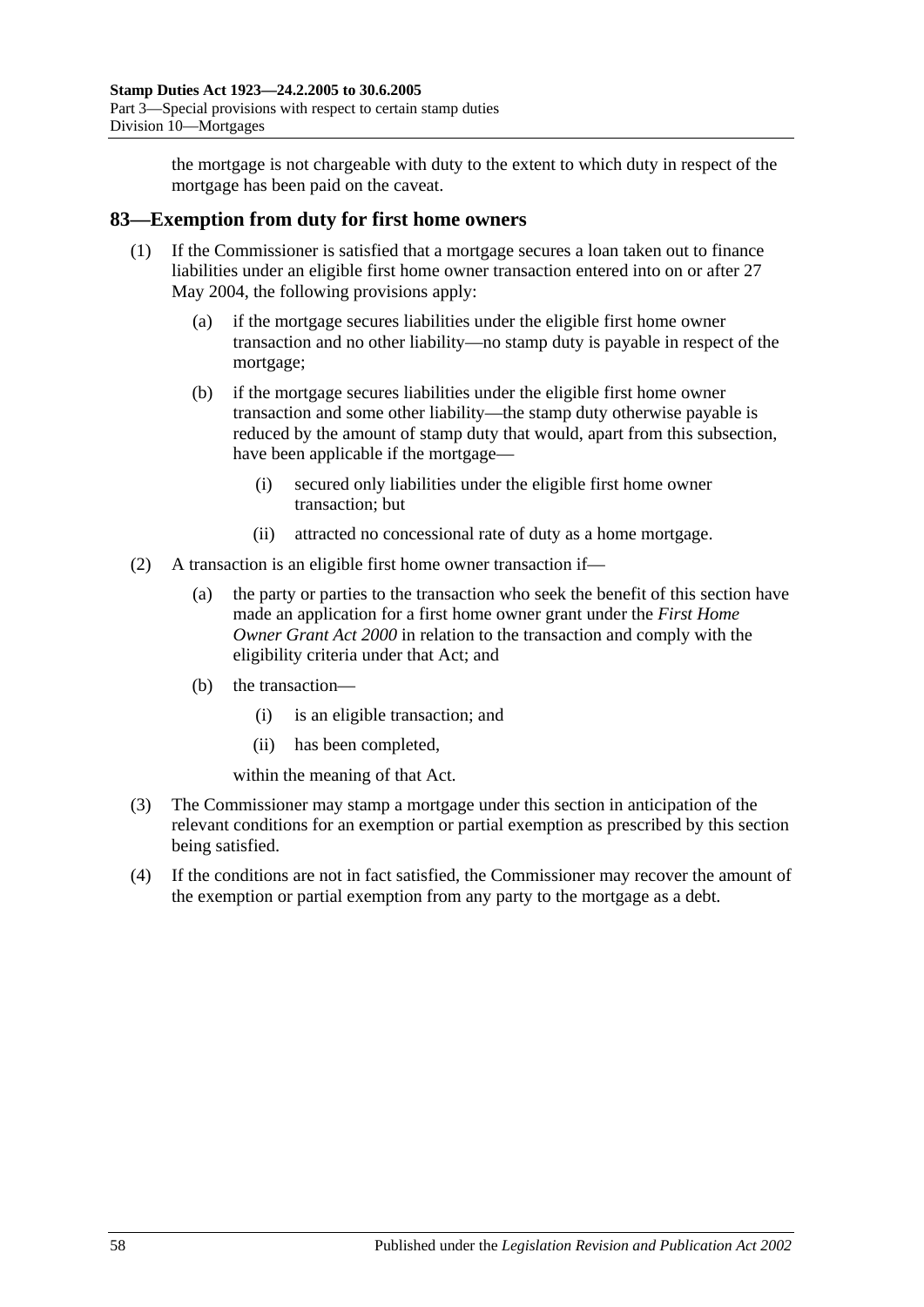the mortgage is not chargeable with duty to the extent to which duty in respect of the mortgage has been paid on the caveat.

## 83—Exemption from duty for first home owners

(1) If the Commissioner is satisfied that a mortgage secures a loan taken out to finance liabilities under an eligible first home owner transaction entered into on or after 27 May 2004, the following provisions apply:

- (a) if the mortgage secures liabilities under the eligible first home owner transaction and no other liability—no stamp duty is payable in respect of the mortgage;
- (b) if the mortgage secures liabilities under the eligible first home owner transaction and some other liability—the stamp duty otherwise payable is reduced by the amount of stamp duty that would, apart from this subsection, have been applicable if the mortgage—
  - (i) secured only liabilities under the eligible first home owner transaction; but
  - (ii) attracted no concessional rate of duty as a home mortgage.

(2) A transaction is an eligible first home owner transaction if—

- (a) the party or parties to the transaction who seek the benefit of this section have made an application for a first home owner grant under the *First Home Owner Grant Act 2000* in relation to the transaction and comply with the eligibility criteria under that Act; and
- (b) the transaction—
  - (i) is an eligible transaction; and
  - (ii) has been completed,

  within the meaning of that Act.

(3) The Commissioner may stamp a mortgage under this section in anticipation of the relevant conditions for an exemption or partial exemption as prescribed by this section being satisfied.

(4) If the conditions are not in fact satisfied, the Commissioner may recover the amount of the exemption or partial exemption from any party to the mortgage as a debt.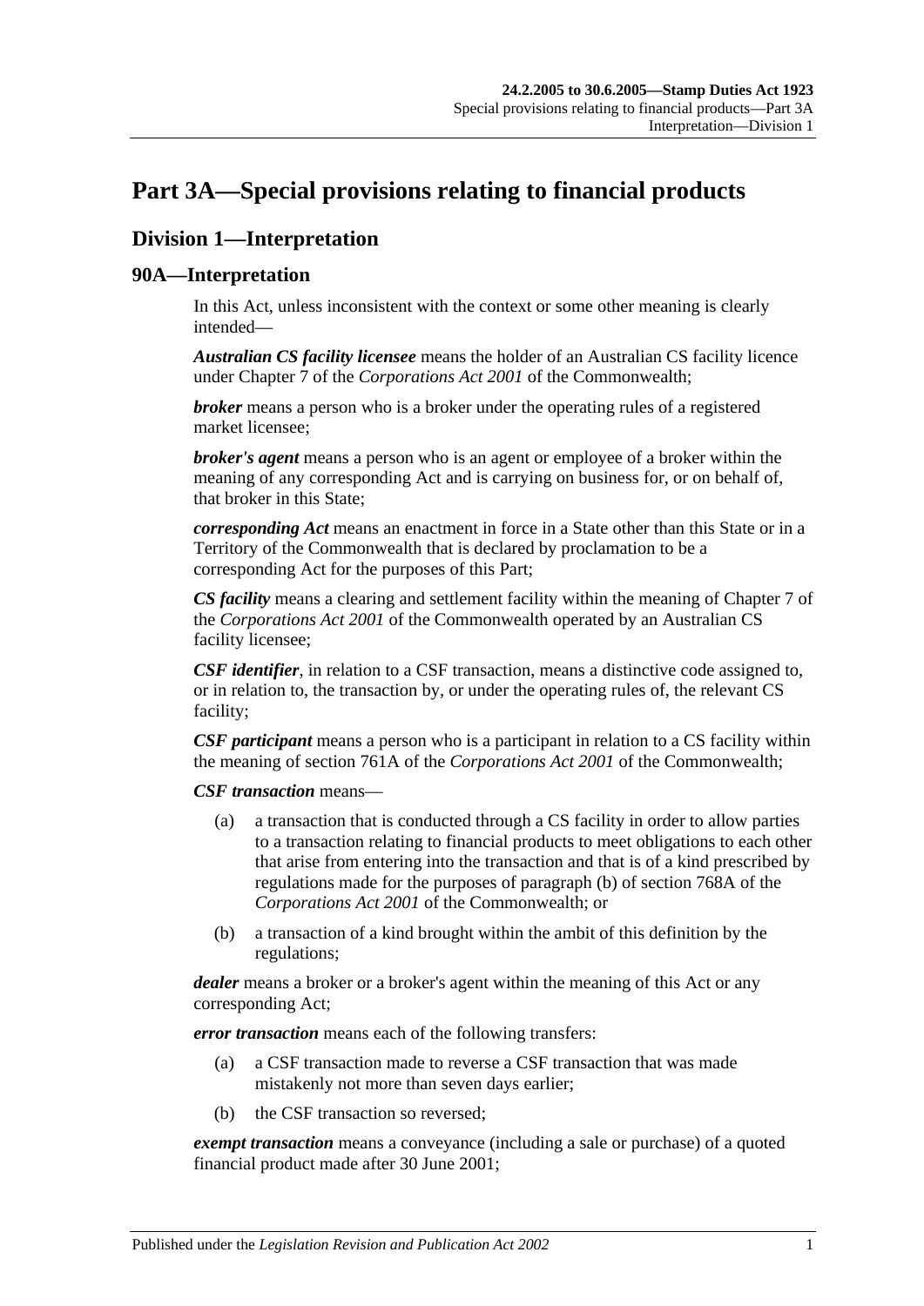# Part 3A—Special provisions relating to financial products

## Division 1—Interpretation

### 90A—Interpretation

In this Act, unless inconsistent with the context or some other meaning is clearly intended—

***Australian CS facility licensee*** means the holder of an Australian CS facility licence under Chapter 7 of the *Corporations Act 2001* of the Commonwealth;

***broker*** means a person who is a broker under the operating rules of a registered market licensee;

***broker's agent*** means a person who is an agent or employee of a broker within the meaning of any corresponding Act and is carrying on business for, or on behalf of, that broker in this State;

***corresponding Act*** means an enactment in force in a State other than this State or in a Territory of the Commonwealth that is declared by proclamation to be a corresponding Act for the purposes of this Part;

***CS facility*** means a clearing and settlement facility within the meaning of Chapter 7 of the *Corporations Act 2001* of the Commonwealth operated by an Australian CS facility licensee;

***CSF identifier***, in relation to a CSF transaction, means a distinctive code assigned to, or in relation to, the transaction by, or under the operating rules of, the relevant CS facility;

***CSF participant*** means a person who is a participant in relation to a CS facility within the meaning of section 761A of the *Corporations Act 2001* of the Commonwealth;

***CSF transaction*** means—

(a) a transaction that is conducted through a CS facility in order to allow parties to a transaction relating to financial products to meet obligations to each other that arise from entering into the transaction and that is of a kind prescribed by regulations made for the purposes of paragraph (b) of section 768A of the *Corporations Act 2001* of the Commonwealth; or

(b) a transaction of a kind brought within the ambit of this definition by the regulations;

***dealer*** means a broker or a broker's agent within the meaning of this Act or any corresponding Act;

***error transaction*** means each of the following transfers:

(a) a CSF transaction made to reverse a CSF transaction that was made mistakenly not more than seven days earlier;

(b) the CSF transaction so reversed;

***exempt transaction*** means a conveyance (including a sale or purchase) of a quoted financial product made after 30 June 2001;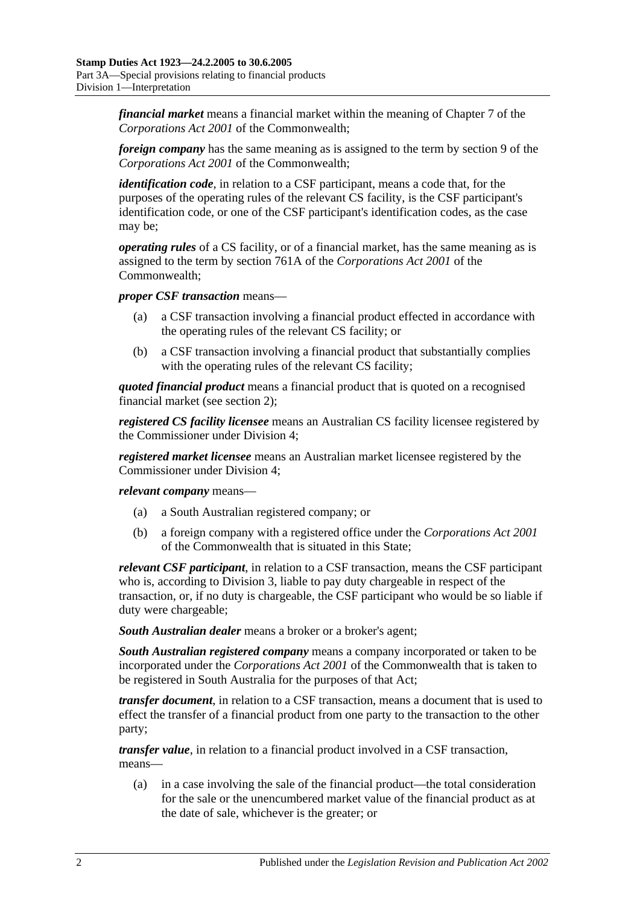***financial market*** means a financial market within the meaning of Chapter 7 of the *Corporations Act 2001* of the Commonwealth;

***foreign company*** has the same meaning as is assigned to the term by section 9 of the *Corporations Act 2001* of the Commonwealth;

***identification code***, in relation to a CSF participant, means a code that, for the purposes of the operating rules of the relevant CS facility, is the CSF participant's identification code, or one of the CSF participant's identification codes, as the case may be;

***operating rules*** of a CS facility, or of a financial market, has the same meaning as is assigned to the term by section 761A of the *Corporations Act 2001* of the Commonwealth;

***proper CSF transaction*** means—

(a) a CSF transaction involving a financial product effected in accordance with the operating rules of the relevant CS facility; or

(b) a CSF transaction involving a financial product that substantially complies with the operating rules of the relevant CS facility;

***quoted financial product*** means a financial product that is quoted on a recognised financial market (see section 2);

***registered CS facility licensee*** means an Australian CS facility licensee registered by the Commissioner under Division 4;

***registered market licensee*** means an Australian market licensee registered by the Commissioner under Division 4;

***relevant company*** means—

(a) a South Australian registered company; or

(b) a foreign company with a registered office under the *Corporations Act 2001* of the Commonwealth that is situated in this State;

***relevant CSF participant***, in relation to a CSF transaction, means the CSF participant who is, according to Division 3, liable to pay duty chargeable in respect of the transaction, or, if no duty is chargeable, the CSF participant who would be so liable if duty were chargeable;

***South Australian dealer*** means a broker or a broker's agent;

***South Australian registered company*** means a company incorporated or taken to be incorporated under the *Corporations Act 2001* of the Commonwealth that is taken to be registered in South Australia for the purposes of that Act;

***transfer document***, in relation to a CSF transaction, means a document that is used to effect the transfer of a financial product from one party to the transaction to the other party;

***transfer value***, in relation to a financial product involved in a CSF transaction, means—

(a) in a case involving the sale of the financial product—the total consideration for the sale or the unencumbered market value of the financial product as at the date of sale, whichever is the greater; or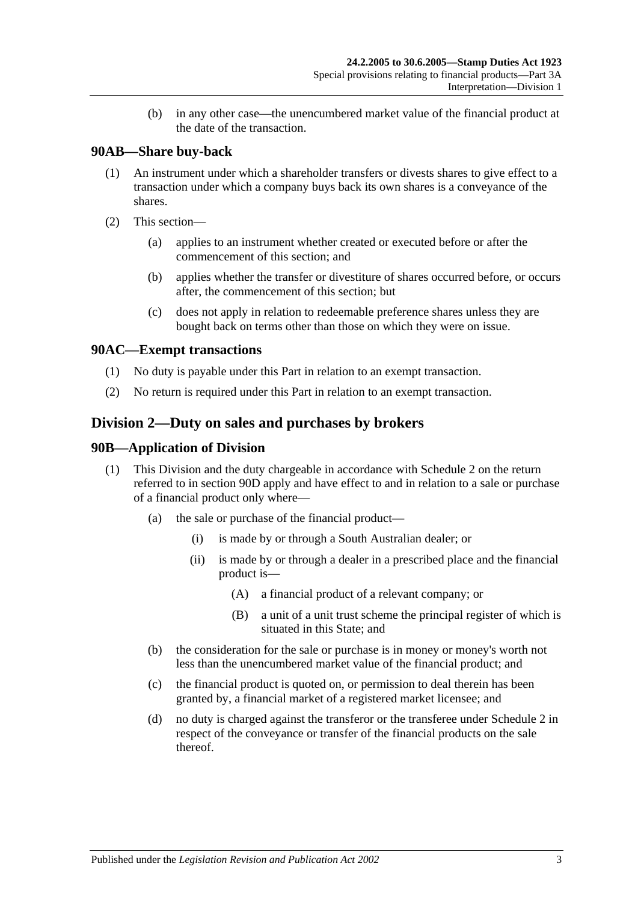(b) in any other case—the unencumbered market value of the financial product at the date of the transaction.

### 90AB—Share buy-back

(1) An instrument under which a shareholder transfers or divests shares to give effect to a transaction under which a company buys back its own shares is a conveyance of the shares.

(2) This section—

(a) applies to an instrument whether created or executed before or after the commencement of this section; and

(b) applies whether the transfer or divestiture of shares occurred before, or occurs after, the commencement of this section; but

(c) does not apply in relation to redeemable preference shares unless they are bought back on terms other than those on which they were on issue.

### 90AC—Exempt transactions

(1) No duty is payable under this Part in relation to an exempt transaction.

(2) No return is required under this Part in relation to an exempt transaction.

## Division 2—Duty on sales and purchases by brokers

### 90B—Application of Division

(1) This Division and the duty chargeable in accordance with Schedule 2 on the return referred to in section 90D apply and have effect to and in relation to a sale or purchase of a financial product only where—

(a) the sale or purchase of the financial product—

(i) is made by or through a South Australian dealer; or

(ii) is made by or through a dealer in a prescribed place and the financial product is—

(A) a financial product of a relevant company; or

(B) a unit of a unit trust scheme the principal register of which is situated in this State; and

(b) the consideration for the sale or purchase is in money or money's worth not less than the unencumbered market value of the financial product; and

(c) the financial product is quoted on, or permission to deal therein has been granted by, a financial market of a registered market licensee; and

(d) no duty is charged against the transferor or the transferee under Schedule 2 in respect of the conveyance or transfer of the financial products on the sale thereof.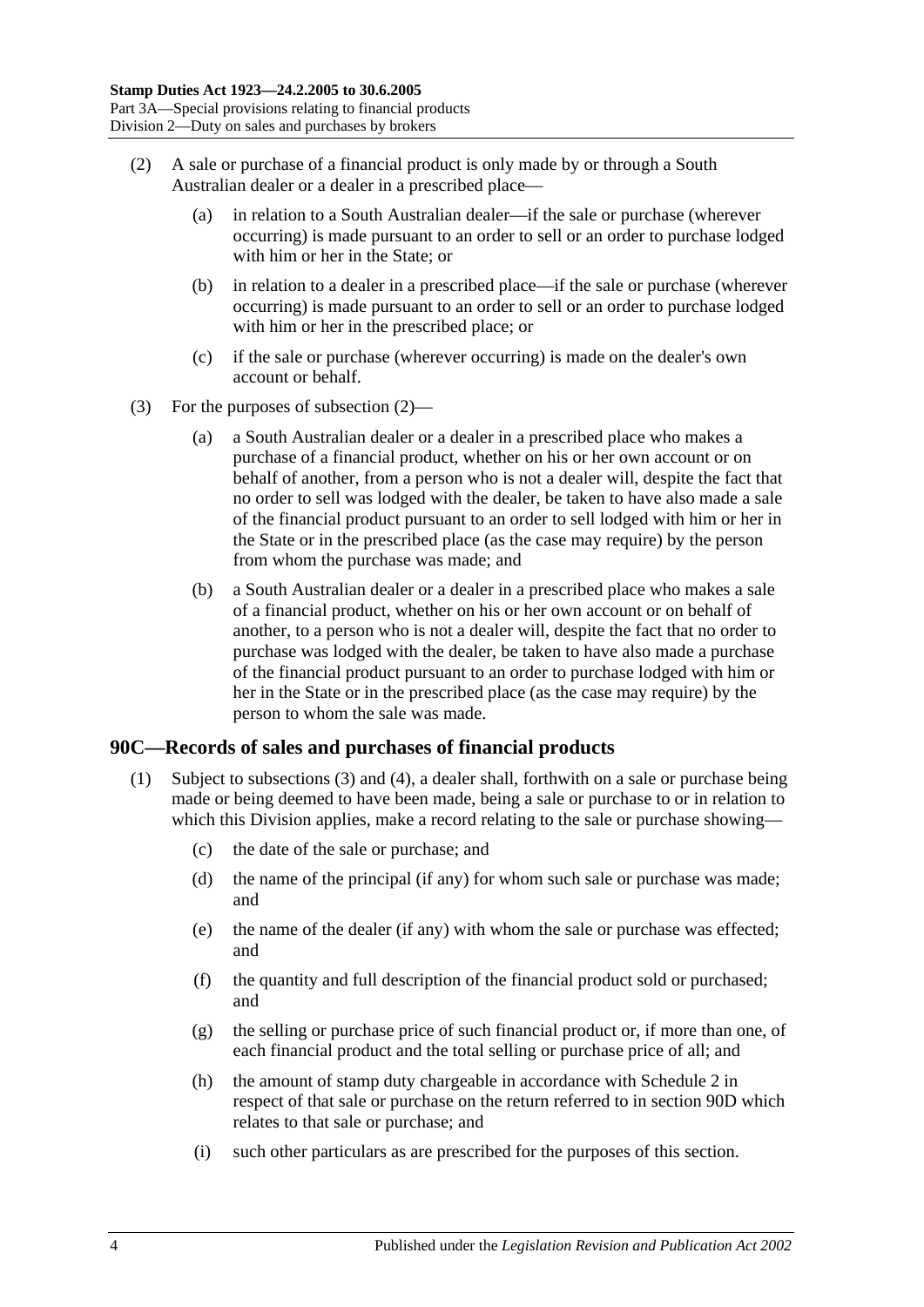(2) A sale or purchase of a financial product is only made by or through a South Australian dealer or a dealer in a prescribed place—

(a) in relation to a South Australian dealer—if the sale or purchase (wherever occurring) is made pursuant to an order to sell or an order to purchase lodged with him or her in the State; or

(b) in relation to a dealer in a prescribed place—if the sale or purchase (wherever occurring) is made pursuant to an order to sell or an order to purchase lodged with him or her in the prescribed place; or

(c) if the sale or purchase (wherever occurring) is made on the dealer's own account or behalf.

(3) For the purposes of subsection (2)—

(a) a South Australian dealer or a dealer in a prescribed place who makes a purchase of a financial product, whether on his or her own account or on behalf of another, from a person who is not a dealer will, despite the fact that no order to sell was lodged with the dealer, be taken to have also made a sale of the financial product pursuant to an order to sell lodged with him or her in the State or in the prescribed place (as the case may require) by the person from whom the purchase was made; and

(b) a South Australian dealer or a dealer in a prescribed place who makes a sale of a financial product, whether on his or her own account or on behalf of another, to a person who is not a dealer will, despite the fact that no order to purchase was lodged with the dealer, be taken to have also made a purchase of the financial product pursuant to an order to purchase lodged with him or her in the State or in the prescribed place (as the case may require) by the person to whom the sale was made.

## 90C—Records of sales and purchases of financial products

(1) Subject to subsections (3) and (4), a dealer shall, forthwith on a sale or purchase being made or being deemed to have been made, being a sale or purchase to or in relation to which this Division applies, make a record relating to the sale or purchase showing—

(c) the date of the sale or purchase; and

(d) the name of the principal (if any) for whom such sale or purchase was made; and

(e) the name of the dealer (if any) with whom the sale or purchase was effected; and

(f) the quantity and full description of the financial product sold or purchased; and

(g) the selling or purchase price of such financial product or, if more than one, of each financial product and the total selling or purchase price of all; and

(h) the amount of stamp duty chargeable in accordance with Schedule 2 in respect of that sale or purchase on the return referred to in section 90D which relates to that sale or purchase; and

(i) such other particulars as are prescribed for the purposes of this section.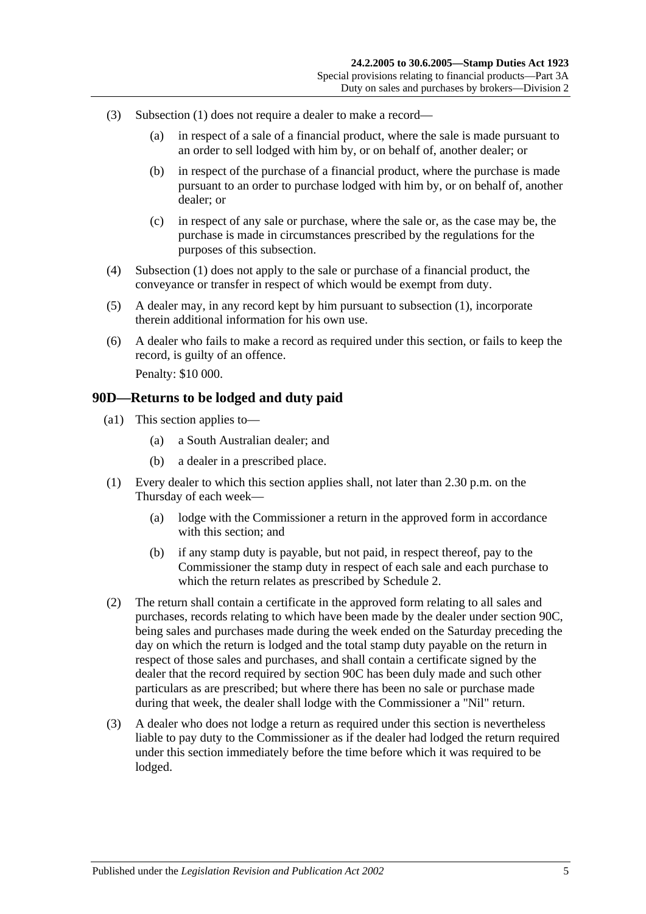(3) Subsection (1) does not require a dealer to make a record—

(a) in respect of a sale of a financial product, where the sale is made pursuant to an order to sell lodged with him by, or on behalf of, another dealer; or

(b) in respect of the purchase of a financial product, where the purchase is made pursuant to an order to purchase lodged with him by, or on behalf of, another dealer; or

(c) in respect of any sale or purchase, where the sale or, as the case may be, the purchase is made in circumstances prescribed by the regulations for the purposes of this subsection.

(4) Subsection (1) does not apply to the sale or purchase of a financial product, the conveyance or transfer in respect of which would be exempt from duty.

(5) A dealer may, in any record kept by him pursuant to subsection (1), incorporate therein additional information for his own use.

(6) A dealer who fails to make a record as required under this section, or fails to keep the record, is guilty of an offence.

Penalty: $10 000.

## 90D—Returns to be lodged and duty paid

(a1) This section applies to—

(a) a South Australian dealer; and

(b) a dealer in a prescribed place.

(1) Every dealer to which this section applies shall, not later than 2.30 p.m. on the Thursday of each week—

(a) lodge with the Commissioner a return in the approved form in accordance with this section; and

(b) if any stamp duty is payable, but not paid, in respect thereof, pay to the Commissioner the stamp duty in respect of each sale and each purchase to which the return relates as prescribed by Schedule 2.

(2) The return shall contain a certificate in the approved form relating to all sales and purchases, records relating to which have been made by the dealer under section 90C, being sales and purchases made during the week ended on the Saturday preceding the day on which the return is lodged and the total stamp duty payable on the return in respect of those sales and purchases, and shall contain a certificate signed by the dealer that the record required by section 90C has been duly made and such other particulars as are prescribed; but where there has been no sale or purchase made during that week, the dealer shall lodge with the Commissioner a "Nil" return.

(3) A dealer who does not lodge a return as required under this section is nevertheless liable to pay duty to the Commissioner as if the dealer had lodged the return required under this section immediately before the time before which it was required to be lodged.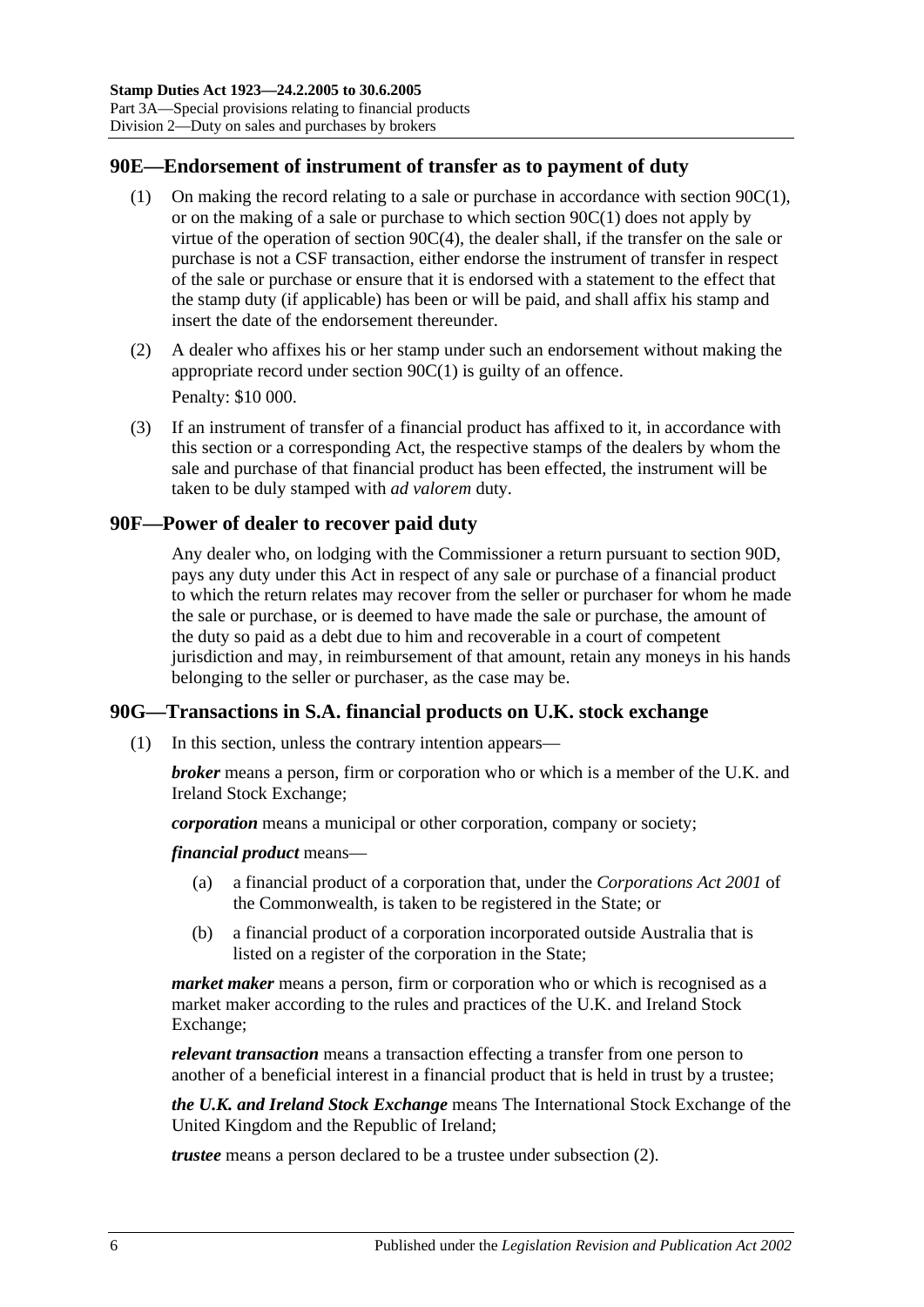## 90E—Endorsement of instrument of transfer as to payment of duty

(1) On making the record relating to a sale or purchase in accordance with section 90C(1), or on the making of a sale or purchase to which section 90C(1) does not apply by virtue of the operation of section 90C(4), the dealer shall, if the transfer on the sale or purchase is not a CSF transaction, either endorse the instrument of transfer in respect of the sale or purchase or ensure that it is endorsed with a statement to the effect that the stamp duty (if applicable) has been or will be paid, and shall affix his stamp and insert the date of the endorsement thereunder.

(2) A dealer who affixes his or her stamp under such an endorsement without making the appropriate record under section 90C(1) is guilty of an offence.

Penalty: $10 000.

(3) If an instrument of transfer of a financial product has affixed to it, in accordance with this section or a corresponding Act, the respective stamps of the dealers by whom the sale and purchase of that financial product has been effected, the instrument will be taken to be duly stamped with *ad valorem* duty.

## 90F—Power of dealer to recover paid duty

Any dealer who, on lodging with the Commissioner a return pursuant to section 90D, pays any duty under this Act in respect of any sale or purchase of a financial product to which the return relates may recover from the seller or purchaser for whom he made the sale or purchase, or is deemed to have made the sale or purchase, the amount of the duty so paid as a debt due to him and recoverable in a court of competent jurisdiction and may, in reimbursement of that amount, retain any moneys in his hands belonging to the seller or purchaser, as the case may be.

## 90G—Transactions in S.A. financial products on U.K. stock exchange

(1) In this section, unless the contrary intention appears—

***broker*** means a person, firm or corporation who or which is a member of the U.K. and Ireland Stock Exchange;

***corporation*** means a municipal or other corporation, company or society;

***financial product*** means—

(a) a financial product of a corporation that, under the *Corporations Act 2001* of the Commonwealth, is taken to be registered in the State; or

(b) a financial product of a corporation incorporated outside Australia that is listed on a register of the corporation in the State;

***market maker*** means a person, firm or corporation who or which is recognised as a market maker according to the rules and practices of the U.K. and Ireland Stock Exchange;

***relevant transaction*** means a transaction effecting a transfer from one person to another of a beneficial interest in a financial product that is held in trust by a trustee;

***the U.K. and Ireland Stock Exchange*** means The International Stock Exchange of the United Kingdom and the Republic of Ireland;

***trustee*** means a person declared to be a trustee under subsection (2).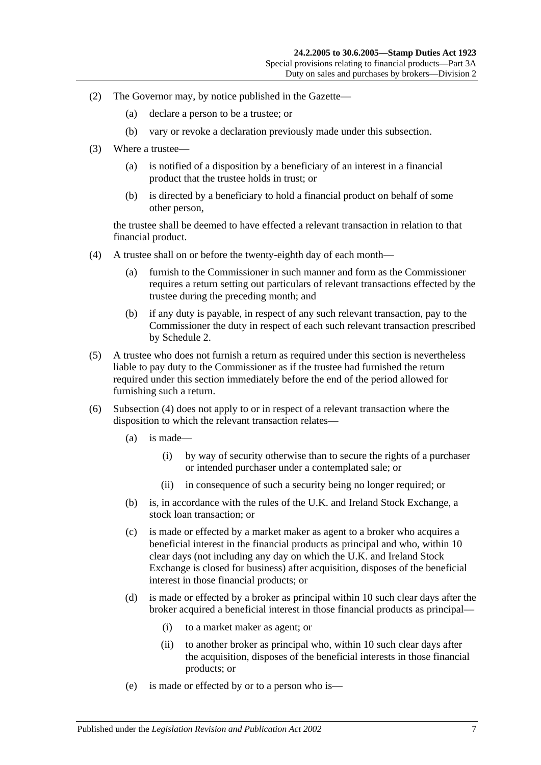(2) The Governor may, by notice published in the Gazette—

(a) declare a person to be a trustee; or

(b) vary or revoke a declaration previously made under this subsection.

(3) Where a trustee—

(a) is notified of a disposition by a beneficiary of an interest in a financial product that the trustee holds in trust; or

(b) is directed by a beneficiary to hold a financial product on behalf of some other person,

the trustee shall be deemed to have effected a relevant transaction in relation to that financial product.

(4) A trustee shall on or before the twenty-eighth day of each month—

(a) furnish to the Commissioner in such manner and form as the Commissioner requires a return setting out particulars of relevant transactions effected by the trustee during the preceding month; and

(b) if any duty is payable, in respect of any such relevant transaction, pay to the Commissioner the duty in respect of each such relevant transaction prescribed by Schedule 2.

(5) A trustee who does not furnish a return as required under this section is nevertheless liable to pay duty to the Commissioner as if the trustee had furnished the return required under this section immediately before the end of the period allowed for furnishing such a return.

(6) Subsection (4) does not apply to or in respect of a relevant transaction where the disposition to which the relevant transaction relates—

(a) is made—

(i) by way of security otherwise than to secure the rights of a purchaser or intended purchaser under a contemplated sale; or

(ii) in consequence of such a security being no longer required; or

(b) is, in accordance with the rules of the U.K. and Ireland Stock Exchange, a stock loan transaction; or

(c) is made or effected by a market maker as agent to a broker who acquires a beneficial interest in the financial products as principal and who, within 10 clear days (not including any day on which the U.K. and Ireland Stock Exchange is closed for business) after acquisition, disposes of the beneficial interest in those financial products; or

(d) is made or effected by a broker as principal within 10 such clear days after the broker acquired a beneficial interest in those financial products as principal—

(i) to a market maker as agent; or

(ii) to another broker as principal who, within 10 such clear days after the acquisition, disposes of the beneficial interests in those financial products; or

(e) is made or effected by or to a person who is—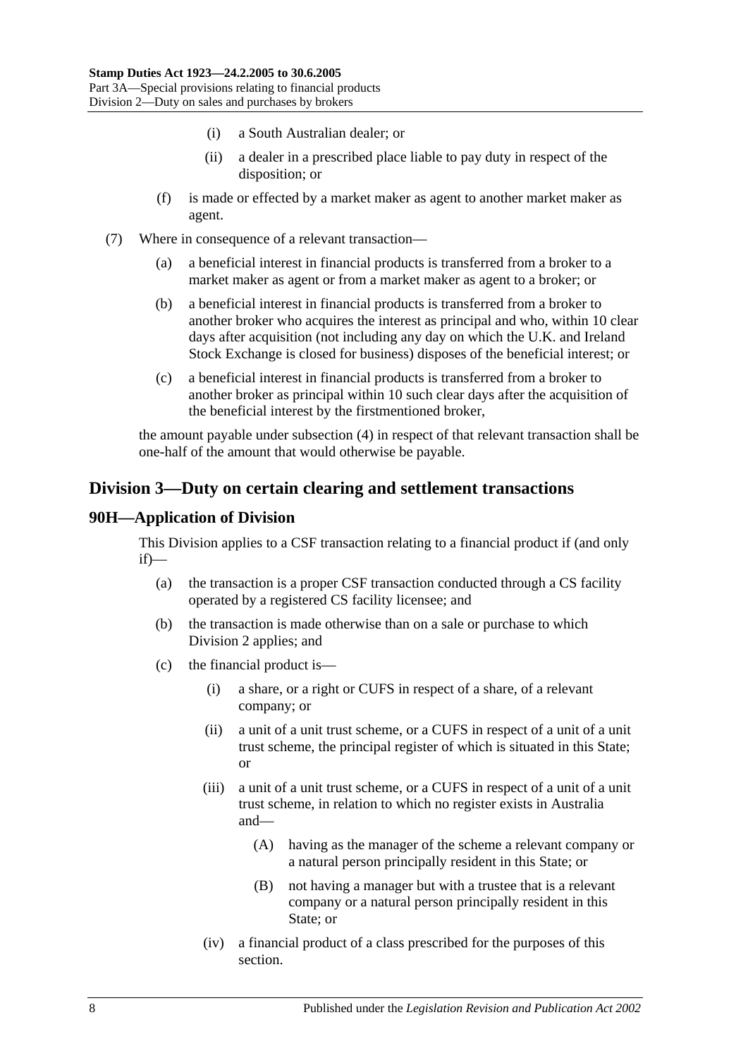(i) a South Australian dealer; or

(ii) a dealer in a prescribed place liable to pay duty in respect of the disposition; or

(f) is made or effected by a market maker as agent to another market maker as agent.

(7) Where in consequence of a relevant transaction—

(a) a beneficial interest in financial products is transferred from a broker to a market maker as agent or from a market maker as agent to a broker; or

(b) a beneficial interest in financial products is transferred from a broker to another broker who acquires the interest as principal and who, within 10 clear days after acquisition (not including any day on which the U.K. and Ireland Stock Exchange is closed for business) disposes of the beneficial interest; or

(c) a beneficial interest in financial products is transferred from a broker to another broker as principal within 10 such clear days after the acquisition of the beneficial interest by the firstmentioned broker,

the amount payable under subsection (4) in respect of that relevant transaction shall be one-half of the amount that would otherwise be payable.

## Division 3—Duty on certain clearing and settlement transactions

### 90H—Application of Division

This Division applies to a CSF transaction relating to a financial product if (and only if)—

(a) the transaction is a proper CSF transaction conducted through a CS facility operated by a registered CS facility licensee; and

(b) the transaction is made otherwise than on a sale or purchase to which Division 2 applies; and

(c) the financial product is—

(i) a share, or a right or CUFS in respect of a share, of a relevant company; or

(ii) a unit of a unit trust scheme, or a CUFS in respect of a unit of a unit trust scheme, the principal register of which is situated in this State; or

(iii) a unit of a unit trust scheme, or a CUFS in respect of a unit of a unit trust scheme, in relation to which no register exists in Australia and—

(A) having as the manager of the scheme a relevant company or a natural person principally resident in this State; or

(B) not having a manager but with a trustee that is a relevant company or a natural person principally resident in this State; or

(iv) a financial product of a class prescribed for the purposes of this section.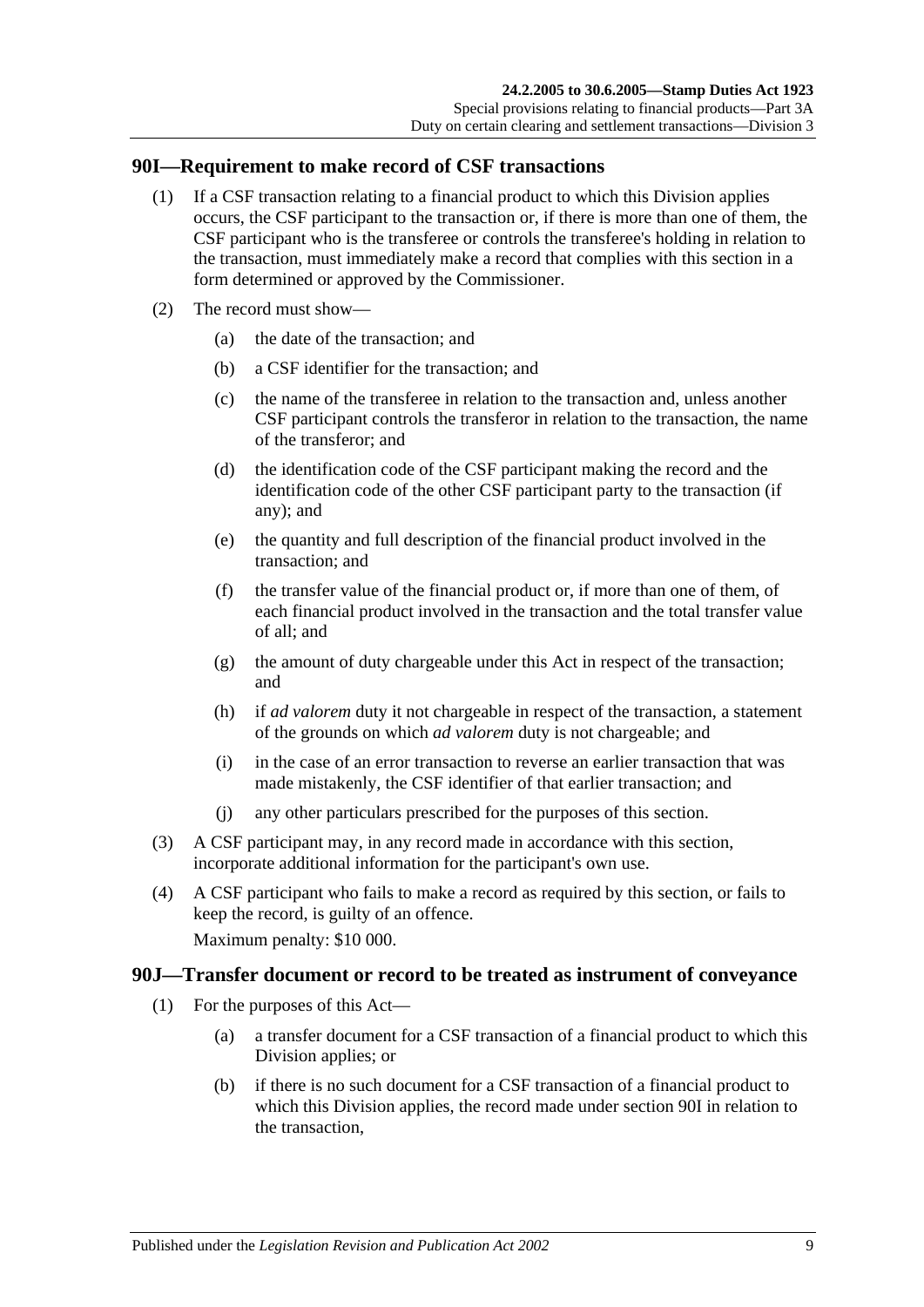## 90I—Requirement to make record of CSF transactions

(1) If a CSF transaction relating to a financial product to which this Division applies occurs, the CSF participant to the transaction or, if there is more than one of them, the CSF participant who is the transferee or controls the transferee's holding in relation to the transaction, must immediately make a record that complies with this section in a form determined or approved by the Commissioner.

(2) The record must show—

(a) the date of the transaction; and

(b) a CSF identifier for the transaction; and

(c) the name of the transferee in relation to the transaction and, unless another CSF participant controls the transferor in relation to the transaction, the name of the transferor; and

(d) the identification code of the CSF participant making the record and the identification code of the other CSF participant party to the transaction (if any); and

(e) the quantity and full description of the financial product involved in the transaction; and

(f) the transfer value of the financial product or, if more than one of them, of each financial product involved in the transaction and the total transfer value of all; and

(g) the amount of duty chargeable under this Act in respect of the transaction; and

(h) if *ad valorem* duty it not chargeable in respect of the transaction, a statement of the grounds on which *ad valorem* duty is not chargeable; and

(i) in the case of an error transaction to reverse an earlier transaction that was made mistakenly, the CSF identifier of that earlier transaction; and

(j) any other particulars prescribed for the purposes of this section.

(3) A CSF participant may, in any record made in accordance with this section, incorporate additional information for the participant's own use.

(4) A CSF participant who fails to make a record as required by this section, or fails to keep the record, is guilty of an offence.

Maximum penalty: $10 000.

## 90J—Transfer document or record to be treated as instrument of conveyance

(1) For the purposes of this Act—

(a) a transfer document for a CSF transaction of a financial product to which this Division applies; or

(b) if there is no such document for a CSF transaction of a financial product to which this Division applies, the record made under section 90I in relation to the transaction,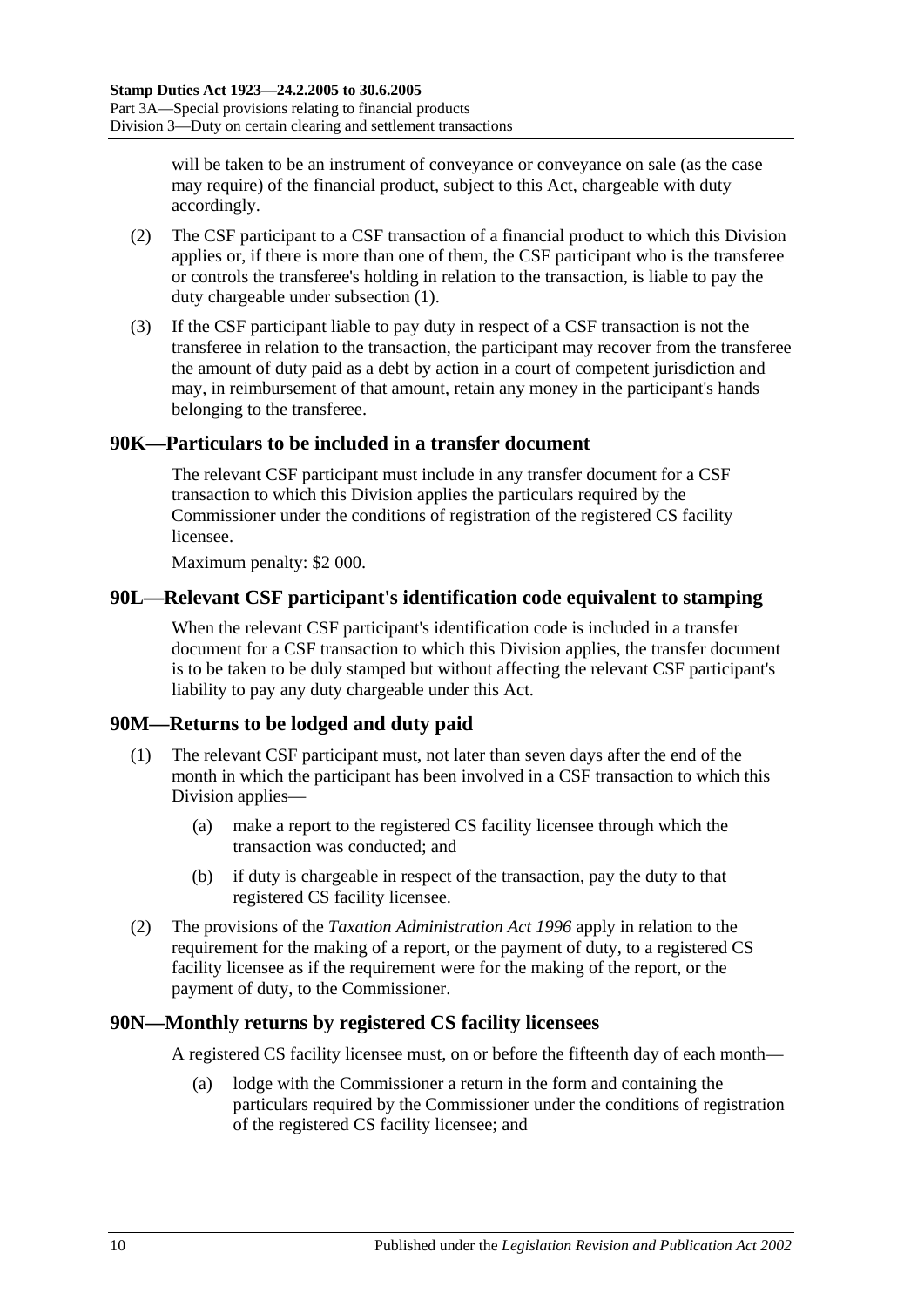will be taken to be an instrument of conveyance or conveyance on sale (as the case may require) of the financial product, subject to this Act, chargeable with duty accordingly.

(2) The CSF participant to a CSF transaction of a financial product to which this Division applies or, if there is more than one of them, the CSF participant who is the transferee or controls the transferee's holding in relation to the transaction, is liable to pay the duty chargeable under subsection (1).

(3) If the CSF participant liable to pay duty in respect of a CSF transaction is not the transferee in relation to the transaction, the participant may recover from the transferee the amount of duty paid as a debt by action in a court of competent jurisdiction and may, in reimbursement of that amount, retain any money in the participant's hands belonging to the transferee.

## 90K—Particulars to be included in a transfer document

The relevant CSF participant must include in any transfer document for a CSF transaction to which this Division applies the particulars required by the Commissioner under the conditions of registration of the registered CS facility licensee.

Maximum penalty: $2 000.

## 90L—Relevant CSF participant's identification code equivalent to stamping

When the relevant CSF participant's identification code is included in a transfer document for a CSF transaction to which this Division applies, the transfer document is to be taken to be duly stamped but without affecting the relevant CSF participant's liability to pay any duty chargeable under this Act.

## 90M—Returns to be lodged and duty paid

(1) The relevant CSF participant must, not later than seven days after the end of the month in which the participant has been involved in a CSF transaction to which this Division applies—

(a) make a report to the registered CS facility licensee through which the transaction was conducted; and

(b) if duty is chargeable in respect of the transaction, pay the duty to that registered CS facility licensee.

(2) The provisions of the *Taxation Administration Act 1996* apply in relation to the requirement for the making of a report, or the payment of duty, to a registered CS facility licensee as if the requirement were for the making of the report, or the payment of duty, to the Commissioner.

## 90N—Monthly returns by registered CS facility licensees

A registered CS facility licensee must, on or before the fifteenth day of each month—

(a) lodge with the Commissioner a return in the form and containing the particulars required by the Commissioner under the conditions of registration of the registered CS facility licensee; and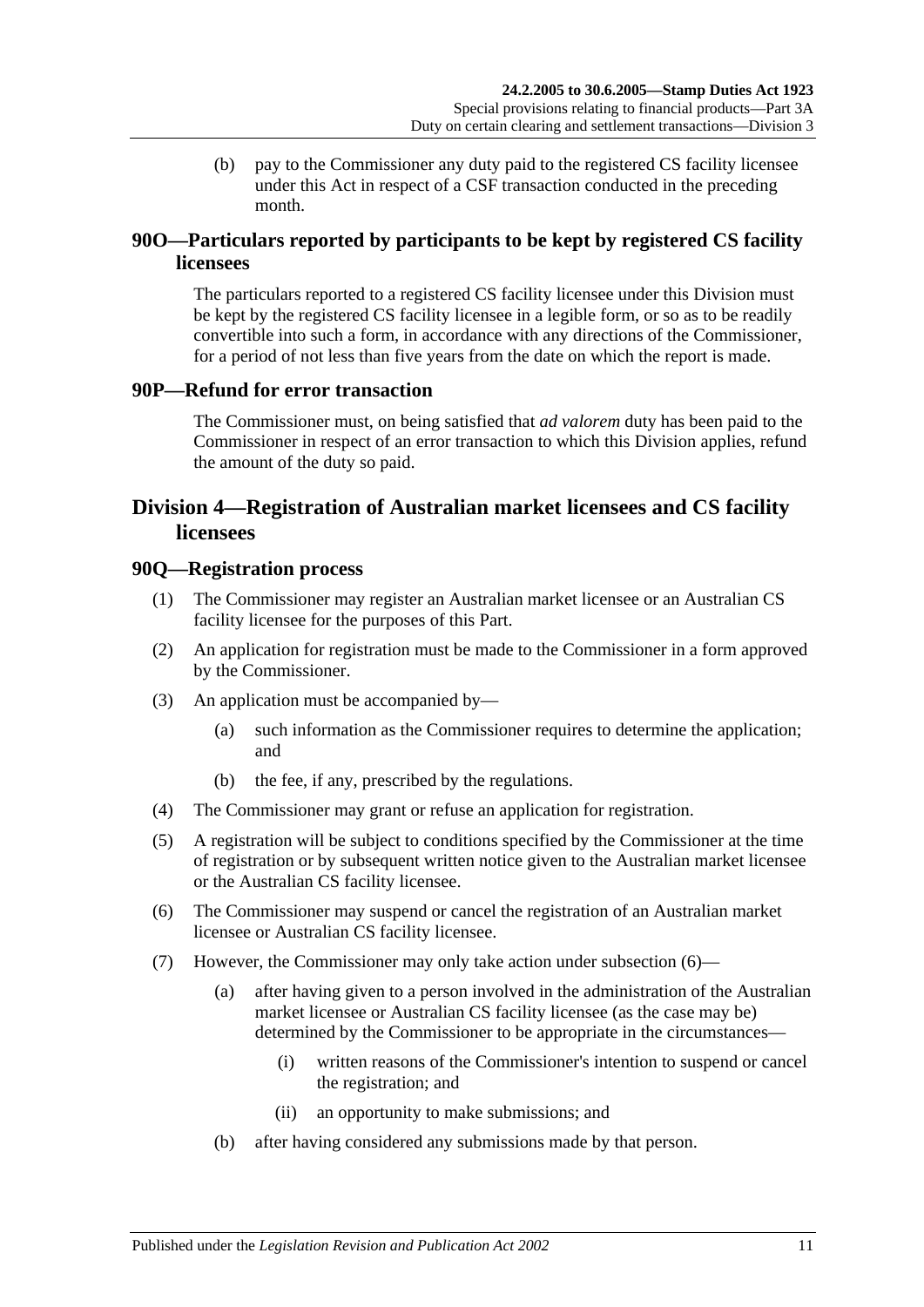(b) pay to the Commissioner any duty paid to the registered CS facility licensee under this Act in respect of a CSF transaction conducted in the preceding month.

## 90O—Particulars reported by participants to be kept by registered CS facility licensees

The particulars reported to a registered CS facility licensee under this Division must be kept by the registered CS facility licensee in a legible form, or so as to be readily convertible into such a form, in accordance with any directions of the Commissioner, for a period of not less than five years from the date on which the report is made.

## 90P—Refund for error transaction

The Commissioner must, on being satisfied that *ad valorem* duty has been paid to the Commissioner in respect of an error transaction to which this Division applies, refund the amount of the duty so paid.

# Division 4—Registration of Australian market licensees and CS facility licensees

## 90Q—Registration process

(1) The Commissioner may register an Australian market licensee or an Australian CS facility licensee for the purposes of this Part.

(2) An application for registration must be made to the Commissioner in a form approved by the Commissioner.

(3) An application must be accompanied by—

(a) such information as the Commissioner requires to determine the application; and

(b) the fee, if any, prescribed by the regulations.

(4) The Commissioner may grant or refuse an application for registration.

(5) A registration will be subject to conditions specified by the Commissioner at the time of registration or by subsequent written notice given to the Australian market licensee or the Australian CS facility licensee.

(6) The Commissioner may suspend or cancel the registration of an Australian market licensee or Australian CS facility licensee.

(7) However, the Commissioner may only take action under subsection (6)—

(a) after having given to a person involved in the administration of the Australian market licensee or Australian CS facility licensee (as the case may be) determined by the Commissioner to be appropriate in the circumstances—

(i) written reasons of the Commissioner's intention to suspend or cancel the registration; and

(ii) an opportunity to make submissions; and

(b) after having considered any submissions made by that person.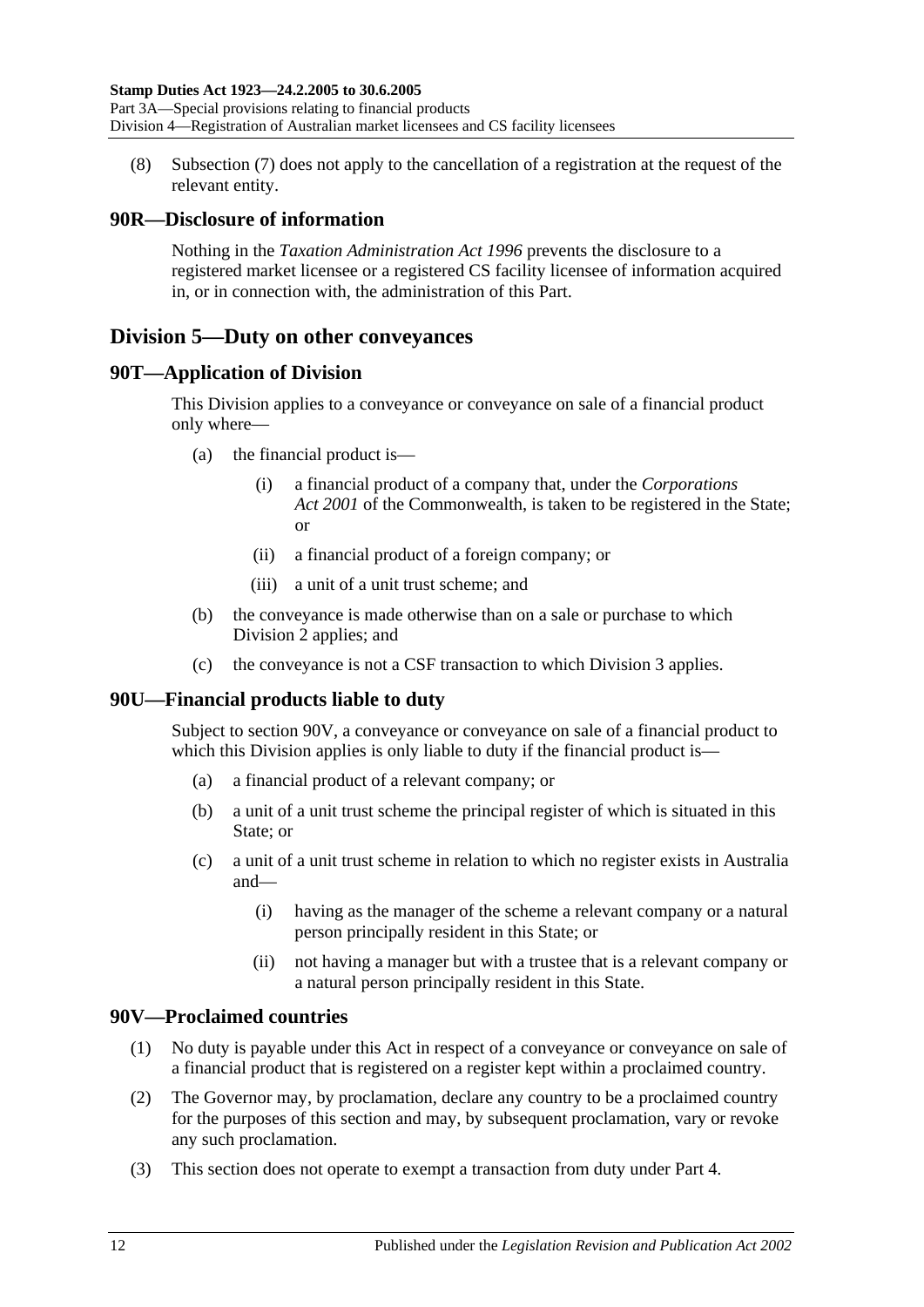(8) Subsection (7) does not apply to the cancellation of a registration at the request of the relevant entity.

## 90R—Disclosure of information

Nothing in the *Taxation Administration Act 1996* prevents the disclosure to a registered market licensee or a registered CS facility licensee of information acquired in, or in connection with, the administration of this Part.

# Division 5—Duty on other conveyances

## 90T—Application of Division

This Division applies to a conveyance or conveyance on sale of a financial product only where—

(a) the financial product is—

(i) a financial product of a company that, under the *Corporations Act 2001* of the Commonwealth, is taken to be registered in the State; or

(ii) a financial product of a foreign company; or

(iii) a unit of a unit trust scheme; and

(b) the conveyance is made otherwise than on a sale or purchase to which Division 2 applies; and

(c) the conveyance is not a CSF transaction to which Division 3 applies.

## 90U—Financial products liable to duty

Subject to section 90V, a conveyance or conveyance on sale of a financial product to which this Division applies is only liable to duty if the financial product is—

(a) a financial product of a relevant company; or

(b) a unit of a unit trust scheme the principal register of which is situated in this State; or

(c) a unit of a unit trust scheme in relation to which no register exists in Australia and—

(i) having as the manager of the scheme a relevant company or a natural person principally resident in this State; or

(ii) not having a manager but with a trustee that is a relevant company or a natural person principally resident in this State.

## 90V—Proclaimed countries

(1) No duty is payable under this Act in respect of a conveyance or conveyance on sale of a financial product that is registered on a register kept within a proclaimed country.

(2) The Governor may, by proclamation, declare any country to be a proclaimed country for the purposes of this section and may, by subsequent proclamation, vary or revoke any such proclamation.

(3) This section does not operate to exempt a transaction from duty under Part 4.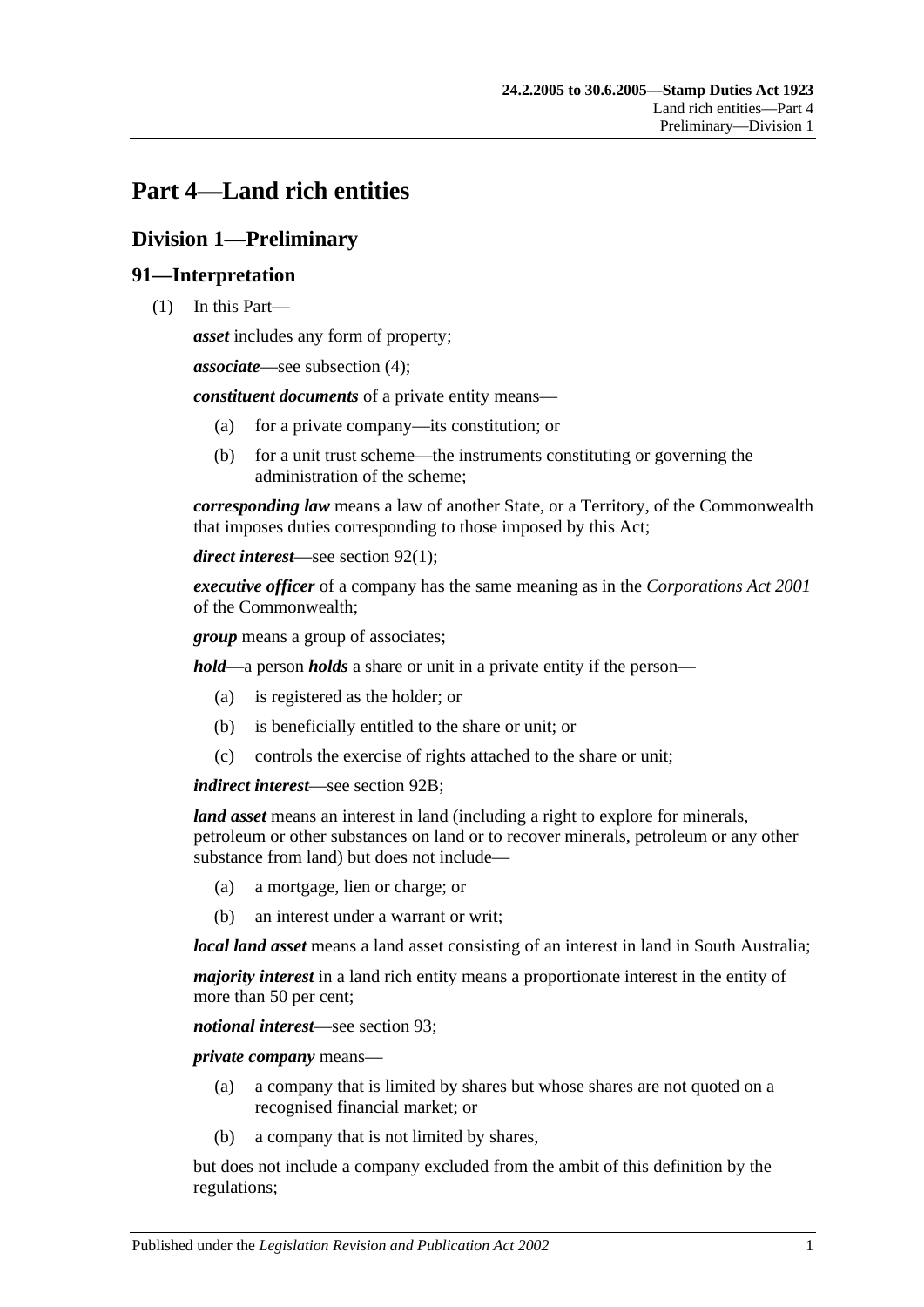# Part 4—Land rich entities

## Division 1—Preliminary

### 91—Interpretation

(1) In this Part—

***asset*** includes any form of property;

***associate***—see subsection (4);

***constituent documents*** of a private entity means—

(a) for a private company—its constitution; or

(b) for a unit trust scheme—the instruments constituting or governing the administration of the scheme;

***corresponding law*** means a law of another State, or a Territory, of the Commonwealth that imposes duties corresponding to those imposed by this Act;

***direct interest***—see section 92(1);

***executive officer*** of a company has the same meaning as in the *Corporations Act 2001* of the Commonwealth;

***group*** means a group of associates;

***hold***—a person ***holds*** a share or unit in a private entity if the person—

(a) is registered as the holder; or

(b) is beneficially entitled to the share or unit; or

(c) controls the exercise of rights attached to the share or unit;

***indirect interest***—see section 92B;

***land asset*** means an interest in land (including a right to explore for minerals, petroleum or other substances on land or to recover minerals, petroleum or any other substance from land) but does not include—

(a) a mortgage, lien or charge; or

(b) an interest under a warrant or writ;

***local land asset*** means a land asset consisting of an interest in land in South Australia;

***majority interest*** in a land rich entity means a proportionate interest in the entity of more than 50 per cent;

***notional interest***—see section 93;

***private company*** means—

(a) a company that is limited by shares but whose shares are not quoted on a recognised financial market; or

(b) a company that is not limited by shares,

but does not include a company excluded from the ambit of this definition by the regulations;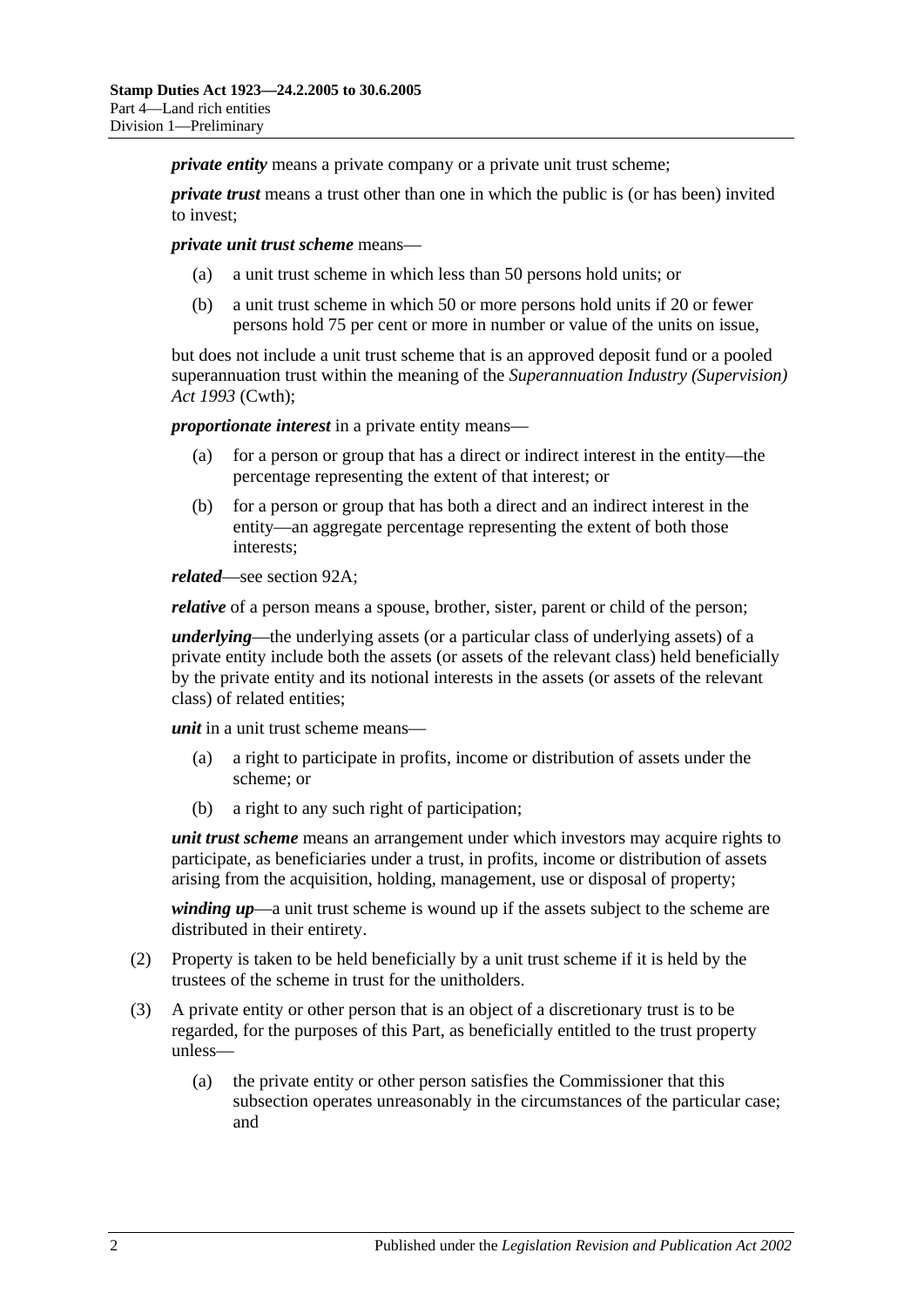***private entity*** means a private company or a private unit trust scheme;

***private trust*** means a trust other than one in which the public is (or has been) invited to invest;

***private unit trust scheme*** means—

(a) a unit trust scheme in which less than 50 persons hold units; or

(b) a unit trust scheme in which 50 or more persons hold units if 20 or fewer persons hold 75 per cent or more in number or value of the units on issue,

but does not include a unit trust scheme that is an approved deposit fund or a pooled superannuation trust within the meaning of the *Superannuation Industry (Supervision) Act 1993* (Cwth);

***proportionate interest*** in a private entity means—

(a) for a person or group that has a direct or indirect interest in the entity—the percentage representing the extent of that interest; or

(b) for a person or group that has both a direct and an indirect interest in the entity—an aggregate percentage representing the extent of both those interests;

***related***—see section 92A;

***relative*** of a person means a spouse, brother, sister, parent or child of the person;

***underlying***—the underlying assets (or a particular class of underlying assets) of a private entity include both the assets (or assets of the relevant class) held beneficially by the private entity and its notional interests in the assets (or assets of the relevant class) of related entities;

***unit*** in a unit trust scheme means—

(a) a right to participate in profits, income or distribution of assets under the scheme; or

(b) a right to any such right of participation;

***unit trust scheme*** means an arrangement under which investors may acquire rights to participate, as beneficiaries under a trust, in profits, income or distribution of assets arising from the acquisition, holding, management, use or disposal of property;

***winding up***—a unit trust scheme is wound up if the assets subject to the scheme are distributed in their entirety.

(2) Property is taken to be held beneficially by a unit trust scheme if it is held by the trustees of the scheme in trust for the unitholders.

(3) A private entity or other person that is an object of a discretionary trust is to be regarded, for the purposes of this Part, as beneficially entitled to the trust property unless—

(a) the private entity or other person satisfies the Commissioner that this subsection operates unreasonably in the circumstances of the particular case; and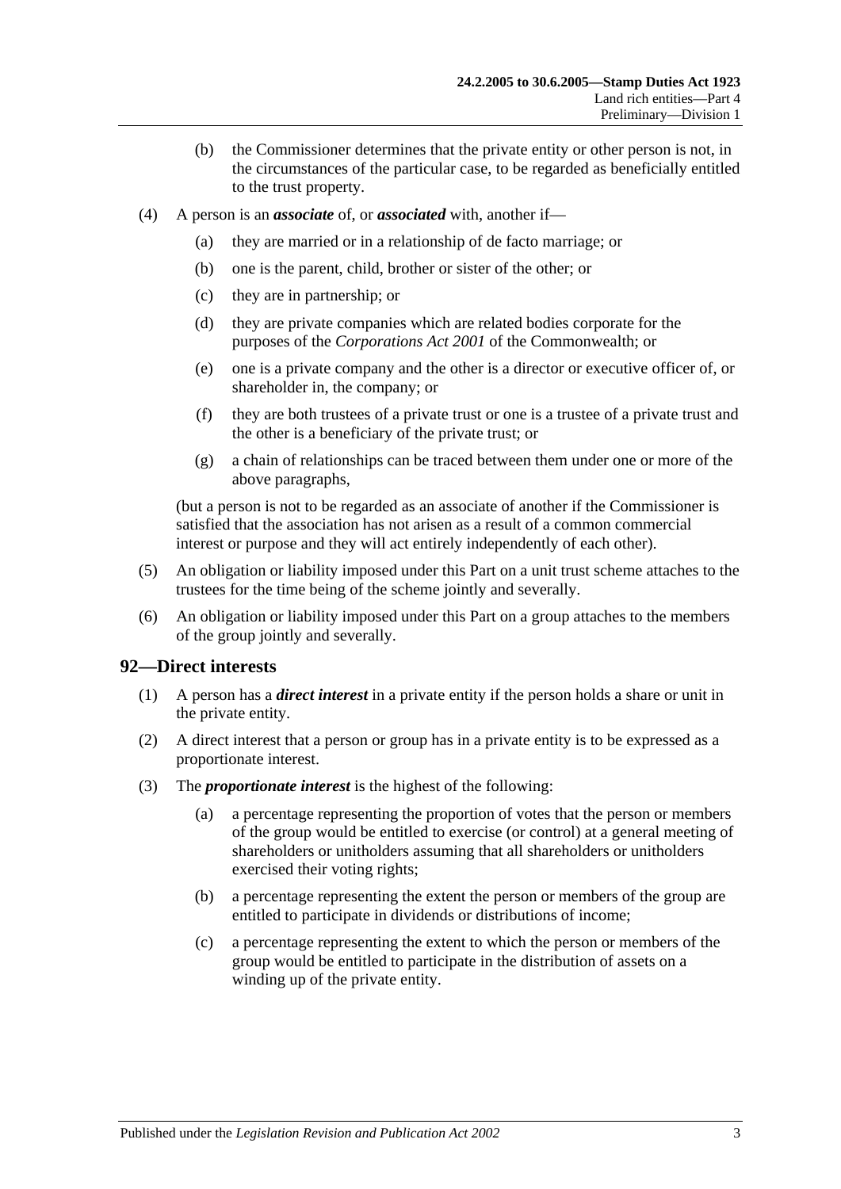(b) the Commissioner determines that the private entity or other person is not, in the circumstances of the particular case, to be regarded as beneficially entitled to the trust property.

(4) A person is an ***associate*** of, or ***associated*** with, another if—

(a) they are married or in a relationship of de facto marriage; or

(b) one is the parent, child, brother or sister of the other; or

(c) they are in partnership; or

(d) they are private companies which are related bodies corporate for the purposes of the *Corporations Act 2001* of the Commonwealth; or

(e) one is a private company and the other is a director or executive officer of, or shareholder in, the company; or

(f) they are both trustees of a private trust or one is a trustee of a private trust and the other is a beneficiary of the private trust; or

(g) a chain of relationships can be traced between them under one or more of the above paragraphs,

(but a person is not to be regarded as an associate of another if the Commissioner is satisfied that the association has not arisen as a result of a common commercial interest or purpose and they will act entirely independently of each other).

(5) An obligation or liability imposed under this Part on a unit trust scheme attaches to the trustees for the time being of the scheme jointly and severally.

(6) An obligation or liability imposed under this Part on a group attaches to the members of the group jointly and severally.

## 92—Direct interests

(1) A person has a ***direct interest*** in a private entity if the person holds a share or unit in the private entity.

(2) A direct interest that a person or group has in a private entity is to be expressed as a proportionate interest.

(3) The ***proportionate interest*** is the highest of the following:

(a) a percentage representing the proportion of votes that the person or members of the group would be entitled to exercise (or control) at a general meeting of shareholders or unitholders assuming that all shareholders or unitholders exercised their voting rights;

(b) a percentage representing the extent the person or members of the group are entitled to participate in dividends or distributions of income;

(c) a percentage representing the extent to which the person or members of the group would be entitled to participate in the distribution of assets on a winding up of the private entity.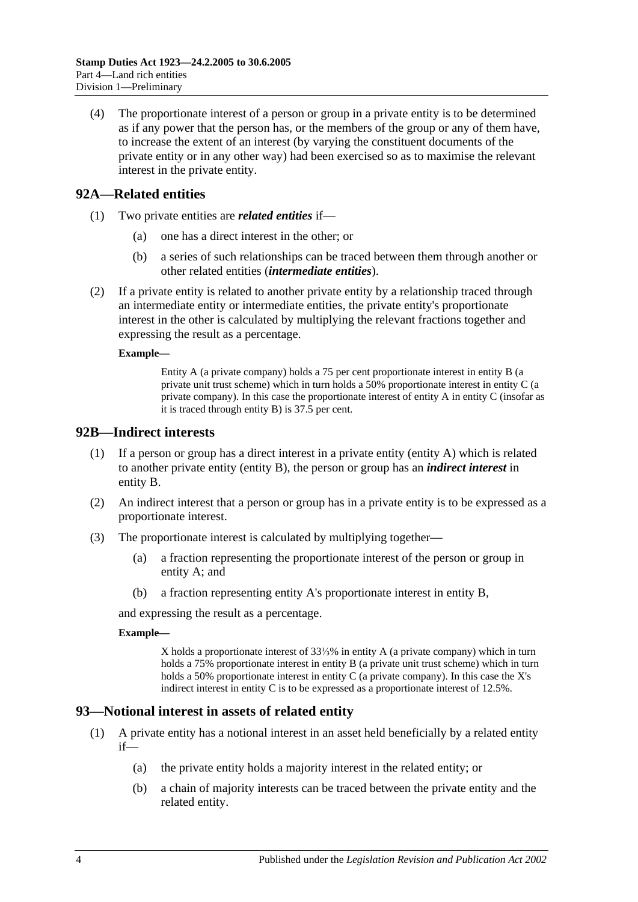(4) The proportionate interest of a person or group in a private entity is to be determined as if any power that the person has, or the members of the group or any of them have, to increase the extent of an interest (by varying the constituent documents of the private entity or in any other way) had been exercised so as to maximise the relevant interest in the private entity.

## 92A—Related entities

(1) Two private entities are ***related entities*** if—

(a) one has a direct interest in the other; or

(b) a series of such relationships can be traced between them through another or other related entities (***intermediate entities***).

(2) If a private entity is related to another private entity by a relationship traced through an intermediate entity or intermediate entities, the private entity's proportionate interest in the other is calculated by multiplying the relevant fractions together and expressing the result as a percentage.

**Example—**

Entity A (a private company) holds a 75 per cent proportionate interest in entity B (a private unit trust scheme) which in turn holds a 50% proportionate interest in entity C (a private company). In this case the proportionate interest of entity A in entity C (insofar as it is traced through entity B) is 37.5 per cent.

## 92B—Indirect interests

(1) If a person or group has a direct interest in a private entity (entity A) which is related to another private entity (entity B), the person or group has an ***indirect interest*** in entity B.

(2) An indirect interest that a person or group has in a private entity is to be expressed as a proportionate interest.

(3) The proportionate interest is calculated by multiplying together—

(a) a fraction representing the proportionate interest of the person or group in entity A; and

(b) a fraction representing entity A's proportionate interest in entity B,

and expressing the result as a percentage.

**Example—**

X holds a proportionate interest of 33⅓% in entity A (a private company) which in turn holds a 75% proportionate interest in entity B (a private unit trust scheme) which in turn holds a 50% proportionate interest in entity C (a private company). In this case the X's indirect interest in entity C is to be expressed as a proportionate interest of 12.5%.

## 93—Notional interest in assets of related entity

(1) A private entity has a notional interest in an asset held beneficially by a related entity if—

(a) the private entity holds a majority interest in the related entity; or

(b) a chain of majority interests can be traced between the private entity and the related entity.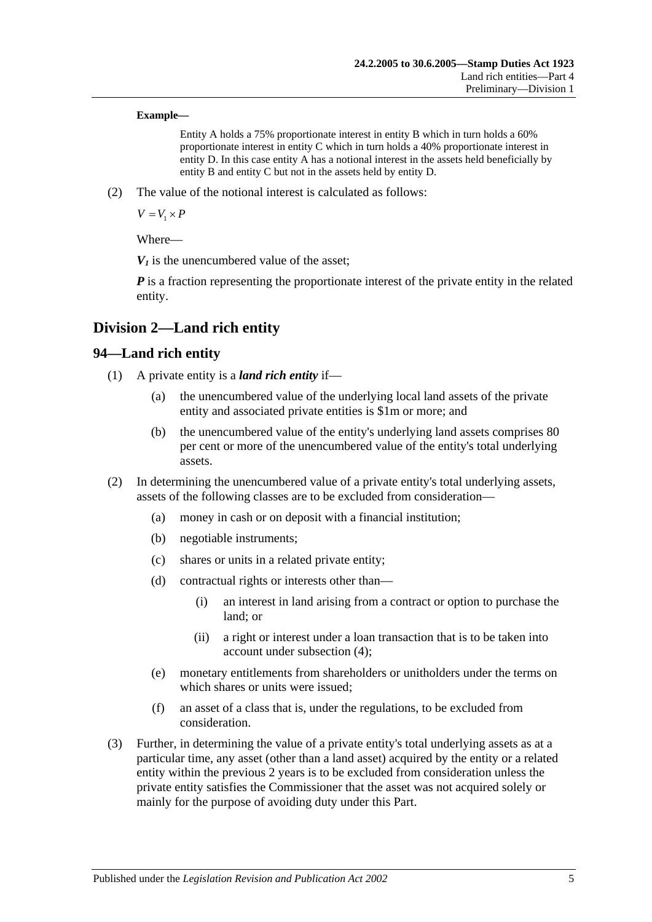**Example—**

Entity A holds a 75% proportionate interest in entity B which in turn holds a 60% proportionate interest in entity C which in turn holds a 40% proportionate interest in entity D. In this case entity A has a notional interest in the assets held beneficially by entity B and entity C but not in the assets held by entity D.

(2) The value of the notional interest is calculated as follows:

$$V = V_1 \times P$$

Where—

$\boldsymbol{V_1}$ is the unencumbered value of the asset;

$\boldsymbol{P}$ is a fraction representing the proportionate interest of the private entity in the related entity.

## Division 2—Land rich entity

### 94—Land rich entity

(1) A private entity is a ***land rich entity*** if—

(a) the unencumbered value of the underlying local land assets of the private entity and associated private entities is $1m or more; and

(b) the unencumbered value of the entity's underlying land assets comprises 80 per cent or more of the unencumbered value of the entity's total underlying assets.

(2) In determining the unencumbered value of a private entity's total underlying assets, assets of the following classes are to be excluded from consideration—

(a) money in cash or on deposit with a financial institution;

(b) negotiable instruments;

(c) shares or units in a related private entity;

(d) contractual rights or interests other than—

(i) an interest in land arising from a contract or option to purchase the land; or

(ii) a right or interest under a loan transaction that is to be taken into account under subsection (4);

(e) monetary entitlements from shareholders or unitholders under the terms on which shares or units were issued;

(f) an asset of a class that is, under the regulations, to be excluded from consideration.

(3) Further, in determining the value of a private entity's total underlying assets as at a particular time, any asset (other than a land asset) acquired by the entity or a related entity within the previous 2 years is to be excluded from consideration unless the private entity satisfies the Commissioner that the asset was not acquired solely or mainly for the purpose of avoiding duty under this Part.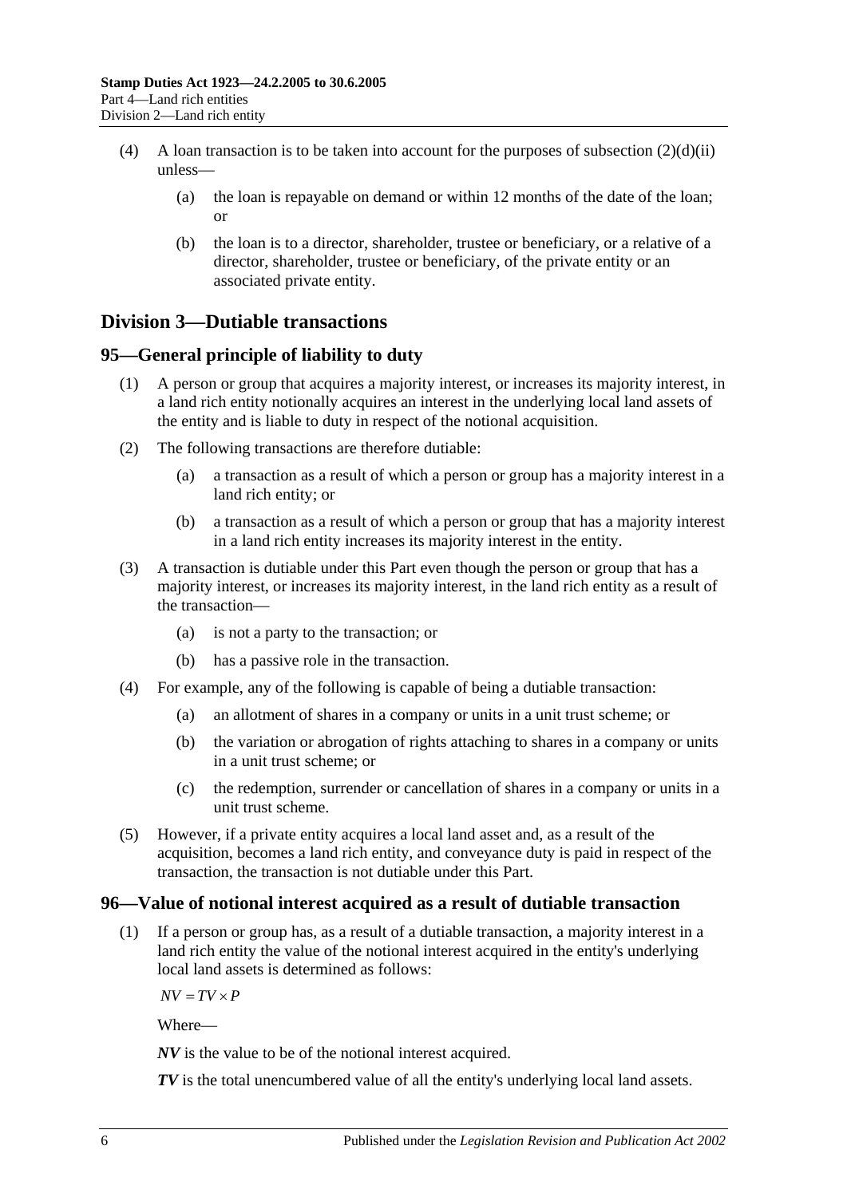(4) A loan transaction is to be taken into account for the purposes of subsection (2)(d)(ii) unless—

  (a) the loan is repayable on demand or within 12 months of the date of the loan; or

  (b) the loan is to a director, shareholder, trustee or beneficiary, or a relative of a director, shareholder, trustee or beneficiary, of the private entity or an associated private entity.

## Division 3—Dutiable transactions

### 95—General principle of liability to duty

(1) A person or group that acquires a majority interest, or increases its majority interest, in a land rich entity notionally acquires an interest in the underlying local land assets of the entity and is liable to duty in respect of the notional acquisition.

(2) The following transactions are therefore dutiable:

  (a) a transaction as a result of which a person or group has a majority interest in a land rich entity; or

  (b) a transaction as a result of which a person or group that has a majority interest in a land rich entity increases its majority interest in the entity.

(3) A transaction is dutiable under this Part even though the person or group that has a majority interest, or increases its majority interest, in the land rich entity as a result of the transaction—

  (a) is not a party to the transaction; or

  (b) has a passive role in the transaction.

(4) For example, any of the following is capable of being a dutiable transaction:

  (a) an allotment of shares in a company or units in a unit trust scheme; or

  (b) the variation or abrogation of rights attaching to shares in a company or units in a unit trust scheme; or

  (c) the redemption, surrender or cancellation of shares in a company or units in a unit trust scheme.

(5) However, if a private entity acquires a local land asset and, as a result of the acquisition, becomes a land rich entity, and conveyance duty is paid in respect of the transaction, the transaction is not dutiable under this Part.

### 96—Value of notional interest acquired as a result of dutiable transaction

(1) If a person or group has, as a result of a dutiable transaction, a majority interest in a land rich entity the value of the notional interest acquired in the entity's underlying local land assets is determined as follows:

$$NV = TV \times P$$

Where—

***NV*** is the value to be of the notional interest acquired.

***TV*** is the total unencumbered value of all the entity's underlying local land assets.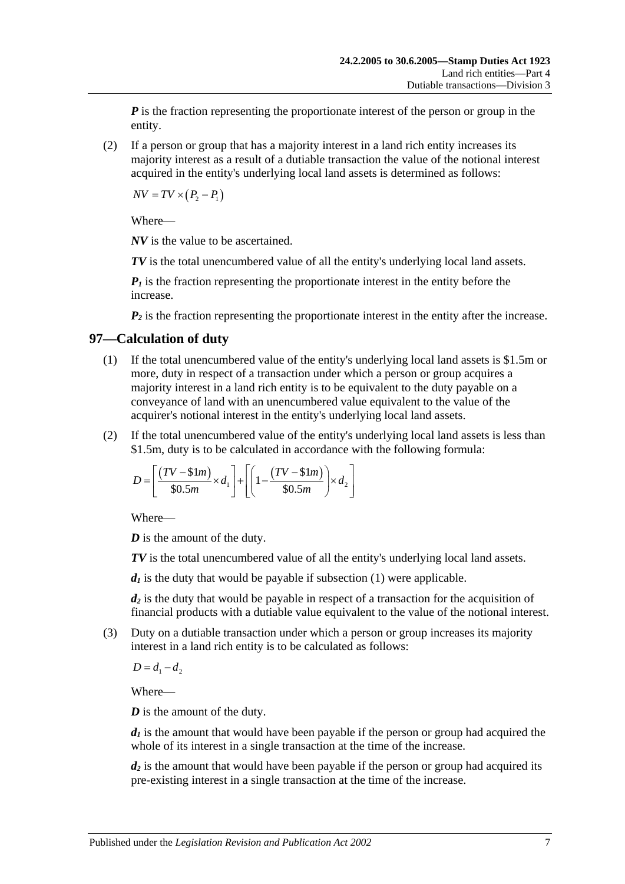***P*** is the fraction representing the proportionate interest of the person or group in the entity.

(2) If a person or group that has a majority interest in a land rich entity increases its majority interest as a result of a dutiable transaction the value of the notional interest acquired in the entity's underlying local land assets is determined as follows:

$$NV = TV \times \left(P_2 - P_1\right)$$

Where—

***NV*** is the value to be ascertained.

***TV*** is the total unencumbered value of all the entity's underlying local land assets.

$\boldsymbol{P_1}$ is the fraction representing the proportionate interest in the entity before the increase.

$\boldsymbol{P_2}$ is the fraction representing the proportionate interest in the entity after the increase.

## 97—Calculation of duty

(1) If the total unencumbered value of the entity's underlying local land assets is $1.5m or more, duty in respect of a transaction under which a person or group acquires a majority interest in a land rich entity is to be equivalent to the duty payable on a conveyance of land with an unencumbered value equivalent to the value of the acquirer's notional interest in the entity's underlying local land assets.

(2) If the total unencumbered value of the entity's underlying local land assets is less than $1.5m, duty is to be calculated in accordance with the following formula:

$$D = \left[\frac{(TV - \$1m)}{\$0.5m} \times d_1\right] + \left[\left(1 - \frac{(TV - \$1m)}{\$0.5m}\right) \times d_2\right]$$

Where—

***D*** is the amount of the duty.

***TV*** is the total unencumbered value of all the entity's underlying local land assets.

$\boldsymbol{d_1}$ is the duty that would be payable if subsection (1) were applicable.

$\boldsymbol{d_2}$ is the duty that would be payable in respect of a transaction for the acquisition of financial products with a dutiable value equivalent to the value of the notional interest.

(3) Duty on a dutiable transaction under which a person or group increases its majority interest in a land rich entity is to be calculated as follows:

$$D = d_1 - d_2$$

Where—

***D*** is the amount of the duty.

$\boldsymbol{d_1}$ is the amount that would have been payable if the person or group had acquired the whole of its interest in a single transaction at the time of the increase.

$\boldsymbol{d_2}$ is the amount that would have been payable if the person or group had acquired its pre-existing interest in a single transaction at the time of the increase.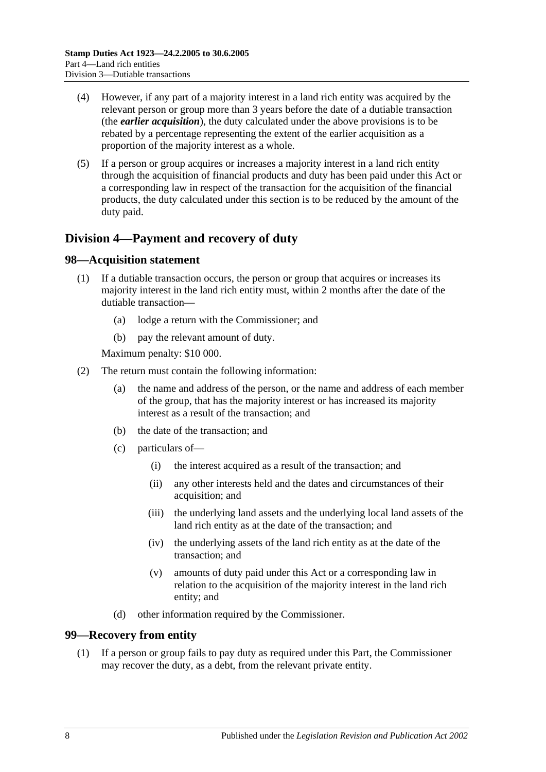(4) However, if any part of a majority interest in a land rich entity was acquired by the relevant person or group more than 3 years before the date of a dutiable transaction (the ***earlier acquisition***), the duty calculated under the above provisions is to be rebated by a percentage representing the extent of the earlier acquisition as a proportion of the majority interest as a whole.

(5) If a person or group acquires or increases a majority interest in a land rich entity through the acquisition of financial products and duty has been paid under this Act or a corresponding law in respect of the transaction for the acquisition of the financial products, the duty calculated under this section is to be reduced by the amount of the duty paid.

## Division 4—Payment and recovery of duty

### 98—Acquisition statement

(1) If a dutiable transaction occurs, the person or group that acquires or increases its majority interest in the land rich entity must, within 2 months after the date of the dutiable transaction—

- (a) lodge a return with the Commissioner; and
- (b) pay the relevant amount of duty.

Maximum penalty: $10 000.

(2) The return must contain the following information:

- (a) the name and address of the person, or the name and address of each member of the group, that has the majority interest or has increased its majority interest as a result of the transaction; and
- (b) the date of the transaction; and
- (c) particulars of—
  - (i) the interest acquired as a result of the transaction; and
  - (ii) any other interests held and the dates and circumstances of their acquisition; and
  - (iii) the underlying land assets and the underlying local land assets of the land rich entity as at the date of the transaction; and
  - (iv) the underlying assets of the land rich entity as at the date of the transaction; and
  - (v) amounts of duty paid under this Act or a corresponding law in relation to the acquisition of the majority interest in the land rich entity; and
- (d) other information required by the Commissioner.

### 99—Recovery from entity

(1) If a person or group fails to pay duty as required under this Part, the Commissioner may recover the duty, as a debt, from the relevant private entity.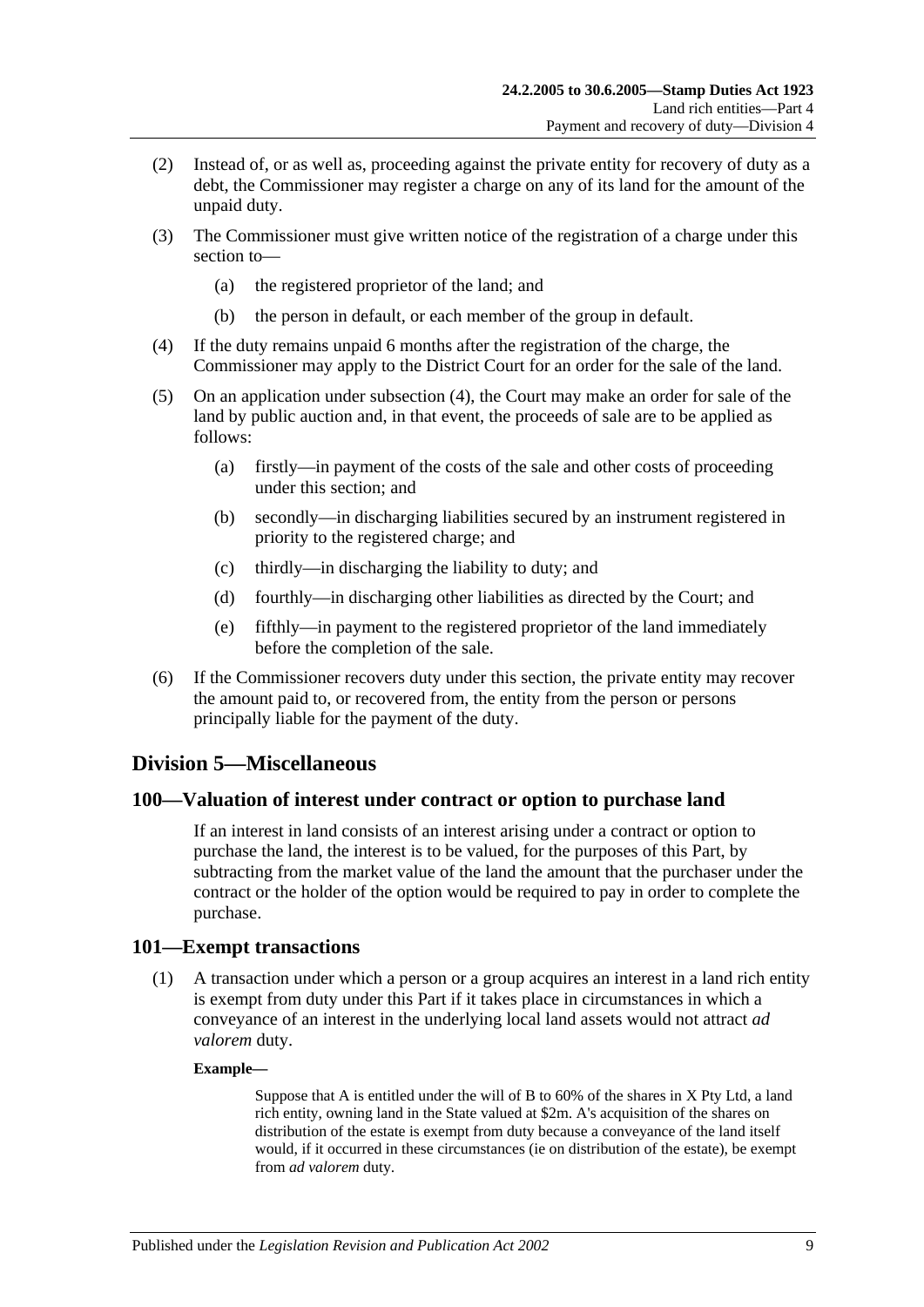(2) Instead of, or as well as, proceeding against the private entity for recovery of duty as a debt, the Commissioner may register a charge on any of its land for the amount of the unpaid duty.

(3) The Commissioner must give written notice of the registration of a charge under this section to—

(a) the registered proprietor of the land; and

(b) the person in default, or each member of the group in default.

(4) If the duty remains unpaid 6 months after the registration of the charge, the Commissioner may apply to the District Court for an order for the sale of the land.

(5) On an application under subsection (4), the Court may make an order for sale of the land by public auction and, in that event, the proceeds of sale are to be applied as follows:

(a) firstly—in payment of the costs of the sale and other costs of proceeding under this section; and

(b) secondly—in discharging liabilities secured by an instrument registered in priority to the registered charge; and

(c) thirdly—in discharging the liability to duty; and

(d) fourthly—in discharging other liabilities as directed by the Court; and

(e) fifthly—in payment to the registered proprietor of the land immediately before the completion of the sale.

(6) If the Commissioner recovers duty under this section, the private entity may recover the amount paid to, or recovered from, the entity from the person or persons principally liable for the payment of the duty.

## Division 5—Miscellaneous

### 100—Valuation of interest under contract or option to purchase land

If an interest in land consists of an interest arising under a contract or option to purchase the land, the interest is to be valued, for the purposes of this Part, by subtracting from the market value of the land the amount that the purchaser under the contract or the holder of the option would be required to pay in order to complete the purchase.

### 101—Exempt transactions

(1) A transaction under which a person or a group acquires an interest in a land rich entity is exempt from duty under this Part if it takes place in circumstances in which a conveyance of an interest in the underlying local land assets would not attract *ad valorem* duty.

**Example—**

Suppose that A is entitled under the will of B to 60% of the shares in X Pty Ltd, a land rich entity, owning land in the State valued at $2m. A's acquisition of the shares on distribution of the estate is exempt from duty because a conveyance of the land itself would, if it occurred in these circumstances (ie on distribution of the estate), be exempt from *ad valorem* duty.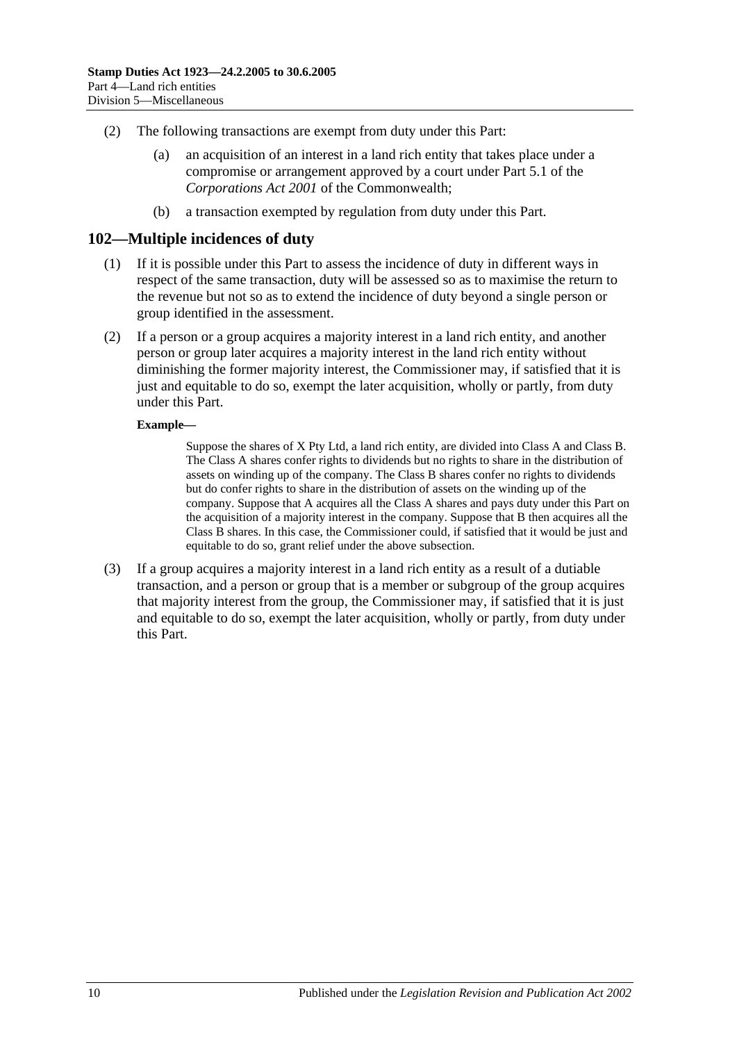(2) The following transactions are exempt from duty under this Part:

(a) an acquisition of an interest in a land rich entity that takes place under a compromise or arrangement approved by a court under Part 5.1 of the *Corporations Act 2001* of the Commonwealth;

(b) a transaction exempted by regulation from duty under this Part.

## 102—Multiple incidences of duty

(1) If it is possible under this Part to assess the incidence of duty in different ways in respect of the same transaction, duty will be assessed so as to maximise the return to the revenue but not so as to extend the incidence of duty beyond a single person or group identified in the assessment.

(2) If a person or a group acquires a majority interest in a land rich entity, and another person or group later acquires a majority interest in the land rich entity without diminishing the former majority interest, the Commissioner may, if satisfied that it is just and equitable to do so, exempt the later acquisition, wholly or partly, from duty under this Part.

**Example—**

Suppose the shares of X Pty Ltd, a land rich entity, are divided into Class A and Class B. The Class A shares confer rights to dividends but no rights to share in the distribution of assets on winding up of the company. The Class B shares confer no rights to dividends but do confer rights to share in the distribution of assets on the winding up of the company. Suppose that A acquires all the Class A shares and pays duty under this Part on the acquisition of a majority interest in the company. Suppose that B then acquires all the Class B shares. In this case, the Commissioner could, if satisfied that it would be just and equitable to do so, grant relief under the above subsection.

(3) If a group acquires a majority interest in a land rich entity as a result of a dutiable transaction, and a person or group that is a member or subgroup of the group acquires that majority interest from the group, the Commissioner may, if satisfied that it is just and equitable to do so, exempt the later acquisition, wholly or partly, from duty under this Part.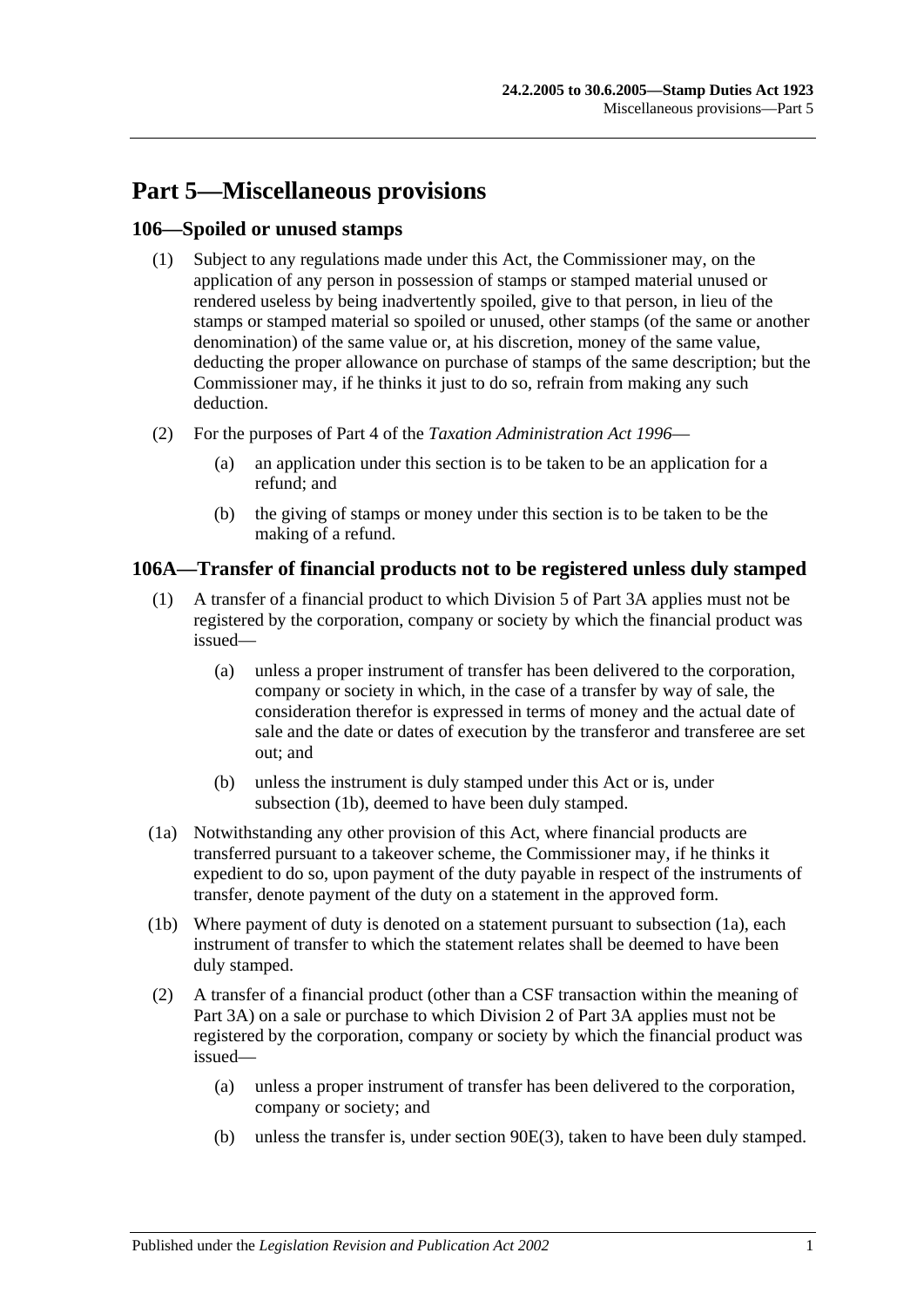# Part 5—Miscellaneous provisions

## 106—Spoiled or unused stamps

(1) Subject to any regulations made under this Act, the Commissioner may, on the application of any person in possession of stamps or stamped material unused or rendered useless by being inadvertently spoiled, give to that person, in lieu of the stamps or stamped material so spoiled or unused, other stamps (of the same or another denomination) of the same value or, at his discretion, money of the same value, deducting the proper allowance on purchase of stamps of the same description; but the Commissioner may, if he thinks it just to do so, refrain from making any such deduction.

(2) For the purposes of Part 4 of the *Taxation Administration Act 1996*—

(a) an application under this section is to be taken to be an application for a refund; and

(b) the giving of stamps or money under this section is to be taken to be the making of a refund.

## 106A—Transfer of financial products not to be registered unless duly stamped

(1) A transfer of a financial product to which Division 5 of Part 3A applies must not be registered by the corporation, company or society by which the financial product was issued—

(a) unless a proper instrument of transfer has been delivered to the corporation, company or society in which, in the case of a transfer by way of sale, the consideration therefor is expressed in terms of money and the actual date of sale and the date or dates of execution by the transferor and transferee are set out; and

(b) unless the instrument is duly stamped under this Act or is, under subsection (1b), deemed to have been duly stamped.

(1a) Notwithstanding any other provision of this Act, where financial products are transferred pursuant to a takeover scheme, the Commissioner may, if he thinks it expedient to do so, upon payment of the duty payable in respect of the instruments of transfer, denote payment of the duty on a statement in the approved form.

(1b) Where payment of duty is denoted on a statement pursuant to subsection (1a), each instrument of transfer to which the statement relates shall be deemed to have been duly stamped.

(2) A transfer of a financial product (other than a CSF transaction within the meaning of Part 3A) on a sale or purchase to which Division 2 of Part 3A applies must not be registered by the corporation, company or society by which the financial product was issued—

(a) unless a proper instrument of transfer has been delivered to the corporation, company or society; and

(b) unless the transfer is, under section 90E(3), taken to have been duly stamped.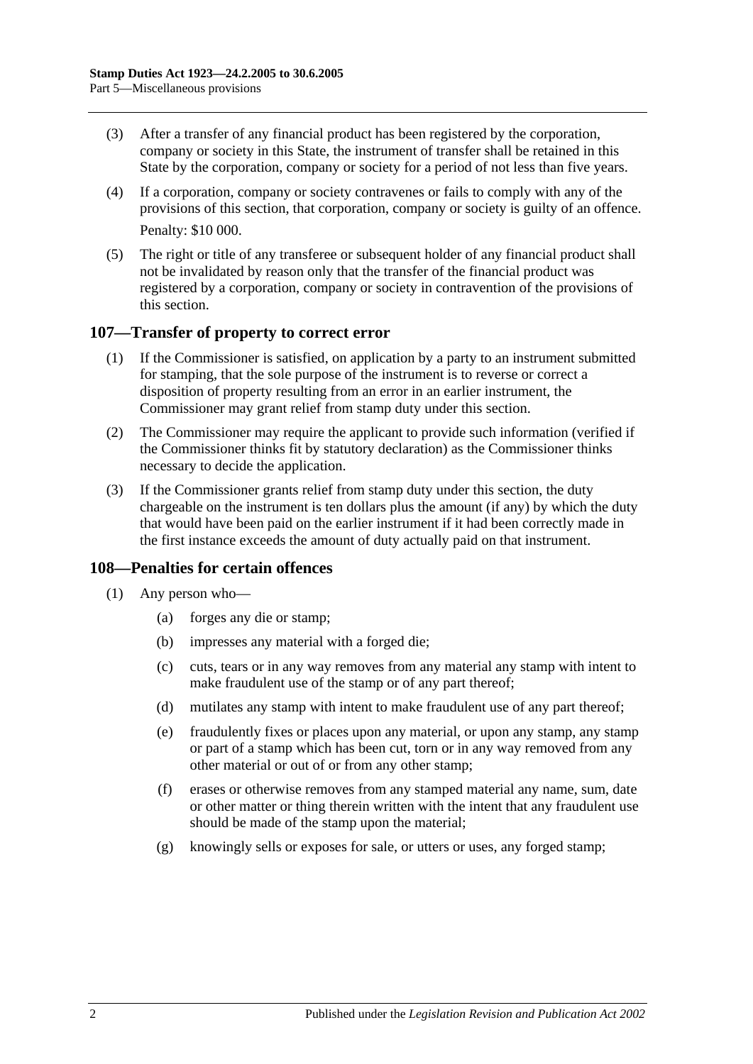(3) After a transfer of any financial product has been registered by the corporation, company or society in this State, the instrument of transfer shall be retained in this State by the corporation, company or society for a period of not less than five years.

(4) If a corporation, company or society contravenes or fails to comply with any of the provisions of this section, that corporation, company or society is guilty of an offence.

Penalty: $10 000.

(5) The right or title of any transferee or subsequent holder of any financial product shall not be invalidated by reason only that the transfer of the financial product was registered by a corporation, company or society in contravention of the provisions of this section.

## 107—Transfer of property to correct error

(1) If the Commissioner is satisfied, on application by a party to an instrument submitted for stamping, that the sole purpose of the instrument is to reverse or correct a disposition of property resulting from an error in an earlier instrument, the Commissioner may grant relief from stamp duty under this section.

(2) The Commissioner may require the applicant to provide such information (verified if the Commissioner thinks fit by statutory declaration) as the Commissioner thinks necessary to decide the application.

(3) If the Commissioner grants relief from stamp duty under this section, the duty chargeable on the instrument is ten dollars plus the amount (if any) by which the duty that would have been paid on the earlier instrument if it had been correctly made in the first instance exceeds the amount of duty actually paid on that instrument.

## 108—Penalties for certain offences

(1) Any person who—

(a) forges any die or stamp;

(b) impresses any material with a forged die;

(c) cuts, tears or in any way removes from any material any stamp with intent to make fraudulent use of the stamp or of any part thereof;

(d) mutilates any stamp with intent to make fraudulent use of any part thereof;

(e) fraudulently fixes or places upon any material, or upon any stamp, any stamp or part of a stamp which has been cut, torn or in any way removed from any other material or out of or from any other stamp;

(f) erases or otherwise removes from any stamped material any name, sum, date or other matter or thing therein written with the intent that any fraudulent use should be made of the stamp upon the material;

(g) knowingly sells or exposes for sale, or utters or uses, any forged stamp;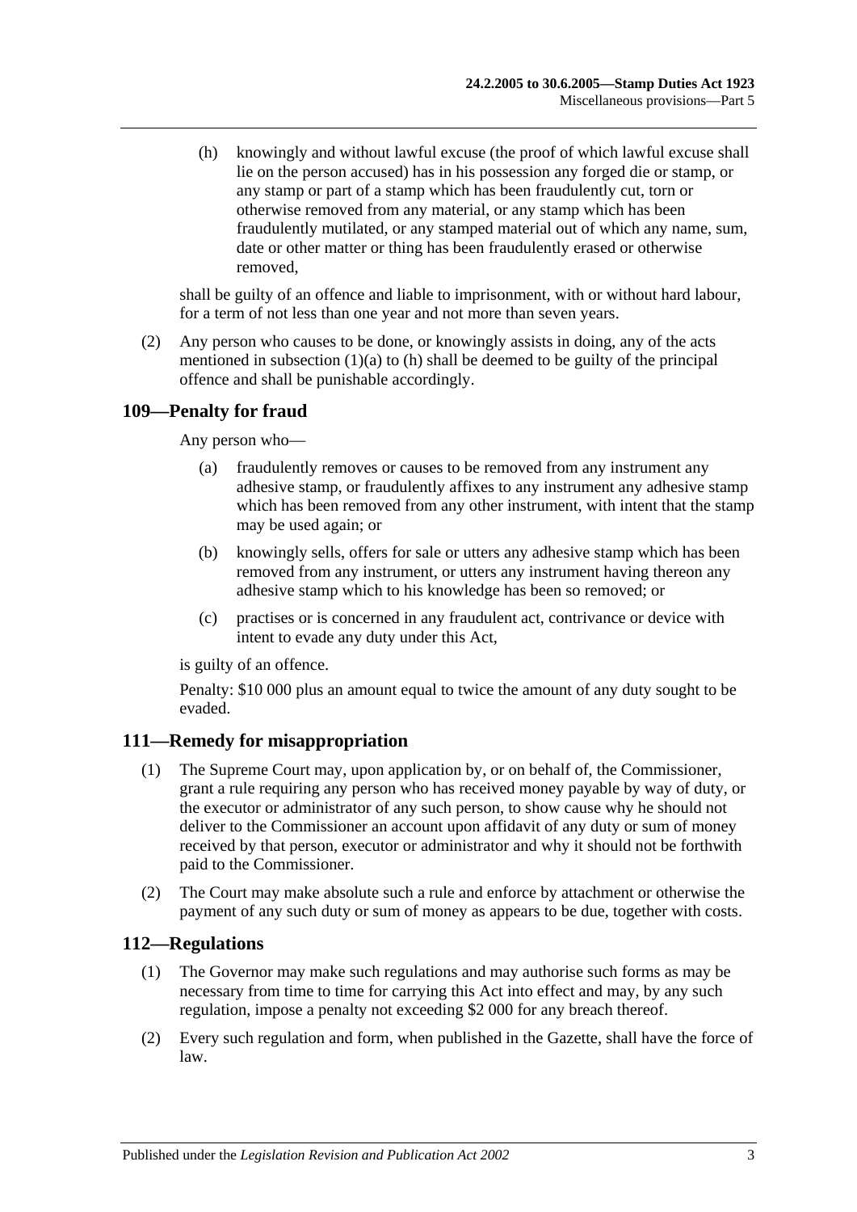(h) knowingly and without lawful excuse (the proof of which lawful excuse shall lie on the person accused) has in his possession any forged die or stamp, or any stamp or part of a stamp which has been fraudulently cut, torn or otherwise removed from any material, or any stamp which has been fraudulently mutilated, or any stamped material out of which any name, sum, date or other matter or thing has been fraudulently erased or otherwise removed,

shall be guilty of an offence and liable to imprisonment, with or without hard labour, for a term of not less than one year and not more than seven years.

(2) Any person who causes to be done, or knowingly assists in doing, any of the acts mentioned in subsection (1)(a) to (h) shall be deemed to be guilty of the principal offence and shall be punishable accordingly.

## 109—Penalty for fraud

Any person who—

(a) fraudulently removes or causes to be removed from any instrument any adhesive stamp, or fraudulently affixes to any instrument any adhesive stamp which has been removed from any other instrument, with intent that the stamp may be used again; or

(b) knowingly sells, offers for sale or utters any adhesive stamp which has been removed from any instrument, or utters any instrument having thereon any adhesive stamp which to his knowledge has been so removed; or

(c) practises or is concerned in any fraudulent act, contrivance or device with intent to evade any duty under this Act,

is guilty of an offence.

Penalty: $10 000 plus an amount equal to twice the amount of any duty sought to be evaded.

## 111—Remedy for misappropriation

(1) The Supreme Court may, upon application by, or on behalf of, the Commissioner, grant a rule requiring any person who has received money payable by way of duty, or the executor or administrator of any such person, to show cause why he should not deliver to the Commissioner an account upon affidavit of any duty or sum of money received by that person, executor or administrator and why it should not be forthwith paid to the Commissioner.

(2) The Court may make absolute such a rule and enforce by attachment or otherwise the payment of any such duty or sum of money as appears to be due, together with costs.

## 112—Regulations

(1) The Governor may make such regulations and may authorise such forms as may be necessary from time to time for carrying this Act into effect and may, by any such regulation, impose a penalty not exceeding $2 000 for any breach thereof.

(2) Every such regulation and form, when published in the Gazette, shall have the force of law.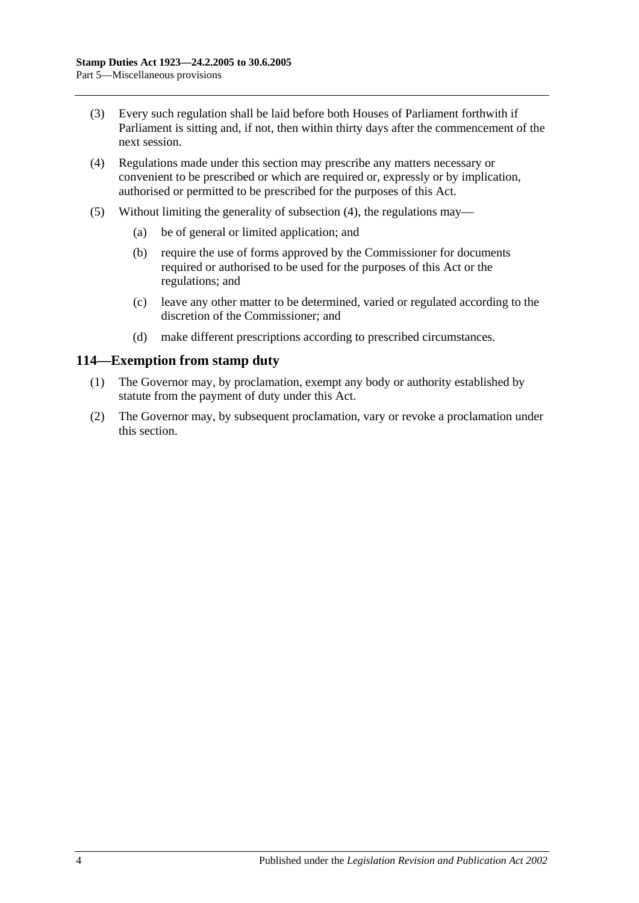(3) Every such regulation shall be laid before both Houses of Parliament forthwith if Parliament is sitting and, if not, then within thirty days after the commencement of the next session.

(4) Regulations made under this section may prescribe any matters necessary or convenient to be prescribed or which are required or, expressly or by implication, authorised or permitted to be prescribed for the purposes of this Act.

(5) Without limiting the generality of subsection (4), the regulations may—

(a) be of general or limited application; and

(b) require the use of forms approved by the Commissioner for documents required or authorised to be used for the purposes of this Act or the regulations; and

(c) leave any other matter to be determined, varied or regulated according to the discretion of the Commissioner; and

(d) make different prescriptions according to prescribed circumstances.

## 114—Exemption from stamp duty

(1) The Governor may, by proclamation, exempt any body or authority established by statute from the payment of duty under this Act.

(2) The Governor may, by subsequent proclamation, vary or revoke a proclamation under this section.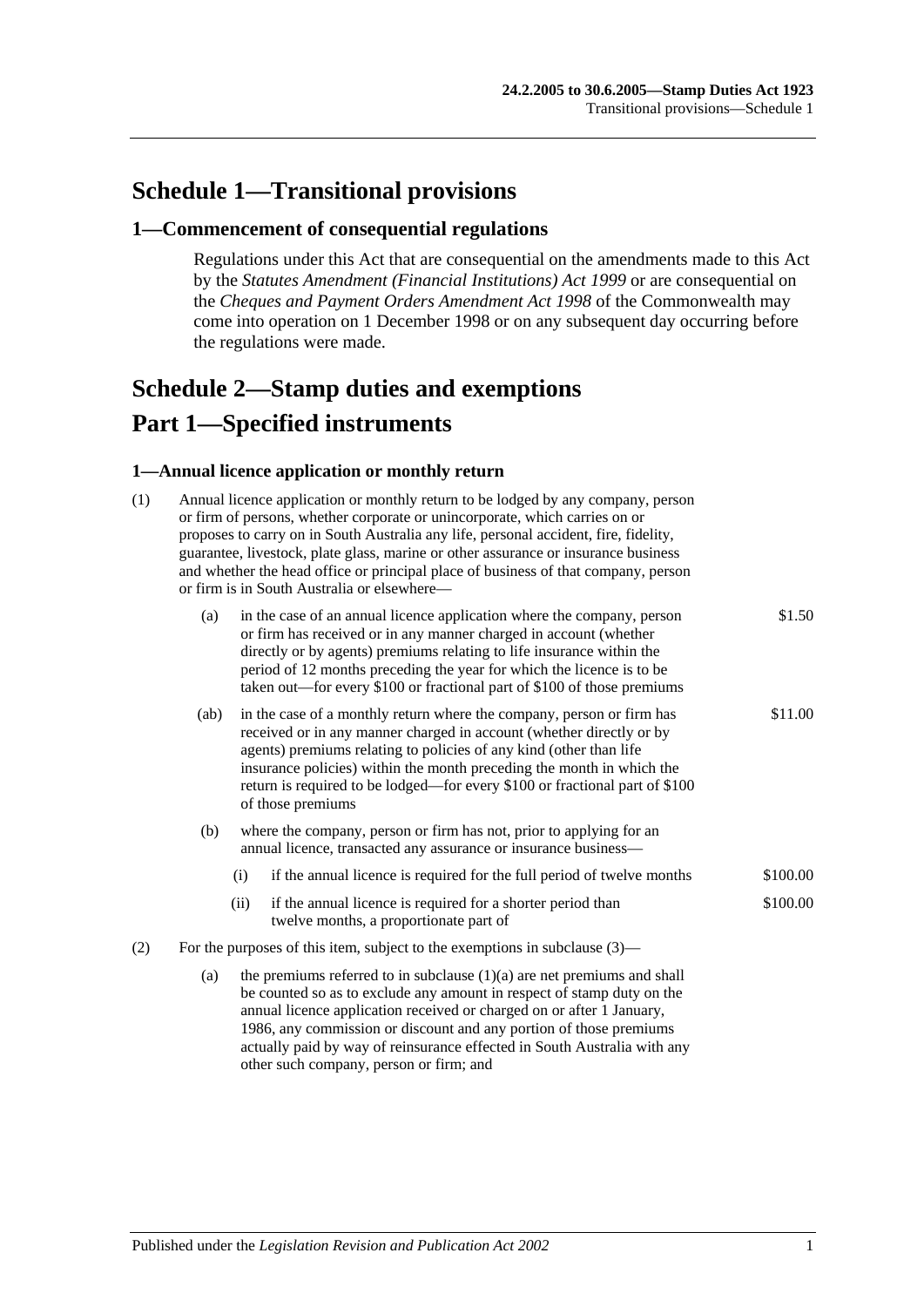# Schedule 1—Transitional provisions

## 1—Commencement of consequential regulations

Regulations under this Act that are consequential on the amendments made to this Act by the *Statutes Amendment (Financial Institutions) Act 1999* or are consequential on the *Cheques and Payment Orders Amendment Act 1998* of the Commonwealth may come into operation on 1 December 1998 or on any subsequent day occurring before the regulations were made.

# Schedule 2—Stamp duties and exemptions

# Part 1—Specified instruments

### 1—Annual licence application or monthly return

(1) Annual licence application or monthly return to be lodged by any company, person or firm of persons, whether corporate or unincorporate, which carries on or proposes to carry on in South Australia any life, personal accident, fire, fidelity, guarantee, livestock, plate glass, marine or other assurance or insurance business and whether the head office or principal place of business of that company, person or firm is in South Australia or elsewhere—

(a) in the case of an annual licence application where the company, person or firm has received or in any manner charged in account (whether directly or by agents) premiums relating to life insurance within the period of 12 months preceding the year for which the licence is to be taken out—for every $100 or fractional part of $100 of those premiums — $1.50

(ab) in the case of a monthly return where the company, person or firm has received or in any manner charged in account (whether directly or by agents) premiums relating to policies of any kind (other than life insurance policies) within the month preceding the month in which the return is required to be lodged—for every $100 or fractional part of $100 of those premiums — $11.00

(b) where the company, person or firm has not, prior to applying for an annual licence, transacted any assurance or insurance business—

(i) if the annual licence is required for the full period of twelve months — $100.00

(ii) if the annual licence is required for a shorter period than twelve months, a proportionate part of — $100.00

(2) For the purposes of this item, subject to the exemptions in subclause (3)—

(a) the premiums referred to in subclause (1)(a) are net premiums and shall be counted so as to exclude any amount in respect of stamp duty on the annual licence application received or charged on or after 1 January, 1986, any commission or discount and any portion of those premiums actually paid by way of reinsurance effected in South Australia with any other such company, person or firm; and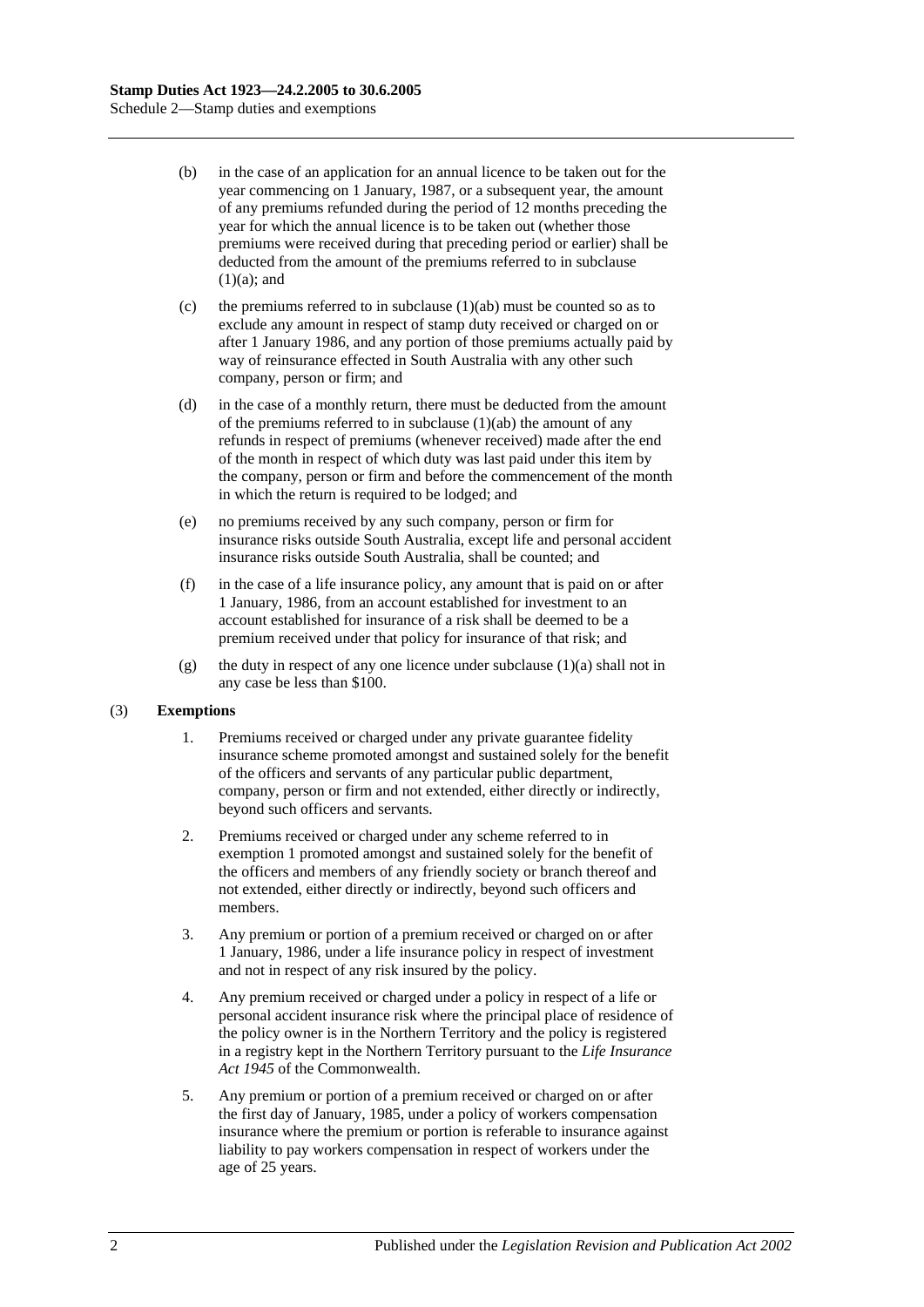(b) in the case of an application for an annual licence to be taken out for the year commencing on 1 January, 1987, or a subsequent year, the amount of any premiums refunded during the period of 12 months preceding the year for which the annual licence is to be taken out (whether those premiums were received during that preceding period or earlier) shall be deducted from the amount of the premiums referred to in subclause (1)(a); and

(c) the premiums referred to in subclause (1)(ab) must be counted so as to exclude any amount in respect of stamp duty received or charged on or after 1 January 1986, and any portion of those premiums actually paid by way of reinsurance effected in South Australia with any other such company, person or firm; and

(d) in the case of a monthly return, there must be deducted from the amount of the premiums referred to in subclause (1)(ab) the amount of any refunds in respect of premiums (whenever received) made after the end of the month in respect of which duty was last paid under this item by the company, person or firm and before the commencement of the month in which the return is required to be lodged; and

(e) no premiums received by any such company, person or firm for insurance risks outside South Australia, except life and personal accident insurance risks outside South Australia, shall be counted; and

(f) in the case of a life insurance policy, any amount that is paid on or after 1 January, 1986, from an account established for investment to an account established for insurance of a risk shall be deemed to be a premium received under that policy for insurance of that risk; and

(g) the duty in respect of any one licence under subclause (1)(a) shall not in any case be less than $100.

(3) **Exemptions**

1. Premiums received or charged under any private guarantee fidelity insurance scheme promoted amongst and sustained solely for the benefit of the officers and servants of any particular public department, company, person or firm and not extended, either directly or indirectly, beyond such officers and servants.

2. Premiums received or charged under any scheme referred to in exemption 1 promoted amongst and sustained solely for the benefit of the officers and members of any friendly society or branch thereof and not extended, either directly or indirectly, beyond such officers and members.

3. Any premium or portion of a premium received or charged on or after 1 January, 1986, under a life insurance policy in respect of investment and not in respect of any risk insured by the policy.

4. Any premium received or charged under a policy in respect of a life or personal accident insurance risk where the principal place of residence of the policy owner is in the Northern Territory and the policy is registered in a registry kept in the Northern Territory pursuant to the *Life Insurance Act 1945* of the Commonwealth.

5. Any premium or portion of a premium received or charged on or after the first day of January, 1985, under a policy of workers compensation insurance where the premium or portion is referable to insurance against liability to pay workers compensation in respect of workers under the age of 25 years.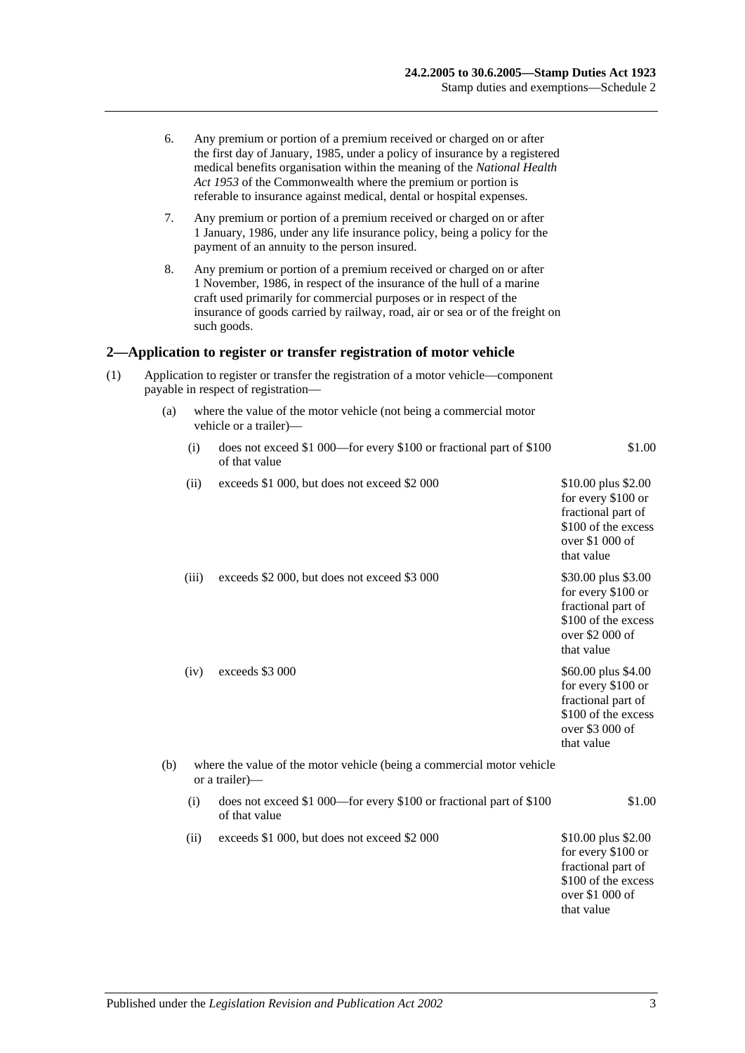6. Any premium or portion of a premium received or charged on or after the first day of January, 1985, under a policy of insurance by a registered medical benefits organisation within the meaning of the *National Health Act 1953* of the Commonwealth where the premium or portion is referable to insurance against medical, dental or hospital expenses.

7. Any premium or portion of a premium received or charged on or after 1 January, 1986, under any life insurance policy, being a policy for the payment of an annuity to the person insured.

8. Any premium or portion of a premium received or charged on or after 1 November, 1986, in respect of the insurance of the hull of a marine craft used primarily for commercial purposes or in respect of the insurance of goods carried by railway, road, air or sea or of the freight on such goods.

## 2—Application to register or transfer registration of motor vehicle

(1) Application to register or transfer the registration of a motor vehicle—component payable in respect of registration—

(a) where the value of the motor vehicle (not being a commercial motor vehicle or a trailer)—

| | | |
|---|---|---|
| (i) | does not exceed $1 000—for every $100 or fractional part of $100 of that value | $1.00 |
| (ii) | exceeds $1 000, but does not exceed $2 000 | $10.00 plus $2.00 for every $100 or fractional part of $100 of the excess over $1 000 of that value |
| (iii) | exceeds $2 000, but does not exceed $3 000 | $30.00 plus $3.00 for every $100 or fractional part of $100 of the excess over $2 000 of that value |
| (iv) | exceeds $3 000 | $60.00 plus $4.00 for every $100 or fractional part of $100 of the excess over $3 000 of that value |

(b) where the value of the motor vehicle (being a commercial motor vehicle or a trailer)—

| | | |
|---|---|---|
| (i) | does not exceed $1 000—for every $100 or fractional part of $100 of that value | $1.00 |
| (ii) | exceeds $1 000, but does not exceed $2 000 | $10.00 plus $2.00 for every $100 or fractional part of $100 of the excess over $1 000 of that value |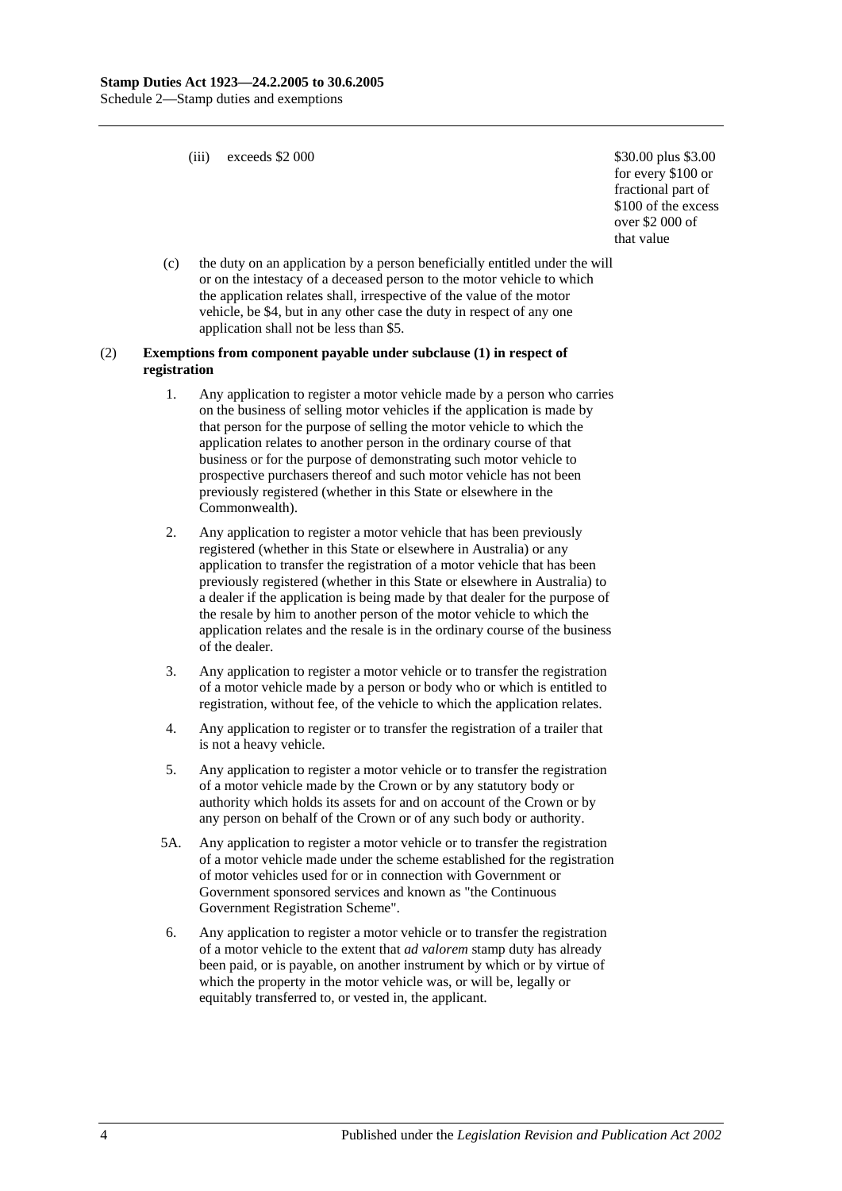(iii) exceeds $2 000 — $30.00 plus $3.00 for every $100 or fractional part of $100 of the excess over $2 000 of that value

(c) the duty on an application by a person beneficially entitled under the will or on the intestacy of a deceased person to the motor vehicle to which the application relates shall, irrespective of the value of the motor vehicle, be $4, but in any other case the duty in respect of any one application shall not be less than $5.

(2) **Exemptions from component payable under subclause (1) in respect of registration**

1. Any application to register a motor vehicle made by a person who carries on the business of selling motor vehicles if the application is made by that person for the purpose of selling the motor vehicle to which the application relates to another person in the ordinary course of that business or for the purpose of demonstrating such motor vehicle to prospective purchasers thereof and such motor vehicle has not been previously registered (whether in this State or elsewhere in the Commonwealth).

2. Any application to register a motor vehicle that has been previously registered (whether in this State or elsewhere in Australia) or any application to transfer the registration of a motor vehicle that has been previously registered (whether in this State or elsewhere in Australia) to a dealer if the application is being made by that dealer for the purpose of the resale by him to another person of the motor vehicle to which the application relates and the resale is in the ordinary course of the business of the dealer.

3. Any application to register a motor vehicle or to transfer the registration of a motor vehicle made by a person or body who or which is entitled to registration, without fee, of the vehicle to which the application relates.

4. Any application to register or to transfer the registration of a trailer that is not a heavy vehicle.

5. Any application to register a motor vehicle or to transfer the registration of a motor vehicle made by the Crown or by any statutory body or authority which holds its assets for and on account of the Crown or by any person on behalf of the Crown or of any such body or authority.

5A. Any application to register a motor vehicle or to transfer the registration of a motor vehicle made under the scheme established for the registration of motor vehicles used for or in connection with Government or Government sponsored services and known as "the Continuous Government Registration Scheme".

6. Any application to register a motor vehicle or to transfer the registration of a motor vehicle to the extent that *ad valorem* stamp duty has already been paid, or is payable, on another instrument by which or by virtue of which the property in the motor vehicle was, or will be, legally or equitably transferred to, or vested in, the applicant.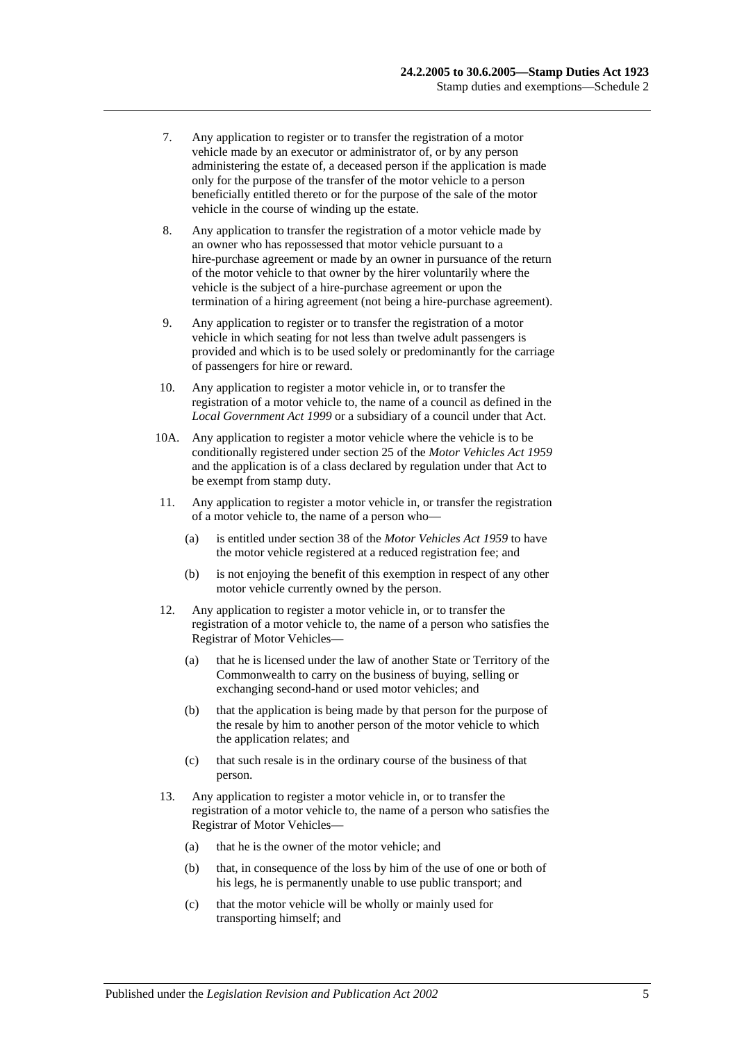7. Any application to register or to transfer the registration of a motor vehicle made by an executor or administrator of, or by any person administering the estate of, a deceased person if the application is made only for the purpose of the transfer of the motor vehicle to a person beneficially entitled thereto or for the purpose of the sale of the motor vehicle in the course of winding up the estate.

8. Any application to transfer the registration of a motor vehicle made by an owner who has repossessed that motor vehicle pursuant to a hire-purchase agreement or made by an owner in pursuance of the return of the motor vehicle to that owner by the hirer voluntarily where the vehicle is the subject of a hire-purchase agreement or upon the termination of a hiring agreement (not being a hire-purchase agreement).

9. Any application to register or to transfer the registration of a motor vehicle in which seating for not less than twelve adult passengers is provided and which is to be used solely or predominantly for the carriage of passengers for hire or reward.

10. Any application to register a motor vehicle in, or to transfer the registration of a motor vehicle to, the name of a council as defined in the *Local Government Act 1999* or a subsidiary of a council under that Act.

10A. Any application to register a motor vehicle where the vehicle is to be conditionally registered under section 25 of the *Motor Vehicles Act 1959* and the application is of a class declared by regulation under that Act to be exempt from stamp duty.

11. Any application to register a motor vehicle in, or transfer the registration of a motor vehicle to, the name of a person who—

    (a) is entitled under section 38 of the *Motor Vehicles Act 1959* to have the motor vehicle registered at a reduced registration fee; and

    (b) is not enjoying the benefit of this exemption in respect of any other motor vehicle currently owned by the person.

12. Any application to register a motor vehicle in, or to transfer the registration of a motor vehicle to, the name of a person who satisfies the Registrar of Motor Vehicles—

    (a) that he is licensed under the law of another State or Territory of the Commonwealth to carry on the business of buying, selling or exchanging second-hand or used motor vehicles; and

    (b) that the application is being made by that person for the purpose of the resale by him to another person of the motor vehicle to which the application relates; and

    (c) that such resale is in the ordinary course of the business of that person.

13. Any application to register a motor vehicle in, or to transfer the registration of a motor vehicle to, the name of a person who satisfies the Registrar of Motor Vehicles—

    (a) that he is the owner of the motor vehicle; and

    (b) that, in consequence of the loss by him of the use of one or both of his legs, he is permanently unable to use public transport; and

    (c) that the motor vehicle will be wholly or mainly used for transporting himself; and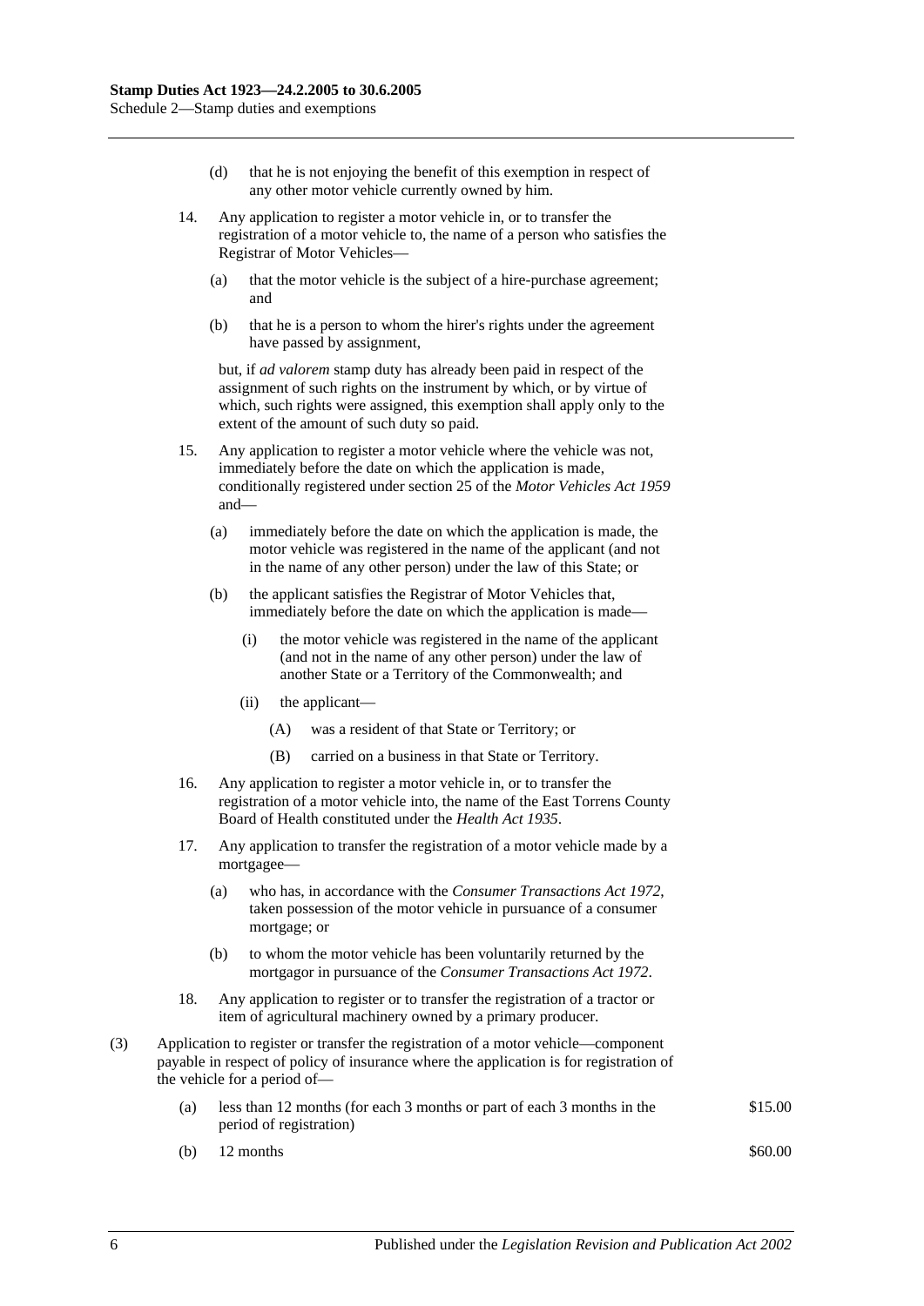(d) that he is not enjoying the benefit of this exemption in respect of any other motor vehicle currently owned by him.

14. Any application to register a motor vehicle in, or to transfer the registration of a motor vehicle to, the name of a person who satisfies the Registrar of Motor Vehicles—

(a) that the motor vehicle is the subject of a hire-purchase agreement; and

(b) that he is a person to whom the hirer's rights under the agreement have passed by assignment,

but, if *ad valorem* stamp duty has already been paid in respect of the assignment of such rights on the instrument by which, or by virtue of which, such rights were assigned, this exemption shall apply only to the extent of the amount of such duty so paid.

15. Any application to register a motor vehicle where the vehicle was not, immediately before the date on which the application is made, conditionally registered under section 25 of the *Motor Vehicles Act 1959* and—

(a) immediately before the date on which the application is made, the motor vehicle was registered in the name of the applicant (and not in the name of any other person) under the law of this State; or

(b) the applicant satisfies the Registrar of Motor Vehicles that, immediately before the date on which the application is made—

(i) the motor vehicle was registered in the name of the applicant (and not in the name of any other person) under the law of another State or a Territory of the Commonwealth; and

(ii) the applicant—

(A) was a resident of that State or Territory; or

(B) carried on a business in that State or Territory.

16. Any application to register a motor vehicle in, or to transfer the registration of a motor vehicle into, the name of the East Torrens County Board of Health constituted under the *Health Act 1935*.

17. Any application to transfer the registration of a motor vehicle made by a mortgagee—

(a) who has, in accordance with the *Consumer Transactions Act 1972*, taken possession of the motor vehicle in pursuance of a consumer mortgage; or

(b) to whom the motor vehicle has been voluntarily returned by the mortgagor in pursuance of the *Consumer Transactions Act 1972*.

18. Any application to register or to transfer the registration of a tractor or item of agricultural machinery owned by a primary producer.

(3) Application to register or transfer the registration of a motor vehicle—component payable in respect of policy of insurance where the application is for registration of the vehicle for a period of—

| | | |
|---|---|---|
| (a) | less than 12 months (for each 3 months or part of each 3 months in the period of registration) | \$15.00 |
| (b) | 12 months | \$60.00 |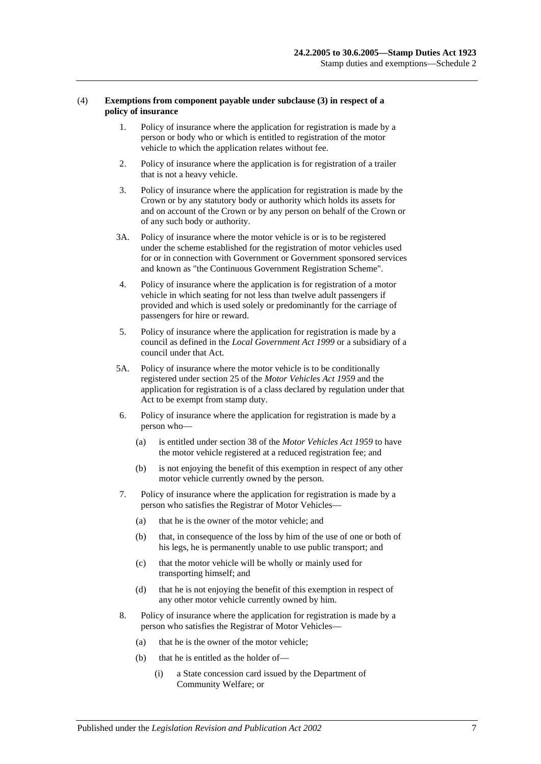(4) **Exemptions from component payable under subclause (3) in respect of a policy of insurance**

1. Policy of insurance where the application for registration is made by a person or body who or which is entitled to registration of the motor vehicle to which the application relates without fee.

2. Policy of insurance where the application is for registration of a trailer that is not a heavy vehicle.

3. Policy of insurance where the application for registration is made by the Crown or by any statutory body or authority which holds its assets for and on account of the Crown or by any person on behalf of the Crown or of any such body or authority.

3A. Policy of insurance where the motor vehicle is or is to be registered under the scheme established for the registration of motor vehicles used for or in connection with Government or Government sponsored services and known as "the Continuous Government Registration Scheme".

4. Policy of insurance where the application is for registration of a motor vehicle in which seating for not less than twelve adult passengers if provided and which is used solely or predominantly for the carriage of passengers for hire or reward.

5. Policy of insurance where the application for registration is made by a council as defined in the *Local Government Act 1999* or a subsidiary of a council under that Act.

5A. Policy of insurance where the motor vehicle is to be conditionally registered under section 25 of the *Motor Vehicles Act 1959* and the application for registration is of a class declared by regulation under that Act to be exempt from stamp duty.

6. Policy of insurance where the application for registration is made by a person who—
   (a) is entitled under section 38 of the *Motor Vehicles Act 1959* to have the motor vehicle registered at a reduced registration fee; and
   (b) is not enjoying the benefit of this exemption in respect of any other motor vehicle currently owned by the person.

7. Policy of insurance where the application for registration is made by a person who satisfies the Registrar of Motor Vehicles—
   (a) that he is the owner of the motor vehicle; and
   (b) that, in consequence of the loss by him of the use of one or both of his legs, he is permanently unable to use public transport; and
   (c) that the motor vehicle will be wholly or mainly used for transporting himself; and
   (d) that he is not enjoying the benefit of this exemption in respect of any other motor vehicle currently owned by him.

8. Policy of insurance where the application for registration is made by a person who satisfies the Registrar of Motor Vehicles—
   (a) that he is the owner of the motor vehicle;
   (b) that he is entitled as the holder of—
      (i) a State concession card issued by the Department of Community Welfare; or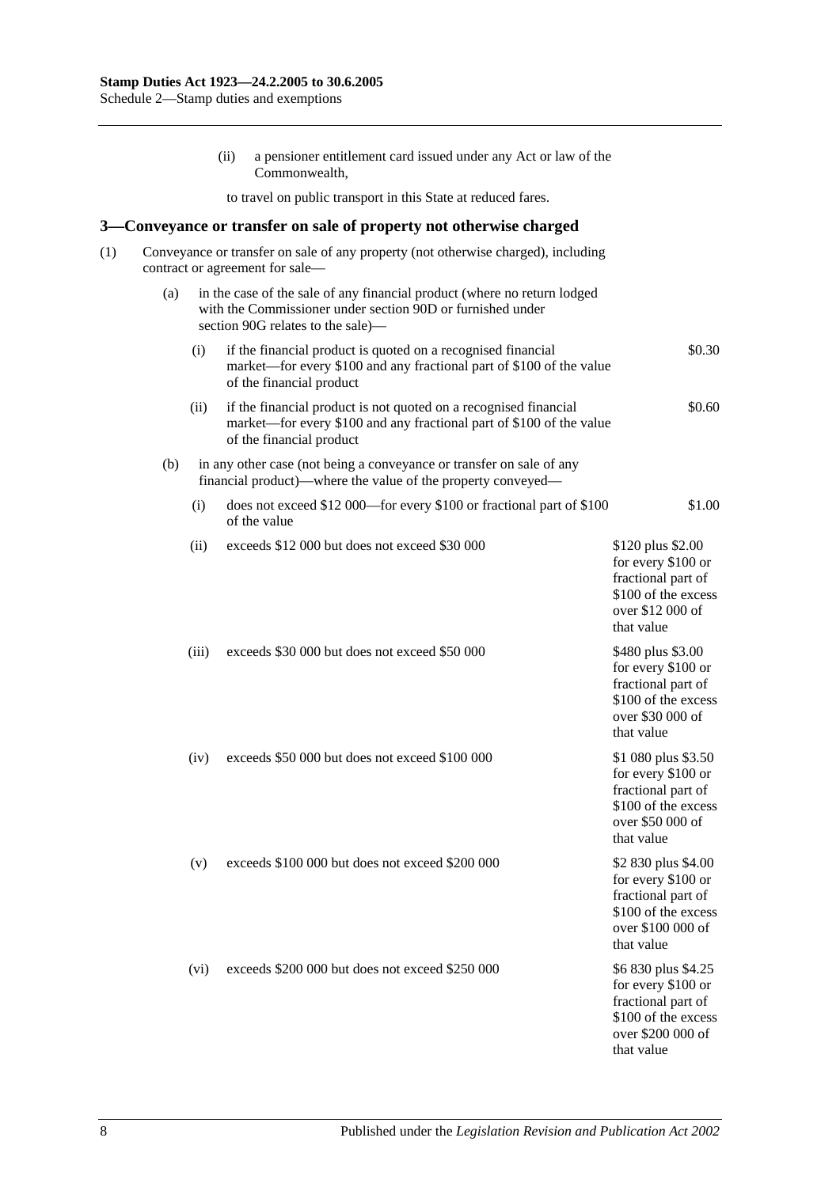(ii) a pensioner entitlement card issued under any Act or law of the Commonwealth,

to travel on public transport in this State at reduced fares.

## 3—Conveyance or transfer on sale of property not otherwise charged

(1) Conveyance or transfer on sale of any property (not otherwise charged), including contract or agreement for sale—

(a) in the case of the sale of any financial product (where no return lodged with the Commissioner under section 90D or furnished under section 90G relates to the sale)—

| | | |
|---|---|---|
| (i) | if the financial product is quoted on a recognised financial market—for every $100 and any fractional part of $100 of the value of the financial product | $0.30 |
| (ii) | if the financial product is not quoted on a recognised financial market—for every $100 and any fractional part of $100 of the value of the financial product | $0.60 |

(b) in any other case (not being a conveyance or transfer on sale of any financial product)—where the value of the property conveyed—

| | | |
|---|---|---|
| (i) | does not exceed $12 000—for every $100 or fractional part of $100 of the value | $1.00 |
| (ii) | exceeds $12 000 but does not exceed $30 000 | $120 plus $2.00 for every $100 or fractional part of $100 of the excess over $12 000 of that value |
| (iii) | exceeds $30 000 but does not exceed $50 000 | $480 plus $3.00 for every $100 or fractional part of $100 of the excess over $30 000 of that value |
| (iv) | exceeds $50 000 but does not exceed $100 000 | $1 080 plus $3.50 for every $100 or fractional part of $100 of the excess over $50 000 of that value |
| (v) | exceeds $100 000 but does not exceed $200 000 | $2 830 plus $4.00 for every $100 or fractional part of $100 of the excess over $100 000 of that value |
| (vi) | exceeds $200 000 but does not exceed $250 000 | $6 830 plus $4.25 for every $100 or fractional part of $100 of the excess over $200 000 of that value |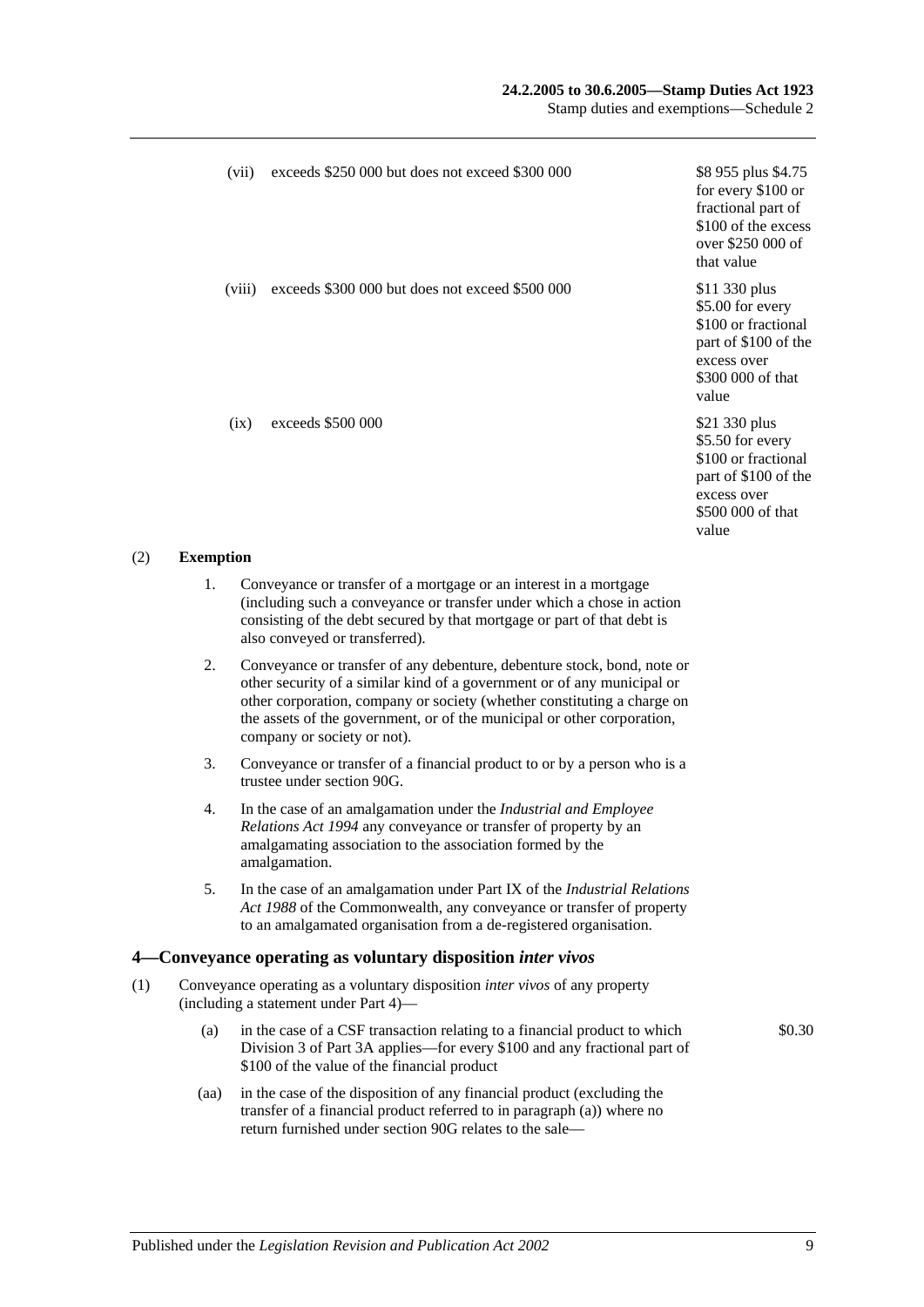| | | |
|---|---|---|
| (vii) | exceeds \$250 000 but does not exceed \$300 000 | \$8 955 plus \$4.75 for every \$100 or fractional part of \$100 of the excess over \$250 000 of that value |
| (viii) | exceeds \$300 000 but does not exceed \$500 000 | \$11 330 plus \$5.00 for every \$100 or fractional part of \$100 of the excess over \$300 000 of that value |
| (ix) | exceeds \$500 000 | \$21 330 plus \$5.50 for every \$100 or fractional part of \$100 of the excess over \$500 000 of that value |

(2) **Exemption**

1. Conveyance or transfer of a mortgage or an interest in a mortgage (including such a conveyance or transfer under which a chose in action consisting of the debt secured by that mortgage or part of that debt is also conveyed or transferred).

2. Conveyance or transfer of any debenture, debenture stock, bond, note or other security of a similar kind of a government or of any municipal or other corporation, company or society (whether constituting a charge on the assets of the government, or of the municipal or other corporation, company or society or not).

3. Conveyance or transfer of a financial product to or by a person who is a trustee under section 90G.

4. In the case of an amalgamation under the *Industrial and Employee Relations Act 1994* any conveyance or transfer of property by an amalgamating association to the association formed by the amalgamation.

5. In the case of an amalgamation under Part IX of the *Industrial Relations Act 1988* of the Commonwealth, any conveyance or transfer of property to an amalgamated organisation from a de-registered organisation.

## 4—Conveyance operating as voluntary disposition *inter vivos*

(1) Conveyance operating as a voluntary disposition *inter vivos* of any property (including a statement under Part 4)—

(a) in the case of a CSF transaction relating to a financial product to which Division 3 of Part 3A applies—for every \$100 and any fractional part of \$100 of the value of the financial product — \$0.30

(aa) in the case of the disposition of any financial product (excluding the transfer of a financial product referred to in paragraph (a)) where no return furnished under section 90G relates to the sale—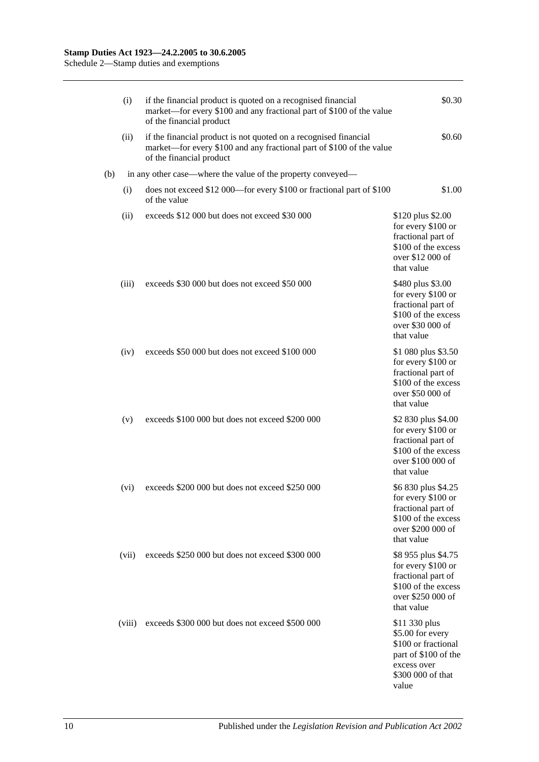| | | | |
|---|---|---|---|
| | (i) | if the financial product is quoted on a recognised financial market—for every $100 and any fractional part of $100 of the value of the financial product | $0.30 |
| | (ii) | if the financial product is not quoted on a recognised financial market—for every $100 and any fractional part of $100 of the value of the financial product | $0.60 |
| (b) | | in any other case—where the value of the property conveyed— | |
| | (i) | does not exceed $12 000—for every $100 or fractional part of $100 of the value | $1.00 |
| | (ii) | exceeds $12 000 but does not exceed $30 000 | $120 plus $2.00 for every $100 or fractional part of $100 of the excess over $12 000 of that value |
| | (iii) | exceeds $30 000 but does not exceed $50 000 | $480 plus $3.00 for every $100 or fractional part of $100 of the excess over $30 000 of that value |
| | (iv) | exceeds $50 000 but does not exceed $100 000 | $1 080 plus $3.50 for every $100 or fractional part of $100 of the excess over $50 000 of that value |
| | (v) | exceeds $100 000 but does not exceed $200 000 | $2 830 plus $4.00 for every $100 or fractional part of $100 of the excess over $100 000 of that value |
| | (vi) | exceeds $200 000 but does not exceed $250 000 | $6 830 plus $4.25 for every $100 or fractional part of $100 of the excess over $200 000 of that value |
| | (vii) | exceeds $250 000 but does not exceed $300 000 | $8 955 plus $4.75 for every $100 or fractional part of $100 of the excess over $250 000 of that value |
| | (viii) | exceeds $300 000 but does not exceed $500 000 | $11 330 plus $5.00 for every $100 or fractional part of $100 of the excess over $300 000 of that value |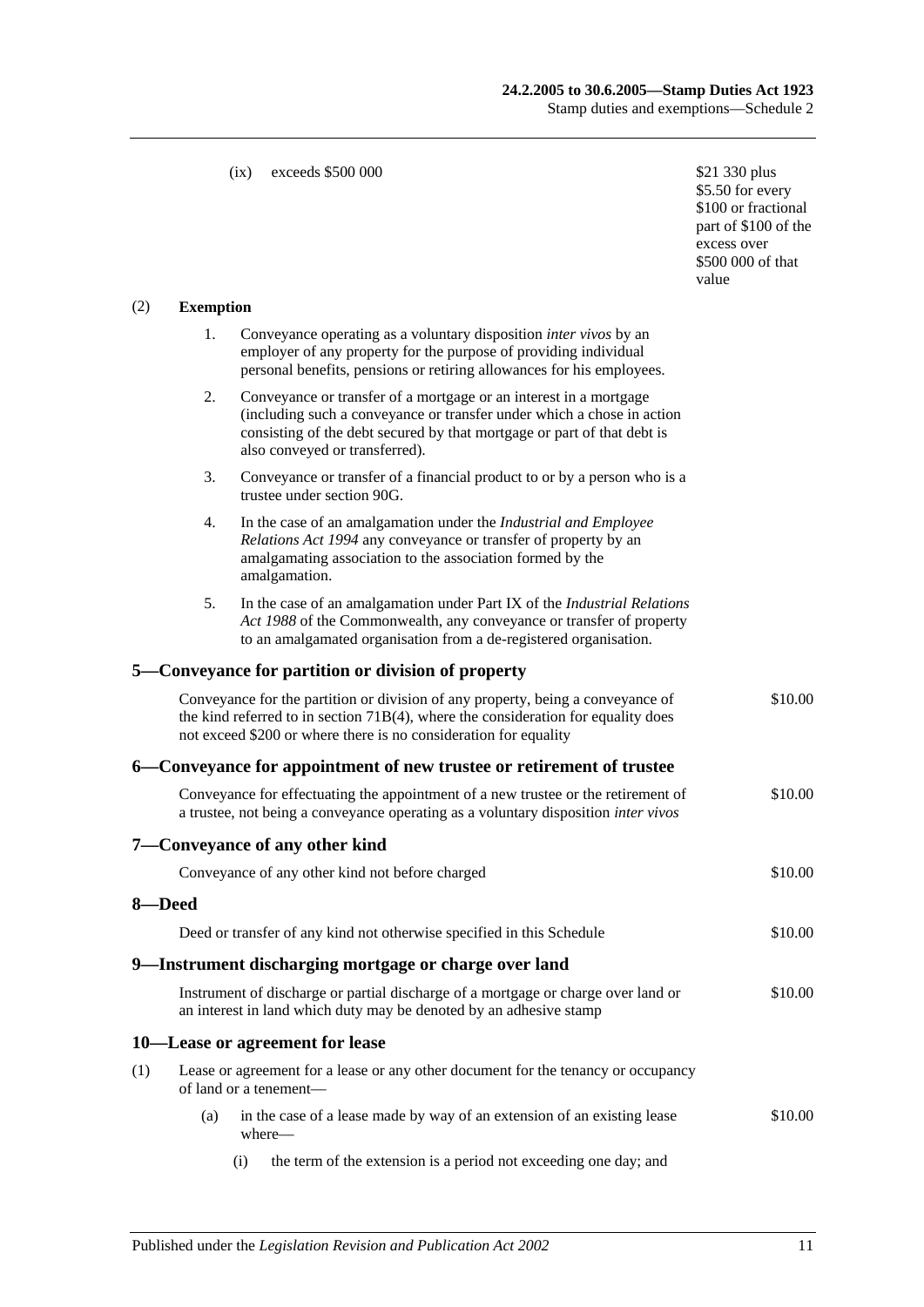(ix) exceeds $500 000 — $21 330 plus $5.50 for every $100 or fractional part of $100 of the excess over $500 000 of that value

(2) **Exemption**

1. Conveyance operating as a voluntary disposition *inter vivos* by an employer of any property for the purpose of providing individual personal benefits, pensions or retiring allowances for his employees.

2. Conveyance or transfer of a mortgage or an interest in a mortgage (including such a conveyance or transfer under which a chose in action consisting of the debt secured by that mortgage or part of that debt is also conveyed or transferred).

3. Conveyance or transfer of a financial product to or by a person who is a trustee under section 90G.

4. In the case of an amalgamation under the *Industrial and Employee Relations Act 1994* any conveyance or transfer of property by an amalgamating association to the association formed by the amalgamation.

5. In the case of an amalgamation under Part IX of the *Industrial Relations Act 1988* of the Commonwealth, any conveyance or transfer of property to an amalgamated organisation from a de-registered organisation.

## 5—Conveyance for partition or division of property

Conveyance for the partition or division of any property, being a conveyance of the kind referred to in section 71B(4), where the consideration for equality does not exceed $200 or where there is no consideration for equality — $10.00

## 6—Conveyance for appointment of new trustee or retirement of trustee

Conveyance for effectuating the appointment of a new trustee or the retirement of a trustee, not being a conveyance operating as a voluntary disposition *inter vivos* — $10.00

## 7—Conveyance of any other kind

Conveyance of any other kind not before charged — $10.00

## 8—Deed

Deed or transfer of any kind not otherwise specified in this Schedule — $10.00

## 9—Instrument discharging mortgage or charge over land

Instrument of discharge or partial discharge of a mortgage or charge over land or an interest in land which duty may be denoted by an adhesive stamp — $10.00

## 10—Lease or agreement for lease

(1) Lease or agreement for a lease or any other document for the tenancy or occupancy of land or a tenement—

(a) in the case of a lease made by way of an extension of an existing lease where— — $10.00

(i) the term of the extension is a period not exceeding one day; and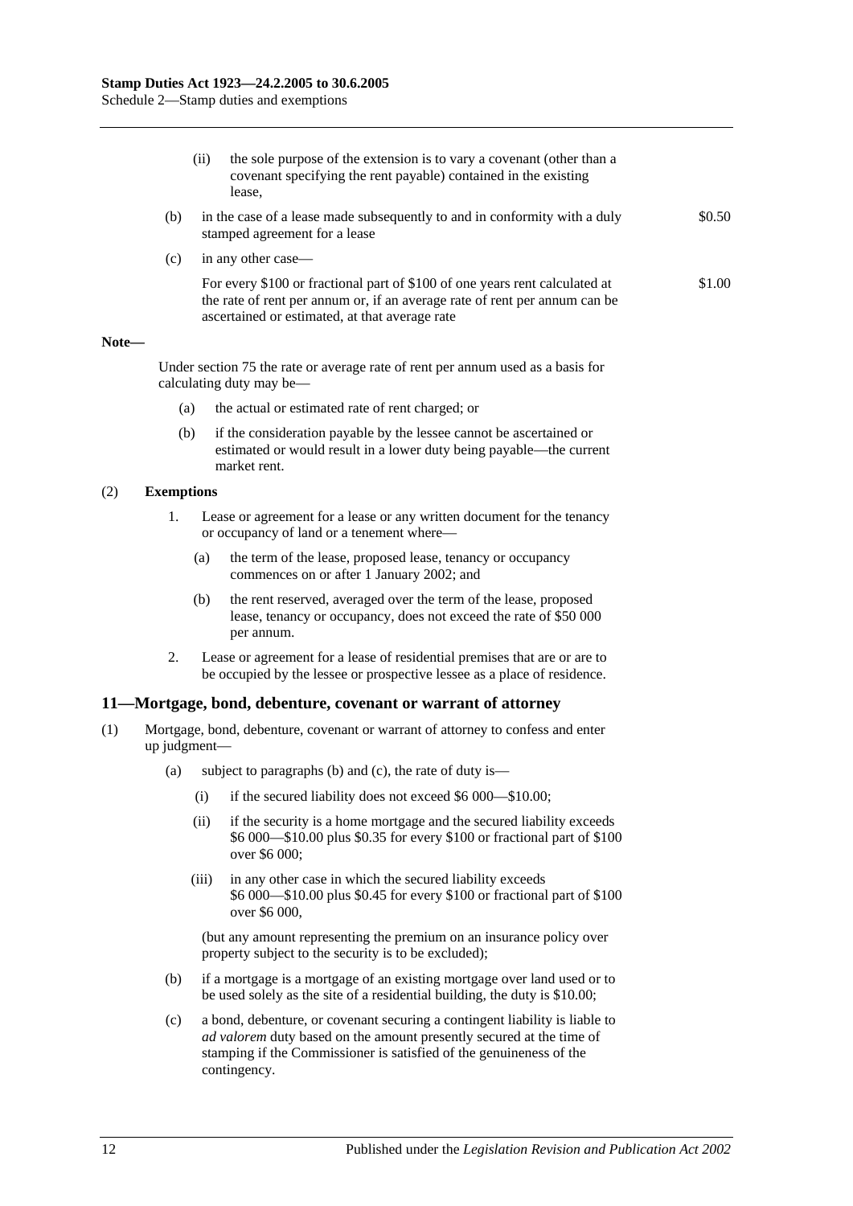(ii) the sole purpose of the extension is to vary a covenant (other than a covenant specifying the rent payable) contained in the existing lease,

(b) in the case of a lease made subsequently to and in conformity with a duly stamped agreement for a lease — $0.50

(c) in any other case—

For every $100 or fractional part of $100 of one years rent calculated at the rate of rent per annum or, if an average rate of rent per annum can be ascertained or estimated, at that average rate — $1.00

**Note—**

Under section 75 the rate or average rate of rent per annum used as a basis for calculating duty may be—

(a) the actual or estimated rate of rent charged; or

(b) if the consideration payable by the lessee cannot be ascertained or estimated or would result in a lower duty being payable—the current market rent.

(2) **Exemptions**

1. Lease or agreement for a lease or any written document for the tenancy or occupancy of land or a tenement where—

   (a) the term of the lease, proposed lease, tenancy or occupancy commences on or after 1 January 2002; and

   (b) the rent reserved, averaged over the term of the lease, proposed lease, tenancy or occupancy, does not exceed the rate of $50 000 per annum.

2. Lease or agreement for a lease of residential premises that are or are to be occupied by the lessee or prospective lessee as a place of residence.

## 11—Mortgage, bond, debenture, covenant or warrant of attorney

(1) Mortgage, bond, debenture, covenant or warrant of attorney to confess and enter up judgment—

(a) subject to paragraphs (b) and (c), the rate of duty is—

   (i) if the secured liability does not exceed $6 000—$10.00;

   (ii) if the security is a home mortgage and the secured liability exceeds $6 000—$10.00 plus $0.35 for every $100 or fractional part of $100 over $6 000;

   (iii) in any other case in which the secured liability exceeds $6 000—$10.00 plus $0.45 for every $100 or fractional part of $100 over $6 000,

   (but any amount representing the premium on an insurance policy over property subject to the security is to be excluded);

(b) if a mortgage is a mortgage of an existing mortgage over land used or to be used solely as the site of a residential building, the duty is $10.00;

(c) a bond, debenture, or covenant securing a contingent liability is liable to *ad valorem* duty based on the amount presently secured at the time of stamping if the Commissioner is satisfied of the genuineness of the contingency.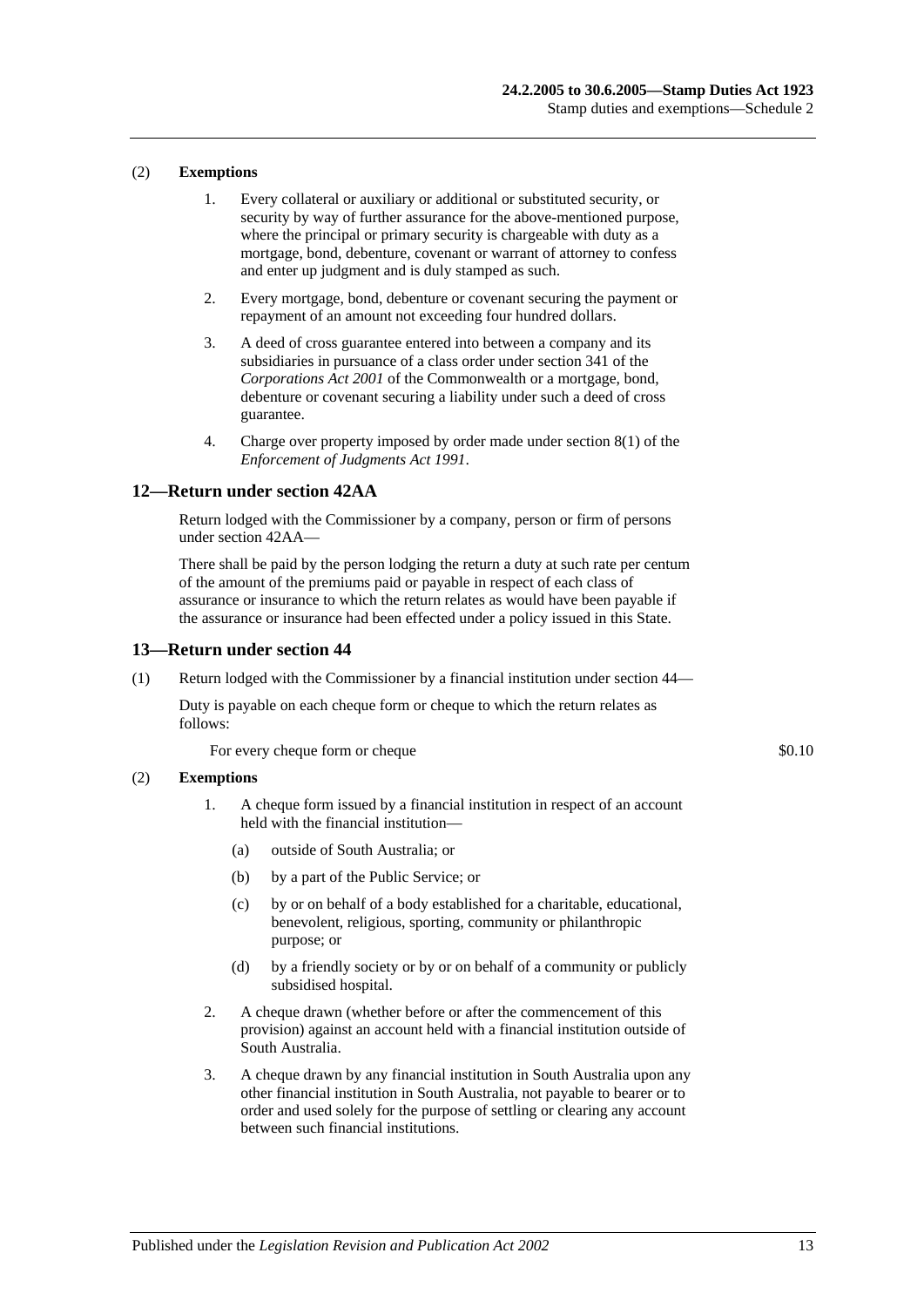(2) **Exemptions**

1. Every collateral or auxiliary or additional or substituted security, or security by way of further assurance for the above-mentioned purpose, where the principal or primary security is chargeable with duty as a mortgage, bond, debenture, covenant or warrant of attorney to confess and enter up judgment and is duly stamped as such.

2. Every mortgage, bond, debenture or covenant securing the payment or repayment of an amount not exceeding four hundred dollars.

3. A deed of cross guarantee entered into between a company and its subsidiaries in pursuance of a class order under section 341 of the *Corporations Act 2001* of the Commonwealth or a mortgage, bond, debenture or covenant securing a liability under such a deed of cross guarantee.

4. Charge over property imposed by order made under section 8(1) of the *Enforcement of Judgments Act 1991*.

## 12—Return under section 42AA

Return lodged with the Commissioner by a company, person or firm of persons under section 42AA—

There shall be paid by the person lodging the return a duty at such rate per centum of the amount of the premiums paid or payable in respect of each class of assurance or insurance to which the return relates as would have been payable if the assurance or insurance had been effected under a policy issued in this State.

## 13—Return under section 44

(1) Return lodged with the Commissioner by a financial institution under section 44—

Duty is payable on each cheque form or cheque to which the return relates as follows:

For every cheque form or cheque $0.10

(2) **Exemptions**

1. A cheque form issued by a financial institution in respect of an account held with the financial institution—

   (a) outside of South Australia; or

   (b) by a part of the Public Service; or

   (c) by or on behalf of a body established for a charitable, educational, benevolent, religious, sporting, community or philanthropic purpose; or

   (d) by a friendly society or by or on behalf of a community or publicly subsidised hospital.

2. A cheque drawn (whether before or after the commencement of this provision) against an account held with a financial institution outside of South Australia.

3. A cheque drawn by any financial institution in South Australia upon any other financial institution in South Australia, not payable to bearer or to order and used solely for the purpose of settling or clearing any account between such financial institutions.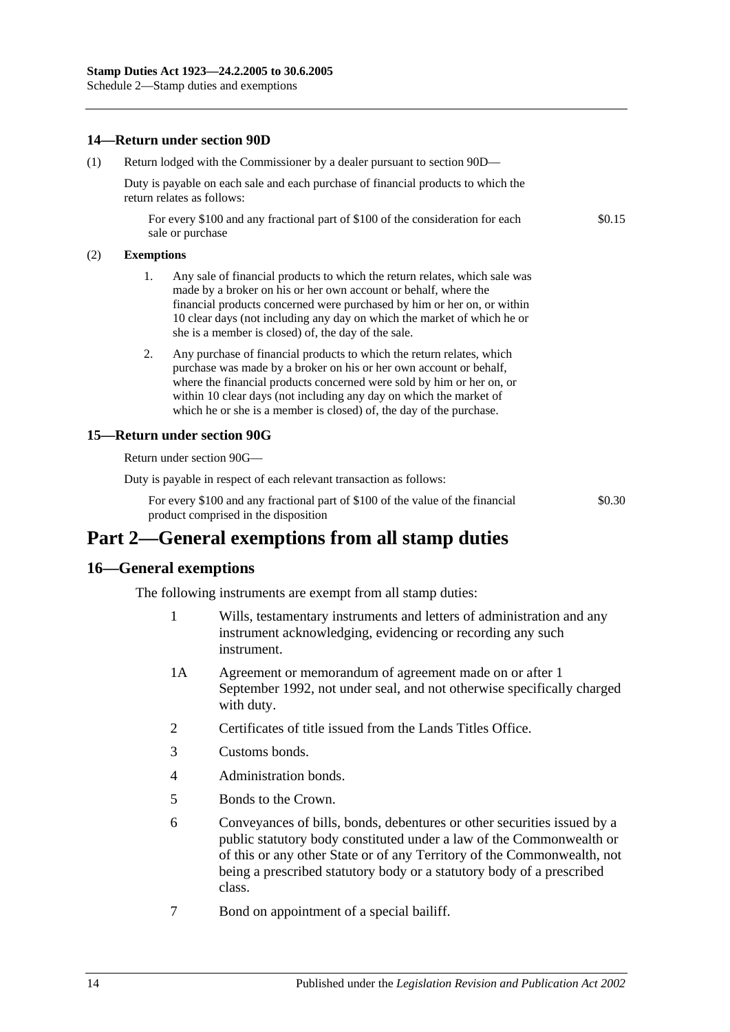### 14—Return under section 90D

(1) Return lodged with the Commissioner by a dealer pursuant to section 90D—

Duty is payable on each sale and each purchase of financial products to which the return relates as follows:

For every \$100 and any fractional part of \$100 of the consideration for each sale or purchase — \$0.15

(2) **Exemptions**

1. Any sale of financial products to which the return relates, which sale was made by a broker on his or her own account or behalf, where the financial products concerned were purchased by him or her on, or within 10 clear days (not including any day on which the market of which he or she is a member is closed) of, the day of the sale.
2. Any purchase of financial products to which the return relates, which purchase was made by a broker on his or her own account or behalf, where the financial products concerned were sold by him or her on, or within 10 clear days (not including any day on which the market of which he or she is a member is closed) of, the day of the purchase.

### 15—Return under section 90G

Return under section 90G—

Duty is payable in respect of each relevant transaction as follows:

For every \$100 and any fractional part of \$100 of the value of the financial product comprised in the disposition — \$0.30

## Part 2—General exemptions from all stamp duties

### 16—General exemptions

The following instruments are exempt from all stamp duties:

1 Wills, testamentary instruments and letters of administration and any instrument acknowledging, evidencing or recording any such instrument.

1A Agreement or memorandum of agreement made on or after 1 September 1992, not under seal, and not otherwise specifically charged with duty.

2 Certificates of title issued from the Lands Titles Office.

3 Customs bonds.

4 Administration bonds.

5 Bonds to the Crown.

6 Conveyances of bills, bonds, debentures or other securities issued by a public statutory body constituted under a law of the Commonwealth or of this or any other State or of any Territory of the Commonwealth, not being a prescribed statutory body or a statutory body of a prescribed class.

7 Bond on appointment of a special bailiff.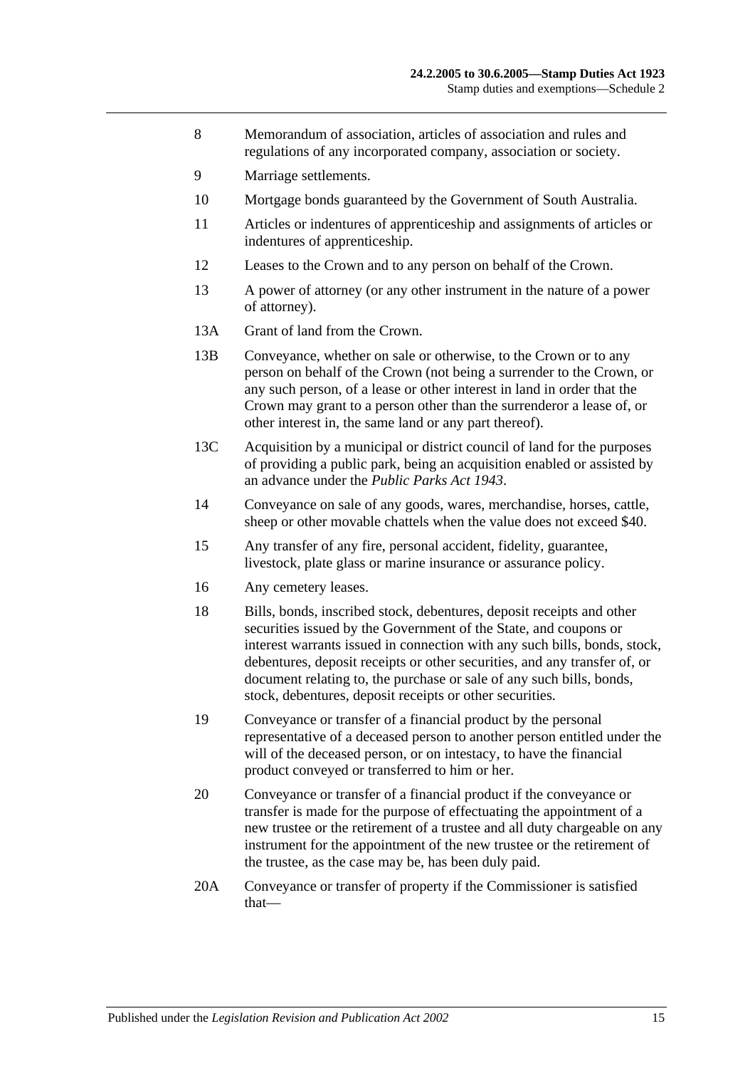8 Memorandum of association, articles of association and rules and regulations of any incorporated company, association or society.

9 Marriage settlements.

10 Mortgage bonds guaranteed by the Government of South Australia.

11 Articles or indentures of apprenticeship and assignments of articles or indentures of apprenticeship.

12 Leases to the Crown and to any person on behalf of the Crown.

13 A power of attorney (or any other instrument in the nature of a power of attorney).

13A Grant of land from the Crown.

13B Conveyance, whether on sale or otherwise, to the Crown or to any person on behalf of the Crown (not being a surrender to the Crown, or any such person, of a lease or other interest in land in order that the Crown may grant to a person other than the surrenderor a lease of, or other interest in, the same land or any part thereof).

13C Acquisition by a municipal or district council of land for the purposes of providing a public park, being an acquisition enabled or assisted by an advance under the *Public Parks Act 1943*.

14 Conveyance on sale of any goods, wares, merchandise, horses, cattle, sheep or other movable chattels when the value does not exceed $40.

15 Any transfer of any fire, personal accident, fidelity, guarantee, livestock, plate glass or marine insurance or assurance policy.

16 Any cemetery leases.

18 Bills, bonds, inscribed stock, debentures, deposit receipts and other securities issued by the Government of the State, and coupons or interest warrants issued in connection with any such bills, bonds, stock, debentures, deposit receipts or other securities, and any transfer of, or document relating to, the purchase or sale of any such bills, bonds, stock, debentures, deposit receipts or other securities.

19 Conveyance or transfer of a financial product by the personal representative of a deceased person to another person entitled under the will of the deceased person, or on intestacy, to have the financial product conveyed or transferred to him or her.

20 Conveyance or transfer of a financial product if the conveyance or transfer is made for the purpose of effectuating the appointment of a new trustee or the retirement of a trustee and all duty chargeable on any instrument for the appointment of the new trustee or the retirement of the trustee, as the case may be, has been duly paid.

20A Conveyance or transfer of property if the Commissioner is satisfied that—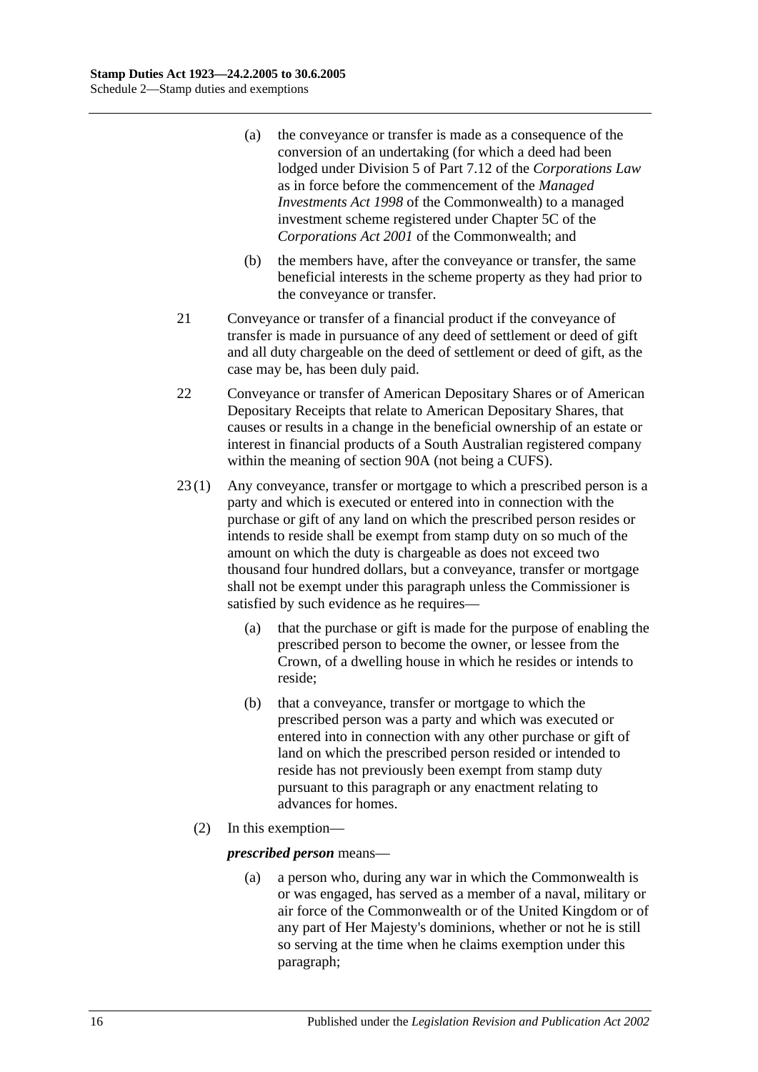(a) the conveyance or transfer is made as a consequence of the conversion of an undertaking (for which a deed had been lodged under Division 5 of Part 7.12 of the *Corporations Law* as in force before the commencement of the *Managed Investments Act 1998* of the Commonwealth) to a managed investment scheme registered under Chapter 5C of the *Corporations Act 2001* of the Commonwealth; and

(b) the members have, after the conveyance or transfer, the same beneficial interests in the scheme property as they had prior to the conveyance or transfer.

21 Conveyance or transfer of a financial product if the conveyance of transfer is made in pursuance of any deed of settlement or deed of gift and all duty chargeable on the deed of settlement or deed of gift, as the case may be, has been duly paid.

22 Conveyance or transfer of American Depositary Shares or of American Depositary Receipts that relate to American Depositary Shares, that causes or results in a change in the beneficial ownership of an estate or interest in financial products of a South Australian registered company within the meaning of section 90A (not being a CUFS).

23 (1) Any conveyance, transfer or mortgage to which a prescribed person is a party and which is executed or entered into in connection with the purchase or gift of any land on which the prescribed person resides or intends to reside shall be exempt from stamp duty on so much of the amount on which the duty is chargeable as does not exceed two thousand four hundred dollars, but a conveyance, transfer or mortgage shall not be exempt under this paragraph unless the Commissioner is satisfied by such evidence as he requires—

(a) that the purchase or gift is made for the purpose of enabling the prescribed person to become the owner, or lessee from the Crown, of a dwelling house in which he resides or intends to reside;

(b) that a conveyance, transfer or mortgage to which the prescribed person was a party and which was executed or entered into in connection with any other purchase or gift of land on which the prescribed person resided or intended to reside has not previously been exempt from stamp duty pursuant to this paragraph or any enactment relating to advances for homes.

(2) In this exemption—

***prescribed person*** means—

(a) a person who, during any war in which the Commonwealth is or was engaged, has served as a member of a naval, military or air force of the Commonwealth or of the United Kingdom or of any part of Her Majesty's dominions, whether or not he is still so serving at the time when he claims exemption under this paragraph;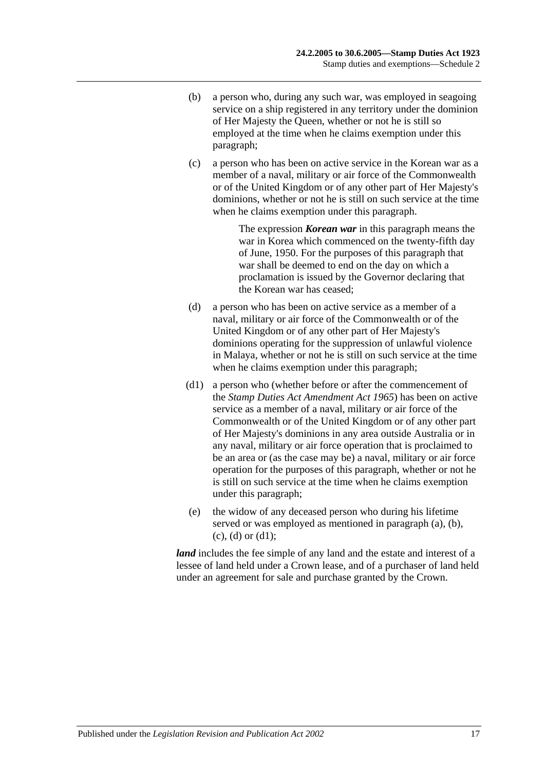(b) a person who, during any such war, was employed in seagoing service on a ship registered in any territory under the dominion of Her Majesty the Queen, whether or not he is still so employed at the time when he claims exemption under this paragraph;

(c) a person who has been on active service in the Korean war as a member of a naval, military or air force of the Commonwealth or of the United Kingdom or of any other part of Her Majesty's dominions, whether or not he is still on such service at the time when he claims exemption under this paragraph.

> The expression ***Korean war*** in this paragraph means the war in Korea which commenced on the twenty-fifth day of June, 1950. For the purposes of this paragraph that war shall be deemed to end on the day on which a proclamation is issued by the Governor declaring that the Korean war has ceased;

(d) a person who has been on active service as a member of a naval, military or air force of the Commonwealth or of the United Kingdom or of any other part of Her Majesty's dominions operating for the suppression of unlawful violence in Malaya, whether or not he is still on such service at the time when he claims exemption under this paragraph;

(d1) a person who (whether before or after the commencement of the *Stamp Duties Act Amendment Act 1965*) has been on active service as a member of a naval, military or air force of the Commonwealth or of the United Kingdom or of any other part of Her Majesty's dominions in any area outside Australia or in any naval, military or air force operation that is proclaimed to be an area or (as the case may be) a naval, military or air force operation for the purposes of this paragraph, whether or not he is still on such service at the time when he claims exemption under this paragraph;

(e) the widow of any deceased person who during his lifetime served or was employed as mentioned in paragraph (a), (b), (c), (d) or (d1);

***land*** includes the fee simple of any land and the estate and interest of a lessee of land held under a Crown lease, and of a purchaser of land held under an agreement for sale and purchase granted by the Crown.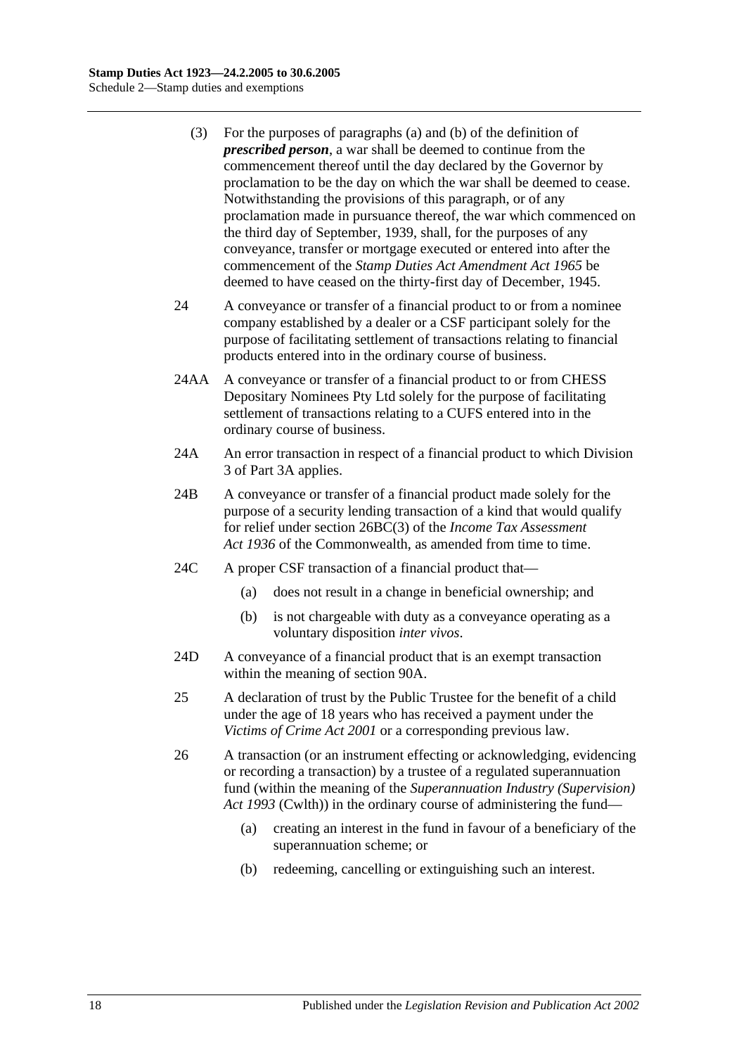(3) For the purposes of paragraphs (a) and (b) of the definition of ***prescribed person***, a war shall be deemed to continue from the commencement thereof until the day declared by the Governor by proclamation to be the day on which the war shall be deemed to cease. Notwithstanding the provisions of this paragraph, or of any proclamation made in pursuance thereof, the war which commenced on the third day of September, 1939, shall, for the purposes of any conveyance, transfer or mortgage executed or entered into after the commencement of the *Stamp Duties Act Amendment Act 1965* be deemed to have ceased on the thirty-first day of December, 1945.

24 A conveyance or transfer of a financial product to or from a nominee company established by a dealer or a CSF participant solely for the purpose of facilitating settlement of transactions relating to financial products entered into in the ordinary course of business.

24AA A conveyance or transfer of a financial product to or from CHESS Depositary Nominees Pty Ltd solely for the purpose of facilitating settlement of transactions relating to a CUFS entered into in the ordinary course of business.

24A An error transaction in respect of a financial product to which Division 3 of Part 3A applies.

24B A conveyance or transfer of a financial product made solely for the purpose of a security lending transaction of a kind that would qualify for relief under section 26BC(3) of the *Income Tax Assessment Act 1936* of the Commonwealth, as amended from time to time.

24C A proper CSF transaction of a financial product that—

(a) does not result in a change in beneficial ownership; and

(b) is not chargeable with duty as a conveyance operating as a voluntary disposition *inter vivos*.

24D A conveyance of a financial product that is an exempt transaction within the meaning of section 90A.

25 A declaration of trust by the Public Trustee for the benefit of a child under the age of 18 years who has received a payment under the *Victims of Crime Act 2001* or a corresponding previous law.

26 A transaction (or an instrument effecting or acknowledging, evidencing or recording a transaction) by a trustee of a regulated superannuation fund (within the meaning of the *Superannuation Industry (Supervision) Act 1993* (Cwlth)) in the ordinary course of administering the fund—

(a) creating an interest in the fund in favour of a beneficiary of the superannuation scheme; or

(b) redeeming, cancelling or extinguishing such an interest.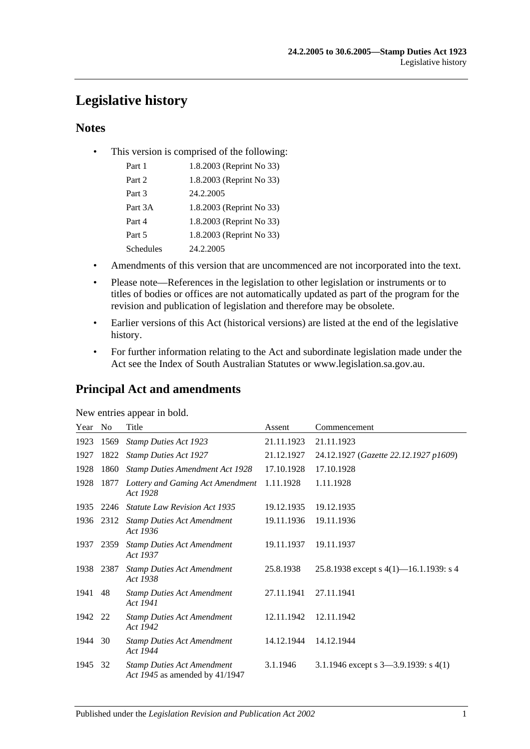# Legislative history

## Notes

- This version is comprised of the following:

| | |
|---|---|
| Part 1 | 1.8.2003 (Reprint No 33) |
| Part 2 | 1.8.2003 (Reprint No 33) |
| Part 3 | 24.2.2005 |
| Part 3A | 1.8.2003 (Reprint No 33) |
| Part 4 | 1.8.2003 (Reprint No 33) |
| Part 5 | 1.8.2003 (Reprint No 33) |
| Schedules | 24.2.2005 |

- Amendments of this version that are uncommenced are not incorporated into the text.
- Please note—References in the legislation to other legislation or instruments or to titles of bodies or offices are not automatically updated as part of the program for the revision and publication of legislation and therefore may be obsolete.
- Earlier versions of this Act (historical versions) are listed at the end of the legislative history.
- For further information relating to the Act and subordinate legislation made under the Act see the Index of South Australian Statutes or www.legislation.sa.gov.au.

## Principal Act and amendments

New entries appear in bold.

| Year | No | Title | Assent | Commencement |
|---|---|---|---|---|
| 1923 | 1569 | *Stamp Duties Act 1923* | 21.11.1923 | 21.11.1923 |
| 1927 | 1822 | *Stamp Duties Act 1927* | 21.12.1927 | 24.12.1927 (*Gazette 22.12.1927 p1609*) |
| 1928 | 1860 | *Stamp Duties Amendment Act 1928* | 17.10.1928 | 17.10.1928 |
| 1928 | 1877 | *Lottery and Gaming Act Amendment Act 1928* | 1.11.1928 | 1.11.1928 |
| 1935 | 2246 | *Statute Law Revision Act 1935* | 19.12.1935 | 19.12.1935 |
| 1936 | 2312 | *Stamp Duties Act Amendment Act 1936* | 19.11.1936 | 19.11.1936 |
| 1937 | 2359 | *Stamp Duties Act Amendment Act 1937* | 19.11.1937 | 19.11.1937 |
| 1938 | 2387 | *Stamp Duties Act Amendment Act 1938* | 25.8.1938 | 25.8.1938 except s 4(1)—16.1.1939: s 4 |
| 1941 | 48 | *Stamp Duties Act Amendment Act 1941* | 27.11.1941 | 27.11.1941 |
| 1942 | 22 | *Stamp Duties Act Amendment Act 1942* | 12.11.1942 | 12.11.1942 |
| 1944 | 30 | *Stamp Duties Act Amendment Act 1944* | 14.12.1944 | 14.12.1944 |
| 1945 | 32 | *Stamp Duties Act Amendment Act 1945* as amended by 41/1947 | 3.1.1946 | 3.1.1946 except s 3—3.9.1939: s 4(1) |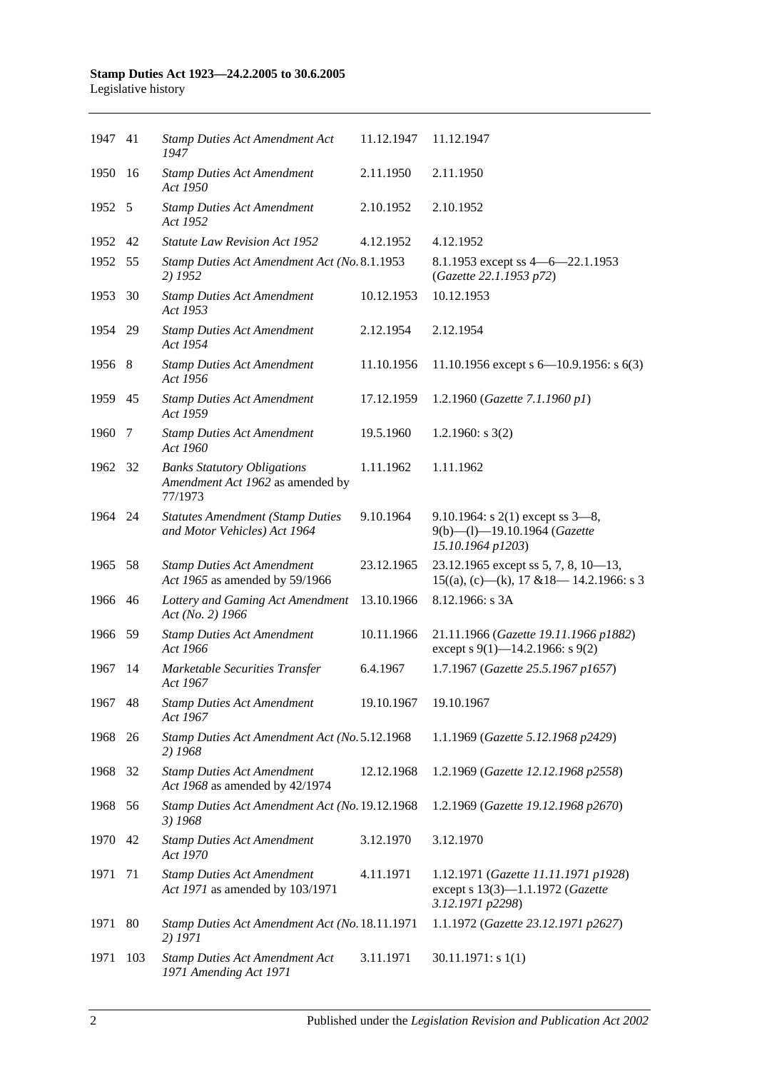| | | | | |
|---|---|---|---|---|
| 1947 | 41 | *Stamp Duties Act Amendment Act 1947* | 11.12.1947 | 11.12.1947 |
| 1950 | 16 | *Stamp Duties Act Amendment Act 1950* | 2.11.1950 | 2.11.1950 |
| 1952 | 5 | *Stamp Duties Act Amendment Act 1952* | 2.10.1952 | 2.10.1952 |
| 1952 | 42 | *Statute Law Revision Act 1952* | 4.12.1952 | 4.12.1952 |
| 1952 | 55 | *Stamp Duties Act Amendment Act (No. 2) 1952* | 8.1.1953 | 8.1.1953 except ss 4—6—22.1.1953 (*Gazette 22.1.1953 p72*) |
| 1953 | 30 | *Stamp Duties Act Amendment Act 1953* | 10.12.1953 | 10.12.1953 |
| 1954 | 29 | *Stamp Duties Act Amendment Act 1954* | 2.12.1954 | 2.12.1954 |
| 1956 | 8 | *Stamp Duties Act Amendment Act 1956* | 11.10.1956 | 11.10.1956 except s 6—10.9.1956: s 6(3) |
| 1959 | 45 | *Stamp Duties Act Amendment Act 1959* | 17.12.1959 | 1.2.1960 (*Gazette 7.1.1960 p1*) |
| 1960 | 7 | *Stamp Duties Act Amendment Act 1960* | 19.5.1960 | 1.2.1960: s 3(2) |
| 1962 | 32 | *Banks Statutory Obligations Amendment Act 1962* as amended by 77/1973 | 1.11.1962 | 1.11.1962 |
| 1964 | 24 | *Statutes Amendment (Stamp Duties and Motor Vehicles) Act 1964* | 9.10.1964 | 9.10.1964: s 2(1) except ss 3—8, 9(b)—(l)—19.10.1964 (*Gazette 15.10.1964 p1203*) |
| 1965 | 58 | *Stamp Duties Act Amendment Act 1965* as amended by 59/1966 | 23.12.1965 | 23.12.1965 except ss 5, 7, 8, 10—13, 15((a), (c)—(k), 17 &18— 14.2.1966: s 3 |
| 1966 | 46 | *Lottery and Gaming Act Amendment Act (No. 2) 1966* | 13.10.1966 | 8.12.1966: s 3A |
| 1966 | 59 | *Stamp Duties Act Amendment Act 1966* | 10.11.1966 | 21.11.1966 (*Gazette 19.11.1966 p1882*) except s 9(1)—14.2.1966: s 9(2) |
| 1967 | 14 | *Marketable Securities Transfer Act 1967* | 6.4.1967 | 1.7.1967 (*Gazette 25.5.1967 p1657*) |
| 1967 | 48 | *Stamp Duties Act Amendment Act 1967* | 19.10.1967 | 19.10.1967 |
| 1968 | 26 | *Stamp Duties Act Amendment Act (No. 2) 1968* | 5.12.1968 | 1.1.1969 (*Gazette 5.12.1968 p2429*) |
| 1968 | 32 | *Stamp Duties Act Amendment Act 1968* as amended by 42/1974 | 12.12.1968 | 1.2.1969 (*Gazette 12.12.1968 p2558*) |
| 1968 | 56 | *Stamp Duties Act Amendment Act (No. 3) 1968* | 19.12.1968 | 1.2.1969 (*Gazette 19.12.1968 p2670*) |
| 1970 | 42 | *Stamp Duties Act Amendment Act 1970* | 3.12.1970 | 3.12.1970 |
| 1971 | 71 | *Stamp Duties Act Amendment Act 1971* as amended by 103/1971 | 4.11.1971 | 1.12.1971 (*Gazette 11.11.1971 p1928*) except s 13(3)—1.1.1972 (*Gazette 3.12.1971 p2298*) |
| 1971 | 80 | *Stamp Duties Act Amendment Act (No. 2) 1971* | 18.11.1971 | 1.1.1972 (*Gazette 23.12.1971 p2627*) |
| 1971 | 103 | *Stamp Duties Act Amendment Act 1971 Amending Act 1971* | 3.11.1971 | 30.11.1971: s 1(1) |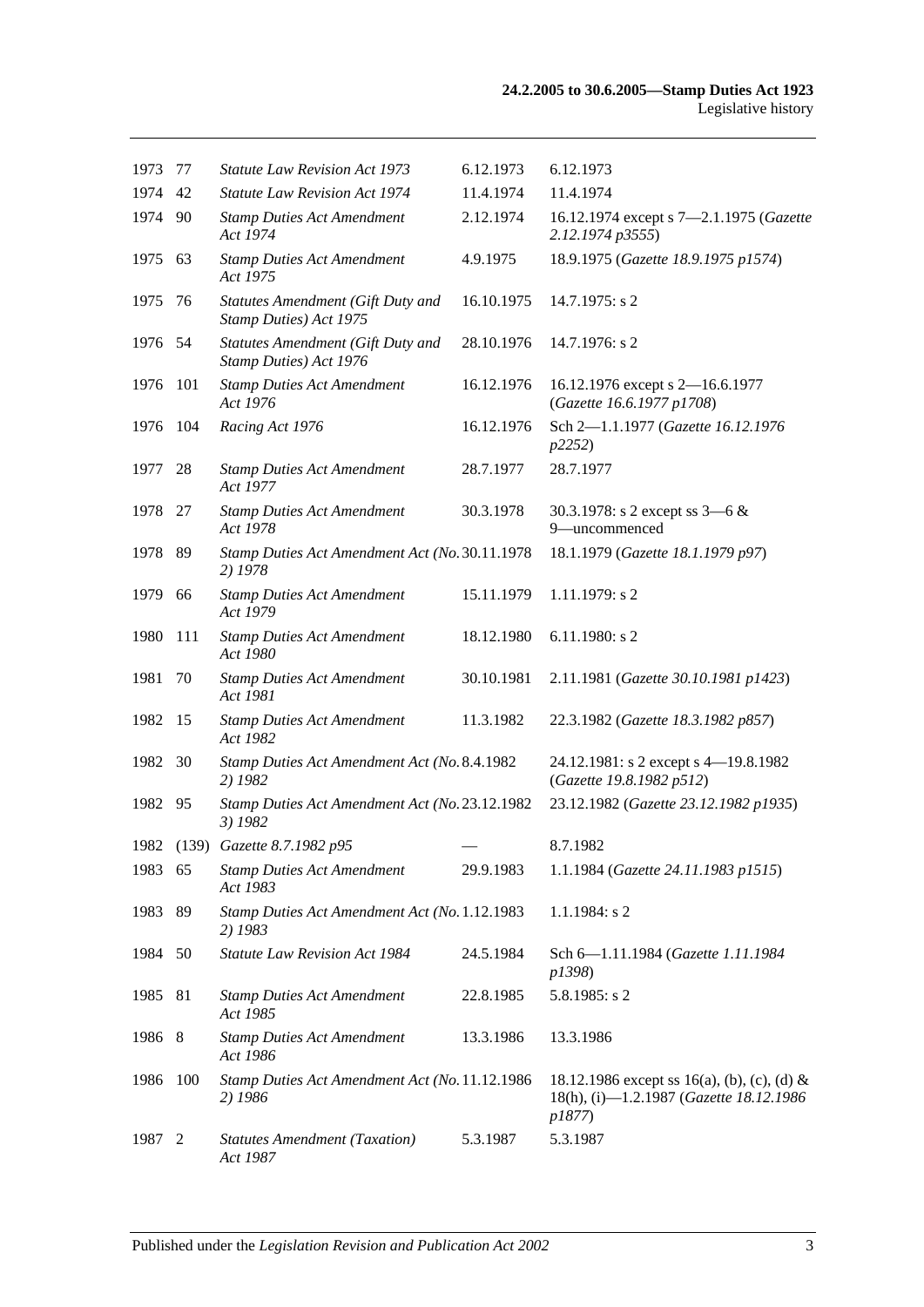| | | | | |
|---|---|---|---|---|
| 1973 | 77 | *Statute Law Revision Act 1973* | 6.12.1973 | 6.12.1973 |
| 1974 | 42 | *Statute Law Revision Act 1974* | 11.4.1974 | 11.4.1974 |
| 1974 | 90 | *Stamp Duties Act Amendment Act 1974* | 2.12.1974 | 16.12.1974 except s 7—2.1.1975 (*Gazette 2.12.1974 p3555*) |
| 1975 | 63 | *Stamp Duties Act Amendment Act 1975* | 4.9.1975 | 18.9.1975 (*Gazette 18.9.1975 p1574*) |
| 1975 | 76 | *Statutes Amendment (Gift Duty and Stamp Duties) Act 1975* | 16.10.1975 | 14.7.1975: s 2 |
| 1976 | 54 | *Statutes Amendment (Gift Duty and Stamp Duties) Act 1976* | 28.10.1976 | 14.7.1976: s 2 |
| 1976 | 101 | *Stamp Duties Act Amendment Act 1976* | 16.12.1976 | 16.12.1976 except s 2—16.6.1977 (*Gazette 16.6.1977 p1708*) |
| 1976 | 104 | *Racing Act 1976* | 16.12.1976 | Sch 2—1.1.1977 (*Gazette 16.12.1976 p2252*) |
| 1977 | 28 | *Stamp Duties Act Amendment Act 1977* | 28.7.1977 | 28.7.1977 |
| 1978 | 27 | *Stamp Duties Act Amendment Act 1978* | 30.3.1978 | 30.3.1978: s 2 except ss 3—6 & 9—uncommenced |
| 1978 | 89 | *Stamp Duties Act Amendment Act (No. 2) 1978* | 30.11.1978 | 18.1.1979 (*Gazette 18.1.1979 p97*) |
| 1979 | 66 | *Stamp Duties Act Amendment Act 1979* | 15.11.1979 | 1.11.1979: s 2 |
| 1980 | 111 | *Stamp Duties Act Amendment Act 1980* | 18.12.1980 | 6.11.1980: s 2 |
| 1981 | 70 | *Stamp Duties Act Amendment Act 1981* | 30.10.1981 | 2.11.1981 (*Gazette 30.10.1981 p1423*) |
| 1982 | 15 | *Stamp Duties Act Amendment Act 1982* | 11.3.1982 | 22.3.1982 (*Gazette 18.3.1982 p857*) |
| 1982 | 30 | *Stamp Duties Act Amendment Act (No. 2) 1982* | 8.4.1982 | 24.12.1981: s 2 except s 4—19.8.1982 (*Gazette 19.8.1982 p512*) |
| 1982 | 95 | *Stamp Duties Act Amendment Act (No. 3) 1982* | 23.12.1982 | 23.12.1982 (*Gazette 23.12.1982 p1935*) |
| 1982 | (139) | *Gazette 8.7.1982 p95* | — | 8.7.1982 |
| 1983 | 65 | *Stamp Duties Act Amendment Act 1983* | 29.9.1983 | 1.1.1984 (*Gazette 24.11.1983 p1515*) |
| 1983 | 89 | *Stamp Duties Act Amendment Act (No. 2) 1983* | 1.12.1983 | 1.1.1984: s 2 |
| 1984 | 50 | *Statute Law Revision Act 1984* | 24.5.1984 | Sch 6—1.11.1984 (*Gazette 1.11.1984 p1398*) |
| 1985 | 81 | *Stamp Duties Act Amendment Act 1985* | 22.8.1985 | 5.8.1985: s 2 |
| 1986 | 8 | *Stamp Duties Act Amendment Act 1986* | 13.3.1986 | 13.3.1986 |
| 1986 | 100 | *Stamp Duties Act Amendment Act (No. 2) 1986* | 11.12.1986 | 18.12.1986 except ss 16(a), (b), (c), (d) & 18(h), (i)—1.2.1987 (*Gazette 18.12.1986 p1877*) |
| 1987 | 2 | *Statutes Amendment (Taxation) Act 1987* | 5.3.1987 | 5.3.1987 |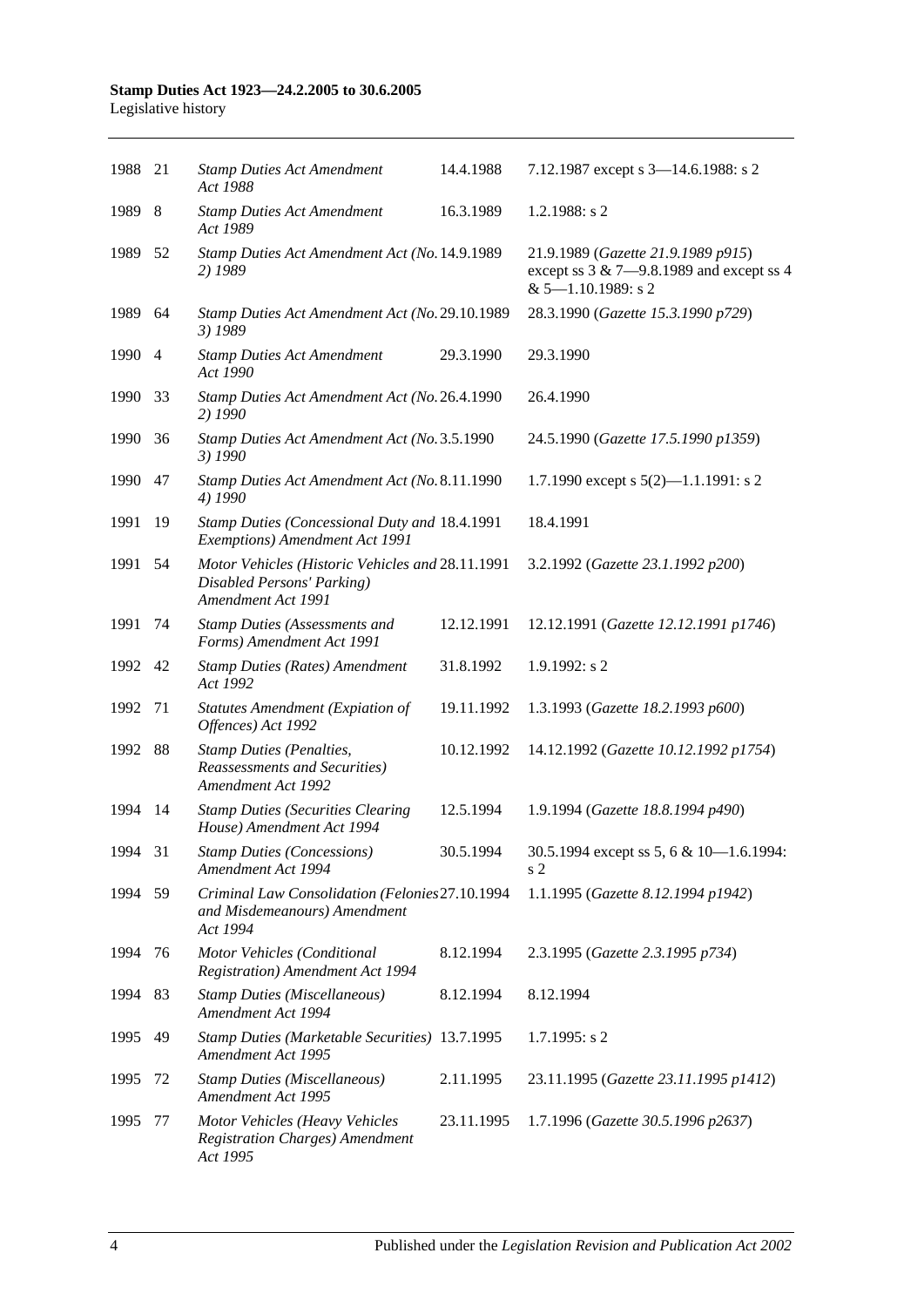| | | | | |
|---|---|---|---|---|
| 1988 | 21 | *Stamp Duties Act Amendment Act 1988* | 14.4.1988 | 7.12.1987 except s 3—14.6.1988: s 2 |
| 1989 | 8 | *Stamp Duties Act Amendment Act 1989* | 16.3.1989 | 1.2.1988: s 2 |
| 1989 | 52 | *Stamp Duties Act Amendment Act (No. 2) 1989* | 14.9.1989 | 21.9.1989 (*Gazette 21.9.1989 p915*) except ss 3 & 7—9.8.1989 and except ss 4 & 5—1.10.1989: s 2 |
| 1989 | 64 | *Stamp Duties Act Amendment Act (No. 3) 1989* | 29.10.1989 | 28.3.1990 (*Gazette 15.3.1990 p729*) |
| 1990 | 4 | *Stamp Duties Act Amendment Act 1990* | 29.3.1990 | 29.3.1990 |
| 1990 | 33 | *Stamp Duties Act Amendment Act (No. 2) 1990* | 26.4.1990 | 26.4.1990 |
| 1990 | 36 | *Stamp Duties Act Amendment Act (No. 3) 1990* | 3.5.1990 | 24.5.1990 (*Gazette 17.5.1990 p1359*) |
| 1990 | 47 | *Stamp Duties Act Amendment Act (No. 4) 1990* | 8.11.1990 | 1.7.1990 except s 5(2)—1.1.1991: s 2 |
| 1991 | 19 | *Stamp Duties (Concessional Duty and Exemptions) Amendment Act 1991* | 18.4.1991 | 18.4.1991 |
| 1991 | 54 | *Motor Vehicles (Historic Vehicles and Disabled Persons' Parking) Amendment Act 1991* | 28.11.1991 | 3.2.1992 (*Gazette 23.1.1992 p200*) |
| 1991 | 74 | *Stamp Duties (Assessments and Forms) Amendment Act 1991* | 12.12.1991 | 12.12.1991 (*Gazette 12.12.1991 p1746*) |
| 1992 | 42 | *Stamp Duties (Rates) Amendment Act 1992* | 31.8.1992 | 1.9.1992: s 2 |
| 1992 | 71 | *Statutes Amendment (Expiation of Offences) Act 1992* | 19.11.1992 | 1.3.1993 (*Gazette 18.2.1993 p600*) |
| 1992 | 88 | *Stamp Duties (Penalties, Reassessments and Securities) Amendment Act 1992* | 10.12.1992 | 14.12.1992 (*Gazette 10.12.1992 p1754*) |
| 1994 | 14 | *Stamp Duties (Securities Clearing House) Amendment Act 1994* | 12.5.1994 | 1.9.1994 (*Gazette 18.8.1994 p490*) |
| 1994 | 31 | *Stamp Duties (Concessions) Amendment Act 1994* | 30.5.1994 | 30.5.1994 except ss 5, 6 & 10—1.6.1994: s 2 |
| 1994 | 59 | *Criminal Law Consolidation (Felonies and Misdemeanours) Amendment Act 1994* | 27.10.1994 | 1.1.1995 (*Gazette 8.12.1994 p1942*) |
| 1994 | 76 | *Motor Vehicles (Conditional Registration) Amendment Act 1994* | 8.12.1994 | 2.3.1995 (*Gazette 2.3.1995 p734*) |
| 1994 | 83 | *Stamp Duties (Miscellaneous) Amendment Act 1994* | 8.12.1994 | 8.12.1994 |
| 1995 | 49 | *Stamp Duties (Marketable Securities) Amendment Act 1995* | 13.7.1995 | 1.7.1995: s 2 |
| 1995 | 72 | *Stamp Duties (Miscellaneous) Amendment Act 1995* | 2.11.1995 | 23.11.1995 (*Gazette 23.11.1995 p1412*) |
| 1995 | 77 | *Motor Vehicles (Heavy Vehicles Registration Charges) Amendment Act 1995* | 23.11.1995 | 1.7.1996 (*Gazette 30.5.1996 p2637*) |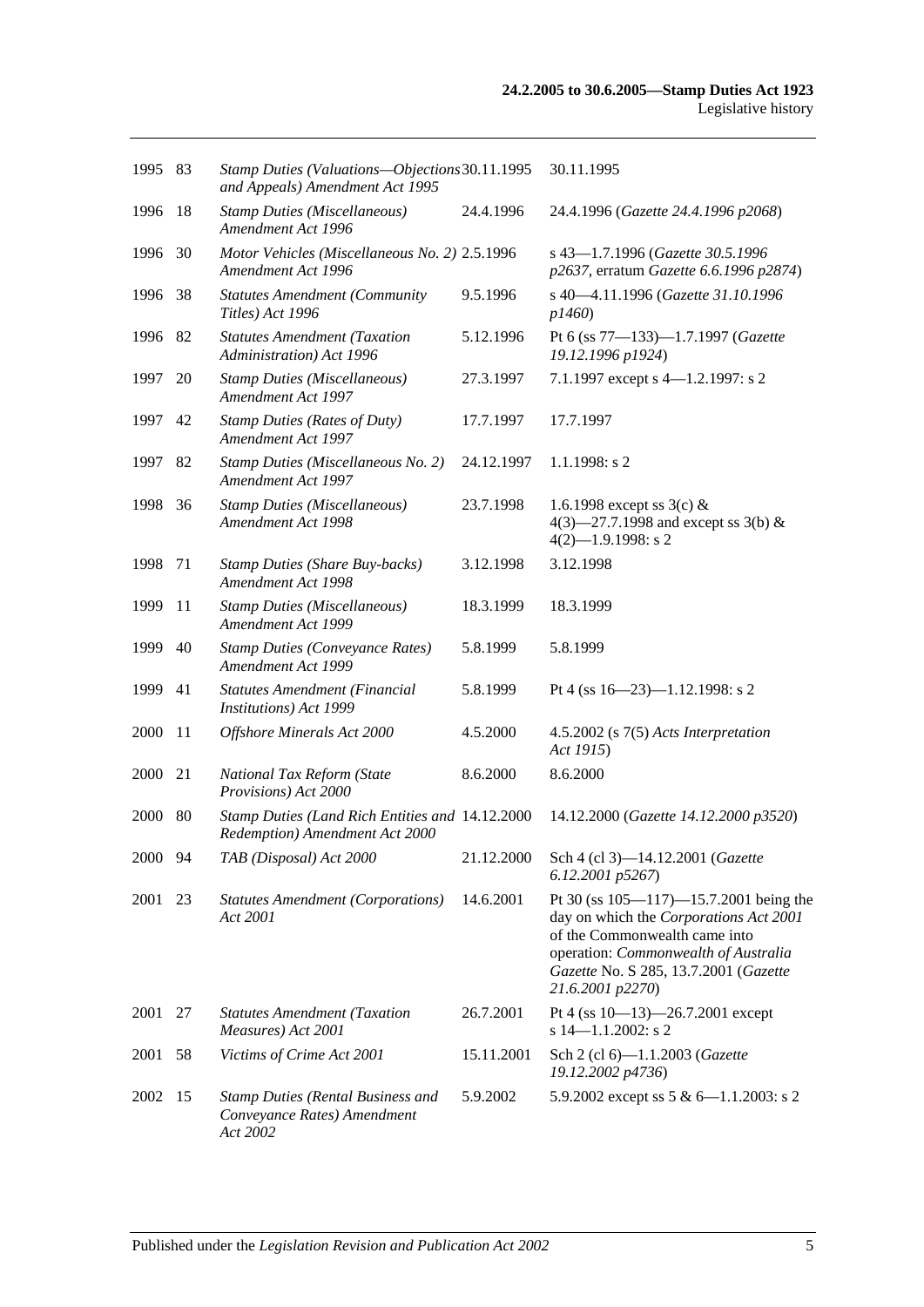| | | | | |
|---|---|---|---|---|
| 1995 | 83 | *Stamp Duties (Valuations—Objections and Appeals) Amendment Act 1995* | 30.11.1995 | 30.11.1995 |
| 1996 | 18 | *Stamp Duties (Miscellaneous) Amendment Act 1996* | 24.4.1996 | 24.4.1996 (*Gazette 24.4.1996 p2068*) |
| 1996 | 30 | *Motor Vehicles (Miscellaneous No. 2) Amendment Act 1996* | 2.5.1996 | s 43—1.7.1996 (*Gazette 30.5.1996 p2637*, erratum *Gazette 6.6.1996 p2874*) |
| 1996 | 38 | *Statutes Amendment (Community Titles) Act 1996* | 9.5.1996 | s 40—4.11.1996 (*Gazette 31.10.1996 p1460*) |
| 1996 | 82 | *Statutes Amendment (Taxation Administration) Act 1996* | 5.12.1996 | Pt 6 (ss 77—133)—1.7.1997 (*Gazette 19.12.1996 p1924*) |
| 1997 | 20 | *Stamp Duties (Miscellaneous) Amendment Act 1997* | 27.3.1997 | 7.1.1997 except s 4—1.2.1997: s 2 |
| 1997 | 42 | *Stamp Duties (Rates of Duty) Amendment Act 1997* | 17.7.1997 | 17.7.1997 |
| 1997 | 82 | *Stamp Duties (Miscellaneous No. 2) Amendment Act 1997* | 24.12.1997 | 1.1.1998: s 2 |
| 1998 | 36 | *Stamp Duties (Miscellaneous) Amendment Act 1998* | 23.7.1998 | 1.6.1998 except ss 3(c) & 4(3)—27.7.1998 and except ss 3(b) & 4(2)—1.9.1998: s 2 |
| 1998 | 71 | *Stamp Duties (Share Buy-backs) Amendment Act 1998* | 3.12.1998 | 3.12.1998 |
| 1999 | 11 | *Stamp Duties (Miscellaneous) Amendment Act 1999* | 18.3.1999 | 18.3.1999 |
| 1999 | 40 | *Stamp Duties (Conveyance Rates) Amendment Act 1999* | 5.8.1999 | 5.8.1999 |
| 1999 | 41 | *Statutes Amendment (Financial Institutions) Act 1999* | 5.8.1999 | Pt 4 (ss 16—23)—1.12.1998: s 2 |
| 2000 | 11 | *Offshore Minerals Act 2000* | 4.5.2000 | 4.5.2002 (s 7(5) *Acts Interpretation Act 1915*) |
| 2000 | 21 | *National Tax Reform (State Provisions) Act 2000* | 8.6.2000 | 8.6.2000 |
| 2000 | 80 | *Stamp Duties (Land Rich Entities and Redemption) Amendment Act 2000* | 14.12.2000 | 14.12.2000 (*Gazette 14.12.2000 p3520*) |
| 2000 | 94 | *TAB (Disposal) Act 2000* | 21.12.2000 | Sch 4 (cl 3)—14.12.2001 (*Gazette 6.12.2001 p5267*) |
| 2001 | 23 | *Statutes Amendment (Corporations) Act 2001* | 14.6.2001 | Pt 30 (ss 105—117)—15.7.2001 being the day on which the *Corporations Act 2001* of the Commonwealth came into operation: *Commonwealth of Australia Gazette* No. S 285, 13.7.2001 (*Gazette 21.6.2001 p2270*) |
| 2001 | 27 | *Statutes Amendment (Taxation Measures) Act 2001* | 26.7.2001 | Pt 4 (ss 10—13)—26.7.2001 except s 14—1.1.2002: s 2 |
| 2001 | 58 | *Victims of Crime Act 2001* | 15.11.2001 | Sch 2 (cl 6)—1.1.2003 (*Gazette 19.12.2002 p4736*) |
| 2002 | 15 | *Stamp Duties (Rental Business and Conveyance Rates) Amendment Act 2002* | 5.9.2002 | 5.9.2002 except ss 5 & 6—1.1.2003: s 2 |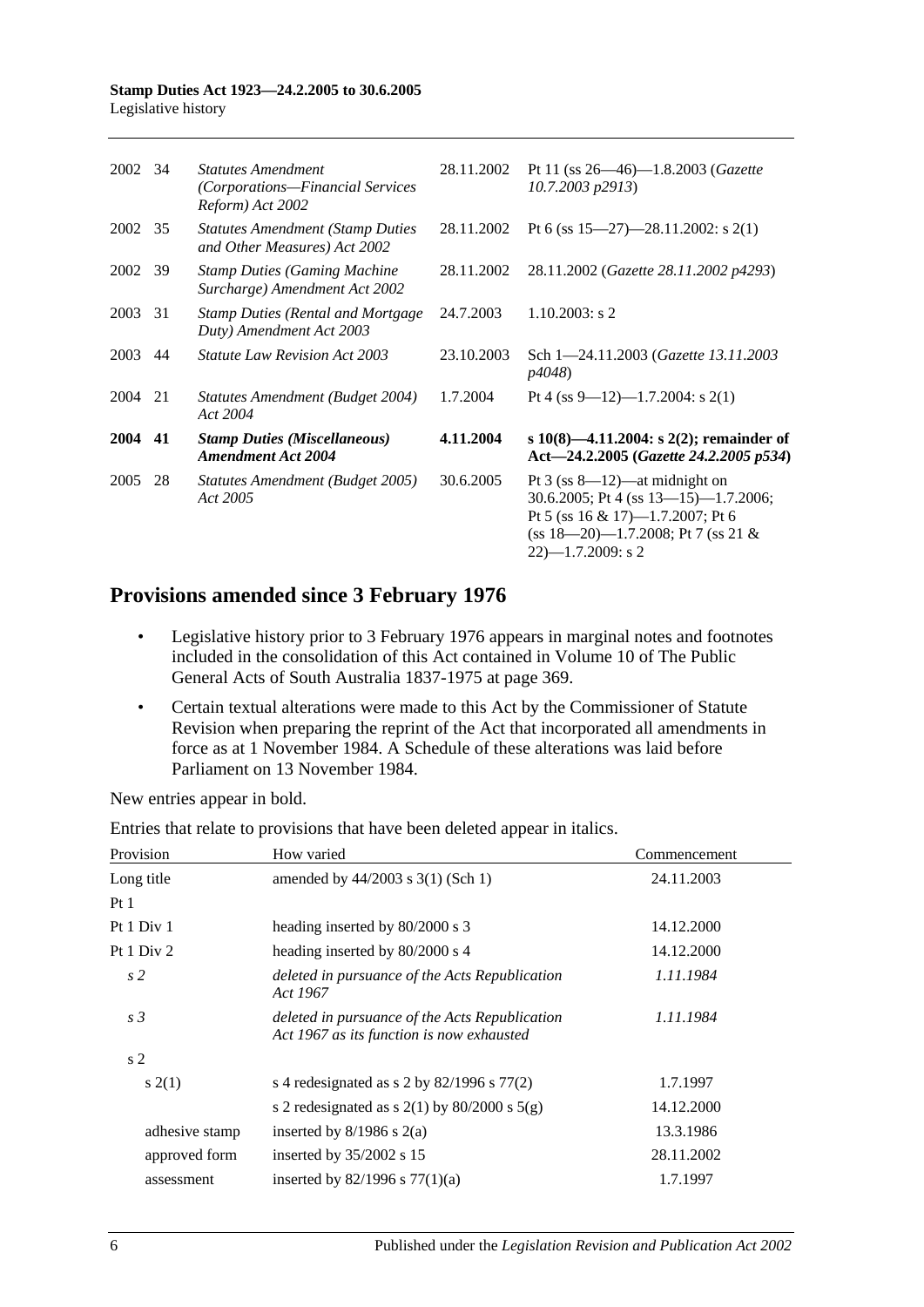| | | | | |
|---|---|---|---|---|
| 2002 | 34 | *Statutes Amendment (Corporations—Financial Services Reform) Act 2002* | 28.11.2002 | Pt 11 (ss 26—46)—1.8.2003 (*Gazette 10.7.2003 p2913*) |
| 2002 | 35 | *Statutes Amendment (Stamp Duties and Other Measures) Act 2002* | 28.11.2002 | Pt 6 (ss 15—27)—28.11.2002: s 2(1) |
| 2002 | 39 | *Stamp Duties (Gaming Machine Surcharge) Amendment Act 2002* | 28.11.2002 | 28.11.2002 (*Gazette 28.11.2002 p4293*) |
| 2003 | 31 | *Stamp Duties (Rental and Mortgage Duty) Amendment Act 2003* | 24.7.2003 | 1.10.2003: s 2 |
| 2003 | 44 | *Statute Law Revision Act 2003* | 23.10.2003 | Sch 1—24.11.2003 (*Gazette 13.11.2003 p4048*) |
| 2004 | 21 | *Statutes Amendment (Budget 2004) Act 2004* | 1.7.2004 | Pt 4 (ss 9—12)—1.7.2004: s 2(1) |
| **2004** | **41** | ***Stamp Duties (Miscellaneous) Amendment Act 2004*** | **4.11.2004** | **s 10(8)—4.11.2004: s 2(2); remainder of Act—24.2.2005 (*Gazette 24.2.2005 p534*)** |
| 2005 | 28 | *Statutes Amendment (Budget 2005) Act 2005* | 30.6.2005 | Pt 3 (ss 8—12)—at midnight on 30.6.2005; Pt 4 (ss 13—15)—1.7.2006; Pt 5 (ss 16 & 17)—1.7.2007; Pt 6 (ss 18—20)—1.7.2008; Pt 7 (ss 21 & 22)—1.7.2009: s 2 |

## Provisions amended since 3 February 1976

- Legislative history prior to 3 February 1976 appears in marginal notes and footnotes included in the consolidation of this Act contained in Volume 10 of The Public General Acts of South Australia 1837-1975 at page 369.
- Certain textual alterations were made to this Act by the Commissioner of Statute Revision when preparing the reprint of the Act that incorporated all amendments in force as at 1 November 1984. A Schedule of these alterations was laid before Parliament on 13 November 1984.

New entries appear in bold.

Entries that relate to provisions that have been deleted appear in italics.

| Provision | How varied | Commencement |
|---|---|---|
| Long title | amended by 44/2003 s 3(1) (Sch 1) | 24.11.2003 |
| Pt 1 | | |
| Pt 1 Div 1 | heading inserted by 80/2000 s 3 | 14.12.2000 |
| Pt 1 Div 2 | heading inserted by 80/2000 s 4 | 14.12.2000 |
| *s 2* | *deleted in pursuance of the Acts Republication Act 1967* | *1.11.1984* |
| *s 3* | *deleted in pursuance of the Acts Republication Act 1967 as its function is now exhausted* | *1.11.1984* |
| s 2 | | |
| s 2(1) | s 4 redesignated as s 2 by 82/1996 s 77(2) | 1.7.1997 |
| | s 2 redesignated as s 2(1) by 80/2000 s 5(g) | 14.12.2000 |
| adhesive stamp | inserted by 8/1986 s 2(a) | 13.3.1986 |
| approved form | inserted by 35/2002 s 15 | 28.11.2002 |
| assessment | inserted by 82/1996 s 77(1)(a) | 1.7.1997 |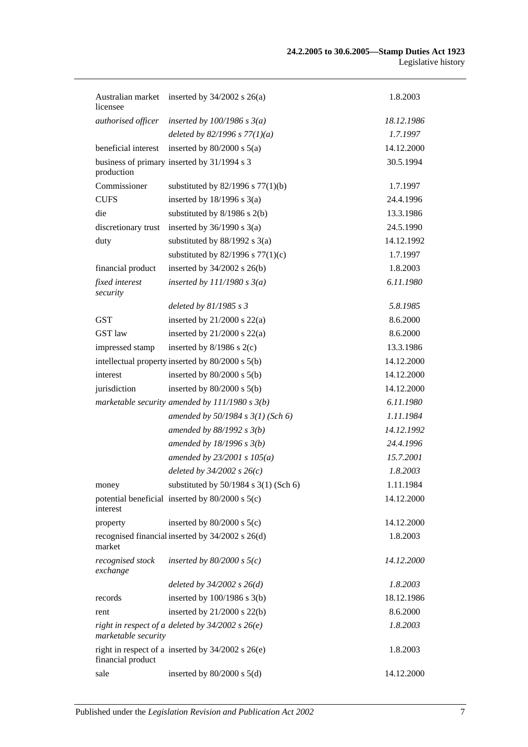| | | |
|---|---|---|
| Australian market licensee | inserted by 34/2002 s 26(a) | 1.8.2003 |
| *authorised officer* | *inserted by 100/1986 s 3(a)* | *18.12.1986* |
| | *deleted by 82/1996 s 77(1)(a)* | *1.7.1997* |
| beneficial interest | inserted by 80/2000 s 5(a) | 14.12.2000 |
| business of primary production | inserted by 31/1994 s 3 | 30.5.1994 |
| Commissioner | substituted by 82/1996 s 77(1)(b) | 1.7.1997 |
| CUFS | inserted by 18/1996 s 3(a) | 24.4.1996 |
| die | substituted by 8/1986 s 2(b) | 13.3.1986 |
| discretionary trust | inserted by 36/1990 s 3(a) | 24.5.1990 |
| duty | substituted by 88/1992 s 3(a) | 14.12.1992 |
| | substituted by 82/1996 s 77(1)(c) | 1.7.1997 |
| financial product | inserted by 34/2002 s 26(b) | 1.8.2003 |
| *fixed interest security* | *inserted by 111/1980 s 3(a)* | *6.11.1980* |
| | *deleted by 81/1985 s 3* | *5.8.1985* |
| GST | inserted by 21/2000 s 22(a) | 8.6.2000 |
| GST law | inserted by 21/2000 s 22(a) | 8.6.2000 |
| impressed stamp | inserted by 8/1986 s 2(c) | 13.3.1986 |
| intellectual property | inserted by 80/2000 s 5(b) | 14.12.2000 |
| interest | inserted by 80/2000 s 5(b) | 14.12.2000 |
| jurisdiction | inserted by 80/2000 s 5(b) | 14.12.2000 |
| *marketable security* | *amended by 111/1980 s 3(b)* | *6.11.1980* |
| | *amended by 50/1984 s 3(1) (Sch 6)* | *1.11.1984* |
| | *amended by 88/1992 s 3(b)* | *14.12.1992* |
| | *amended by 18/1996 s 3(b)* | *24.4.1996* |
| | *amended by 23/2001 s 105(a)* | *15.7.2001* |
| | *deleted by 34/2002 s 26(c)* | *1.8.2003* |
| money | substituted by 50/1984 s 3(1) (Sch 6) | 1.11.1984 |
| potential beneficial interest | inserted by 80/2000 s 5(c) | 14.12.2000 |
| property | inserted by 80/2000 s 5(c) | 14.12.2000 |
| recognised financial market | inserted by 34/2002 s 26(d) | 1.8.2003 |
| *recognised stock exchange* | *inserted by 80/2000 s 5(c)* | *14.12.2000* |
| | *deleted by 34/2002 s 26(d)* | *1.8.2003* |
| records | inserted by 100/1986 s 3(b) | 18.12.1986 |
| rent | inserted by 21/2000 s 22(b) | 8.6.2000 |
| *right in respect of a marketable security* | *deleted by 34/2002 s 26(e)* | *1.8.2003* |
| right in respect of a financial product | inserted by 34/2002 s 26(e) | 1.8.2003 |
| sale | inserted by 80/2000 s 5(d) | 14.12.2000 |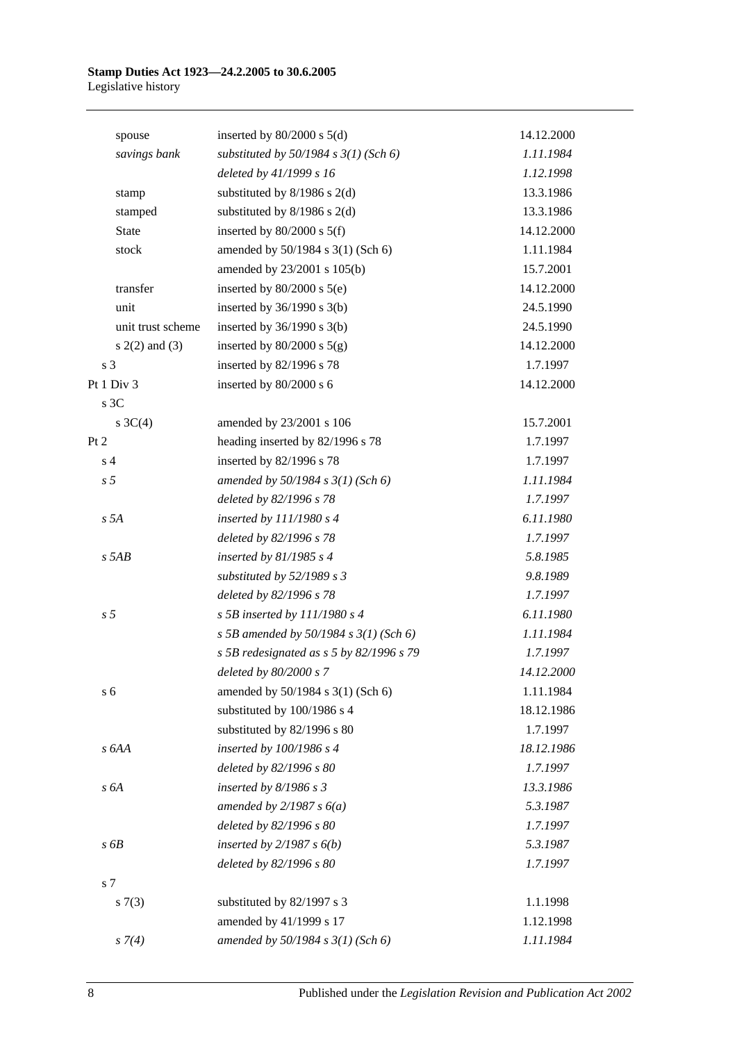| | | |
|---|---|---|
| spouse | inserted by 80/2000 s 5(d) | 14.12.2000 |
| *savings bank* | *substituted by 50/1984 s 3(1) (Sch 6)* | *1.11.1984* |
| | *deleted by 41/1999 s 16* | *1.12.1998* |
| stamp | substituted by 8/1986 s 2(d) | 13.3.1986 |
| stamped | substituted by 8/1986 s 2(d) | 13.3.1986 |
| State | inserted by 80/2000 s 5(f) | 14.12.2000 |
| stock | amended by 50/1984 s 3(1) (Sch 6) | 1.11.1984 |
| | amended by 23/2001 s 105(b) | 15.7.2001 |
| transfer | inserted by 80/2000 s 5(e) | 14.12.2000 |
| unit | inserted by 36/1990 s 3(b) | 24.5.1990 |
| unit trust scheme | inserted by 36/1990 s 3(b) | 24.5.1990 |
| s 2(2) and (3) | inserted by 80/2000 s 5(g) | 14.12.2000 |
| s 3 | inserted by 82/1996 s 78 | 1.7.1997 |
| Pt 1 Div 3 | inserted by 80/2000 s 6 | 14.12.2000 |
| s 3C | | |
| s 3C(4) | amended by 23/2001 s 106 | 15.7.2001 |
| Pt 2 | heading inserted by 82/1996 s 78 | 1.7.1997 |
| s 4 | inserted by 82/1996 s 78 | 1.7.1997 |
| *s 5* | *amended by 50/1984 s 3(1) (Sch 6)* | *1.11.1984* |
| | *deleted by 82/1996 s 78* | *1.7.1997* |
| *s 5A* | *inserted by 111/1980 s 4* | *6.11.1980* |
| | *deleted by 82/1996 s 78* | *1.7.1997* |
| *s 5AB* | *inserted by 81/1985 s 4* | *5.8.1985* |
| | *substituted by 52/1989 s 3* | *9.8.1989* |
| | *deleted by 82/1996 s 78* | *1.7.1997* |
| *s 5* | *s 5B inserted by 111/1980 s 4* | *6.11.1980* |
| | *s 5B amended by 50/1984 s 3(1) (Sch 6)* | *1.11.1984* |
| | *s 5B redesignated as s 5 by 82/1996 s 79* | *1.7.1997* |
| | *deleted by 80/2000 s 7* | *14.12.2000* |
| s 6 | amended by 50/1984 s 3(1) (Sch 6) | 1.11.1984 |
| | substituted by 100/1986 s 4 | 18.12.1986 |
| | substituted by 82/1996 s 80 | 1.7.1997 |
| *s 6AA* | *inserted by 100/1986 s 4* | *18.12.1986* |
| | *deleted by 82/1996 s 80* | *1.7.1997* |
| *s 6A* | *inserted by 8/1986 s 3* | *13.3.1986* |
| | *amended by 2/1987 s 6(a)* | *5.3.1987* |
| | *deleted by 82/1996 s 80* | *1.7.1997* |
| *s 6B* | *inserted by 2/1987 s 6(b)* | *5.3.1987* |
| | *deleted by 82/1996 s 80* | *1.7.1997* |
| s 7 | | |
| s 7(3) | substituted by 82/1997 s 3 | 1.1.1998 |
| | amended by 41/1999 s 17 | 1.12.1998 |
| *s 7(4)* | *amended by 50/1984 s 3(1) (Sch 6)* | *1.11.1984* |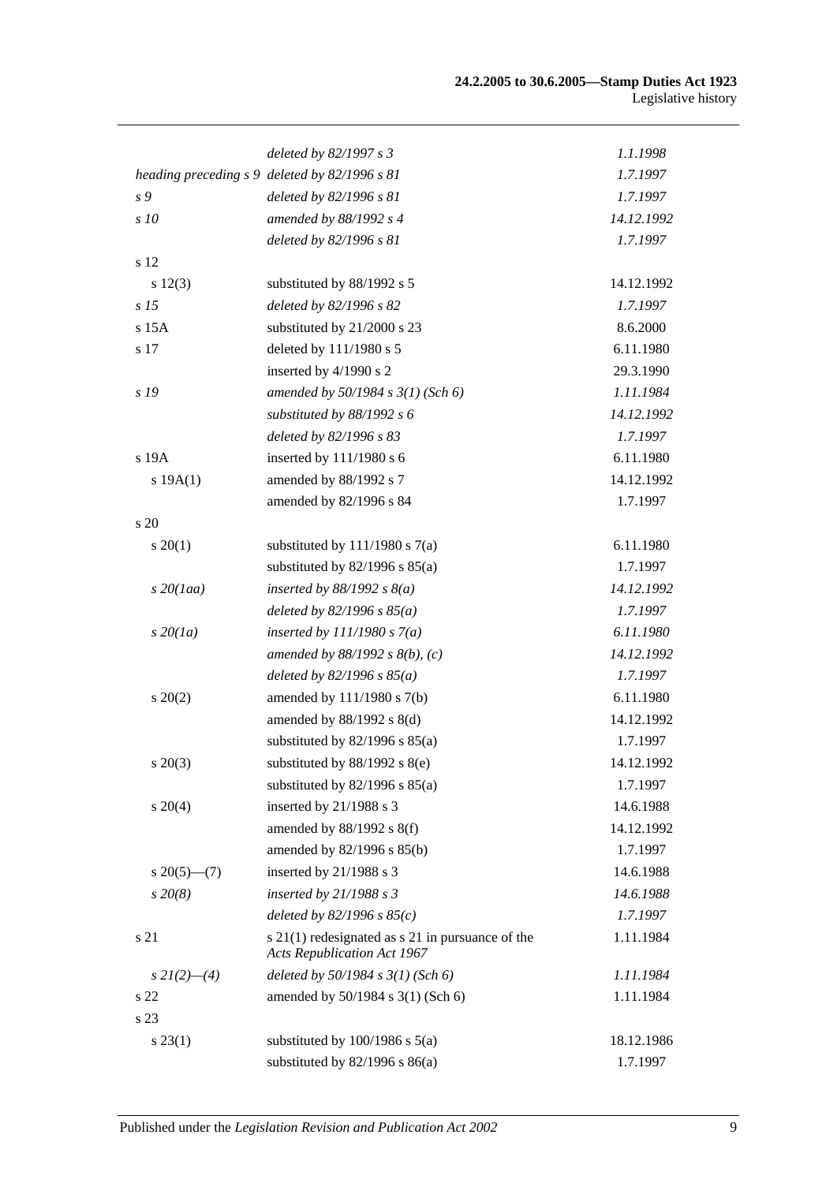| | | |
|---|---|---|
| | *deleted by 82/1997 s 3* | *1.1.1998* |
| *heading preceding s 9* | *deleted by 82/1996 s 81* | *1.7.1997* |
| *s 9* | *deleted by 82/1996 s 81* | *1.7.1997* |
| *s 10* | *amended by 88/1992 s 4* | *14.12.1992* |
| | *deleted by 82/1996 s 81* | *1.7.1997* |
| s 12 | | |
| s 12(3) | substituted by 88/1992 s 5 | 14.12.1992 |
| *s 15* | *deleted by 82/1996 s 82* | *1.7.1997* |
| s 15A | substituted by 21/2000 s 23 | 8.6.2000 |
| s 17 | deleted by 111/1980 s 5 | 6.11.1980 |
| | inserted by 4/1990 s 2 | 29.3.1990 |
| *s 19* | *amended by 50/1984 s 3(1) (Sch 6)* | *1.11.1984* |
| | *substituted by 88/1992 s 6* | *14.12.1992* |
| | *deleted by 82/1996 s 83* | *1.7.1997* |
| s 19A | inserted by 111/1980 s 6 | 6.11.1980 |
| s 19A(1) | amended by 88/1992 s 7 | 14.12.1992 |
| | amended by 82/1996 s 84 | 1.7.1997 |
| s 20 | | |
| s 20(1) | substituted by 111/1980 s 7(a) | 6.11.1980 |
| | substituted by 82/1996 s 85(a) | 1.7.1997 |
| *s 20(1aa)* | *inserted by 88/1992 s 8(a)* | *14.12.1992* |
| | *deleted by 82/1996 s 85(a)* | *1.7.1997* |
| *s 20(1a)* | *inserted by 111/1980 s 7(a)* | *6.11.1980* |
| | *amended by 88/1992 s 8(b), (c)* | *14.12.1992* |
| | *deleted by 82/1996 s 85(a)* | *1.7.1997* |
| s 20(2) | amended by 111/1980 s 7(b) | 6.11.1980 |
| | amended by 88/1992 s 8(d) | 14.12.1992 |
| | substituted by 82/1996 s 85(a) | 1.7.1997 |
| s 20(3) | substituted by 88/1992 s 8(e) | 14.12.1992 |
| | substituted by 82/1996 s 85(a) | 1.7.1997 |
| s 20(4) | inserted by 21/1988 s 3 | 14.6.1988 |
| | amended by 88/1992 s 8(f) | 14.12.1992 |
| | amended by 82/1996 s 85(b) | 1.7.1997 |
| s 20(5)—(7) | inserted by 21/1988 s 3 | 14.6.1988 |
| *s 20(8)* | *inserted by 21/1988 s 3* | *14.6.1988* |
| | *deleted by 82/1996 s 85(c)* | *1.7.1997* |
| s 21 | s 21(1) redesignated as s 21 in pursuance of the *Acts Republication Act 1967* | 1.11.1984 |
| *s 21(2)—(4)* | *deleted by 50/1984 s 3(1) (Sch 6)* | *1.11.1984* |
| s 22 | amended by 50/1984 s 3(1) (Sch 6) | 1.11.1984 |
| s 23 | | |
| s 23(1) | substituted by 100/1986 s 5(a) | 18.12.1986 |
| | substituted by 82/1996 s 86(a) | 1.7.1997 |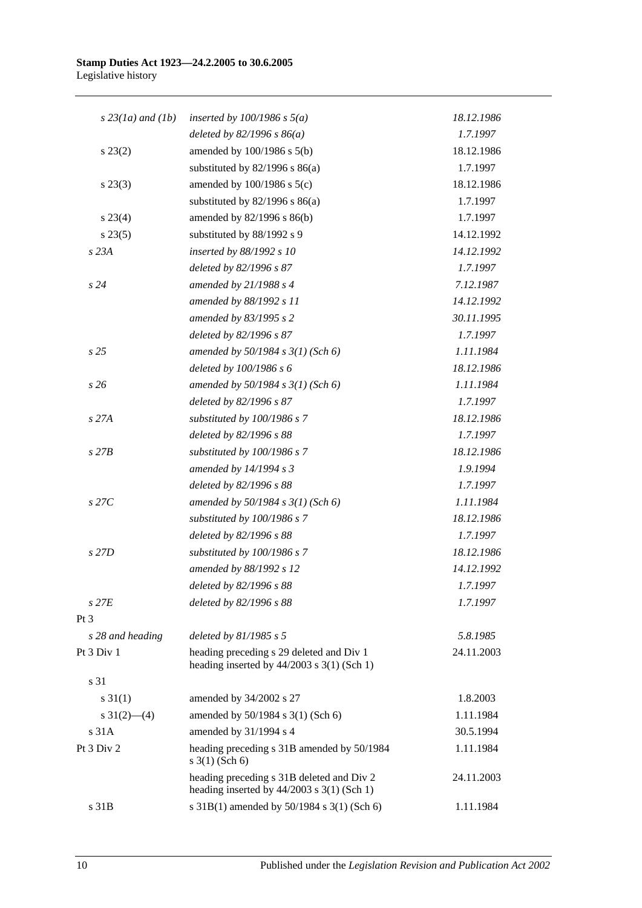| | | |
|---|---|---|
| *s 23(1a) and (1b)* | *inserted by 100/1986 s 5(a)* | *18.12.1986* |
| | *deleted by 82/1996 s 86(a)* | *1.7.1997* |
| s 23(2) | amended by 100/1986 s 5(b) | 18.12.1986 |
| | substituted by 82/1996 s 86(a) | 1.7.1997 |
| s 23(3) | amended by 100/1986 s 5(c) | 18.12.1986 |
| | substituted by 82/1996 s 86(a) | 1.7.1997 |
| s 23(4) | amended by 82/1996 s 86(b) | 1.7.1997 |
| s 23(5) | substituted by 88/1992 s 9 | 14.12.1992 |
| *s 23A* | *inserted by 88/1992 s 10* | *14.12.1992* |
| | *deleted by 82/1996 s 87* | *1.7.1997* |
| *s 24* | *amended by 21/1988 s 4* | *7.12.1987* |
| | *amended by 88/1992 s 11* | *14.12.1992* |
| | *amended by 83/1995 s 2* | *30.11.1995* |
| | *deleted by 82/1996 s 87* | *1.7.1997* |
| *s 25* | *amended by 50/1984 s 3(1) (Sch 6)* | *1.11.1984* |
| | *deleted by 100/1986 s 6* | *18.12.1986* |
| *s 26* | *amended by 50/1984 s 3(1) (Sch 6)* | *1.11.1984* |
| | *deleted by 82/1996 s 87* | *1.7.1997* |
| *s 27A* | *substituted by 100/1986 s 7* | *18.12.1986* |
| | *deleted by 82/1996 s 88* | *1.7.1997* |
| *s 27B* | *substituted by 100/1986 s 7* | *18.12.1986* |
| | *amended by 14/1994 s 3* | *1.9.1994* |
| | *deleted by 82/1996 s 88* | *1.7.1997* |
| *s 27C* | *amended by 50/1984 s 3(1) (Sch 6)* | *1.11.1984* |
| | *substituted by 100/1986 s 7* | *18.12.1986* |
| | *deleted by 82/1996 s 88* | *1.7.1997* |
| *s 27D* | *substituted by 100/1986 s 7* | *18.12.1986* |
| | *amended by 88/1992 s 12* | *14.12.1992* |
| | *deleted by 82/1996 s 88* | *1.7.1997* |
| *s 27E* | *deleted by 82/1996 s 88* | *1.7.1997* |
| Pt 3 | | |
| *s 28 and heading* | *deleted by 81/1985 s 5* | *5.8.1985* |
| Pt 3 Div 1 | heading preceding s 29 deleted and Div 1 heading inserted by 44/2003 s 3(1) (Sch 1) | 24.11.2003 |
| s 31 | | |
| s 31(1) | amended by 34/2002 s 27 | 1.8.2003 |
| s 31(2)—(4) | amended by 50/1984 s 3(1) (Sch 6) | 1.11.1984 |
| s 31A | amended by 31/1994 s 4 | 30.5.1994 |
| Pt 3 Div 2 | heading preceding s 31B amended by 50/1984 s 3(1) (Sch 6) | 1.11.1984 |
| | heading preceding s 31B deleted and Div 2 heading inserted by 44/2003 s 3(1) (Sch 1) | 24.11.2003 |
| s 31B | s 31B(1) amended by 50/1984 s 3(1) (Sch 6) | 1.11.1984 |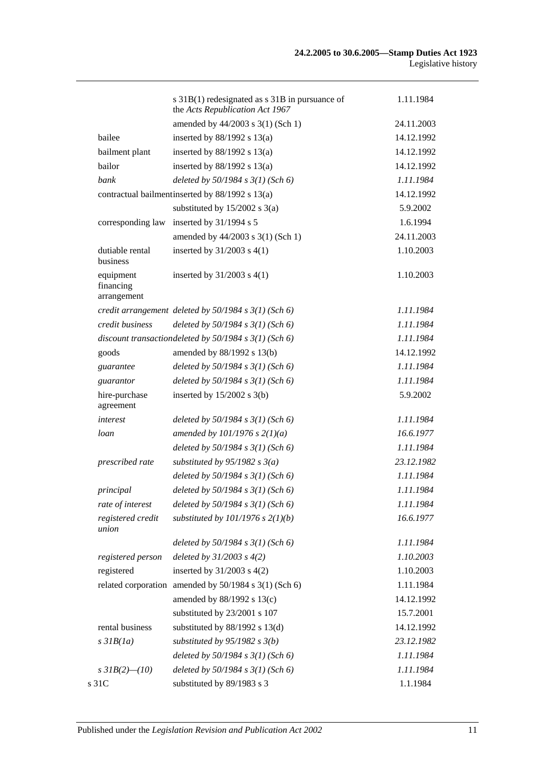| | | |
|---|---|---|
| | s 31B(1) redesignated as s 31B in pursuance of the *Acts Republication Act 1967* | 1.11.1984 |
| | amended by 44/2003 s 3(1) (Sch 1) | 24.11.2003 |
| bailee | inserted by 88/1992 s 13(a) | 14.12.1992 |
| bailment plant | inserted by 88/1992 s 13(a) | 14.12.1992 |
| bailor | inserted by 88/1992 s 13(a) | 14.12.1992 |
| *bank* | *deleted by 50/1984 s 3(1) (Sch 6)* | *1.11.1984* |
| contractual bailment | inserted by 88/1992 s 13(a) | 14.12.1992 |
| | substituted by 15/2002 s 3(a) | 5.9.2002 |
| corresponding law | inserted by 31/1994 s 5 | 1.6.1994 |
| | amended by 44/2003 s 3(1) (Sch 1) | 24.11.2003 |
| dutiable rental business | inserted by 31/2003 s 4(1) | 1.10.2003 |
| equipment financing arrangement | inserted by 31/2003 s 4(1) | 1.10.2003 |
| *credit arrangement* | *deleted by 50/1984 s 3(1) (Sch 6)* | *1.11.1984* |
| *credit business* | *deleted by 50/1984 s 3(1) (Sch 6)* | *1.11.1984* |
| *discount transaction* | *deleted by 50/1984 s 3(1) (Sch 6)* | *1.11.1984* |
| goods | amended by 88/1992 s 13(b) | 14.12.1992 |
| *guarantee* | *deleted by 50/1984 s 3(1) (Sch 6)* | *1.11.1984* |
| *guarantor* | *deleted by 50/1984 s 3(1) (Sch 6)* | *1.11.1984* |
| hire-purchase agreement | inserted by 15/2002 s 3(b) | 5.9.2002 |
| *interest* | *deleted by 50/1984 s 3(1) (Sch 6)* | *1.11.1984* |
| *loan* | *amended by 101/1976 s 2(1)(a)* | *16.6.1977* |
| | *deleted by 50/1984 s 3(1) (Sch 6)* | *1.11.1984* |
| *prescribed rate* | *substituted by 95/1982 s 3(a)* | *23.12.1982* |
| | *deleted by 50/1984 s 3(1) (Sch 6)* | *1.11.1984* |
| *principal* | *deleted by 50/1984 s 3(1) (Sch 6)* | *1.11.1984* |
| *rate of interest* | *deleted by 50/1984 s 3(1) (Sch 6)* | *1.11.1984* |
| *registered credit union* | *substituted by 101/1976 s 2(1)(b)* | *16.6.1977* |
| | *deleted by 50/1984 s 3(1) (Sch 6)* | *1.11.1984* |
| *registered person* | *deleted by 31/2003 s 4(2)* | *1.10.2003* |
| registered | inserted by 31/2003 s 4(2) | 1.10.2003 |
| related corporation | amended by 50/1984 s 3(1) (Sch 6) | 1.11.1984 |
| | amended by 88/1992 s 13(c) | 14.12.1992 |
| | substituted by 23/2001 s 107 | 15.7.2001 |
| rental business | substituted by 88/1992 s 13(d) | 14.12.1992 |
| *s 31B(1a)* | *substituted by 95/1982 s 3(b)* | *23.12.1982* |
| | *deleted by 50/1984 s 3(1) (Sch 6)* | *1.11.1984* |
| *s 31B(2)—(10)* | *deleted by 50/1984 s 3(1) (Sch 6)* | *1.11.1984* |
| s 31C | substituted by 89/1983 s 3 | 1.1.1984 |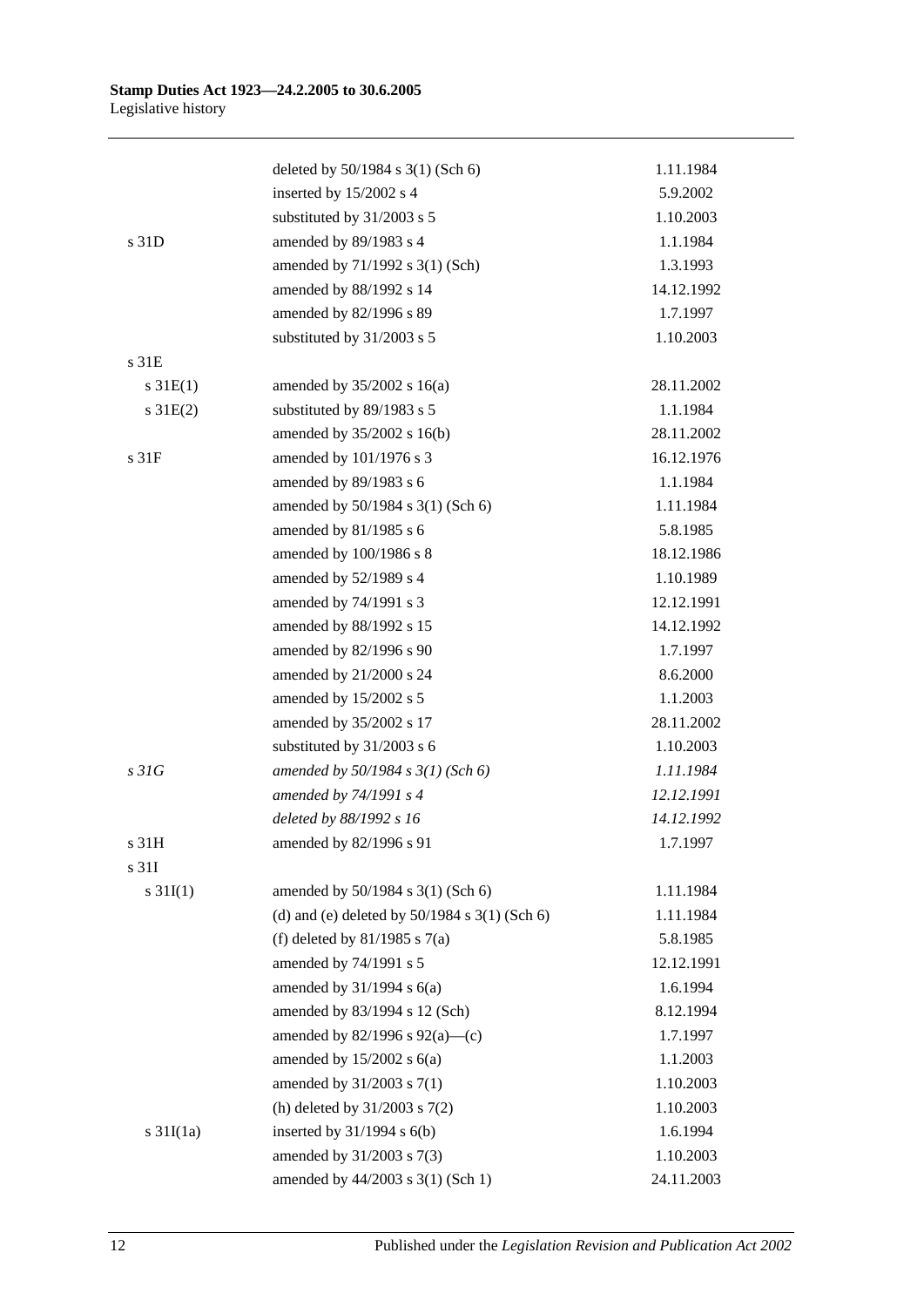| | | |
|---|---|---|
| | deleted by 50/1984 s 3(1) (Sch 6) | 1.11.1984 |
| | inserted by 15/2002 s 4 | 5.9.2002 |
| | substituted by 31/2003 s 5 | 1.10.2003 |
| s 31D | amended by 89/1983 s 4 | 1.1.1984 |
| | amended by 71/1992 s 3(1) (Sch) | 1.3.1993 |
| | amended by 88/1992 s 14 | 14.12.1992 |
| | amended by 82/1996 s 89 | 1.7.1997 |
| | substituted by 31/2003 s 5 | 1.10.2003 |
| s 31E | | |
| s 31E(1) | amended by 35/2002 s 16(a) | 28.11.2002 |
| s 31E(2) | substituted by 89/1983 s 5 | 1.1.1984 |
| | amended by 35/2002 s 16(b) | 28.11.2002 |
| s 31F | amended by 101/1976 s 3 | 16.12.1976 |
| | amended by 89/1983 s 6 | 1.1.1984 |
| | amended by 50/1984 s 3(1) (Sch 6) | 1.11.1984 |
| | amended by 81/1985 s 6 | 5.8.1985 |
| | amended by 100/1986 s 8 | 18.12.1986 |
| | amended by 52/1989 s 4 | 1.10.1989 |
| | amended by 74/1991 s 3 | 12.12.1991 |
| | amended by 88/1992 s 15 | 14.12.1992 |
| | amended by 82/1996 s 90 | 1.7.1997 |
| | amended by 21/2000 s 24 | 8.6.2000 |
| | amended by 15/2002 s 5 | 1.1.2003 |
| | amended by 35/2002 s 17 | 28.11.2002 |
| | substituted by 31/2003 s 6 | 1.10.2003 |
| *s 31G* | *amended by 50/1984 s 3(1) (Sch 6)* | *1.11.1984* |
| | *amended by 74/1991 s 4* | *12.12.1991* |
| | *deleted by 88/1992 s 16* | *14.12.1992* |
| s 31H | amended by 82/1996 s 91 | 1.7.1997 |
| s 31I | | |
| s 31I(1) | amended by 50/1984 s 3(1) (Sch 6) | 1.11.1984 |
| | (d) and (e) deleted by 50/1984 s 3(1) (Sch 6) | 1.11.1984 |
| | (f) deleted by 81/1985 s 7(a) | 5.8.1985 |
| | amended by 74/1991 s 5 | 12.12.1991 |
| | amended by 31/1994 s 6(a) | 1.6.1994 |
| | amended by 83/1994 s 12 (Sch) | 8.12.1994 |
| | amended by 82/1996 s 92(a)—(c) | 1.7.1997 |
| | amended by 15/2002 s 6(a) | 1.1.2003 |
| | amended by 31/2003 s 7(1) | 1.10.2003 |
| | (h) deleted by 31/2003 s 7(2) | 1.10.2003 |
| s 31I(1a) | inserted by 31/1994 s 6(b) | 1.6.1994 |
| | amended by 31/2003 s 7(3) | 1.10.2003 |
| | amended by 44/2003 s 3(1) (Sch 1) | 24.11.2003 |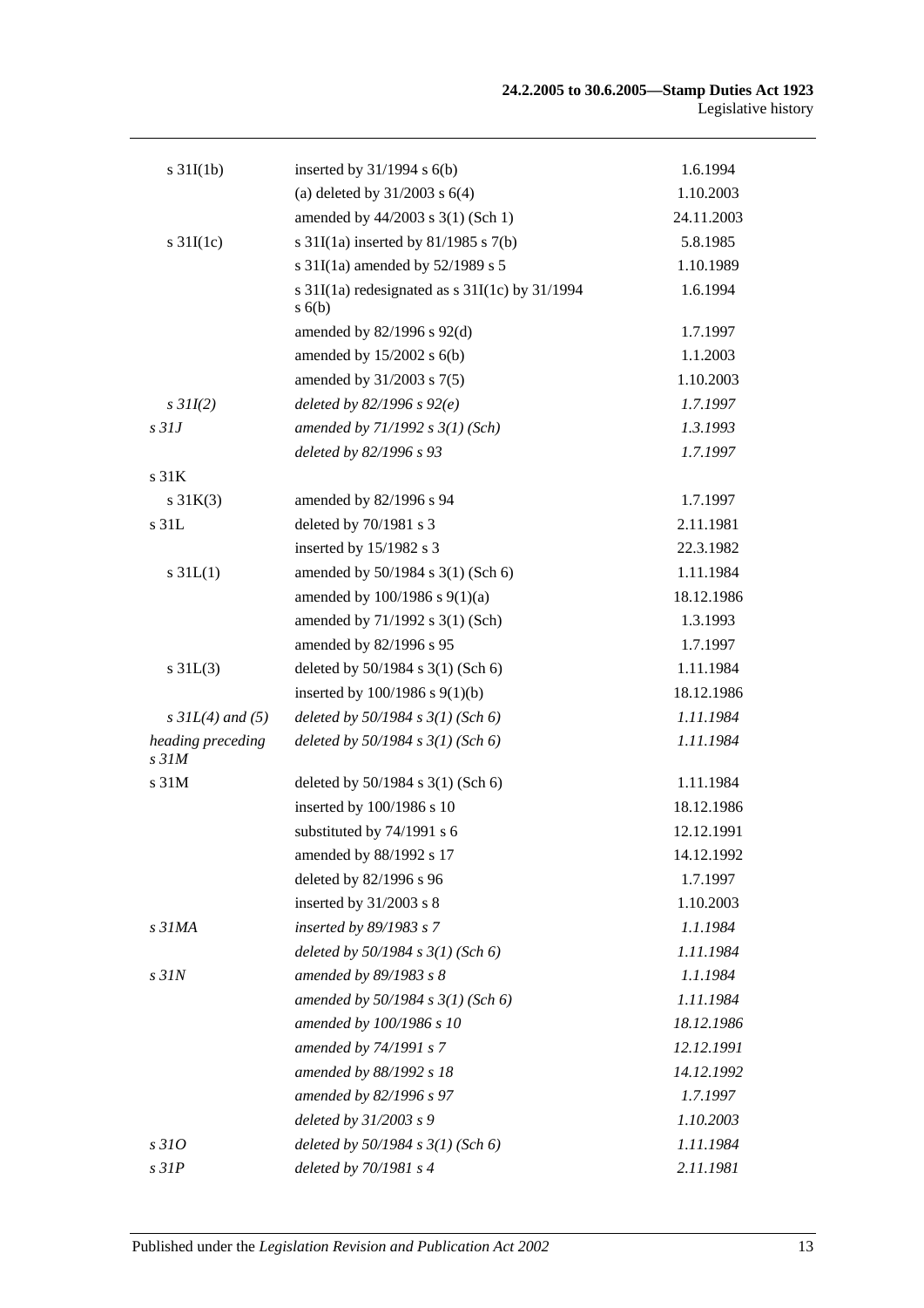| | | |
|---|---|---|
| s 31I(1b) | inserted by 31/1994 s 6(b) | 1.6.1994 |
| | (a) deleted by 31/2003 s 6(4) | 1.10.2003 |
| | amended by 44/2003 s 3(1) (Sch 1) | 24.11.2003 |
| s 31I(1c) | s 31I(1a) inserted by 81/1985 s 7(b) | 5.8.1985 |
| | s 31I(1a) amended by 52/1989 s 5 | 1.10.1989 |
| | s 31I(1a) redesignated as s 31I(1c) by 31/1994 s 6(b) | 1.6.1994 |
| | amended by 82/1996 s 92(d) | 1.7.1997 |
| | amended by 15/2002 s 6(b) | 1.1.2003 |
| | amended by 31/2003 s 7(5) | 1.10.2003 |
| *s 31I(2)* | *deleted by 82/1996 s 92(e)* | *1.7.1997* |
| *s 31J* | *amended by 71/1992 s 3(1) (Sch)* | *1.3.1993* |
| | *deleted by 82/1996 s 93* | *1.7.1997* |
| s 31K | | |
| s 31K(3) | amended by 82/1996 s 94 | 1.7.1997 |
| s 31L | deleted by 70/1981 s 3 | 2.11.1981 |
| | inserted by 15/1982 s 3 | 22.3.1982 |
| s 31L(1) | amended by 50/1984 s 3(1) (Sch 6) | 1.11.1984 |
| | amended by 100/1986 s 9(1)(a) | 18.12.1986 |
| | amended by 71/1992 s 3(1) (Sch) | 1.3.1993 |
| | amended by 82/1996 s 95 | 1.7.1997 |
| s 31L(3) | deleted by 50/1984 s 3(1) (Sch 6) | 1.11.1984 |
| | inserted by 100/1986 s 9(1)(b) | 18.12.1986 |
| *s 31L(4) and (5)* | *deleted by 50/1984 s 3(1) (Sch 6)* | *1.11.1984* |
| *heading preceding s 31M* | *deleted by 50/1984 s 3(1) (Sch 6)* | *1.11.1984* |
| s 31M | deleted by 50/1984 s 3(1) (Sch 6) | 1.11.1984 |
| | inserted by 100/1986 s 10 | 18.12.1986 |
| | substituted by 74/1991 s 6 | 12.12.1991 |
| | amended by 88/1992 s 17 | 14.12.1992 |
| | deleted by 82/1996 s 96 | 1.7.1997 |
| | inserted by 31/2003 s 8 | 1.10.2003 |
| *s 31MA* | *inserted by 89/1983 s 7* | *1.1.1984* |
| | *deleted by 50/1984 s 3(1) (Sch 6)* | *1.11.1984* |
| *s 31N* | *amended by 89/1983 s 8* | *1.1.1984* |
| | *amended by 50/1984 s 3(1) (Sch 6)* | *1.11.1984* |
| | *amended by 100/1986 s 10* | *18.12.1986* |
| | *amended by 74/1991 s 7* | *12.12.1991* |
| | *amended by 88/1992 s 18* | *14.12.1992* |
| | *amended by 82/1996 s 97* | *1.7.1997* |
| | *deleted by 31/2003 s 9* | *1.10.2003* |
| *s 31O* | *deleted by 50/1984 s 3(1) (Sch 6)* | *1.11.1984* |
| *s 31P* | *deleted by 70/1981 s 4* | *2.11.1981* |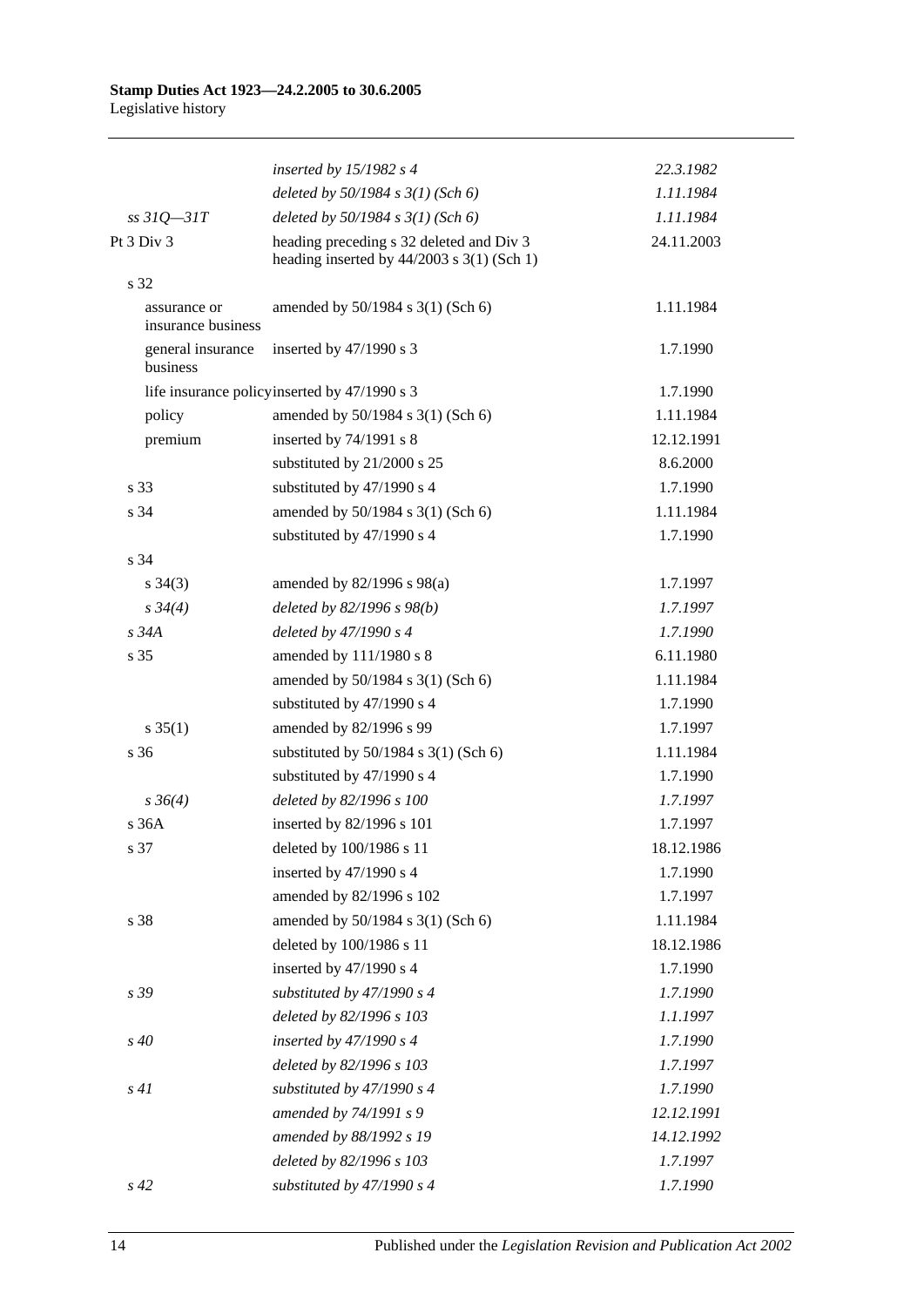| | | |
|---|---|---|
| | *inserted by 15/1982 s 4* | *22.3.1982* |
| | *deleted by 50/1984 s 3(1) (Sch 6)* | *1.11.1984* |
| *ss 31Q—31T* | *deleted by 50/1984 s 3(1) (Sch 6)* | *1.11.1984* |
| Pt 3 Div 3 | heading preceding s 32 deleted and Div 3 heading inserted by 44/2003 s 3(1) (Sch 1) | 24.11.2003 |
| s 32 | | |
| assurance or insurance business | amended by 50/1984 s 3(1) (Sch 6) | 1.11.1984 |
| general insurance business | inserted by 47/1990 s 3 | 1.7.1990 |
| life insurance policy | inserted by 47/1990 s 3 | 1.7.1990 |
| policy | amended by 50/1984 s 3(1) (Sch 6) | 1.11.1984 |
| premium | inserted by 74/1991 s 8 | 12.12.1991 |
| | substituted by 21/2000 s 25 | 8.6.2000 |
| s 33 | substituted by 47/1990 s 4 | 1.7.1990 |
| s 34 | amended by 50/1984 s 3(1) (Sch 6) | 1.11.1984 |
| | substituted by 47/1990 s 4 | 1.7.1990 |
| s 34 | | |
| s 34(3) | amended by 82/1996 s 98(a) | 1.7.1997 |
| *s 34(4)* | *deleted by 82/1996 s 98(b)* | *1.7.1997* |
| *s 34A* | *deleted by 47/1990 s 4* | *1.7.1990* |
| s 35 | amended by 111/1980 s 8 | 6.11.1980 |
| | amended by 50/1984 s 3(1) (Sch 6) | 1.11.1984 |
| | substituted by 47/1990 s 4 | 1.7.1990 |
| s 35(1) | amended by 82/1996 s 99 | 1.7.1997 |
| s 36 | substituted by 50/1984 s 3(1) (Sch 6) | 1.11.1984 |
| | substituted by 47/1990 s 4 | 1.7.1990 |
| *s 36(4)* | *deleted by 82/1996 s 100* | *1.7.1997* |
| s 36A | inserted by 82/1996 s 101 | 1.7.1997 |
| s 37 | deleted by 100/1986 s 11 | 18.12.1986 |
| | inserted by 47/1990 s 4 | 1.7.1990 |
| | amended by 82/1996 s 102 | 1.7.1997 |
| s 38 | amended by 50/1984 s 3(1) (Sch 6) | 1.11.1984 |
| | deleted by 100/1986 s 11 | 18.12.1986 |
| | inserted by 47/1990 s 4 | 1.7.1990 |
| *s 39* | *substituted by 47/1990 s 4* | *1.7.1990* |
| | *deleted by 82/1996 s 103* | *1.1.1997* |
| *s 40* | *inserted by 47/1990 s 4* | *1.7.1990* |
| | *deleted by 82/1996 s 103* | *1.7.1997* |
| *s 41* | *substituted by 47/1990 s 4* | *1.7.1990* |
| | *amended by 74/1991 s 9* | *12.12.1991* |
| | *amended by 88/1992 s 19* | *14.12.1992* |
| | *deleted by 82/1996 s 103* | *1.7.1997* |
| *s 42* | *substituted by 47/1990 s 4* | *1.7.1990* |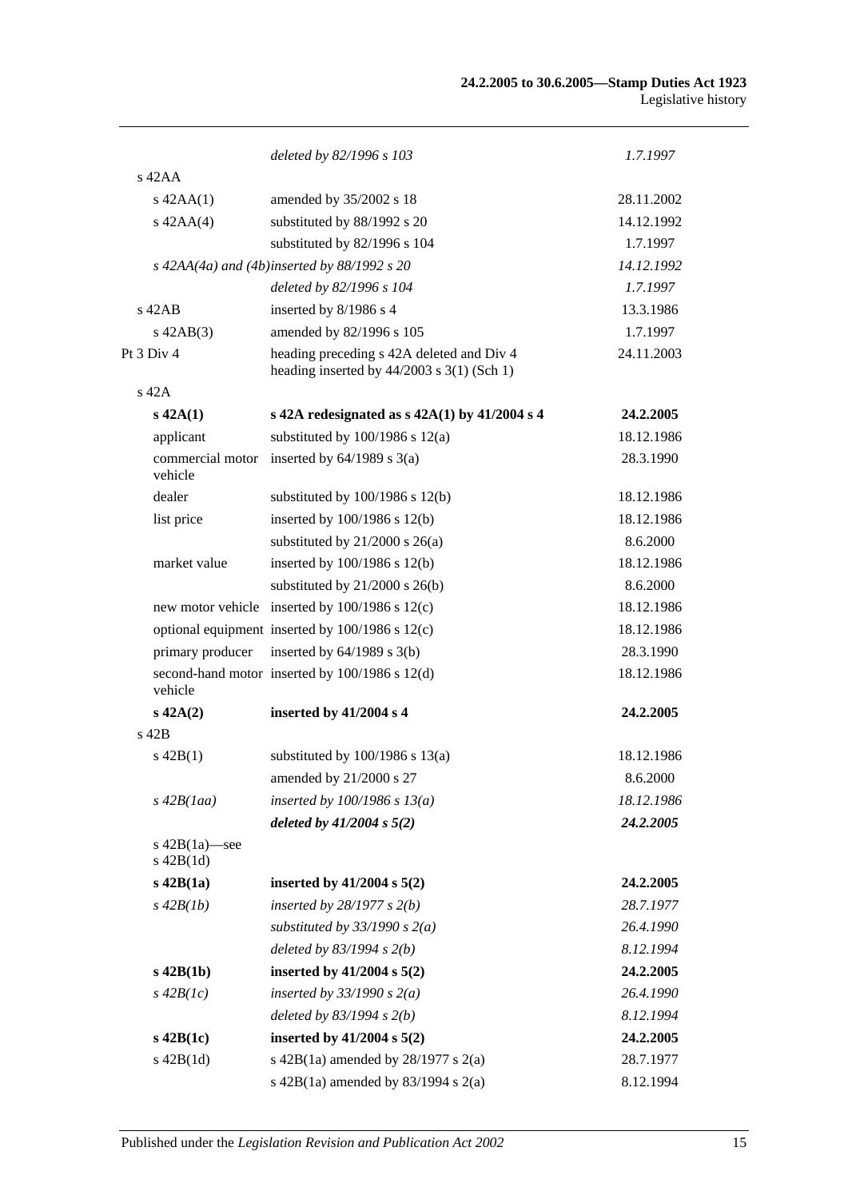| | | |
|---|---|---|
| | *deleted by 82/1996 s 103* | *1.7.1997* |
| s 42AA | | |
| s 42AA(1) | amended by 35/2002 s 18 | 28.11.2002 |
| s 42AA(4) | substituted by 88/1992 s 20 | 14.12.1992 |
| | substituted by 82/1996 s 104 | 1.7.1997 |
| *s 42AA(4a) and (4b)* | *inserted by 88/1992 s 20* | *14.12.1992* |
| | *deleted by 82/1996 s 104* | *1.7.1997* |
| s 42AB | inserted by 8/1986 s 4 | 13.3.1986 |
| s 42AB(3) | amended by 82/1996 s 105 | 1.7.1997 |
| Pt 3 Div 4 | heading preceding s 42A deleted and Div 4 heading inserted by 44/2003 s 3(1) (Sch 1) | 24.11.2003 |
| s 42A | | |
| **s 42A(1)** | **s 42A redesignated as s 42A(1) by 41/2004 s 4** | **24.2.2005** |
| applicant | substituted by 100/1986 s 12(a) | 18.12.1986 |
| commercial motor vehicle | inserted by 64/1989 s 3(a) | 28.3.1990 |
| dealer | substituted by 100/1986 s 12(b) | 18.12.1986 |
| list price | inserted by 100/1986 s 12(b) | 18.12.1986 |
| | substituted by 21/2000 s 26(a) | 8.6.2000 |
| market value | inserted by 100/1986 s 12(b) | 18.12.1986 |
| | substituted by 21/2000 s 26(b) | 8.6.2000 |
| new motor vehicle | inserted by 100/1986 s 12(c) | 18.12.1986 |
| optional equipment | inserted by 100/1986 s 12(c) | 18.12.1986 |
| primary producer | inserted by 64/1989 s 3(b) | 28.3.1990 |
| second-hand motor vehicle | inserted by 100/1986 s 12(d) | 18.12.1986 |
| **s 42A(2)** | **inserted by 41/2004 s 4** | **24.2.2005** |
| s 42B | | |
| s 42B(1) | substituted by 100/1986 s 13(a) | 18.12.1986 |
| | amended by 21/2000 s 27 | 8.6.2000 |
| *s 42B(1aa)* | *inserted by 100/1986 s 13(a)* | *18.12.1986* |
| | ***deleted by 41/2004 s 5(2)*** | ***24.2.2005*** |
| s 42B(1a)—see s 42B(1d) | | |
| **s 42B(1a)** | **inserted by 41/2004 s 5(2)** | **24.2.2005** |
| *s 42B(1b)* | *inserted by 28/1977 s 2(b)* | *28.7.1977* |
| | *substituted by 33/1990 s 2(a)* | *26.4.1990* |
| | *deleted by 83/1994 s 2(b)* | *8.12.1994* |
| **s 42B(1b)** | **inserted by 41/2004 s 5(2)** | **24.2.2005** |
| *s 42B(1c)* | *inserted by 33/1990 s 2(a)* | *26.4.1990* |
| | *deleted by 83/1994 s 2(b)* | *8.12.1994* |
| **s 42B(1c)** | **inserted by 41/2004 s 5(2)** | **24.2.2005** |
| s 42B(1d) | s 42B(1a) amended by 28/1977 s 2(a) | 28.7.1977 |
| | s 42B(1a) amended by 83/1994 s 2(a) | 8.12.1994 |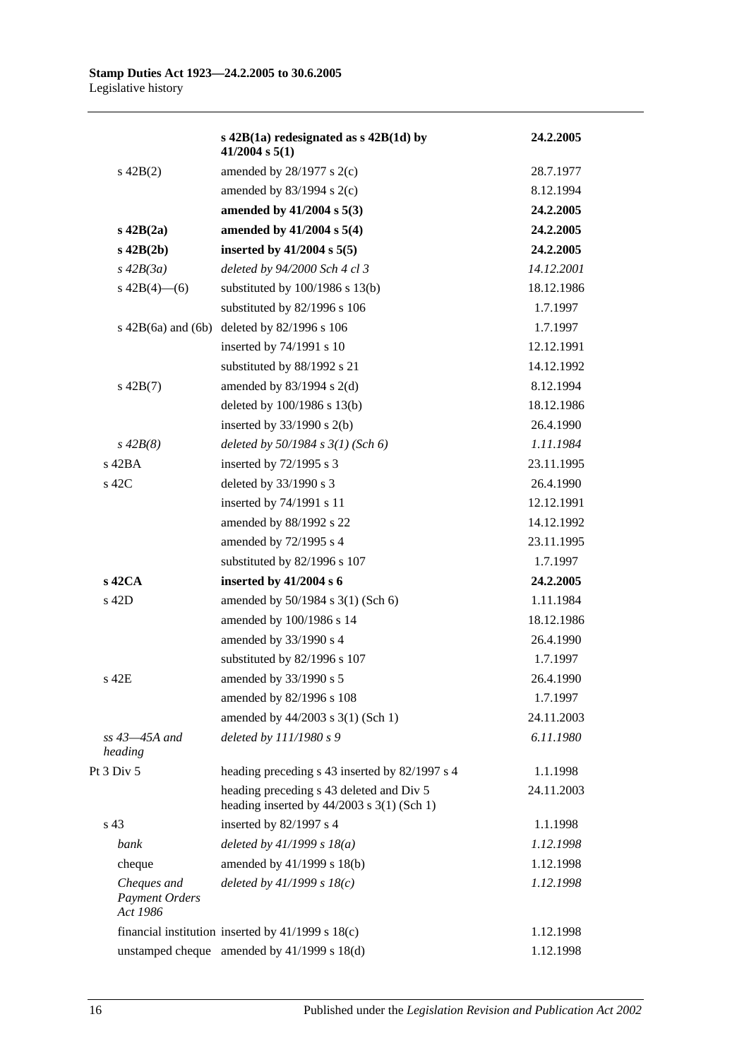| | | |
|---|---|---|
| | **s 42B(1a) redesignated as s 42B(1d) by 41/2004 s 5(1)** | **24.2.2005** |
| s 42B(2) | amended by 28/1977 s 2(c) | 28.7.1977 |
| | amended by 83/1994 s 2(c) | 8.12.1994 |
| | **amended by 41/2004 s 5(3)** | **24.2.2005** |
| **s 42B(2a)** | **amended by 41/2004 s 5(4)** | **24.2.2005** |
| **s 42B(2b)** | **inserted by 41/2004 s 5(5)** | **24.2.2005** |
| *s 42B(3a)* | *deleted by 94/2000 Sch 4 cl 3* | *14.12.2001* |
| s 42B(4)—(6) | substituted by 100/1986 s 13(b) | 18.12.1986 |
| | substituted by 82/1996 s 106 | 1.7.1997 |
| s 42B(6a) and (6b) | deleted by 82/1996 s 106 | 1.7.1997 |
| | inserted by 74/1991 s 10 | 12.12.1991 |
| | substituted by 88/1992 s 21 | 14.12.1992 |
| s 42B(7) | amended by 83/1994 s 2(d) | 8.12.1994 |
| | deleted by 100/1986 s 13(b) | 18.12.1986 |
| | inserted by 33/1990 s 2(b) | 26.4.1990 |
| *s 42B(8)* | *deleted by 50/1984 s 3(1) (Sch 6)* | *1.11.1984* |
| s 42BA | inserted by 72/1995 s 3 | 23.11.1995 |
| s 42C | deleted by 33/1990 s 3 | 26.4.1990 |
| | inserted by 74/1991 s 11 | 12.12.1991 |
| | amended by 88/1992 s 22 | 14.12.1992 |
| | amended by 72/1995 s 4 | 23.11.1995 |
| | substituted by 82/1996 s 107 | 1.7.1997 |
| **s 42CA** | **inserted by 41/2004 s 6** | **24.2.2005** |
| s 42D | amended by 50/1984 s 3(1) (Sch 6) | 1.11.1984 |
| | amended by 100/1986 s 14 | 18.12.1986 |
| | amended by 33/1990 s 4 | 26.4.1990 |
| | substituted by 82/1996 s 107 | 1.7.1997 |
| s 42E | amended by 33/1990 s 5 | 26.4.1990 |
| | amended by 82/1996 s 108 | 1.7.1997 |
| | amended by 44/2003 s 3(1) (Sch 1) | 24.11.2003 |
| *ss 43—45A and heading* | *deleted by 111/1980 s 9* | *6.11.1980* |
| Pt 3 Div 5 | heading preceding s 43 inserted by 82/1997 s 4 | 1.1.1998 |
| | heading preceding s 43 deleted and Div 5 heading inserted by 44/2003 s 3(1) (Sch 1) | 24.11.2003 |
| s 43 | inserted by 82/1997 s 4 | 1.1.1998 |
| *bank* | *deleted by 41/1999 s 18(a)* | *1.12.1998* |
| cheque | amended by 41/1999 s 18(b) | 1.12.1998 |
| *Cheques and Payment Orders Act 1986* | *deleted by 41/1999 s 18(c)* | *1.12.1998* |
| financial institution | inserted by 41/1999 s 18(c) | 1.12.1998 |
| unstamped cheque | amended by 41/1999 s 18(d) | 1.12.1998 |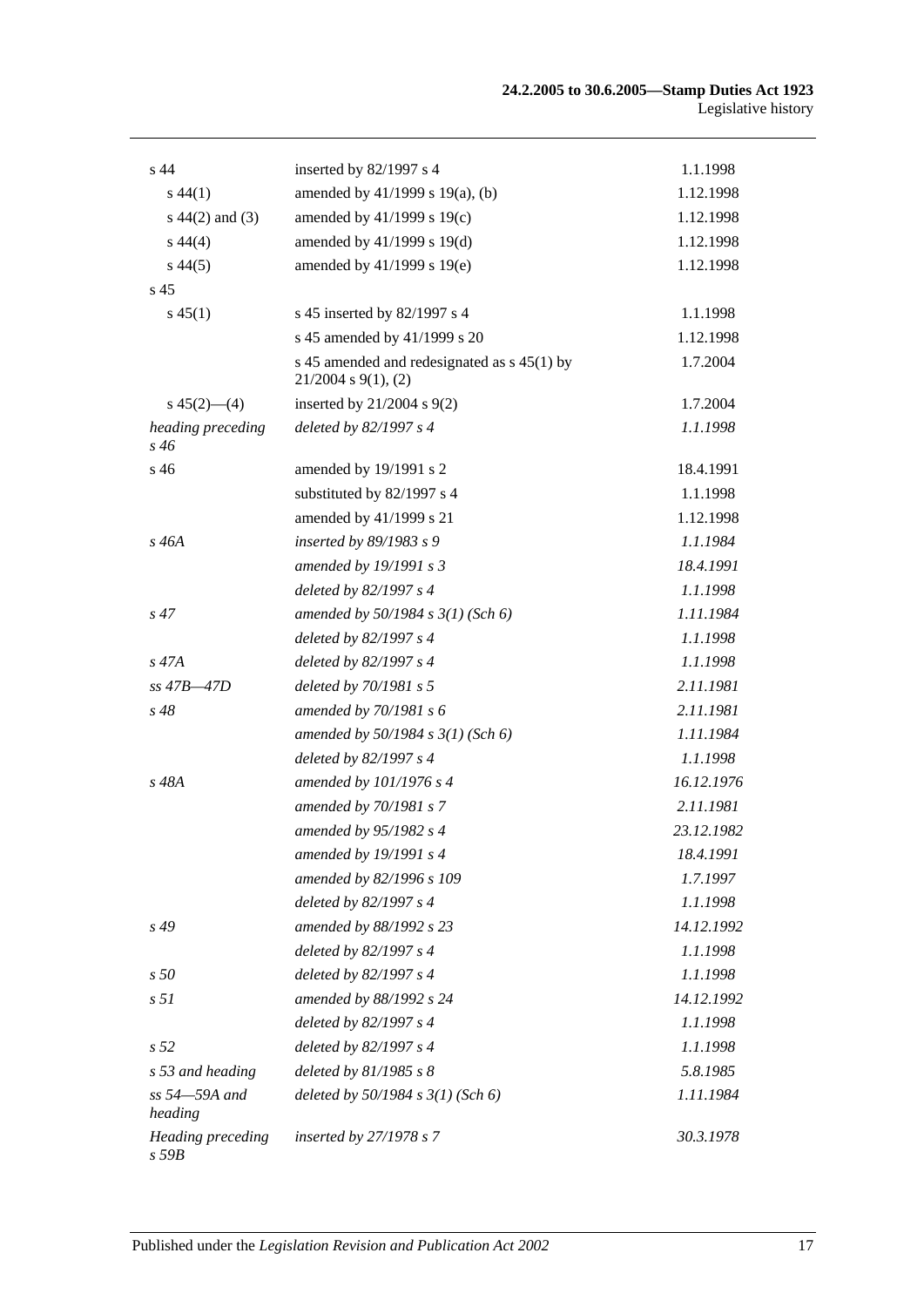| | | |
|---|---|---|
| s 44 | inserted by 82/1997 s 4 | 1.1.1998 |
| s 44(1) | amended by 41/1999 s 19(a), (b) | 1.12.1998 |
| s 44(2) and (3) | amended by 41/1999 s 19(c) | 1.12.1998 |
| s 44(4) | amended by 41/1999 s 19(d) | 1.12.1998 |
| s 44(5) | amended by 41/1999 s 19(e) | 1.12.1998 |
| s 45 | | |
| s 45(1) | s 45 inserted by 82/1997 s 4 | 1.1.1998 |
| | s 45 amended by 41/1999 s 20 | 1.12.1998 |
| | s 45 amended and redesignated as s 45(1) by 21/2004 s 9(1), (2) | 1.7.2004 |
| s 45(2)—(4) | inserted by 21/2004 s 9(2) | 1.7.2004 |
| *heading preceding s 46* | *deleted by 82/1997 s 4* | *1.1.1998* |
| s 46 | amended by 19/1991 s 2 | 18.4.1991 |
| | substituted by 82/1997 s 4 | 1.1.1998 |
| | amended by 41/1999 s 21 | 1.12.1998 |
| *s 46A* | *inserted by 89/1983 s 9* | *1.1.1984* |
| | *amended by 19/1991 s 3* | *18.4.1991* |
| | *deleted by 82/1997 s 4* | *1.1.1998* |
| *s 47* | *amended by 50/1984 s 3(1) (Sch 6)* | *1.11.1984* |
| | *deleted by 82/1997 s 4* | *1.1.1998* |
| *s 47A* | *deleted by 82/1997 s 4* | *1.1.1998* |
| *ss 47B—47D* | *deleted by 70/1981 s 5* | *2.11.1981* |
| *s 48* | *amended by 70/1981 s 6* | *2.11.1981* |
| | *amended by 50/1984 s 3(1) (Sch 6)* | *1.11.1984* |
| | *deleted by 82/1997 s 4* | *1.1.1998* |
| *s 48A* | *amended by 101/1976 s 4* | *16.12.1976* |
| | *amended by 70/1981 s 7* | *2.11.1981* |
| | *amended by 95/1982 s 4* | *23.12.1982* |
| | *amended by 19/1991 s 4* | *18.4.1991* |
| | *amended by 82/1996 s 109* | *1.7.1997* |
| | *deleted by 82/1997 s 4* | *1.1.1998* |
| *s 49* | *amended by 88/1992 s 23* | *14.12.1992* |
| | *deleted by 82/1997 s 4* | *1.1.1998* |
| *s 50* | *deleted by 82/1997 s 4* | *1.1.1998* |
| *s 51* | *amended by 88/1992 s 24* | *14.12.1992* |
| | *deleted by 82/1997 s 4* | *1.1.1998* |
| *s 52* | *deleted by 82/1997 s 4* | *1.1.1998* |
| *s 53 and heading* | *deleted by 81/1985 s 8* | *5.8.1985* |
| *ss 54—59A and heading* | *deleted by 50/1984 s 3(1) (Sch 6)* | *1.11.1984* |
| *Heading preceding s 59B* | *inserted by 27/1978 s 7* | *30.3.1978* |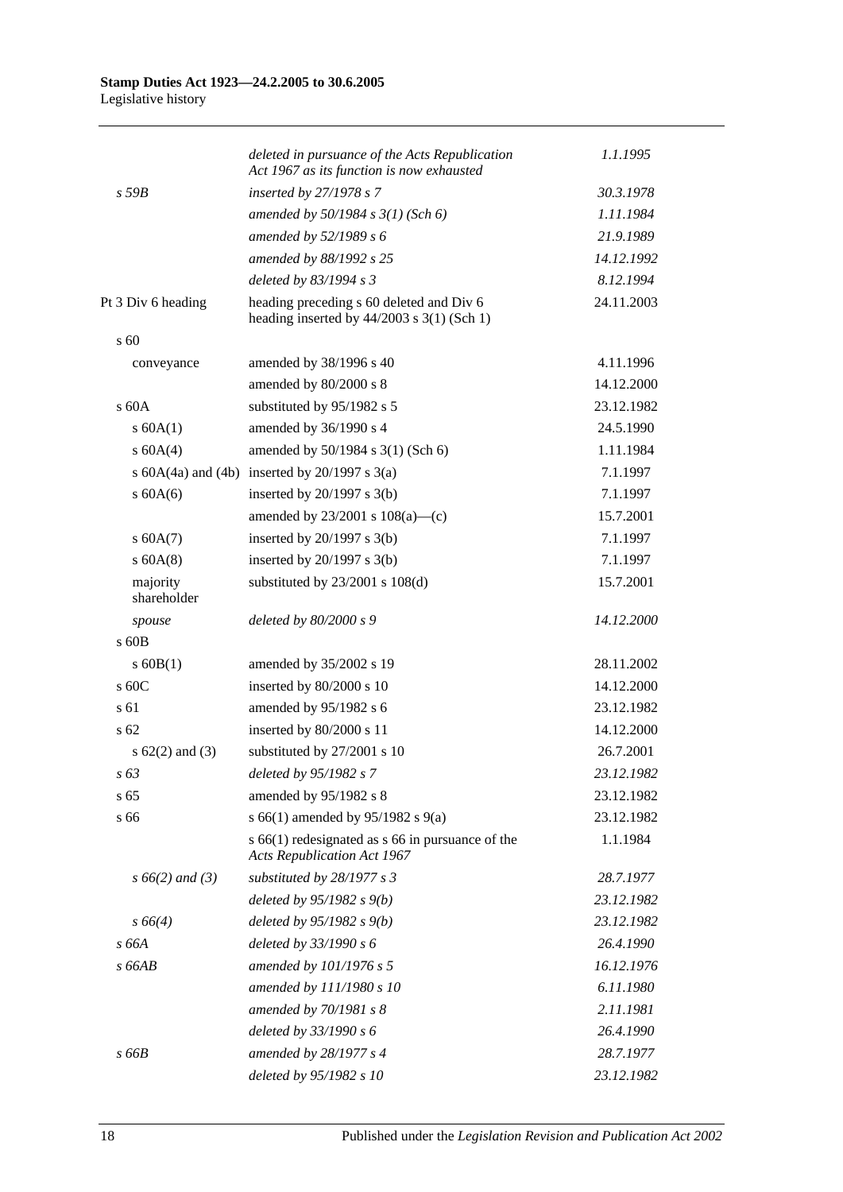| | | |
|---|---|---|
| | *deleted in pursuance of the Acts Republication Act 1967 as its function is now exhausted* | *1.1.1995* |
| *s 59B* | *inserted by 27/1978 s 7* | *30.3.1978* |
| | *amended by 50/1984 s 3(1) (Sch 6)* | *1.11.1984* |
| | *amended by 52/1989 s 6* | *21.9.1989* |
| | *amended by 88/1992 s 25* | *14.12.1992* |
| | *deleted by 83/1994 s 3* | *8.12.1994* |
| Pt 3 Div 6 heading | heading preceding s 60 deleted and Div 6 heading inserted by 44/2003 s 3(1) (Sch 1) | 24.11.2003 |
| s 60 | | |
| conveyance | amended by 38/1996 s 40 | 4.11.1996 |
| | amended by 80/2000 s 8 | 14.12.2000 |
| s 60A | substituted by 95/1982 s 5 | 23.12.1982 |
| s 60A(1) | amended by 36/1990 s 4 | 24.5.1990 |
| s 60A(4) | amended by 50/1984 s 3(1) (Sch 6) | 1.11.1984 |
| s 60A(4a) and (4b) | inserted by 20/1997 s 3(a) | 7.1.1997 |
| s 60A(6) | inserted by 20/1997 s 3(b) | 7.1.1997 |
| | amended by 23/2001 s 108(a)—(c) | 15.7.2001 |
| s 60A(7) | inserted by 20/1997 s 3(b) | 7.1.1997 |
| s 60A(8) | inserted by 20/1997 s 3(b) | 7.1.1997 |
| majority shareholder | substituted by 23/2001 s 108(d) | 15.7.2001 |
| *spouse* | *deleted by 80/2000 s 9* | *14.12.2000* |
| s 60B | | |
| s 60B(1) | amended by 35/2002 s 19 | 28.11.2002 |
| s 60C | inserted by 80/2000 s 10 | 14.12.2000 |
| s 61 | amended by 95/1982 s 6 | 23.12.1982 |
| s 62 | inserted by 80/2000 s 11 | 14.12.2000 |
| s 62(2) and (3) | substituted by 27/2001 s 10 | 26.7.2001 |
| *s 63* | *deleted by 95/1982 s 7* | *23.12.1982* |
| s 65 | amended by 95/1982 s 8 | 23.12.1982 |
| s 66 | s 66(1) amended by 95/1982 s 9(a) | 23.12.1982 |
| | s 66(1) redesignated as s 66 in pursuance of the *Acts Republication Act 1967* | 1.1.1984 |
| *s 66(2) and (3)* | *substituted by 28/1977 s 3* | *28.7.1977* |
| | *deleted by 95/1982 s 9(b)* | *23.12.1982* |
| *s 66(4)* | *deleted by 95/1982 s 9(b)* | *23.12.1982* |
| *s 66A* | *deleted by 33/1990 s 6* | *26.4.1990* |
| *s 66AB* | *amended by 101/1976 s 5* | *16.12.1976* |
| | *amended by 111/1980 s 10* | *6.11.1980* |
| | *amended by 70/1981 s 8* | *2.11.1981* |
| | *deleted by 33/1990 s 6* | *26.4.1990* |
| *s 66B* | *amended by 28/1977 s 4* | *28.7.1977* |
| | *deleted by 95/1982 s 10* | *23.12.1982* |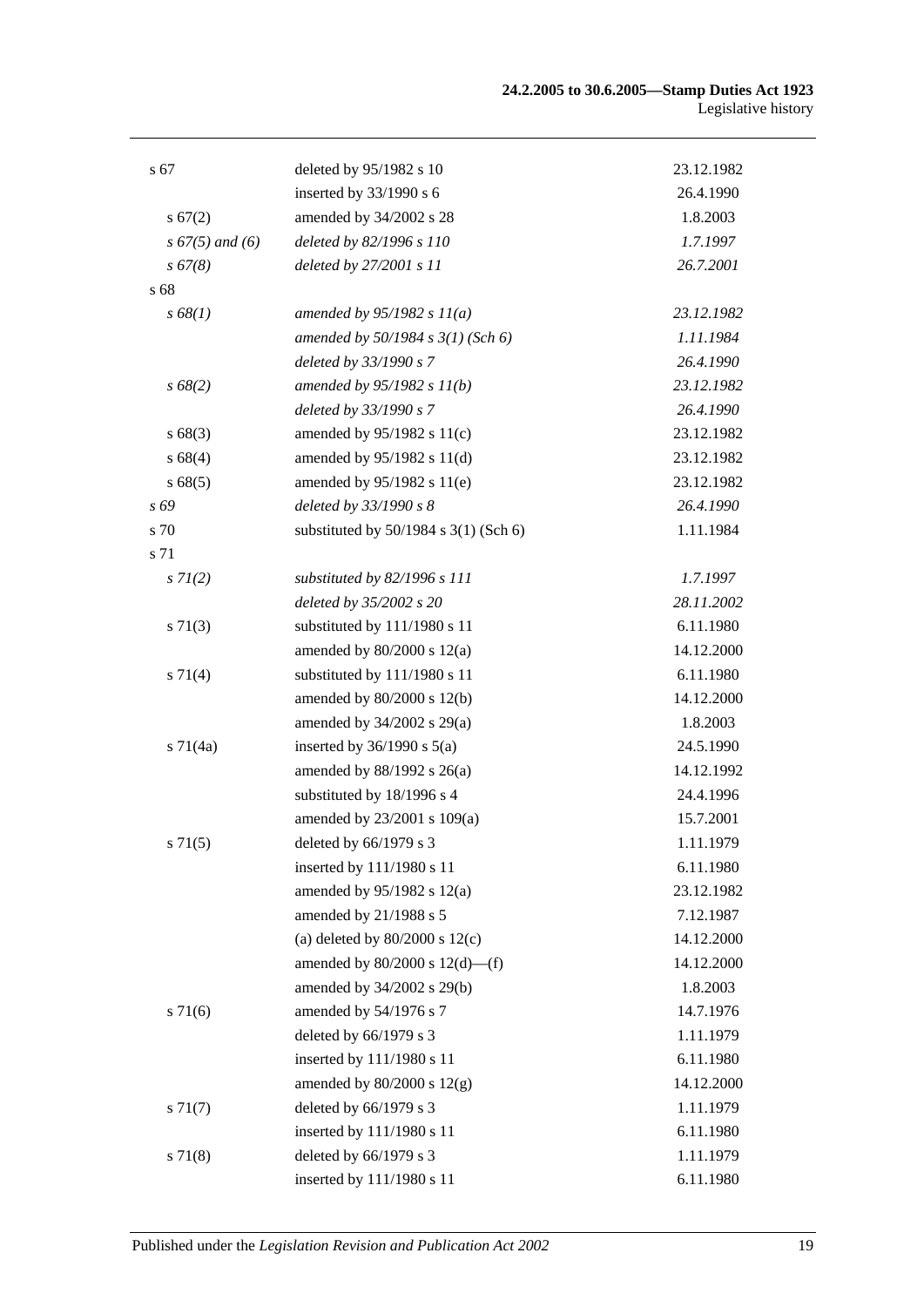| | | |
|---|---|---|
| s 67 | deleted by 95/1982 s 10 | 23.12.1982 |
| | inserted by 33/1990 s 6 | 26.4.1990 |
| s 67(2) | amended by 34/2002 s 28 | 1.8.2003 |
| *s 67(5) and (6)* | *deleted by 82/1996 s 110* | *1.7.1997* |
| *s 67(8)* | *deleted by 27/2001 s 11* | *26.7.2001* |
| s 68 | | |
| *s 68(1)* | *amended by 95/1982 s 11(a)* | *23.12.1982* |
| | *amended by 50/1984 s 3(1) (Sch 6)* | *1.11.1984* |
| | *deleted by 33/1990 s 7* | *26.4.1990* |
| *s 68(2)* | *amended by 95/1982 s 11(b)* | *23.12.1982* |
| | *deleted by 33/1990 s 7* | *26.4.1990* |
| s 68(3) | amended by 95/1982 s 11(c) | 23.12.1982 |
| s 68(4) | amended by 95/1982 s 11(d) | 23.12.1982 |
| s 68(5) | amended by 95/1982 s 11(e) | 23.12.1982 |
| *s 69* | *deleted by 33/1990 s 8* | *26.4.1990* |
| s 70 | substituted by 50/1984 s 3(1) (Sch 6) | 1.11.1984 |
| s 71 | | |
| *s 71(2)* | *substituted by 82/1996 s 111* | *1.7.1997* |
| | *deleted by 35/2002 s 20* | *28.11.2002* |
| s 71(3) | substituted by 111/1980 s 11 | 6.11.1980 |
| | amended by 80/2000 s 12(a) | 14.12.2000 |
| s 71(4) | substituted by 111/1980 s 11 | 6.11.1980 |
| | amended by 80/2000 s 12(b) | 14.12.2000 |
| | amended by 34/2002 s 29(a) | 1.8.2003 |
| s 71(4a) | inserted by 36/1990 s 5(a) | 24.5.1990 |
| | amended by 88/1992 s 26(a) | 14.12.1992 |
| | substituted by 18/1996 s 4 | 24.4.1996 |
| | amended by 23/2001 s 109(a) | 15.7.2001 |
| s 71(5) | deleted by 66/1979 s 3 | 1.11.1979 |
| | inserted by 111/1980 s 11 | 6.11.1980 |
| | amended by 95/1982 s 12(a) | 23.12.1982 |
| | amended by 21/1988 s 5 | 7.12.1987 |
| | (a) deleted by 80/2000 s 12(c) | 14.12.2000 |
| | amended by 80/2000 s 12(d)—(f) | 14.12.2000 |
| | amended by 34/2002 s 29(b) | 1.8.2003 |
| s 71(6) | amended by 54/1976 s 7 | 14.7.1976 |
| | deleted by 66/1979 s 3 | 1.11.1979 |
| | inserted by 111/1980 s 11 | 6.11.1980 |
| | amended by 80/2000 s 12(g) | 14.12.2000 |
| s 71(7) | deleted by 66/1979 s 3 | 1.11.1979 |
| | inserted by 111/1980 s 11 | 6.11.1980 |
| s 71(8) | deleted by 66/1979 s 3 | 1.11.1979 |
| | inserted by 111/1980 s 11 | 6.11.1980 |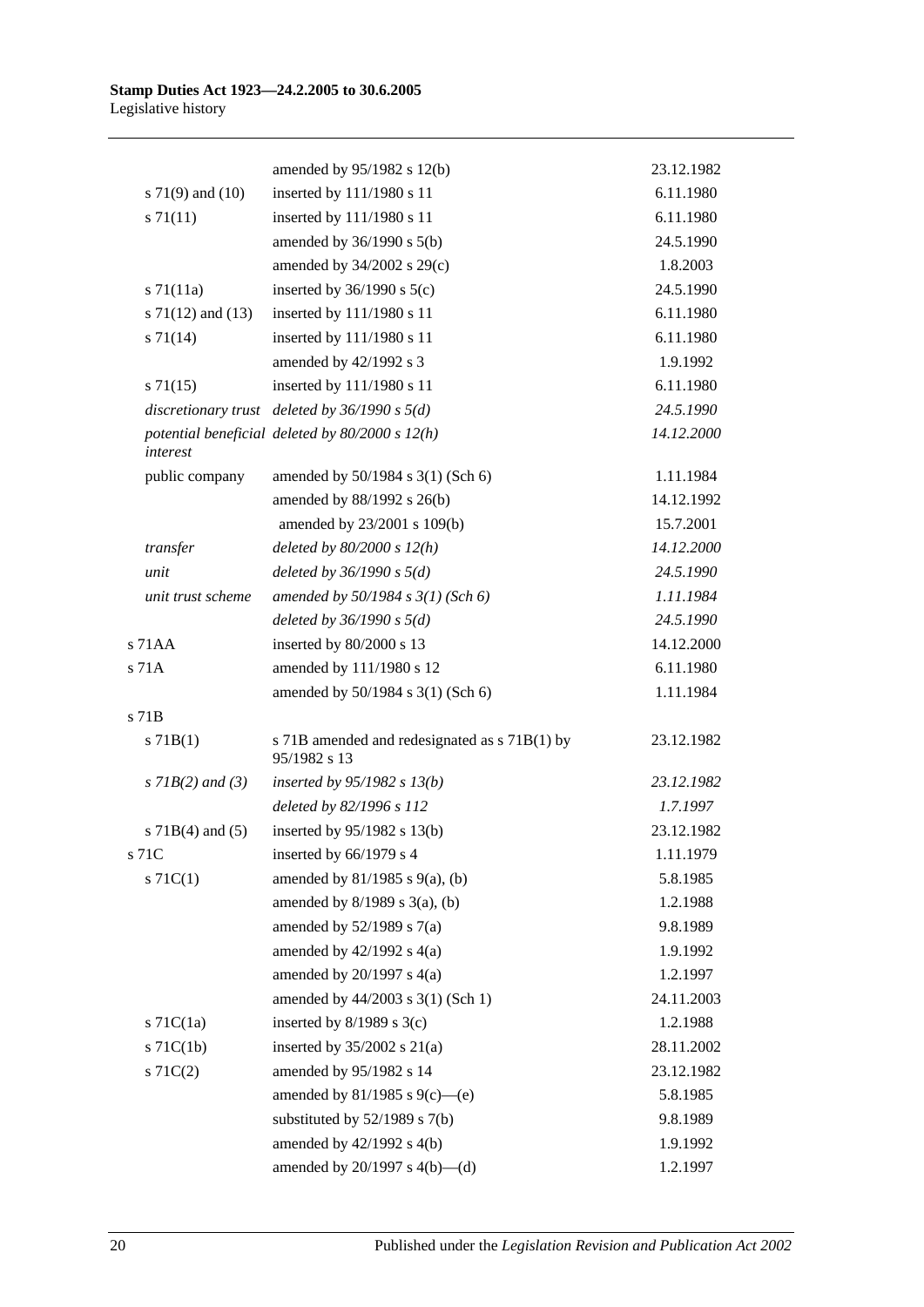| | | |
|---|---|---|
| | amended by 95/1982 s 12(b) | 23.12.1982 |
| s 71(9) and (10) | inserted by 111/1980 s 11 | 6.11.1980 |
| s 71(11) | inserted by 111/1980 s 11 | 6.11.1980 |
| | amended by 36/1990 s 5(b) | 24.5.1990 |
| | amended by 34/2002 s 29(c) | 1.8.2003 |
| s 71(11a) | inserted by 36/1990 s 5(c) | 24.5.1990 |
| s 71(12) and (13) | inserted by 111/1980 s 11 | 6.11.1980 |
| s 71(14) | inserted by 111/1980 s 11 | 6.11.1980 |
| | amended by 42/1992 s 3 | 1.9.1992 |
| s 71(15) | inserted by 111/1980 s 11 | 6.11.1980 |
| *discretionary trust* | *deleted by 36/1990 s 5(d)* | *24.5.1990* |
| *potential beneficial interest* | *deleted by 80/2000 s 12(h)* | *14.12.2000* |
| public company | amended by 50/1984 s 3(1) (Sch 6) | 1.11.1984 |
| | amended by 88/1992 s 26(b) | 14.12.1992 |
| | amended by 23/2001 s 109(b) | 15.7.2001 |
| *transfer* | *deleted by 80/2000 s 12(h)* | *14.12.2000* |
| *unit* | *deleted by 36/1990 s 5(d)* | *24.5.1990* |
| *unit trust scheme* | *amended by 50/1984 s 3(1) (Sch 6)* | *1.11.1984* |
| | *deleted by 36/1990 s 5(d)* | *24.5.1990* |
| s 71AA | inserted by 80/2000 s 13 | 14.12.2000 |
| s 71A | amended by 111/1980 s 12 | 6.11.1980 |
| | amended by 50/1984 s 3(1) (Sch 6) | 1.11.1984 |
| s 71B | | |
| s 71B(1) | s 71B amended and redesignated as s 71B(1) by 95/1982 s 13 | 23.12.1982 |
| *s 71B(2) and (3)* | *inserted by 95/1982 s 13(b)* | *23.12.1982* |
| | *deleted by 82/1996 s 112* | *1.7.1997* |
| s 71B(4) and (5) | inserted by 95/1982 s 13(b) | 23.12.1982 |
| s 71C | inserted by 66/1979 s 4 | 1.11.1979 |
| s 71C(1) | amended by 81/1985 s 9(a), (b) | 5.8.1985 |
| | amended by 8/1989 s 3(a), (b) | 1.2.1988 |
| | amended by 52/1989 s 7(a) | 9.8.1989 |
| | amended by 42/1992 s 4(a) | 1.9.1992 |
| | amended by 20/1997 s 4(a) | 1.2.1997 |
| | amended by 44/2003 s 3(1) (Sch 1) | 24.11.2003 |
| s 71C(1a) | inserted by 8/1989 s 3(c) | 1.2.1988 |
| s 71C(1b) | inserted by 35/2002 s 21(a) | 28.11.2002 |
| s 71C(2) | amended by 95/1982 s 14 | 23.12.1982 |
| | amended by 81/1985 s 9(c)—(e) | 5.8.1985 |
| | substituted by 52/1989 s 7(b) | 9.8.1989 |
| | amended by 42/1992 s 4(b) | 1.9.1992 |
| | amended by 20/1997 s 4(b)—(d) | 1.2.1997 |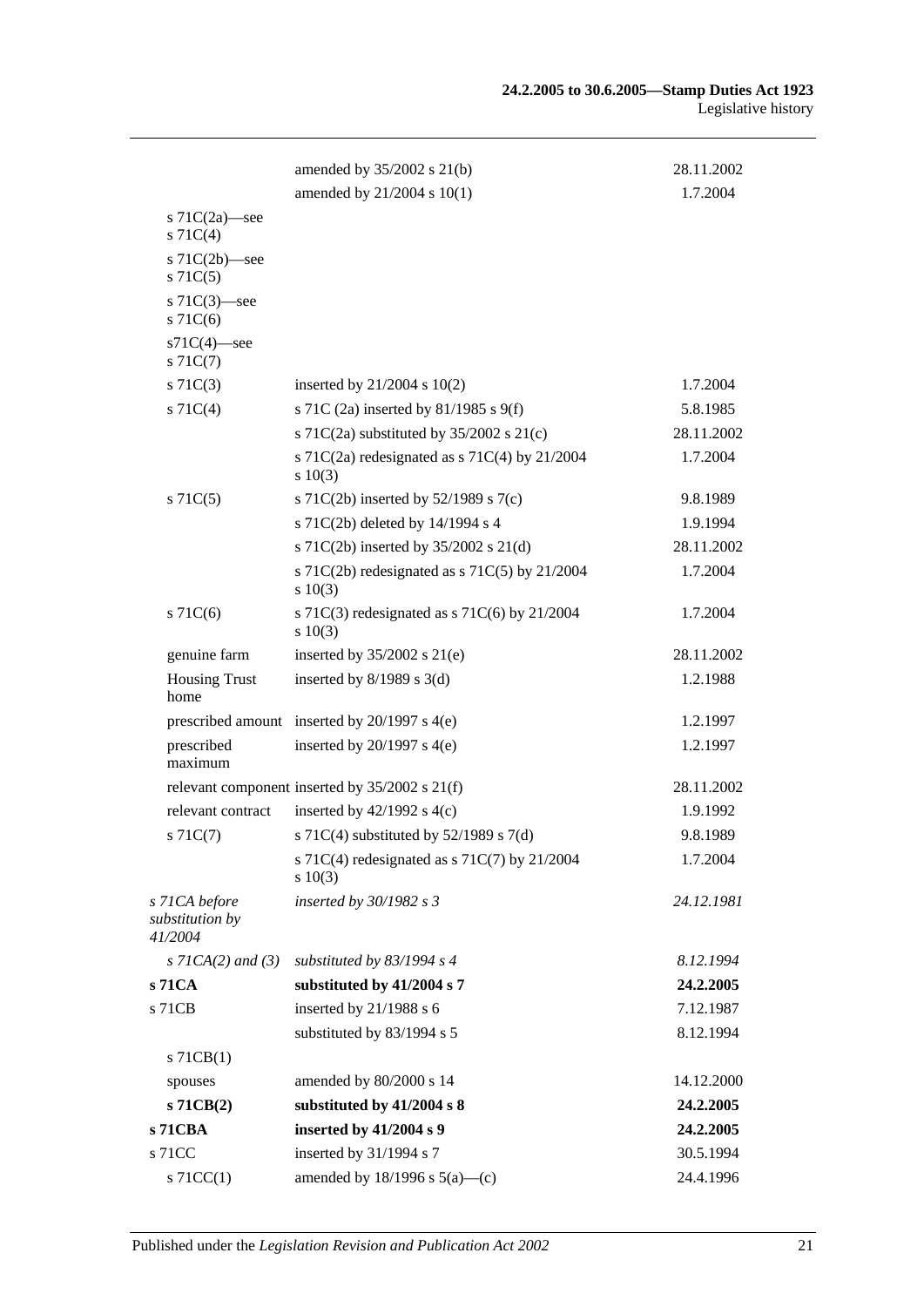| | | |
|---|---|---|
| | amended by 35/2002 s 21(b) | 28.11.2002 |
| | amended by 21/2004 s 10(1) | 1.7.2004 |
| s 71C(2a)—see s 71C(4) | | |
| s 71C(2b)—see s 71C(5) | | |
| s 71C(3)—see s 71C(6) | | |
| s71C(4)—see s 71C(7) | | |
| s 71C(3) | inserted by 21/2004 s 10(2) | 1.7.2004 |
| s 71C(4) | s 71C (2a) inserted by 81/1985 s 9(f) | 5.8.1985 |
| | s 71C(2a) substituted by 35/2002 s 21(c) | 28.11.2002 |
| | s 71C(2a) redesignated as s 71C(4) by 21/2004 s 10(3) | 1.7.2004 |
| s 71C(5) | s 71C(2b) inserted by 52/1989 s 7(c) | 9.8.1989 |
| | s 71C(2b) deleted by 14/1994 s 4 | 1.9.1994 |
| | s 71C(2b) inserted by 35/2002 s 21(d) | 28.11.2002 |
| | s 71C(2b) redesignated as s 71C(5) by 21/2004 s 10(3) | 1.7.2004 |
| s 71C(6) | s 71C(3) redesignated as s 71C(6) by 21/2004 s 10(3) | 1.7.2004 |
| genuine farm | inserted by 35/2002 s 21(e) | 28.11.2002 |
| Housing Trust home | inserted by 8/1989 s 3(d) | 1.2.1988 |
| prescribed amount | inserted by 20/1997 s 4(e) | 1.2.1997 |
| prescribed maximum | inserted by 20/1997 s 4(e) | 1.2.1997 |
| relevant component | inserted by 35/2002 s 21(f) | 28.11.2002 |
| relevant contract | inserted by 42/1992 s 4(c) | 1.9.1992 |
| s 71C(7) | s 71C(4) substituted by 52/1989 s 7(d) | 9.8.1989 |
| | s 71C(4) redesignated as s 71C(7) by 21/2004 s 10(3) | 1.7.2004 |
| *s 71CA before substitution by 41/2004* | *inserted by 30/1982 s 3* | *24.12.1981* |
| *s 71CA(2) and (3)* | *substituted by 83/1994 s 4* | *8.12.1994* |
| **s 71CA** | **substituted by 41/2004 s 7** | **24.2.2005** |
| s 71CB | inserted by 21/1988 s 6 | 7.12.1987 |
| | substituted by 83/1994 s 5 | 8.12.1994 |
| s 71CB(1) | | |
| spouses | amended by 80/2000 s 14 | 14.12.2000 |
| **s 71CB(2)** | **substituted by 41/2004 s 8** | **24.2.2005** |
| **s 71CBA** | **inserted by 41/2004 s 9** | **24.2.2005** |
| s 71CC | inserted by 31/1994 s 7 | 30.5.1994 |
| s 71CC(1) | amended by 18/1996 s 5(a)—(c) | 24.4.1996 |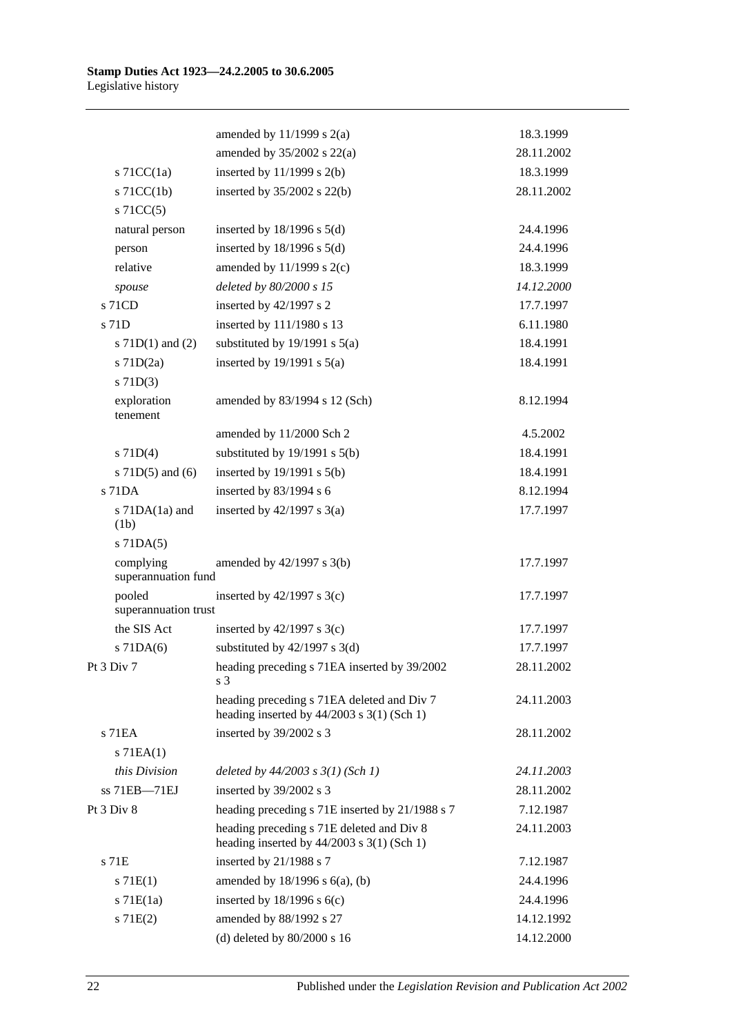| | | |
|---|---|---|
| | amended by 11/1999 s 2(a) | 18.3.1999 |
| | amended by 35/2002 s 22(a) | 28.11.2002 |
| s 71CC(1a) | inserted by 11/1999 s 2(b) | 18.3.1999 |
| s 71CC(1b) | inserted by 35/2002 s 22(b) | 28.11.2002 |
| s 71CC(5) | | |
| natural person | inserted by 18/1996 s 5(d) | 24.4.1996 |
| person | inserted by 18/1996 s 5(d) | 24.4.1996 |
| relative | amended by 11/1999 s 2(c) | 18.3.1999 |
| *spouse* | *deleted by 80/2000 s 15* | *14.12.2000* |
| s 71CD | inserted by 42/1997 s 2 | 17.7.1997 |
| s 71D | inserted by 111/1980 s 13 | 6.11.1980 |
| s 71D(1) and (2) | substituted by 19/1991 s 5(a) | 18.4.1991 |
| s 71D(2a) | inserted by 19/1991 s 5(a) | 18.4.1991 |
| s 71D(3) | | |
| exploration tenement | amended by 83/1994 s 12 (Sch) | 8.12.1994 |
| | amended by 11/2000 Sch 2 | 4.5.2002 |
| s 71D(4) | substituted by 19/1991 s 5(b) | 18.4.1991 |
| s 71D(5) and (6) | inserted by 19/1991 s 5(b) | 18.4.1991 |
| s 71DA | inserted by 83/1994 s 6 | 8.12.1994 |
| s 71DA(1a) and (1b) | inserted by 42/1997 s 3(a) | 17.7.1997 |
| s 71DA(5) | | |
| complying superannuation fund | amended by 42/1997 s 3(b) | 17.7.1997 |
| pooled superannuation trust | inserted by 42/1997 s 3(c) | 17.7.1997 |
| the SIS Act | inserted by 42/1997 s 3(c) | 17.7.1997 |
| s 71DA(6) | substituted by 42/1997 s 3(d) | 17.7.1997 |
| Pt 3 Div 7 | heading preceding s 71EA inserted by 39/2002 s 3 | 28.11.2002 |
| | heading preceding s 71EA deleted and Div 7 heading inserted by 44/2003 s 3(1) (Sch 1) | 24.11.2003 |
| s 71EA | inserted by 39/2002 s 3 | 28.11.2002 |
| s 71EA(1) | | |
| *this Division* | *deleted by 44/2003 s 3(1) (Sch 1)* | *24.11.2003* |
| ss 71EB—71EJ | inserted by 39/2002 s 3 | 28.11.2002 |
| Pt 3 Div 8 | heading preceding s 71E inserted by 21/1988 s 7 | 7.12.1987 |
| | heading preceding s 71E deleted and Div 8 heading inserted by 44/2003 s 3(1) (Sch 1) | 24.11.2003 |
| s 71E | inserted by 21/1988 s 7 | 7.12.1987 |
| s 71E(1) | amended by 18/1996 s 6(a), (b) | 24.4.1996 |
| s 71E(1a) | inserted by 18/1996 s 6(c) | 24.4.1996 |
| s 71E(2) | amended by 88/1992 s 27 | 14.12.1992 |
| | (d) deleted by 80/2000 s 16 | 14.12.2000 |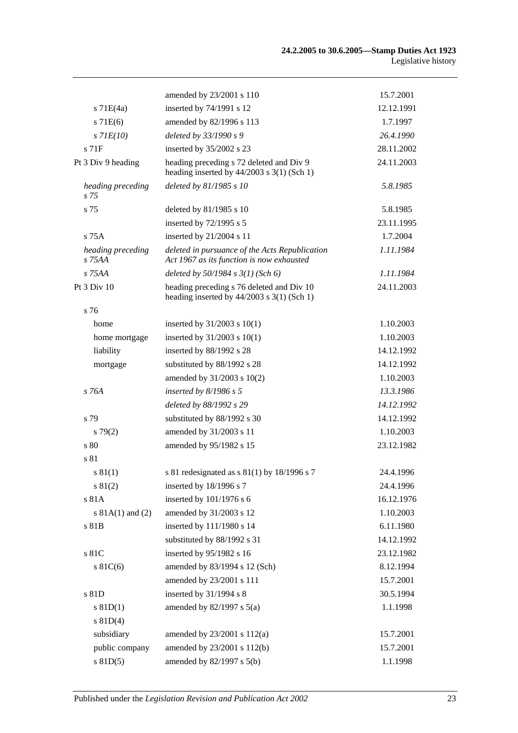| | | |
|---|---|---|
| | amended by 23/2001 s 110 | 15.7.2001 |
| s 71E(4a) | inserted by 74/1991 s 12 | 12.12.1991 |
| s 71E(6) | amended by 82/1996 s 113 | 1.7.1997 |
| *s 71E(10)* | *deleted by 33/1990 s 9* | *26.4.1990* |
| s 71F | inserted by 35/2002 s 23 | 28.11.2002 |
| Pt 3 Div 9 heading | heading preceding s 72 deleted and Div 9 heading inserted by 44/2003 s 3(1) (Sch 1) | 24.11.2003 |
| *heading preceding s 75* | *deleted by 81/1985 s 10* | *5.8.1985* |
| s 75 | deleted by 81/1985 s 10 | 5.8.1985 |
| | inserted by 72/1995 s 5 | 23.11.1995 |
| s 75A | inserted by 21/2004 s 11 | 1.7.2004 |
| *heading preceding s 75AA* | *deleted in pursuance of the Acts Republication Act 1967 as its function is now exhausted* | *1.11.1984* |
| *s 75AA* | *deleted by 50/1984 s 3(1) (Sch 6)* | *1.11.1984* |
| Pt 3 Div 10 | heading preceding s 76 deleted and Div 10 heading inserted by 44/2003 s 3(1) (Sch 1) | 24.11.2003 |
| s 76 | | |
| home | inserted by 31/2003 s 10(1) | 1.10.2003 |
| home mortgage | inserted by 31/2003 s 10(1) | 1.10.2003 |
| liability | inserted by 88/1992 s 28 | 14.12.1992 |
| mortgage | substituted by 88/1992 s 28 | 14.12.1992 |
| | amended by 31/2003 s 10(2) | 1.10.2003 |
| *s 76A* | *inserted by 8/1986 s 5* | *13.3.1986* |
| | *deleted by 88/1992 s 29* | *14.12.1992* |
| s 79 | substituted by 88/1992 s 30 | 14.12.1992 |
| s 79(2) | amended by 31/2003 s 11 | 1.10.2003 |
| s 80 | amended by 95/1982 s 15 | 23.12.1982 |
| s 81 | | |
| s 81(1) | s 81 redesignated as s 81(1) by 18/1996 s 7 | 24.4.1996 |
| s 81(2) | inserted by 18/1996 s 7 | 24.4.1996 |
| s 81A | inserted by 101/1976 s 6 | 16.12.1976 |
| s 81A(1) and (2) | amended by 31/2003 s 12 | 1.10.2003 |
| s 81B | inserted by 111/1980 s 14 | 6.11.1980 |
| | substituted by 88/1992 s 31 | 14.12.1992 |
| s 81C | inserted by 95/1982 s 16 | 23.12.1982 |
| s 81C(6) | amended by 83/1994 s 12 (Sch) | 8.12.1994 |
| | amended by 23/2001 s 111 | 15.7.2001 |
| s 81D | inserted by 31/1994 s 8 | 30.5.1994 |
| s 81D(1) | amended by 82/1997 s 5(a) | 1.1.1998 |
| s 81D(4) | | |
| subsidiary | amended by 23/2001 s 112(a) | 15.7.2001 |
| public company | amended by 23/2001 s 112(b) | 15.7.2001 |
| s 81D(5) | amended by 82/1997 s 5(b) | 1.1.1998 |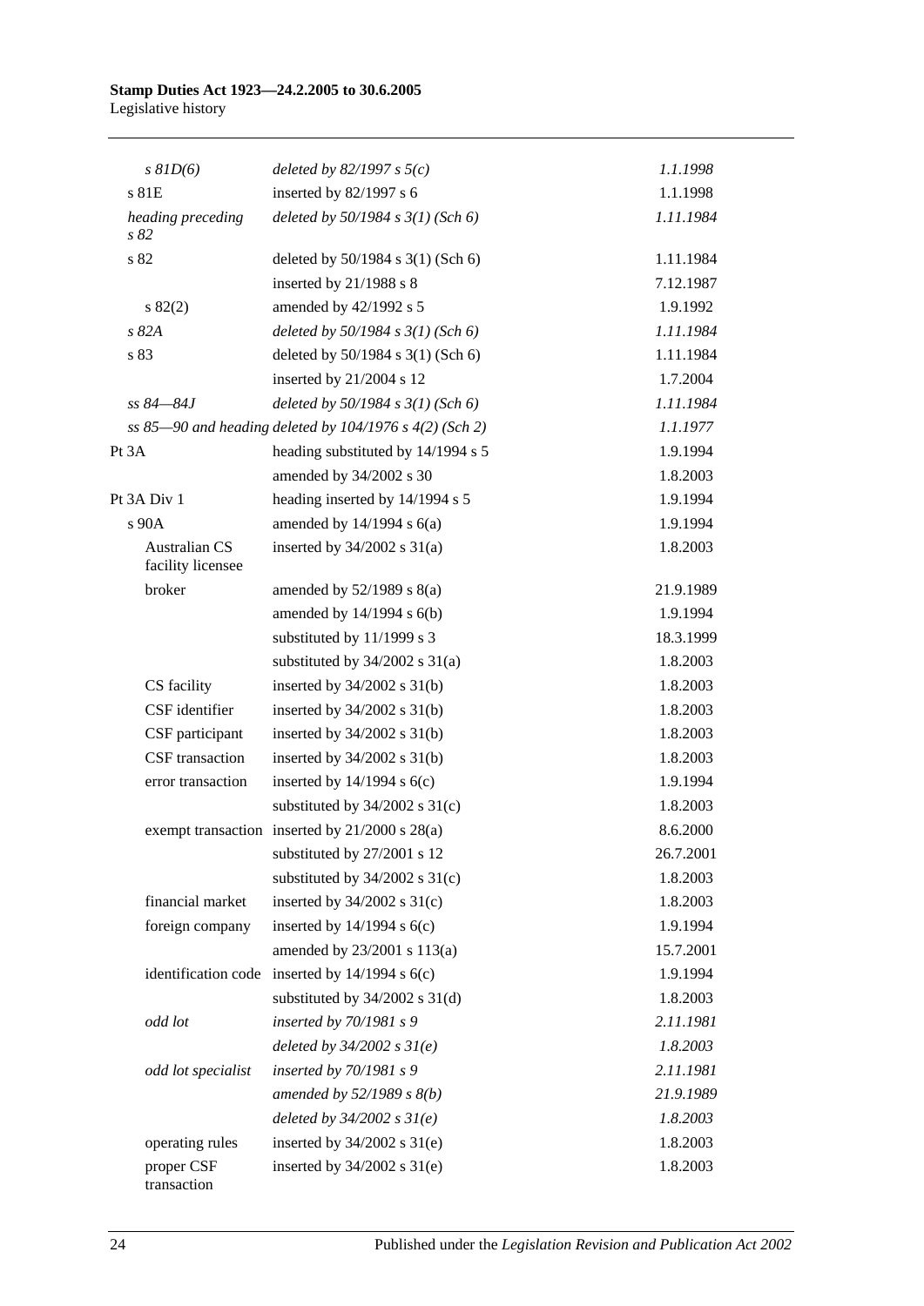| | | |
|---|---|---|
| *s 81D(6)* | *deleted by 82/1997 s 5(c)* | *1.1.1998* |
| s 81E | inserted by 82/1997 s 6 | 1.1.1998 |
| *heading preceding s 82* | *deleted by 50/1984 s 3(1) (Sch 6)* | *1.11.1984* |
| s 82 | deleted by 50/1984 s 3(1) (Sch 6) | 1.11.1984 |
| | inserted by 21/1988 s 8 | 7.12.1987 |
| s 82(2) | amended by 42/1992 s 5 | 1.9.1992 |
| *s 82A* | *deleted by 50/1984 s 3(1) (Sch 6)* | *1.11.1984* |
| s 83 | deleted by 50/1984 s 3(1) (Sch 6) | 1.11.1984 |
| | inserted by 21/2004 s 12 | 1.7.2004 |
| *ss 84—84J* | *deleted by 50/1984 s 3(1) (Sch 6)* | *1.11.1984* |
| *ss 85—90 and heading deleted by 104/1976 s 4(2) (Sch 2)* | | *1.1.1977* |
| Pt 3A | heading substituted by 14/1994 s 5 | 1.9.1994 |
| | amended by 34/2002 s 30 | 1.8.2003 |
| Pt 3A Div 1 | heading inserted by 14/1994 s 5 | 1.9.1994 |
| s 90A | amended by 14/1994 s 6(a) | 1.9.1994 |
| Australian CS facility licensee | inserted by 34/2002 s 31(a) | 1.8.2003 |
| broker | amended by 52/1989 s 8(a) | 21.9.1989 |
| | amended by 14/1994 s 6(b) | 1.9.1994 |
| | substituted by 11/1999 s 3 | 18.3.1999 |
| | substituted by 34/2002 s 31(a) | 1.8.2003 |
| CS facility | inserted by 34/2002 s 31(b) | 1.8.2003 |
| CSF identifier | inserted by 34/2002 s 31(b) | 1.8.2003 |
| CSF participant | inserted by 34/2002 s 31(b) | 1.8.2003 |
| CSF transaction | inserted by 34/2002 s 31(b) | 1.8.2003 |
| error transaction | inserted by 14/1994 s 6(c) | 1.9.1994 |
| | substituted by 34/2002 s 31(c) | 1.8.2003 |
| exempt transaction | inserted by 21/2000 s 28(a) | 8.6.2000 |
| | substituted by 27/2001 s 12 | 26.7.2001 |
| | substituted by 34/2002 s 31(c) | 1.8.2003 |
| financial market | inserted by 34/2002 s 31(c) | 1.8.2003 |
| foreign company | inserted by 14/1994 s 6(c) | 1.9.1994 |
| | amended by 23/2001 s 113(a) | 15.7.2001 |
| identification code | inserted by 14/1994 s 6(c) | 1.9.1994 |
| | substituted by 34/2002 s 31(d) | 1.8.2003 |
| *odd lot* | *inserted by 70/1981 s 9* | *2.11.1981* |
| | *deleted by 34/2002 s 31(e)* | *1.8.2003* |
| *odd lot specialist* | *inserted by 70/1981 s 9* | *2.11.1981* |
| | *amended by 52/1989 s 8(b)* | *21.9.1989* |
| | *deleted by 34/2002 s 31(e)* | *1.8.2003* |
| operating rules | inserted by 34/2002 s 31(e) | 1.8.2003 |
| proper CSF transaction | inserted by 34/2002 s 31(e) | 1.8.2003 |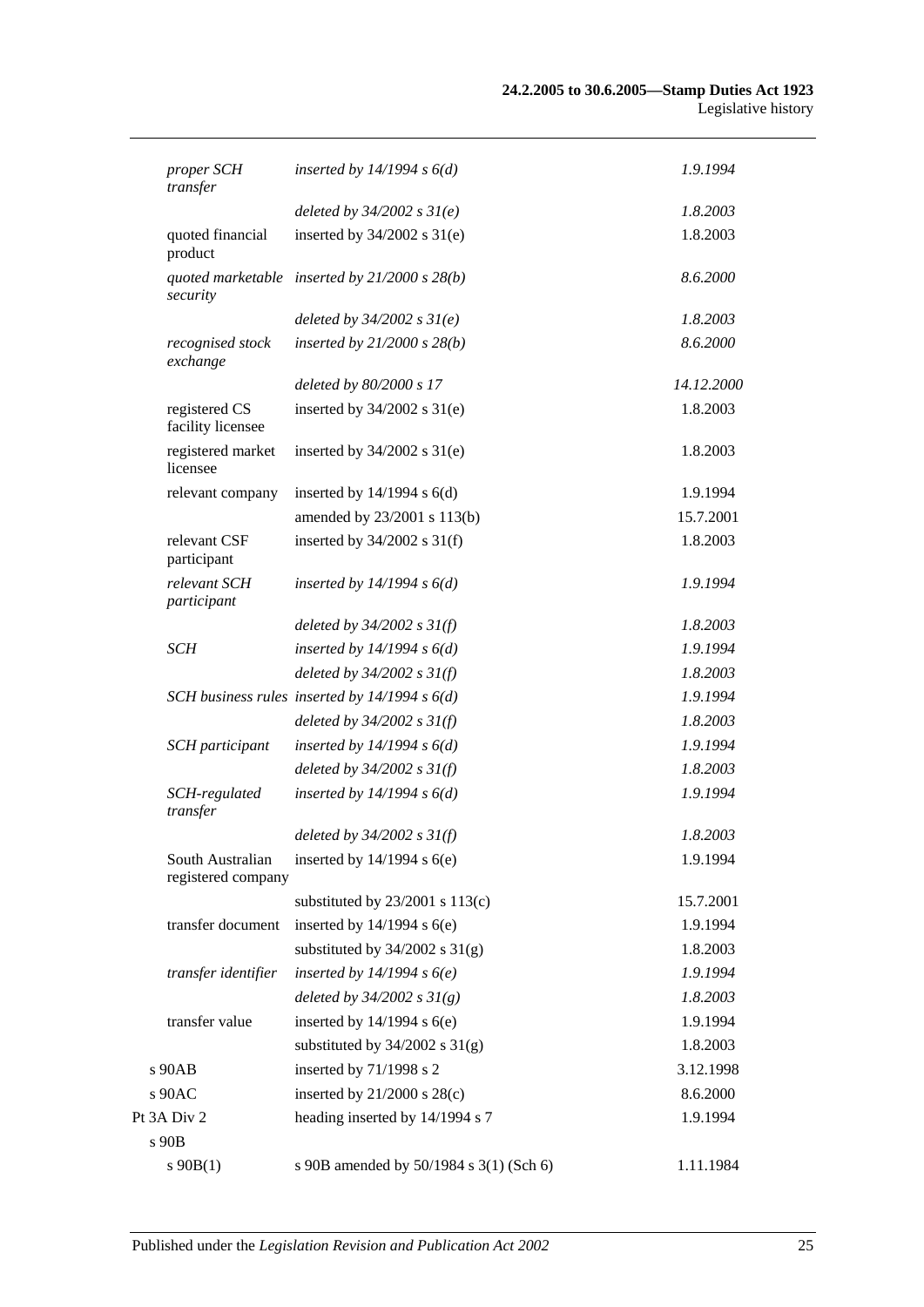| | | |
|---|---|---|
| *proper SCH transfer* | *inserted by 14/1994 s 6(d)* | *1.9.1994* |
| | *deleted by 34/2002 s 31(e)* | *1.8.2003* |
| quoted financial product | inserted by 34/2002 s 31(e) | 1.8.2003 |
| *quoted marketable security* | *inserted by 21/2000 s 28(b)* | *8.6.2000* |
| | *deleted by 34/2002 s 31(e)* | *1.8.2003* |
| *recognised stock exchange* | *inserted by 21/2000 s 28(b)* | *8.6.2000* |
| | *deleted by 80/2000 s 17* | *14.12.2000* |
| registered CS facility licensee | inserted by 34/2002 s 31(e) | 1.8.2003 |
| registered market licensee | inserted by 34/2002 s 31(e) | 1.8.2003 |
| relevant company | inserted by 14/1994 s 6(d) | 1.9.1994 |
| | amended by 23/2001 s 113(b) | 15.7.2001 |
| relevant CSF participant | inserted by 34/2002 s 31(f) | 1.8.2003 |
| *relevant SCH participant* | *inserted by 14/1994 s 6(d)* | *1.9.1994* |
| | *deleted by 34/2002 s 31(f)* | *1.8.2003* |
| *SCH* | *inserted by 14/1994 s 6(d)* | *1.9.1994* |
| | *deleted by 34/2002 s 31(f)* | *1.8.2003* |
| *SCH business rules* | *inserted by 14/1994 s 6(d)* | *1.9.1994* |
| | *deleted by 34/2002 s 31(f)* | *1.8.2003* |
| *SCH participant* | *inserted by 14/1994 s 6(d)* | *1.9.1994* |
| | *deleted by 34/2002 s 31(f)* | *1.8.2003* |
| *SCH-regulated transfer* | *inserted by 14/1994 s 6(d)* | *1.9.1994* |
| | *deleted by 34/2002 s 31(f)* | *1.8.2003* |
| South Australian registered company | inserted by 14/1994 s 6(e) | 1.9.1994 |
| | substituted by 23/2001 s 113(c) | 15.7.2001 |
| transfer document | inserted by 14/1994 s 6(e) | 1.9.1994 |
| | substituted by 34/2002 s 31(g) | 1.8.2003 |
| *transfer identifier* | *inserted by 14/1994 s 6(e)* | *1.9.1994* |
| | *deleted by 34/2002 s 31(g)* | *1.8.2003* |
| transfer value | inserted by 14/1994 s 6(e) | 1.9.1994 |
| | substituted by 34/2002 s 31(g) | 1.8.2003 |
| s 90AB | inserted by 71/1998 s 2 | 3.12.1998 |
| s 90AC | inserted by 21/2000 s 28(c) | 8.6.2000 |
| Pt 3A Div 2 | heading inserted by 14/1994 s 7 | 1.9.1994 |
| s 90B | | |
| s 90B(1) | s 90B amended by 50/1984 s 3(1) (Sch 6) | 1.11.1984 |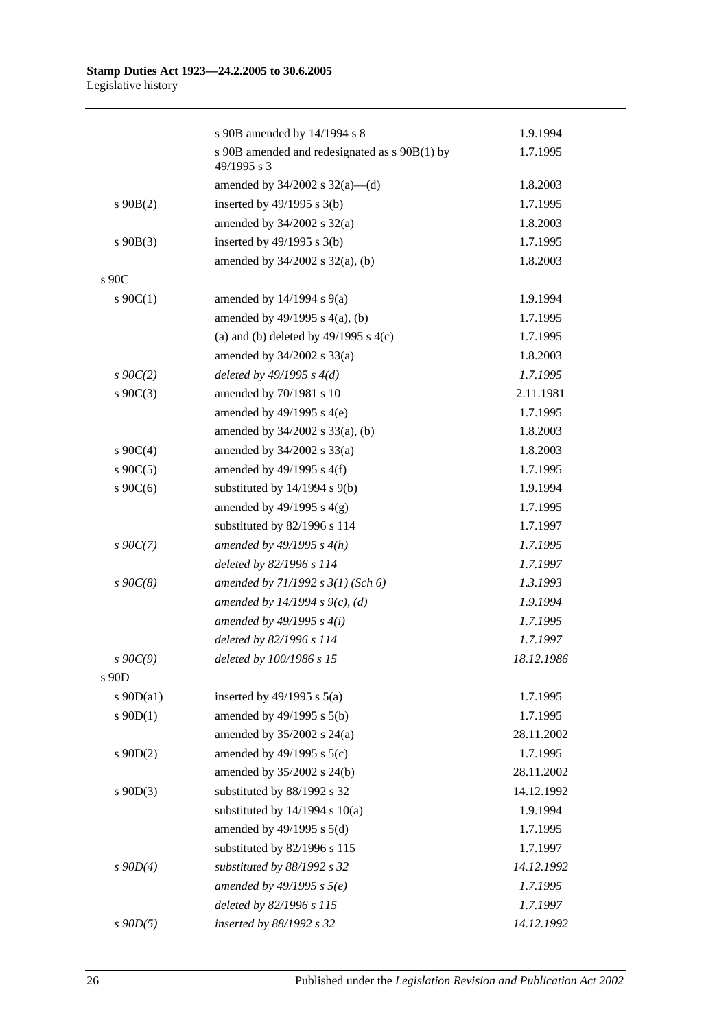| | | |
|---|---|---|
| | s 90B amended by 14/1994 s 8 | 1.9.1994 |
| | s 90B amended and redesignated as s 90B(1) by 49/1995 s 3 | 1.7.1995 |
| | amended by 34/2002 s 32(a)—(d) | 1.8.2003 |
| s 90B(2) | inserted by 49/1995 s 3(b) | 1.7.1995 |
| | amended by 34/2002 s 32(a) | 1.8.2003 |
| s 90B(3) | inserted by 49/1995 s 3(b) | 1.7.1995 |
| | amended by 34/2002 s 32(a), (b) | 1.8.2003 |
| s 90C | | |
| s 90C(1) | amended by 14/1994 s 9(a) | 1.9.1994 |
| | amended by 49/1995 s 4(a), (b) | 1.7.1995 |
| | (a) and (b) deleted by 49/1995 s 4(c) | 1.7.1995 |
| | amended by 34/2002 s 33(a) | 1.8.2003 |
| *s 90C(2)* | *deleted by 49/1995 s 4(d)* | *1.7.1995* |
| s 90C(3) | amended by 70/1981 s 10 | 2.11.1981 |
| | amended by 49/1995 s 4(e) | 1.7.1995 |
| | amended by 34/2002 s 33(a), (b) | 1.8.2003 |
| s 90C(4) | amended by 34/2002 s 33(a) | 1.8.2003 |
| s 90C(5) | amended by 49/1995 s 4(f) | 1.7.1995 |
| s 90C(6) | substituted by 14/1994 s 9(b) | 1.9.1994 |
| | amended by 49/1995 s 4(g) | 1.7.1995 |
| | substituted by 82/1996 s 114 | 1.7.1997 |
| *s 90C(7)* | *amended by 49/1995 s 4(h)* | *1.7.1995* |
| | *deleted by 82/1996 s 114* | *1.7.1997* |
| *s 90C(8)* | *amended by 71/1992 s 3(1) (Sch 6)* | *1.3.1993* |
| | *amended by 14/1994 s 9(c), (d)* | *1.9.1994* |
| | *amended by 49/1995 s 4(i)* | *1.7.1995* |
| | *deleted by 82/1996 s 114* | *1.7.1997* |
| *s 90C(9)* | *deleted by 100/1986 s 15* | *18.12.1986* |
| s 90D | | |
| s 90D(a1) | inserted by 49/1995 s 5(a) | 1.7.1995 |
| s 90D(1) | amended by 49/1995 s 5(b) | 1.7.1995 |
| | amended by 35/2002 s 24(a) | 28.11.2002 |
| s 90D(2) | amended by 49/1995 s 5(c) | 1.7.1995 |
| | amended by 35/2002 s 24(b) | 28.11.2002 |
| s 90D(3) | substituted by 88/1992 s 32 | 14.12.1992 |
| | substituted by 14/1994 s 10(a) | 1.9.1994 |
| | amended by 49/1995 s 5(d) | 1.7.1995 |
| | substituted by 82/1996 s 115 | 1.7.1997 |
| *s 90D(4)* | *substituted by 88/1992 s 32* | *14.12.1992* |
| | *amended by 49/1995 s 5(e)* | *1.7.1995* |
| | *deleted by 82/1996 s 115* | *1.7.1997* |
| *s 90D(5)* | *inserted by 88/1992 s 32* | *14.12.1992* |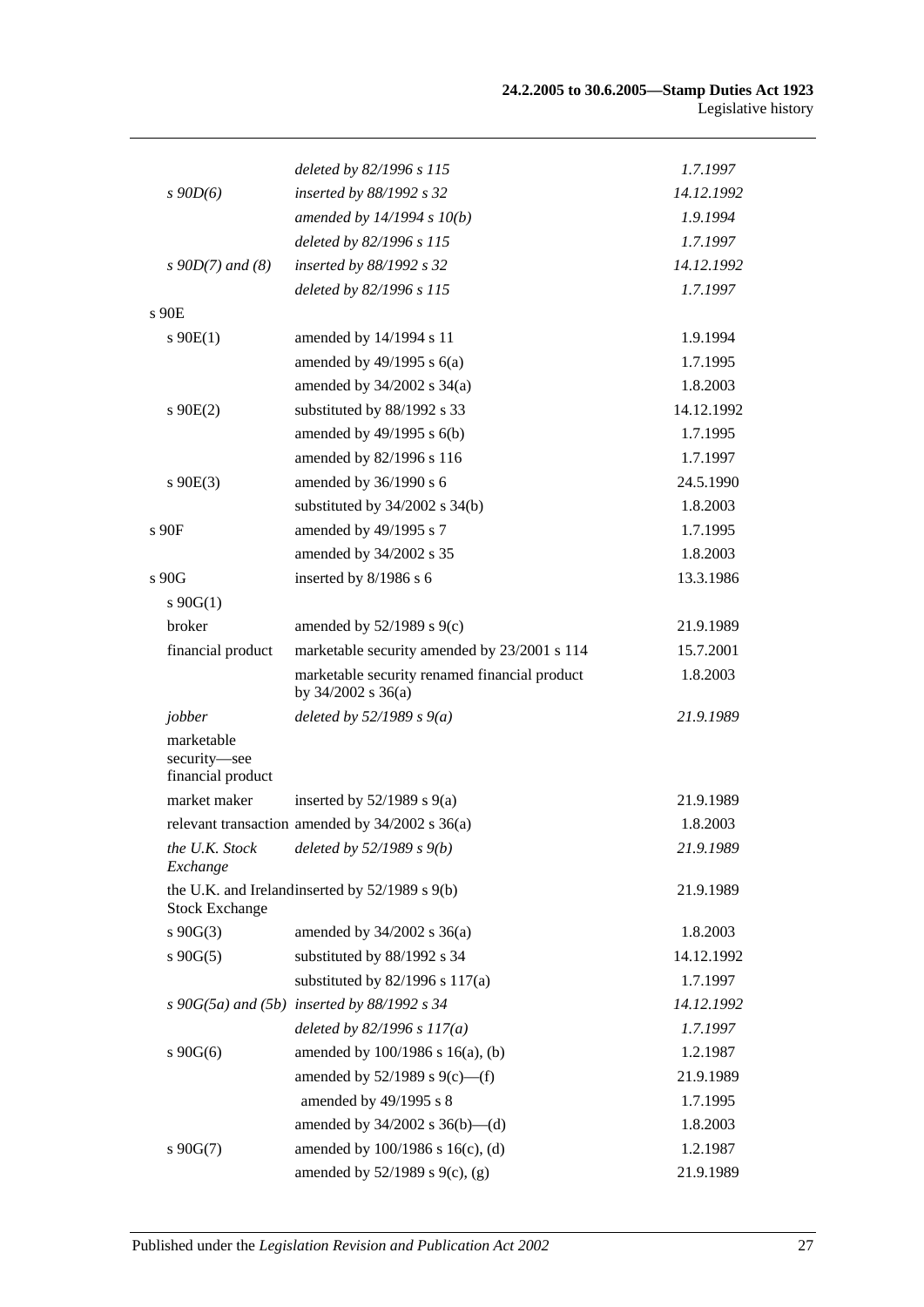| | | |
|---|---|---|
| | *deleted by 82/1996 s 115* | *1.7.1997* |
| *s 90D(6)* | *inserted by 88/1992 s 32* | *14.12.1992* |
| | *amended by 14/1994 s 10(b)* | *1.9.1994* |
| | *deleted by 82/1996 s 115* | *1.7.1997* |
| *s 90D(7) and (8)* | *inserted by 88/1992 s 32* | *14.12.1992* |
| | *deleted by 82/1996 s 115* | *1.7.1997* |
| s 90E | | |
| s 90E(1) | amended by 14/1994 s 11 | 1.9.1994 |
| | amended by 49/1995 s 6(a) | 1.7.1995 |
| | amended by 34/2002 s 34(a) | 1.8.2003 |
| s 90E(2) | substituted by 88/1992 s 33 | 14.12.1992 |
| | amended by 49/1995 s 6(b) | 1.7.1995 |
| | amended by 82/1996 s 116 | 1.7.1997 |
| s 90E(3) | amended by 36/1990 s 6 | 24.5.1990 |
| | substituted by 34/2002 s 34(b) | 1.8.2003 |
| s 90F | amended by 49/1995 s 7 | 1.7.1995 |
| | amended by 34/2002 s 35 | 1.8.2003 |
| s 90G | inserted by 8/1986 s 6 | 13.3.1986 |
| s 90G(1) | | |
| broker | amended by 52/1989 s 9(c) | 21.9.1989 |
| financial product | marketable security amended by 23/2001 s 114 | 15.7.2001 |
| | marketable security renamed financial product by 34/2002 s 36(a) | 1.8.2003 |
| *jobber* | *deleted by 52/1989 s 9(a)* | *21.9.1989* |
| marketable security—see financial product | | |
| market maker | inserted by 52/1989 s 9(a) | 21.9.1989 |
| relevant transaction | amended by 34/2002 s 36(a) | 1.8.2003 |
| *the U.K. Stock Exchange* | *deleted by 52/1989 s 9(b)* | *21.9.1989* |
| the U.K. and Ireland Stock Exchange | inserted by 52/1989 s 9(b) | 21.9.1989 |
| s 90G(3) | amended by 34/2002 s 36(a) | 1.8.2003 |
| s 90G(5) | substituted by 88/1992 s 34 | 14.12.1992 |
| | substituted by 82/1996 s 117(a) | 1.7.1997 |
| *s 90G(5a) and (5b)* | *inserted by 88/1992 s 34* | *14.12.1992* |
| | *deleted by 82/1996 s 117(a)* | *1.7.1997* |
| s 90G(6) | amended by 100/1986 s 16(a), (b) | 1.2.1987 |
| | amended by 52/1989 s 9(c)—(f) | 21.9.1989 |
| | amended by 49/1995 s 8 | 1.7.1995 |
| | amended by 34/2002 s 36(b)—(d) | 1.8.2003 |
| s 90G(7) | amended by 100/1986 s 16(c), (d) | 1.2.1987 |
| | amended by 52/1989 s 9(c), (g) | 21.9.1989 |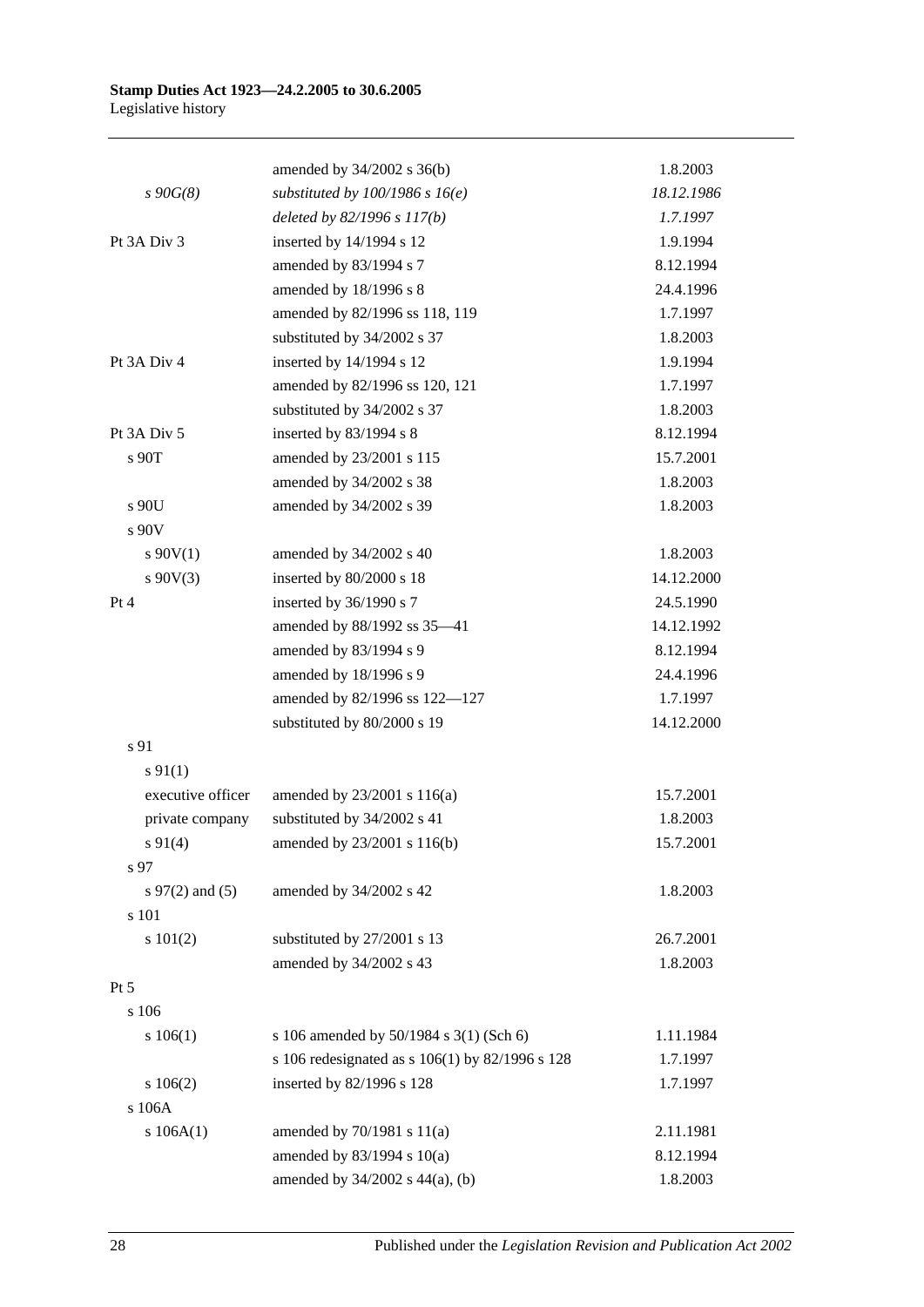| | | |
|---|---|---|
| | amended by 34/2002 s 36(b) | 1.8.2003 |
| *s 90G(8)* | *substituted by 100/1986 s 16(e)* | *18.12.1986* |
| | *deleted by 82/1996 s 117(b)* | *1.7.1997* |
| Pt 3A Div 3 | inserted by 14/1994 s 12 | 1.9.1994 |
| | amended by 83/1994 s 7 | 8.12.1994 |
| | amended by 18/1996 s 8 | 24.4.1996 |
| | amended by 82/1996 ss 118, 119 | 1.7.1997 |
| | substituted by 34/2002 s 37 | 1.8.2003 |
| Pt 3A Div 4 | inserted by 14/1994 s 12 | 1.9.1994 |
| | amended by 82/1996 ss 120, 121 | 1.7.1997 |
| | substituted by 34/2002 s 37 | 1.8.2003 |
| Pt 3A Div 5 | inserted by 83/1994 s 8 | 8.12.1994 |
| s 90T | amended by 23/2001 s 115 | 15.7.2001 |
| | amended by 34/2002 s 38 | 1.8.2003 |
| s 90U | amended by 34/2002 s 39 | 1.8.2003 |
| s 90V | | |
| s 90V(1) | amended by 34/2002 s 40 | 1.8.2003 |
| s 90V(3) | inserted by 80/2000 s 18 | 14.12.2000 |
| Pt 4 | inserted by 36/1990 s 7 | 24.5.1990 |
| | amended by 88/1992 ss 35—41 | 14.12.1992 |
| | amended by 83/1994 s 9 | 8.12.1994 |
| | amended by 18/1996 s 9 | 24.4.1996 |
| | amended by 82/1996 ss 122—127 | 1.7.1997 |
| | substituted by 80/2000 s 19 | 14.12.2000 |
| s 91 | | |
| s 91(1) | | |
| executive officer | amended by 23/2001 s 116(a) | 15.7.2001 |
| private company | substituted by 34/2002 s 41 | 1.8.2003 |
| s 91(4) | amended by 23/2001 s 116(b) | 15.7.2001 |
| s 97 | | |
| s 97(2) and (5) | amended by 34/2002 s 42 | 1.8.2003 |
| s 101 | | |
| s 101(2) | substituted by 27/2001 s 13 | 26.7.2001 |
| | amended by 34/2002 s 43 | 1.8.2003 |
| Pt 5 | | |
| s 106 | | |
| s 106(1) | s 106 amended by 50/1984 s 3(1) (Sch 6) | 1.11.1984 |
| | s 106 redesignated as s 106(1) by 82/1996 s 128 | 1.7.1997 |
| s 106(2) | inserted by 82/1996 s 128 | 1.7.1997 |
| s 106A | | |
| s 106A(1) | amended by 70/1981 s 11(a) | 2.11.1981 |
| | amended by 83/1994 s 10(a) | 8.12.1994 |
| | amended by 34/2002 s 44(a), (b) | 1.8.2003 |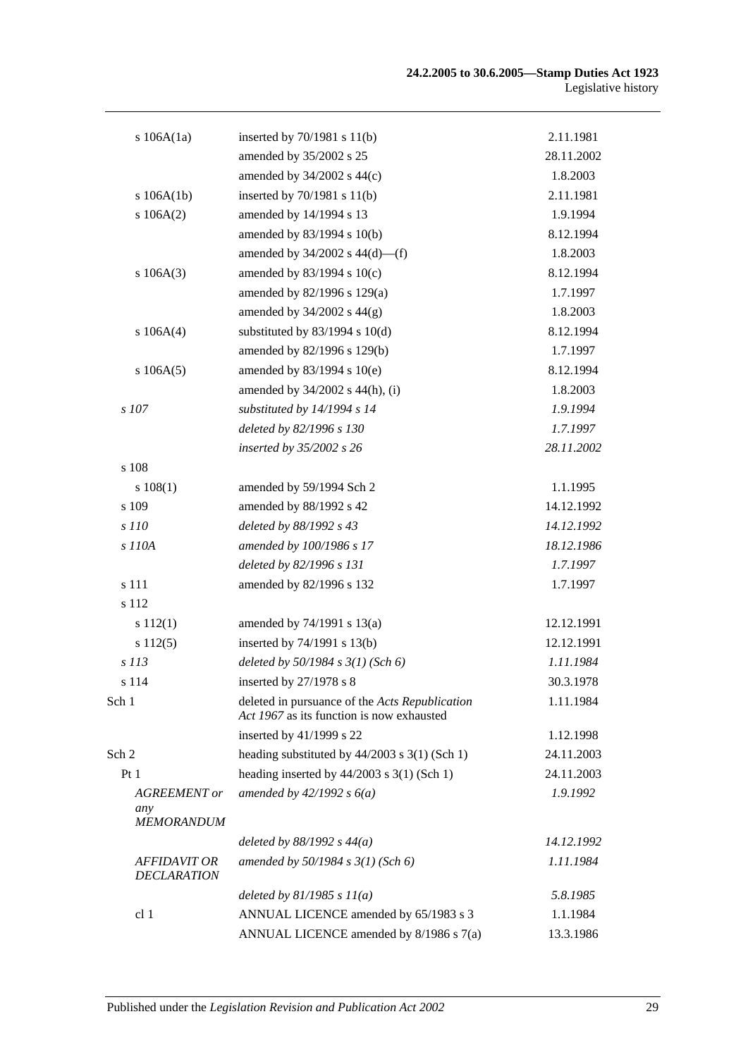| | | |
|---|---|---|
| s 106A(1a) | inserted by 70/1981 s 11(b) | 2.11.1981 |
| | amended by 35/2002 s 25 | 28.11.2002 |
| | amended by 34/2002 s 44(c) | 1.8.2003 |
| s 106A(1b) | inserted by 70/1981 s 11(b) | 2.11.1981 |
| s 106A(2) | amended by 14/1994 s 13 | 1.9.1994 |
| | amended by 83/1994 s 10(b) | 8.12.1994 |
| | amended by 34/2002 s 44(d)—(f) | 1.8.2003 |
| s 106A(3) | amended by 83/1994 s 10(c) | 8.12.1994 |
| | amended by 82/1996 s 129(a) | 1.7.1997 |
| | amended by 34/2002 s 44(g) | 1.8.2003 |
| s 106A(4) | substituted by 83/1994 s 10(d) | 8.12.1994 |
| | amended by 82/1996 s 129(b) | 1.7.1997 |
| s 106A(5) | amended by 83/1994 s 10(e) | 8.12.1994 |
| | amended by 34/2002 s 44(h), (i) | 1.8.2003 |
| *s 107* | *substituted by 14/1994 s 14* | *1.9.1994* |
| | *deleted by 82/1996 s 130* | *1.7.1997* |
| | *inserted by 35/2002 s 26* | *28.11.2002* |
| s 108 | | |
| s 108(1) | amended by 59/1994 Sch 2 | 1.1.1995 |
| s 109 | amended by 88/1992 s 42 | 14.12.1992 |
| *s 110* | *deleted by 88/1992 s 43* | *14.12.1992* |
| *s 110A* | *amended by 100/1986 s 17* | *18.12.1986* |
| | *deleted by 82/1996 s 131* | *1.7.1997* |
| s 111 | amended by 82/1996 s 132 | 1.7.1997 |
| s 112 | | |
| s 112(1) | amended by 74/1991 s 13(a) | 12.12.1991 |
| s 112(5) | inserted by 74/1991 s 13(b) | 12.12.1991 |
| *s 113* | *deleted by 50/1984 s 3(1) (Sch 6)* | *1.11.1984* |
| s 114 | inserted by 27/1978 s 8 | 30.3.1978 |
| Sch 1 | deleted in pursuance of the *Acts Republication Act 1967* as its function is now exhausted | 1.11.1984 |
| | inserted by 41/1999 s 22 | 1.12.1998 |
| Sch 2 | heading substituted by 44/2003 s 3(1) (Sch 1) | 24.11.2003 |
| Pt 1 | heading inserted by 44/2003 s 3(1) (Sch 1) | 24.11.2003 |
| *AGREEMENT or any MEMORANDUM* | *amended by 42/1992 s 6(a)* | *1.9.1992* |
| | *deleted by 88/1992 s 44(a)* | *14.12.1992* |
| *AFFIDAVIT OR DECLARATION* | *amended by 50/1984 s 3(1) (Sch 6)* | *1.11.1984* |
| | *deleted by 81/1985 s 11(a)* | *5.8.1985* |
| cl 1 | ANNUAL LICENCE amended by 65/1983 s 3 | 1.1.1984 |
| | ANNUAL LICENCE amended by 8/1986 s 7(a) | 13.3.1986 |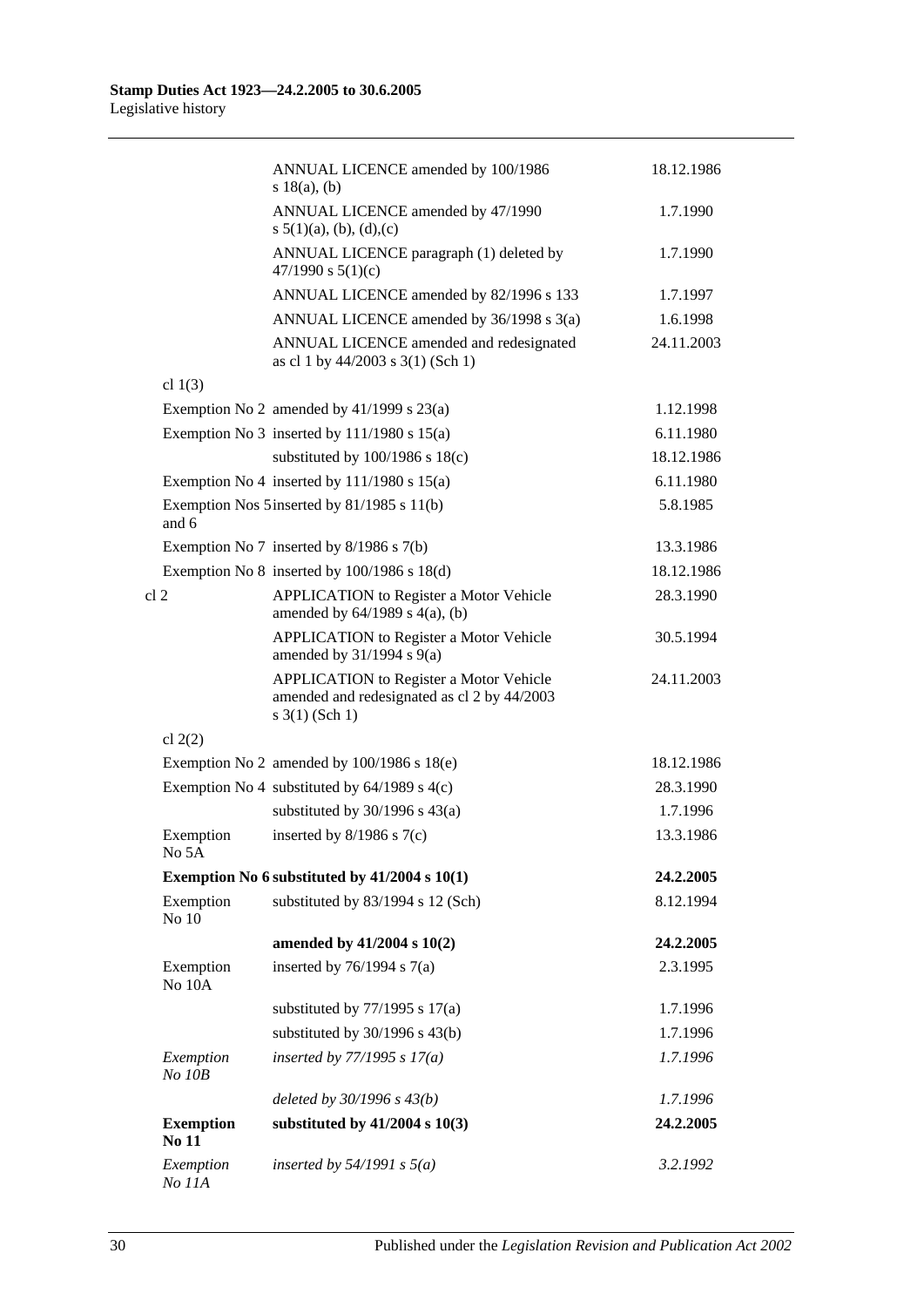| | | |
|---|---|---|
| | ANNUAL LICENCE amended by 100/1986 s 18(a), (b) | 18.12.1986 |
| | ANNUAL LICENCE amended by 47/1990 s 5(1)(a), (b), (d),(c) | 1.7.1990 |
| | ANNUAL LICENCE paragraph (1) deleted by 47/1990 s 5(1)(c) | 1.7.1990 |
| | ANNUAL LICENCE amended by 82/1996 s 133 | 1.7.1997 |
| | ANNUAL LICENCE amended by 36/1998 s 3(a) | 1.6.1998 |
| | ANNUAL LICENCE amended and redesignated as cl 1 by 44/2003 s 3(1) (Sch 1) | 24.11.2003 |
| cl 1(3) | | |
| Exemption No 2 | amended by 41/1999 s 23(a) | 1.12.1998 |
| Exemption No 3 | inserted by 111/1980 s 15(a) | 6.11.1980 |
| | substituted by 100/1986 s 18(c) | 18.12.1986 |
| Exemption No 4 | inserted by 111/1980 s 15(a) | 6.11.1980 |
| Exemption Nos 5 and 6 | inserted by 81/1985 s 11(b) | 5.8.1985 |
| Exemption No 7 | inserted by 8/1986 s 7(b) | 13.3.1986 |
| Exemption No 8 | inserted by 100/1986 s 18(d) | 18.12.1986 |
| cl 2 | APPLICATION to Register a Motor Vehicle amended by 64/1989 s 4(a), (b) | 28.3.1990 |
| | APPLICATION to Register a Motor Vehicle amended by 31/1994 s 9(a) | 30.5.1994 |
| | APPLICATION to Register a Motor Vehicle amended and redesignated as cl 2 by 44/2003 s 3(1) (Sch 1) | 24.11.2003 |
| cl 2(2) | | |
| Exemption No 2 | amended by 100/1986 s 18(e) | 18.12.1986 |
| Exemption No 4 | substituted by 64/1989 s 4(c) | 28.3.1990 |
| | substituted by 30/1996 s 43(a) | 1.7.1996 |
| Exemption No 5A | inserted by 8/1986 s 7(c) | 13.3.1986 |
| **Exemption No 6** | **substituted by 41/2004 s 10(1)** | **24.2.2005** |
| Exemption No 10 | substituted by 83/1994 s 12 (Sch) | 8.12.1994 |
| | **amended by 41/2004 s 10(2)** | **24.2.2005** |
| Exemption No 10A | inserted by 76/1994 s 7(a) | 2.3.1995 |
| | substituted by 77/1995 s 17(a) | 1.7.1996 |
| | substituted by 30/1996 s 43(b) | 1.7.1996 |
| *Exemption No 10B* | *inserted by 77/1995 s 17(a)* | *1.7.1996* |
| | *deleted by 30/1996 s 43(b)* | *1.7.1996* |
| **Exemption No 11** | **substituted by 41/2004 s 10(3)** | **24.2.2005** |
| *Exemption No 11A* | *inserted by 54/1991 s 5(a)* | *3.2.1992* |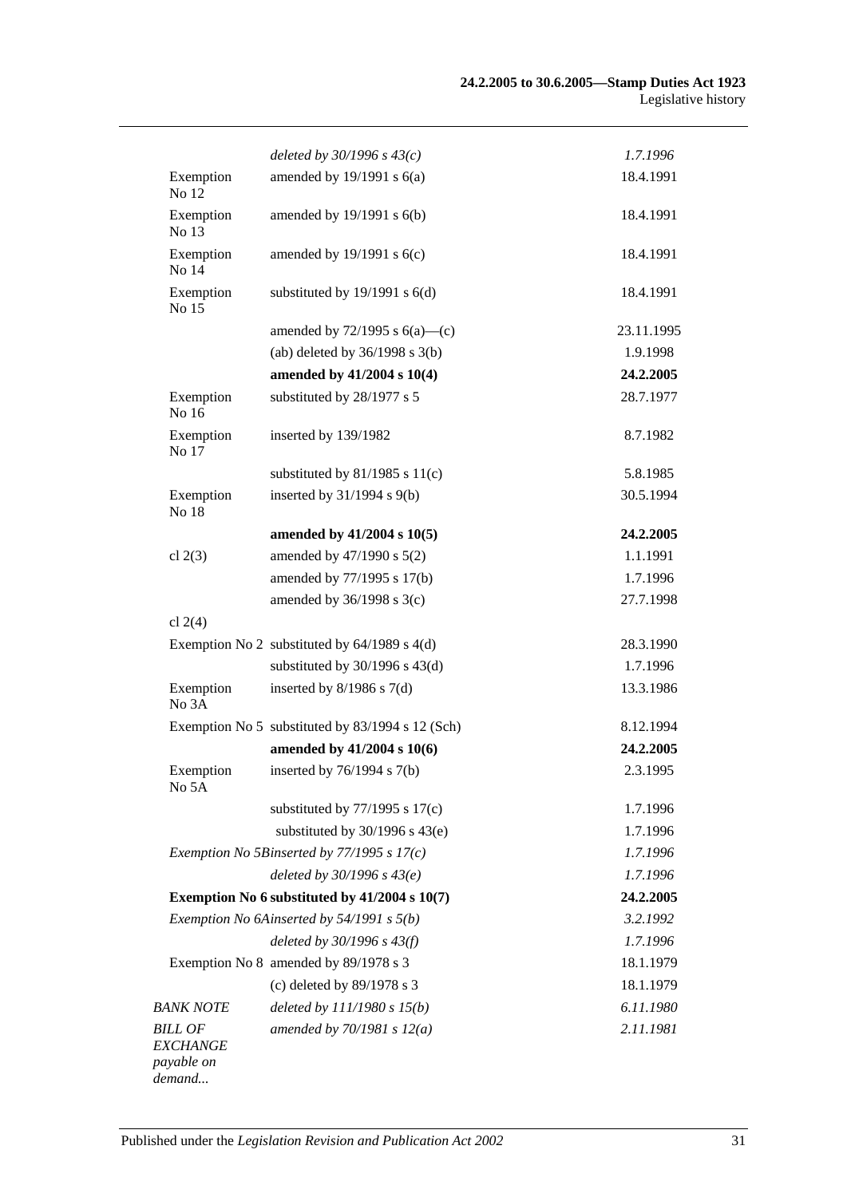| | | |
|---|---|---|
| | *deleted by 30/1996 s 43(c)* | *1.7.1996* |
| Exemption No 12 | amended by 19/1991 s 6(a) | 18.4.1991 |
| Exemption No 13 | amended by 19/1991 s 6(b) | 18.4.1991 |
| Exemption No 14 | amended by 19/1991 s 6(c) | 18.4.1991 |
| Exemption No 15 | substituted by 19/1991 s 6(d) | 18.4.1991 |
| | amended by 72/1995 s 6(a)—(c) | 23.11.1995 |
| | (ab) deleted by 36/1998 s 3(b) | 1.9.1998 |
| | **amended by 41/2004 s 10(4)** | **24.2.2005** |
| Exemption No 16 | substituted by 28/1977 s 5 | 28.7.1977 |
| Exemption No 17 | inserted by 139/1982 | 8.7.1982 |
| | substituted by 81/1985 s 11(c) | 5.8.1985 |
| Exemption No 18 | inserted by 31/1994 s 9(b) | 30.5.1994 |
| | **amended by 41/2004 s 10(5)** | **24.2.2005** |
| cl 2(3) | amended by 47/1990 s 5(2) | 1.1.1991 |
| | amended by 77/1995 s 17(b) | 1.7.1996 |
| | amended by 36/1998 s 3(c) | 27.7.1998 |
| cl 2(4) | | |
| Exemption No 2 | substituted by 64/1989 s 4(d) | 28.3.1990 |
| | substituted by 30/1996 s 43(d) | 1.7.1996 |
| Exemption No 3A | inserted by 8/1986 s 7(d) | 13.3.1986 |
| Exemption No 5 | substituted by 83/1994 s 12 (Sch) | 8.12.1994 |
| | **amended by 41/2004 s 10(6)** | **24.2.2005** |
| Exemption No 5A | inserted by 76/1994 s 7(b) | 2.3.1995 |
| | substituted by 77/1995 s 17(c) | 1.7.1996 |
| | substituted by 30/1996 s 43(e) | 1.7.1996 |
| *Exemption No 5B* | *inserted by 77/1995 s 17(c)* | *1.7.1996* |
| | *deleted by 30/1996 s 43(e)* | *1.7.1996* |
| **Exemption No 6** | **substituted by 41/2004 s 10(7)** | **24.2.2005** |
| *Exemption No 6A* | *inserted by 54/1991 s 5(b)* | *3.2.1992* |
| | *deleted by 30/1996 s 43(f)* | *1.7.1996* |
| Exemption No 8 | amended by 89/1978 s 3 | 18.1.1979 |
| | (c) deleted by 89/1978 s 3 | 18.1.1979 |
| *BANK NOTE* | *deleted by 111/1980 s 15(b)* | *6.11.1980* |
| *BILL OF EXCHANGE payable on demand...* | *amended by 70/1981 s 12(a)* | *2.11.1981* |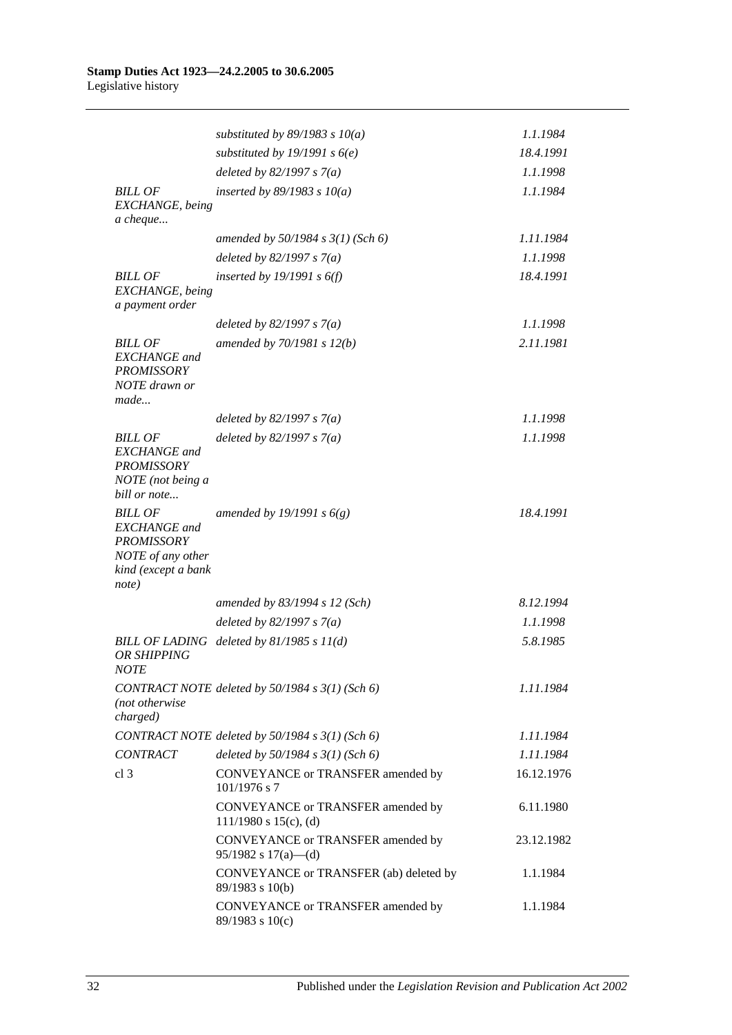| | | |
|---|---|---|
| | *substituted by 89/1983 s 10(a)* | *1.1.1984* |
| | *substituted by 19/1991 s 6(e)* | *18.4.1991* |
| | *deleted by 82/1997 s 7(a)* | *1.1.1998* |
| *BILL OF EXCHANGE, being a cheque...* | *inserted by 89/1983 s 10(a)* | *1.1.1984* |
| | *amended by 50/1984 s 3(1) (Sch 6)* | *1.11.1984* |
| | *deleted by 82/1997 s 7(a)* | *1.1.1998* |
| *BILL OF EXCHANGE, being a payment order* | *inserted by 19/1991 s 6(f)* | *18.4.1991* |
| | *deleted by 82/1997 s 7(a)* | *1.1.1998* |
| *BILL OF EXCHANGE and PROMISSORY NOTE drawn or made...* | *amended by 70/1981 s 12(b)* | *2.11.1981* |
| | *deleted by 82/1997 s 7(a)* | *1.1.1998* |
| *BILL OF EXCHANGE and PROMISSORY NOTE (not being a bill or note...* | *deleted by 82/1997 s 7(a)* | *1.1.1998* |
| *BILL OF EXCHANGE and PROMISSORY NOTE of any other kind (except a bank note)* | *amended by 19/1991 s 6(g)* | *18.4.1991* |
| | *amended by 83/1994 s 12 (Sch)* | *8.12.1994* |
| | *deleted by 82/1997 s 7(a)* | *1.1.1998* |
| *BILL OF LADING OR SHIPPING NOTE* | *deleted by 81/1985 s 11(d)* | *5.8.1985* |
| *CONTRACT NOTE (not otherwise charged)* | *deleted by 50/1984 s 3(1) (Sch 6)* | *1.11.1984* |
| *CONTRACT NOTE* | *deleted by 50/1984 s 3(1) (Sch 6)* | *1.11.1984* |
| *CONTRACT* | *deleted by 50/1984 s 3(1) (Sch 6)* | *1.11.1984* |
| cl 3 | CONVEYANCE or TRANSFER amended by 101/1976 s 7 | 16.12.1976 |
| | CONVEYANCE or TRANSFER amended by 111/1980 s 15(c), (d) | 6.11.1980 |
| | CONVEYANCE or TRANSFER amended by 95/1982 s 17(a)—(d) | 23.12.1982 |
| | CONVEYANCE or TRANSFER (ab) deleted by 89/1983 s 10(b) | 1.1.1984 |
| | CONVEYANCE or TRANSFER amended by 89/1983 s 10(c) | 1.1.1984 |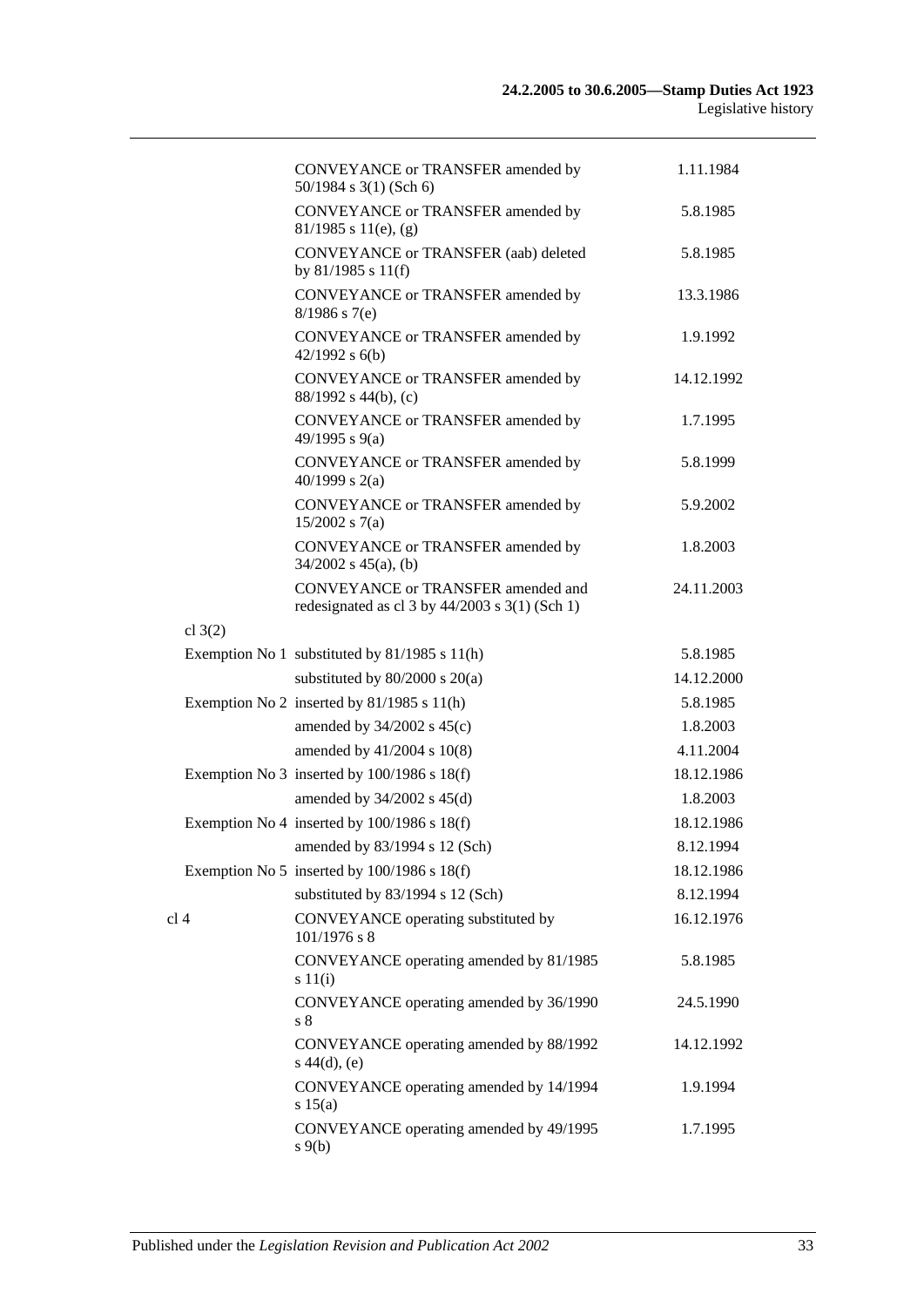| | | |
|---|---|---|
| | CONVEYANCE or TRANSFER amended by 50/1984 s 3(1) (Sch 6) | 1.11.1984 |
| | CONVEYANCE or TRANSFER amended by 81/1985 s 11(e), (g) | 5.8.1985 |
| | CONVEYANCE or TRANSFER (aab) deleted by 81/1985 s 11(f) | 5.8.1985 |
| | CONVEYANCE or TRANSFER amended by 8/1986 s 7(e) | 13.3.1986 |
| | CONVEYANCE or TRANSFER amended by 42/1992 s 6(b) | 1.9.1992 |
| | CONVEYANCE or TRANSFER amended by 88/1992 s 44(b), (c) | 14.12.1992 |
| | CONVEYANCE or TRANSFER amended by 49/1995 s 9(a) | 1.7.1995 |
| | CONVEYANCE or TRANSFER amended by 40/1999 s 2(a) | 5.8.1999 |
| | CONVEYANCE or TRANSFER amended by 15/2002 s 7(a) | 5.9.2002 |
| | CONVEYANCE or TRANSFER amended by 34/2002 s 45(a), (b) | 1.8.2003 |
| | CONVEYANCE or TRANSFER amended and redesignated as cl 3 by 44/2003 s 3(1) (Sch 1) | 24.11.2003 |
| cl 3(2) | | |
| | Exemption No 1 substituted by 81/1985 s 11(h) | 5.8.1985 |
| | substituted by 80/2000 s 20(a) | 14.12.2000 |
| | Exemption No 2 inserted by 81/1985 s 11(h) | 5.8.1985 |
| | amended by 34/2002 s 45(c) | 1.8.2003 |
| | amended by 41/2004 s 10(8) | 4.11.2004 |
| | Exemption No 3 inserted by 100/1986 s 18(f) | 18.12.1986 |
| | amended by 34/2002 s 45(d) | 1.8.2003 |
| | Exemption No 4 inserted by 100/1986 s 18(f) | 18.12.1986 |
| | amended by 83/1994 s 12 (Sch) | 8.12.1994 |
| | Exemption No 5 inserted by 100/1986 s 18(f) | 18.12.1986 |
| | substituted by 83/1994 s 12 (Sch) | 8.12.1994 |
| cl 4 | CONVEYANCE operating substituted by 101/1976 s 8 | 16.12.1976 |
| | CONVEYANCE operating amended by 81/1985 s 11(i) | 5.8.1985 |
| | CONVEYANCE operating amended by 36/1990 s 8 | 24.5.1990 |
| | CONVEYANCE operating amended by 88/1992 s 44(d), (e) | 14.12.1992 |
| | CONVEYANCE operating amended by 14/1994 s 15(a) | 1.9.1994 |
| | CONVEYANCE operating amended by 49/1995 s 9(b) | 1.7.1995 |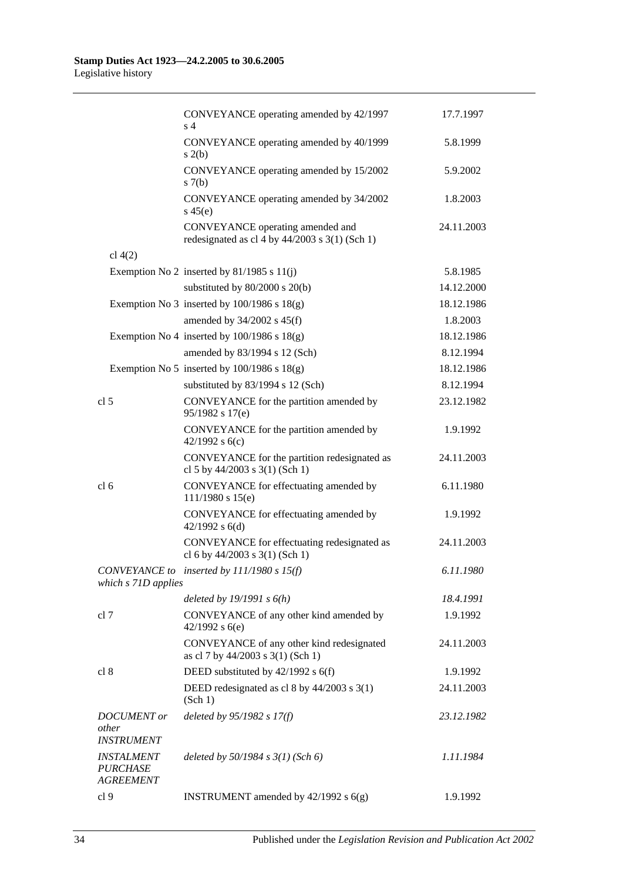| | | |
|---|---|---|
| | CONVEYANCE operating amended by 42/1997 s 4 | 17.7.1997 |
| | CONVEYANCE operating amended by 40/1999 s 2(b) | 5.8.1999 |
| | CONVEYANCE operating amended by 15/2002 s 7(b) | 5.9.2002 |
| | CONVEYANCE operating amended by 34/2002 s 45(e) | 1.8.2003 |
| | CONVEYANCE operating amended and redesignated as cl 4 by 44/2003 s 3(1) (Sch 1) | 24.11.2003 |
| cl 4(2) | | |
| | Exemption No 2 inserted by 81/1985 s 11(j) | 5.8.1985 |
| | substituted by 80/2000 s 20(b) | 14.12.2000 |
| | Exemption No 3 inserted by 100/1986 s 18(g) | 18.12.1986 |
| | amended by 34/2002 s 45(f) | 1.8.2003 |
| | Exemption No 4 inserted by 100/1986 s 18(g) | 18.12.1986 |
| | amended by 83/1994 s 12 (Sch) | 8.12.1994 |
| | Exemption No 5 inserted by 100/1986 s 18(g) | 18.12.1986 |
| | substituted by 83/1994 s 12 (Sch) | 8.12.1994 |
| cl 5 | CONVEYANCE for the partition amended by 95/1982 s 17(e) | 23.12.1982 |
| | CONVEYANCE for the partition amended by 42/1992 s 6(c) | 1.9.1992 |
| | CONVEYANCE for the partition redesignated as cl 5 by 44/2003 s 3(1) (Sch 1) | 24.11.2003 |
| cl 6 | CONVEYANCE for effectuating amended by 111/1980 s 15(e) | 6.11.1980 |
| | CONVEYANCE for effectuating amended by 42/1992 s 6(d) | 1.9.1992 |
| | CONVEYANCE for effectuating redesignated as cl 6 by 44/2003 s 3(1) (Sch 1) | 24.11.2003 |
| *CONVEYANCE to which s 71D applies* | *inserted by 111/1980 s 15(f)* | *6.11.1980* |
| | *deleted by 19/1991 s 6(h)* | *18.4.1991* |
| cl 7 | CONVEYANCE of any other kind amended by 42/1992 s 6(e) | 1.9.1992 |
| | CONVEYANCE of any other kind redesignated as cl 7 by 44/2003 s 3(1) (Sch 1) | 24.11.2003 |
| cl 8 | DEED substituted by 42/1992 s 6(f) | 1.9.1992 |
| | DEED redesignated as cl 8 by 44/2003 s 3(1) (Sch 1) | 24.11.2003 |
| *DOCUMENT or other INSTRUMENT* | *deleted by 95/1982 s 17(f)* | *23.12.1982* |
| *INSTALMENT PURCHASE AGREEMENT* | *deleted by 50/1984 s 3(1) (Sch 6)* | *1.11.1984* |
| cl 9 | INSTRUMENT amended by 42/1992 s 6(g) | 1.9.1992 |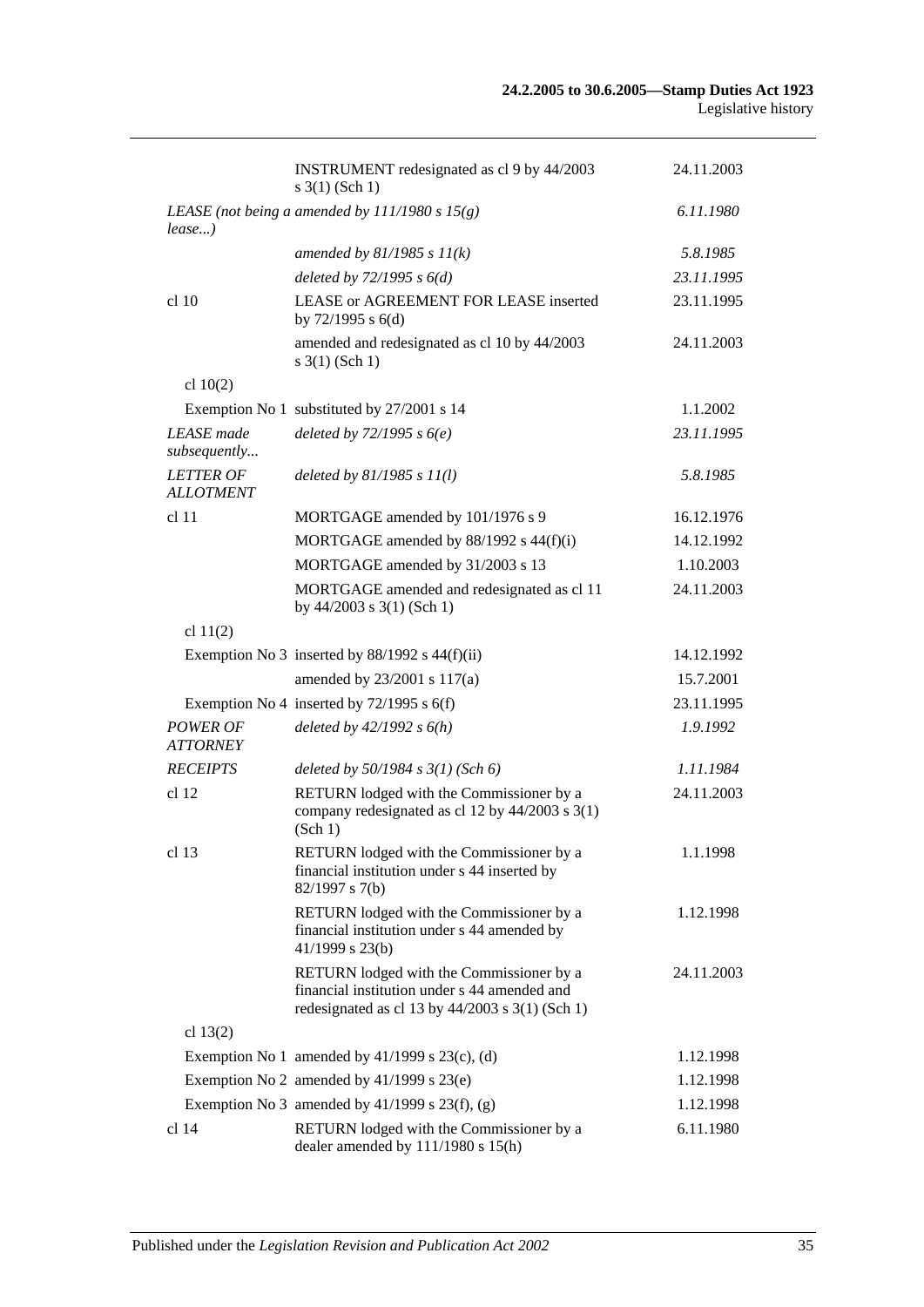| | | |
|---|---|---|
| | INSTRUMENT redesignated as cl 9 by 44/2003 s 3(1) (Sch 1) | 24.11.2003 |
| *LEASE (not being a lease...)* | *amended by 111/1980 s 15(g)* | *6.11.1980* |
| | *amended by 81/1985 s 11(k)* | *5.8.1985* |
| | *deleted by 72/1995 s 6(d)* | *23.11.1995* |
| cl 10 | LEASE or AGREEMENT FOR LEASE inserted by 72/1995 s 6(d) | 23.11.1995 |
| | amended and redesignated as cl 10 by 44/2003 s 3(1) (Sch 1) | 24.11.2003 |
| cl 10(2) | | |
| | Exemption No 1 substituted by 27/2001 s 14 | 1.1.2002 |
| *LEASE made subsequently...* | *deleted by 72/1995 s 6(e)* | *23.11.1995* |
| *LETTER OF ALLOTMENT* | *deleted by 81/1985 s 11(l)* | *5.8.1985* |
| cl 11 | MORTGAGE amended by 101/1976 s 9 | 16.12.1976 |
| | MORTGAGE amended by 88/1992 s 44(f)(i) | 14.12.1992 |
| | MORTGAGE amended by 31/2003 s 13 | 1.10.2003 |
| | MORTGAGE amended and redesignated as cl 11 by 44/2003 s 3(1) (Sch 1) | 24.11.2003 |
| cl 11(2) | | |
| | Exemption No 3 inserted by 88/1992 s 44(f)(ii) | 14.12.1992 |
| | amended by 23/2001 s 117(a) | 15.7.2001 |
| | Exemption No 4 inserted by 72/1995 s 6(f) | 23.11.1995 |
| *POWER OF ATTORNEY* | *deleted by 42/1992 s 6(h)* | *1.9.1992* |
| *RECEIPTS* | *deleted by 50/1984 s 3(1) (Sch 6)* | *1.11.1984* |
| cl 12 | RETURN lodged with the Commissioner by a company redesignated as cl 12 by 44/2003 s 3(1) (Sch 1) | 24.11.2003 |
| cl 13 | RETURN lodged with the Commissioner by a financial institution under s 44 inserted by 82/1997 s 7(b) | 1.1.1998 |
| | RETURN lodged with the Commissioner by a financial institution under s 44 amended by 41/1999 s 23(b) | 1.12.1998 |
| | RETURN lodged with the Commissioner by a financial institution under s 44 amended and redesignated as cl 13 by 44/2003 s 3(1) (Sch 1) | 24.11.2003 |
| cl 13(2) | | |
| | Exemption No 1 amended by 41/1999 s 23(c), (d) | 1.12.1998 |
| | Exemption No 2 amended by 41/1999 s 23(e) | 1.12.1998 |
| | Exemption No 3 amended by 41/1999 s 23(f), (g) | 1.12.1998 |
| cl 14 | RETURN lodged with the Commissioner by a dealer amended by 111/1980 s 15(h) | 6.11.1980 |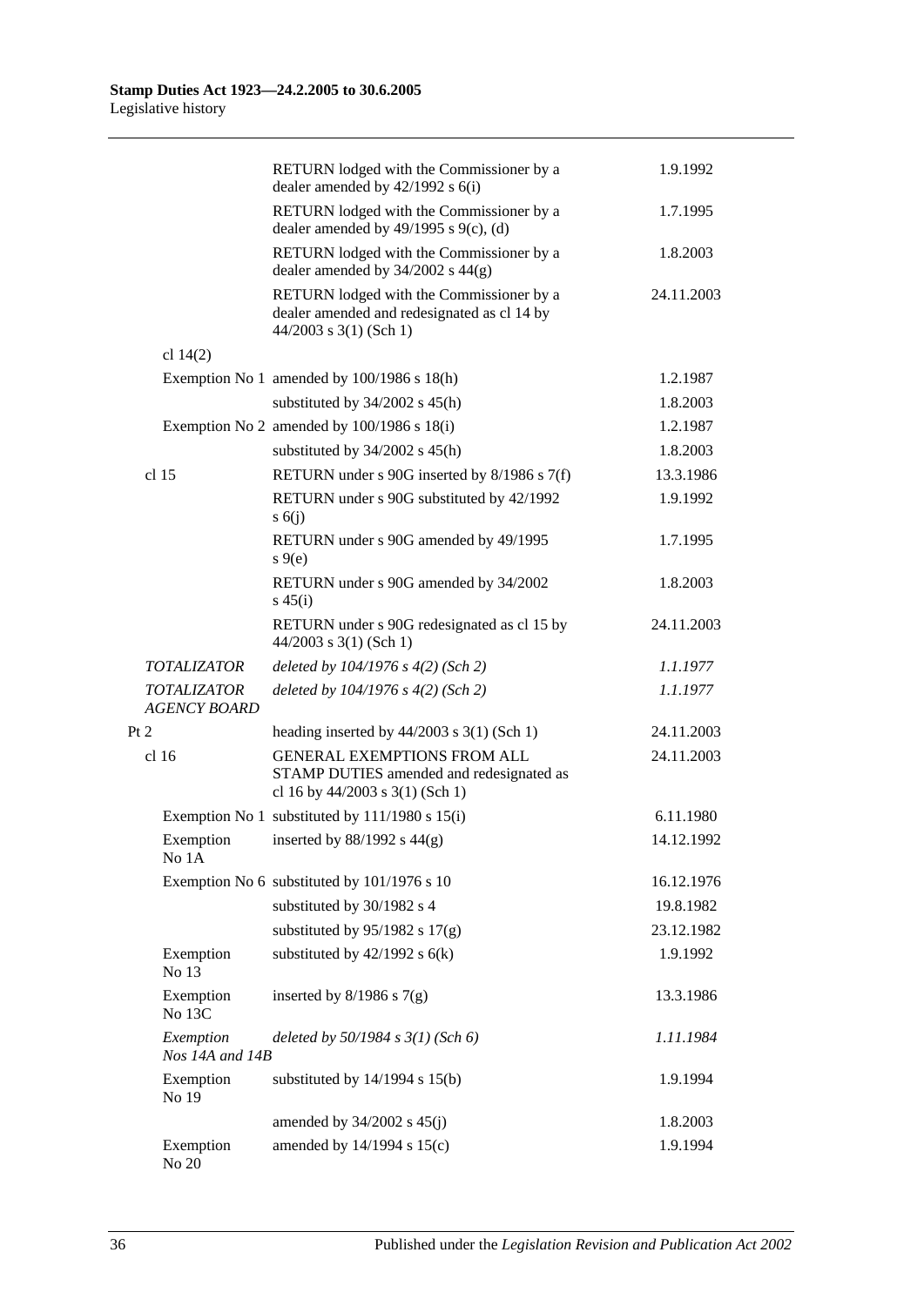| | | |
|---|---|---|
| | RETURN lodged with the Commissioner by a dealer amended by 42/1992 s 6(i) | 1.9.1992 |
| | RETURN lodged with the Commissioner by a dealer amended by 49/1995 s 9(c), (d) | 1.7.1995 |
| | RETURN lodged with the Commissioner by a dealer amended by 34/2002 s 44(g) | 1.8.2003 |
| | RETURN lodged with the Commissioner by a dealer amended and redesignated as cl 14 by 44/2003 s 3(1) (Sch 1) | 24.11.2003 |
| cl 14(2) | | |
| Exemption No 1 | amended by 100/1986 s 18(h) | 1.2.1987 |
| | substituted by 34/2002 s 45(h) | 1.8.2003 |
| Exemption No 2 | amended by 100/1986 s 18(i) | 1.2.1987 |
| | substituted by 34/2002 s 45(h) | 1.8.2003 |
| cl 15 | RETURN under s 90G inserted by 8/1986 s 7(f) | 13.3.1986 |
| | RETURN under s 90G substituted by 42/1992 s 6(j) | 1.9.1992 |
| | RETURN under s 90G amended by 49/1995 s 9(e) | 1.7.1995 |
| | RETURN under s 90G amended by 34/2002 s 45(i) | 1.8.2003 |
| | RETURN under s 90G redesignated as cl 15 by 44/2003 s 3(1) (Sch 1) | 24.11.2003 |
| *TOTALIZATOR* | *deleted by 104/1976 s 4(2) (Sch 2)* | *1.1.1977* |
| *TOTALIZATOR AGENCY BOARD* | *deleted by 104/1976 s 4(2) (Sch 2)* | *1.1.1977* |
| Pt 2 | heading inserted by 44/2003 s 3(1) (Sch 1) | 24.11.2003 |
| cl 16 | GENERAL EXEMPTIONS FROM ALL STAMP DUTIES amended and redesignated as cl 16 by 44/2003 s 3(1) (Sch 1) | 24.11.2003 |
| Exemption No 1 | substituted by 111/1980 s 15(i) | 6.11.1980 |
| Exemption No 1A | inserted by 88/1992 s 44(g) | 14.12.1992 |
| Exemption No 6 | substituted by 101/1976 s 10 | 16.12.1976 |
| | substituted by 30/1982 s 4 | 19.8.1982 |
| | substituted by 95/1982 s 17(g) | 23.12.1982 |
| Exemption No 13 | substituted by 42/1992 s 6(k) | 1.9.1992 |
| Exemption No 13C | inserted by 8/1986 s 7(g) | 13.3.1986 |
| *Exemption Nos 14A and 14B* | *deleted by 50/1984 s 3(1) (Sch 6)* | *1.11.1984* |
| Exemption No 19 | substituted by 14/1994 s 15(b) | 1.9.1994 |
| | amended by 34/2002 s 45(j) | 1.8.2003 |
| Exemption No 20 | amended by 14/1994 s 15(c) | 1.9.1994 |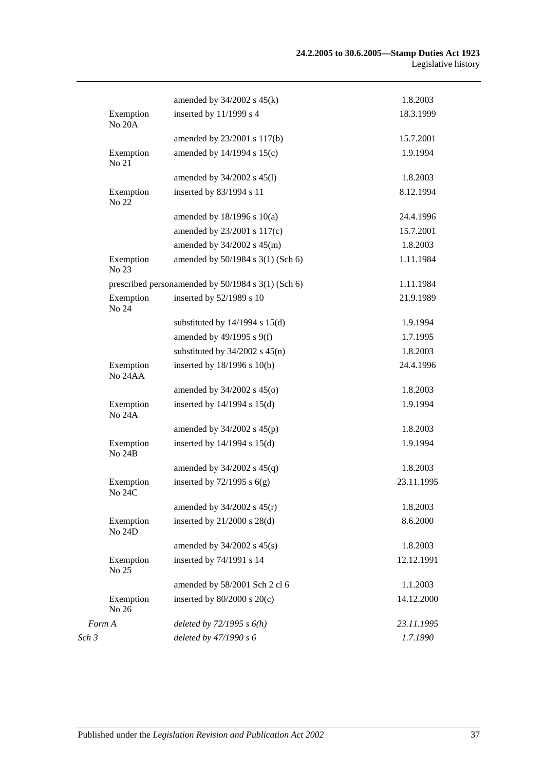| | | |
|---|---|---|
| | amended by 34/2002 s 45(k) | 1.8.2003 |
| Exemption No 20A | inserted by 11/1999 s 4 | 18.3.1999 |
| | amended by 23/2001 s 117(b) | 15.7.2001 |
| Exemption No 21 | amended by 14/1994 s 15(c) | 1.9.1994 |
| | amended by 34/2002 s 45(l) | 1.8.2003 |
| Exemption No 22 | inserted by 83/1994 s 11 | 8.12.1994 |
| | amended by 18/1996 s 10(a) | 24.4.1996 |
| | amended by 23/2001 s 117(c) | 15.7.2001 |
| | amended by 34/2002 s 45(m) | 1.8.2003 |
| Exemption No 23 | amended by 50/1984 s 3(1) (Sch 6) | 1.11.1984 |
| prescribed person | amended by 50/1984 s 3(1) (Sch 6) | 1.11.1984 |
| Exemption No 24 | inserted by 52/1989 s 10 | 21.9.1989 |
| | substituted by 14/1994 s 15(d) | 1.9.1994 |
| | amended by 49/1995 s 9(f) | 1.7.1995 |
| | substituted by 34/2002 s 45(n) | 1.8.2003 |
| Exemption No 24AA | inserted by 18/1996 s 10(b) | 24.4.1996 |
| | amended by 34/2002 s 45(o) | 1.8.2003 |
| Exemption No 24A | inserted by 14/1994 s 15(d) | 1.9.1994 |
| | amended by 34/2002 s 45(p) | 1.8.2003 |
| Exemption No 24B | inserted by 14/1994 s 15(d) | 1.9.1994 |
| | amended by 34/2002 s 45(q) | 1.8.2003 |
| Exemption No 24C | inserted by 72/1995 s 6(g) | 23.11.1995 |
| | amended by 34/2002 s 45(r) | 1.8.2003 |
| Exemption No 24D | inserted by 21/2000 s 28(d) | 8.6.2000 |
| | amended by 34/2002 s 45(s) | 1.8.2003 |
| Exemption No 25 | inserted by 74/1991 s 14 | 12.12.1991 |
| | amended by 58/2001 Sch 2 cl 6 | 1.1.2003 |
| Exemption No 26 | inserted by 80/2000 s 20(c) | 14.12.2000 |
| *Form A* | *deleted by 72/1995 s 6(h)* | *23.11.1995* |
| *Sch 3* | *deleted by 47/1990 s 6* | *1.7.1990* |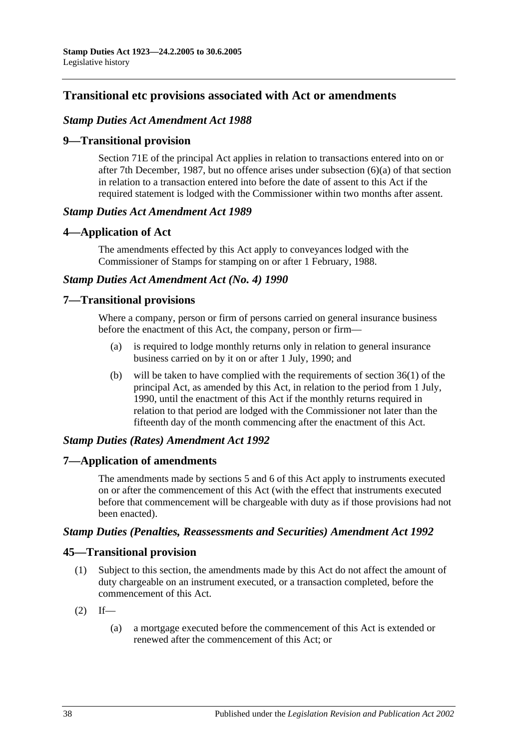## Transitional etc provisions associated with Act or amendments

### *Stamp Duties Act Amendment Act 1988*

### 9—Transitional provision

Section 71E of the principal Act applies in relation to transactions entered into on or after 7th December, 1987, but no offence arises under subsection (6)(a) of that section in relation to a transaction entered into before the date of assent to this Act if the required statement is lodged with the Commissioner within two months after assent.

### *Stamp Duties Act Amendment Act 1989*

### 4—Application of Act

The amendments effected by this Act apply to conveyances lodged with the Commissioner of Stamps for stamping on or after 1 February, 1988.

### *Stamp Duties Act Amendment Act (No. 4) 1990*

### 7—Transitional provisions

Where a company, person or firm of persons carried on general insurance business before the enactment of this Act, the company, person or firm—

(a) is required to lodge monthly returns only in relation to general insurance business carried on by it on or after 1 July, 1990; and

(b) will be taken to have complied with the requirements of section 36(1) of the principal Act, as amended by this Act, in relation to the period from 1 July, 1990, until the enactment of this Act if the monthly returns required in relation to that period are lodged with the Commissioner not later than the fifteenth day of the month commencing after the enactment of this Act.

### *Stamp Duties (Rates) Amendment Act 1992*

### 7—Application of amendments

The amendments made by sections 5 and 6 of this Act apply to instruments executed on or after the commencement of this Act (with the effect that instruments executed before that commencement will be chargeable with duty as if those provisions had not been enacted).

### *Stamp Duties (Penalties, Reassessments and Securities) Amendment Act 1992*

### 45—Transitional provision

(1) Subject to this section, the amendments made by this Act do not affect the amount of duty chargeable on an instrument executed, or a transaction completed, before the commencement of this Act.

(2) If—

(a) a mortgage executed before the commencement of this Act is extended or renewed after the commencement of this Act; or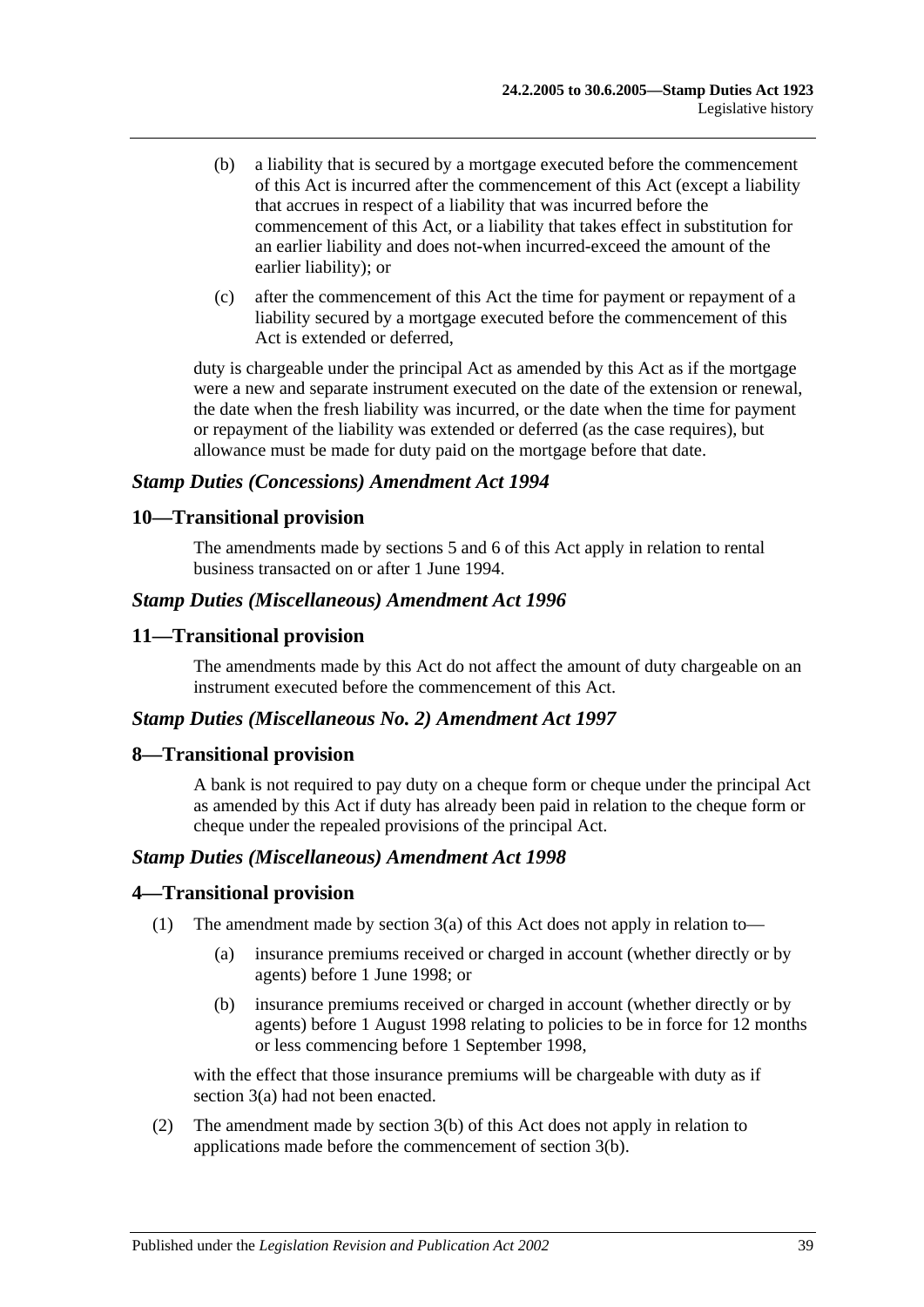(b) a liability that is secured by a mortgage executed before the commencement of this Act is incurred after the commencement of this Act (except a liability that accrues in respect of a liability that was incurred before the commencement of this Act, or a liability that takes effect in substitution for an earlier liability and does not-when incurred-exceed the amount of the earlier liability); or

(c) after the commencement of this Act the time for payment or repayment of a liability secured by a mortgage executed before the commencement of this Act is extended or deferred,

duty is chargeable under the principal Act as amended by this Act as if the mortgage were a new and separate instrument executed on the date of the extension or renewal, the date when the fresh liability was incurred, or the date when the time for payment or repayment of the liability was extended or deferred (as the case requires), but allowance must be made for duty paid on the mortgage before that date.

### *Stamp Duties (Concessions) Amendment Act 1994*

## 10—Transitional provision

The amendments made by sections 5 and 6 of this Act apply in relation to rental business transacted on or after 1 June 1994.

### *Stamp Duties (Miscellaneous) Amendment Act 1996*

## 11—Transitional provision

The amendments made by this Act do not affect the amount of duty chargeable on an instrument executed before the commencement of this Act.

### *Stamp Duties (Miscellaneous No. 2) Amendment Act 1997*

## 8—Transitional provision

A bank is not required to pay duty on a cheque form or cheque under the principal Act as amended by this Act if duty has already been paid in relation to the cheque form or cheque under the repealed provisions of the principal Act.

### *Stamp Duties (Miscellaneous) Amendment Act 1998*

## 4—Transitional provision

(1) The amendment made by section 3(a) of this Act does not apply in relation to—

(a) insurance premiums received or charged in account (whether directly or by agents) before 1 June 1998; or

(b) insurance premiums received or charged in account (whether directly or by agents) before 1 August 1998 relating to policies to be in force for 12 months or less commencing before 1 September 1998,

with the effect that those insurance premiums will be chargeable with duty as if section 3(a) had not been enacted.

(2) The amendment made by section 3(b) of this Act does not apply in relation to applications made before the commencement of section 3(b).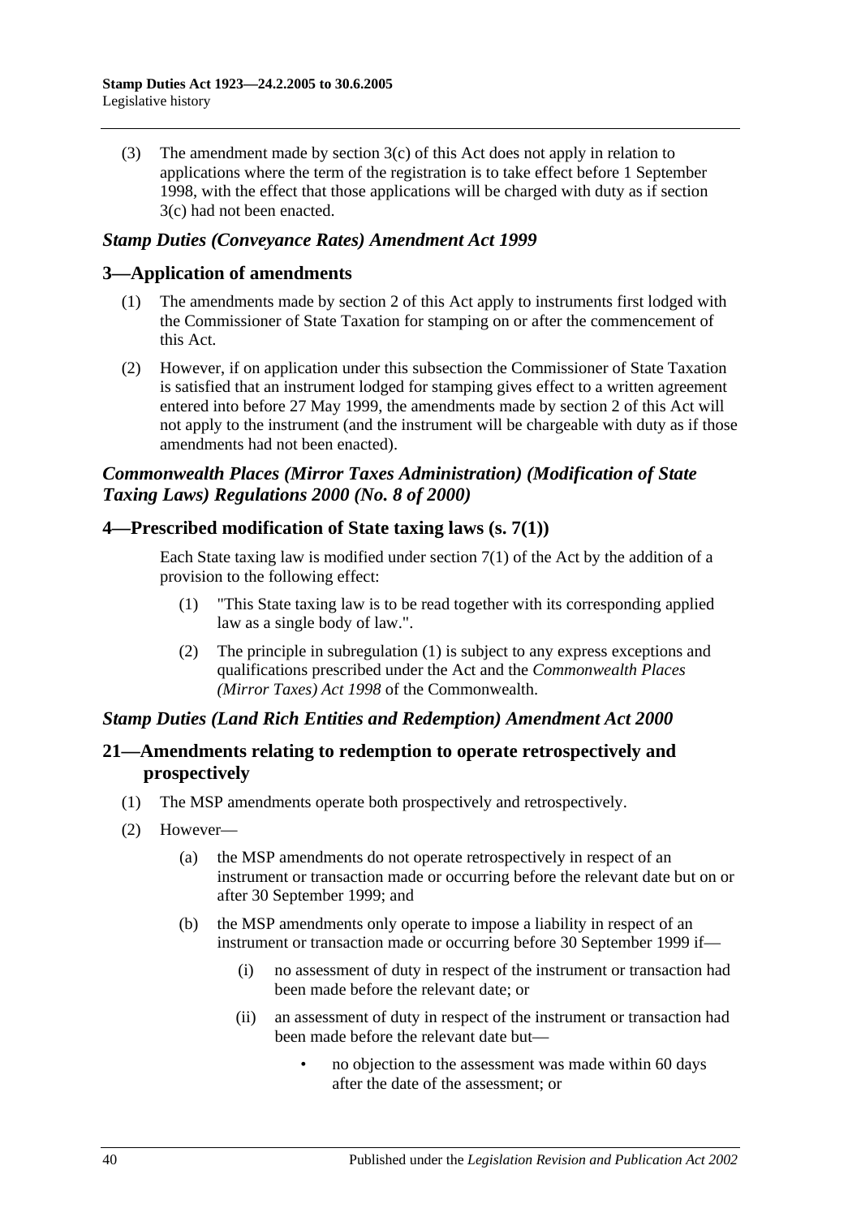(3) The amendment made by section 3(c) of this Act does not apply in relation to applications where the term of the registration is to take effect before 1 September 1998, with the effect that those applications will be charged with duty as if section 3(c) had not been enacted.

### *Stamp Duties (Conveyance Rates) Amendment Act 1999*

## 3—Application of amendments

(1) The amendments made by section 2 of this Act apply to instruments first lodged with the Commissioner of State Taxation for stamping on or after the commencement of this Act.

(2) However, if on application under this subsection the Commissioner of State Taxation is satisfied that an instrument lodged for stamping gives effect to a written agreement entered into before 27 May 1999, the amendments made by section 2 of this Act will not apply to the instrument (and the instrument will be chargeable with duty as if those amendments had not been enacted).

### *Commonwealth Places (Mirror Taxes Administration) (Modification of State Taxing Laws) Regulations 2000 (No. 8 of 2000)*

## 4—Prescribed modification of State taxing laws (s. 7(1))

Each State taxing law is modified under section 7(1) of the Act by the addition of a provision to the following effect:

(1) "This State taxing law is to be read together with its corresponding applied law as a single body of law.".

(2) The principle in subregulation (1) is subject to any express exceptions and qualifications prescribed under the Act and the *Commonwealth Places (Mirror Taxes) Act 1998* of the Commonwealth.

### *Stamp Duties (Land Rich Entities and Redemption) Amendment Act 2000*

## 21—Amendments relating to redemption to operate retrospectively and prospectively

(1) The MSP amendments operate both prospectively and retrospectively.

(2) However—

(a) the MSP amendments do not operate retrospectively in respect of an instrument or transaction made or occurring before the relevant date but on or after 30 September 1999; and

(b) the MSP amendments only operate to impose a liability in respect of an instrument or transaction made or occurring before 30 September 1999 if—

(i) no assessment of duty in respect of the instrument or transaction had been made before the relevant date; or

(ii) an assessment of duty in respect of the instrument or transaction had been made before the relevant date but—

- no objection to the assessment was made within 60 days after the date of the assessment; or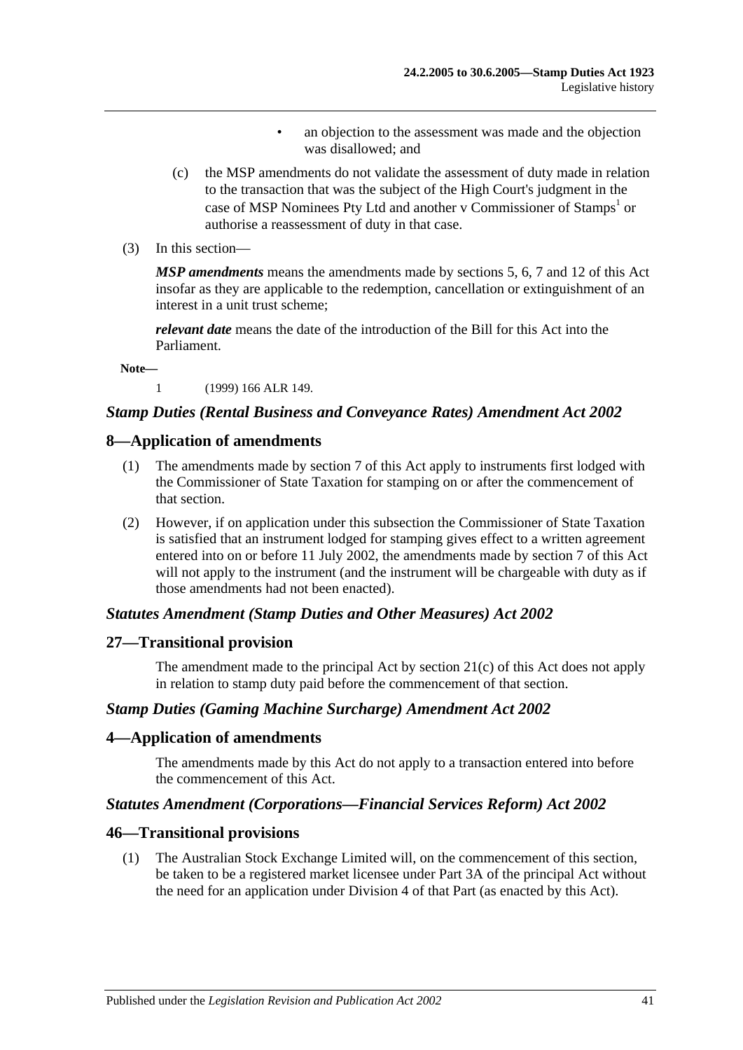- an objection to the assessment was made and the objection was disallowed; and

(c) the MSP amendments do not validate the assessment of duty made in relation to the transaction that was the subject of the High Court's judgment in the case of MSP Nominees Pty Ltd and another v Commissioner of Stamps[1] or authorise a reassessment of duty in that case.

(3) In this section—

***MSP amendments*** means the amendments made by sections 5, 6, 7 and 12 of this Act insofar as they are applicable to the redemption, cancellation or extinguishment of an interest in a unit trust scheme;

***relevant date*** means the date of the introduction of the Bill for this Act into the Parliament.

**Note—**

1 (1999) 166 ALR 149.

### *Stamp Duties (Rental Business and Conveyance Rates) Amendment Act 2002*

## 8—Application of amendments

(1) The amendments made by section 7 of this Act apply to instruments first lodged with the Commissioner of State Taxation for stamping on or after the commencement of that section.

(2) However, if on application under this subsection the Commissioner of State Taxation is satisfied that an instrument lodged for stamping gives effect to a written agreement entered into on or before 11 July 2002, the amendments made by section 7 of this Act will not apply to the instrument (and the instrument will be chargeable with duty as if those amendments had not been enacted).

### *Statutes Amendment (Stamp Duties and Other Measures) Act 2002*

## 27—Transitional provision

The amendment made to the principal Act by section 21(c) of this Act does not apply in relation to stamp duty paid before the commencement of that section.

### *Stamp Duties (Gaming Machine Surcharge) Amendment Act 2002*

## 4—Application of amendments

The amendments made by this Act do not apply to a transaction entered into before the commencement of this Act.

### *Statutes Amendment (Corporations—Financial Services Reform) Act 2002*

## 46—Transitional provisions

(1) The Australian Stock Exchange Limited will, on the commencement of this section, be taken to be a registered market licensee under Part 3A of the principal Act without the need for an application under Division 4 of that Part (as enacted by this Act).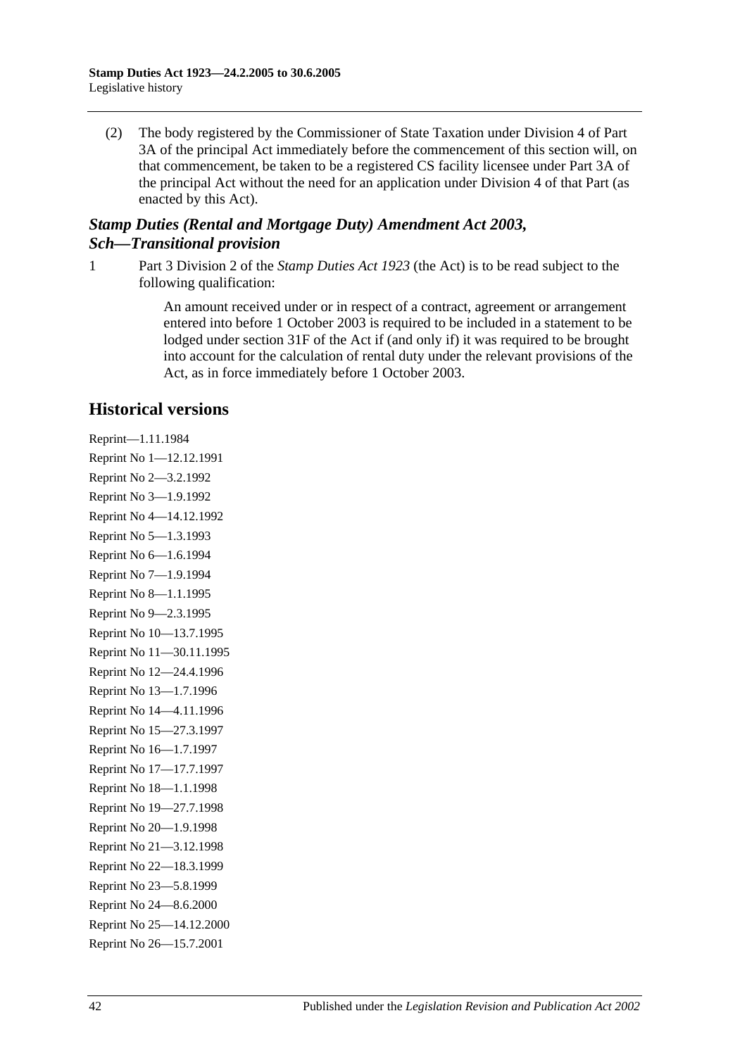(2) The body registered by the Commissioner of State Taxation under Division 4 of Part 3A of the principal Act immediately before the commencement of this section will, on that commencement, be taken to be a registered CS facility licensee under Part 3A of the principal Act without the need for an application under Division 4 of that Part (as enacted by this Act).

### *Stamp Duties (Rental and Mortgage Duty) Amendment Act 2003, Sch—Transitional provision*

1 Part 3 Division 2 of the *Stamp Duties Act 1923* (the Act) is to be read subject to the following qualification:

> An amount received under or in respect of a contract, agreement or arrangement entered into before 1 October 2003 is required to be included in a statement to be lodged under section 31F of the Act if (and only if) it was required to be brought into account for the calculation of rental duty under the relevant provisions of the Act, as in force immediately before 1 October 2003.

## Historical versions

Reprint—1.11.1984
Reprint No 1—12.12.1991
Reprint No 2—3.2.1992
Reprint No 3—1.9.1992
Reprint No 4—14.12.1992
Reprint No 5—1.3.1993
Reprint No 6—1.6.1994
Reprint No 7—1.9.1994
Reprint No 8—1.1.1995
Reprint No 9—2.3.1995
Reprint No 10—13.7.1995
Reprint No 11—30.11.1995
Reprint No 12—24.4.1996
Reprint No 13—1.7.1996
Reprint No 14—4.11.1996
Reprint No 15—27.3.1997
Reprint No 16—1.7.1997
Reprint No 17—17.7.1997
Reprint No 18—1.1.1998
Reprint No 19—27.7.1998
Reprint No 20—1.9.1998
Reprint No 21—3.12.1998
Reprint No 22—18.3.1999
Reprint No 23—5.8.1999
Reprint No 24—8.6.2000
Reprint No 25—14.12.2000
Reprint No 26—15.7.2001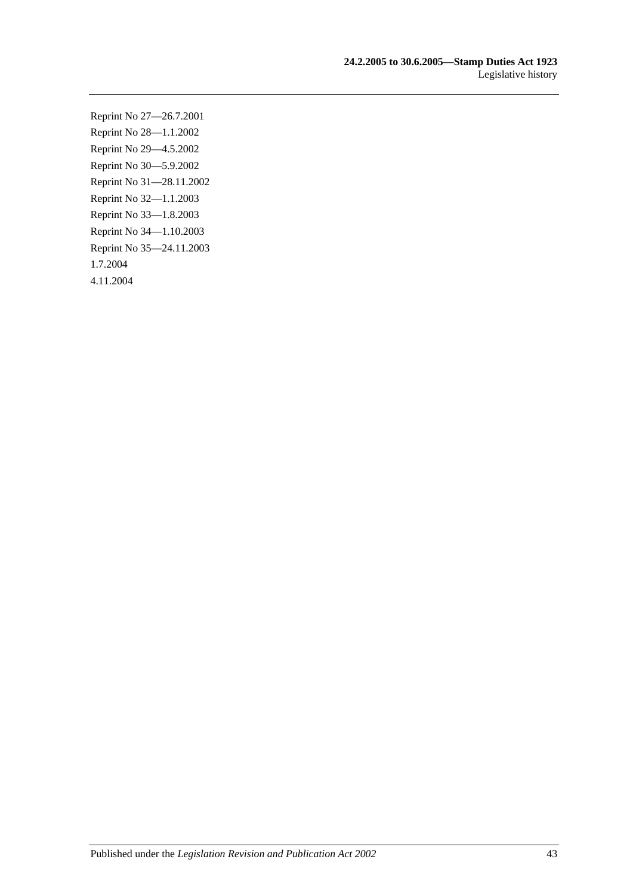Reprint No 27—26.7.2001

Reprint No 28—1.1.2002

Reprint No 29—4.5.2002

Reprint No 30—5.9.2002

Reprint No 31—28.11.2002

Reprint No 32—1.1.2003

Reprint No 33—1.8.2003

Reprint No 34—1.10.2003

Reprint No 35—24.11.2003

1.7.2004

4.11.2004